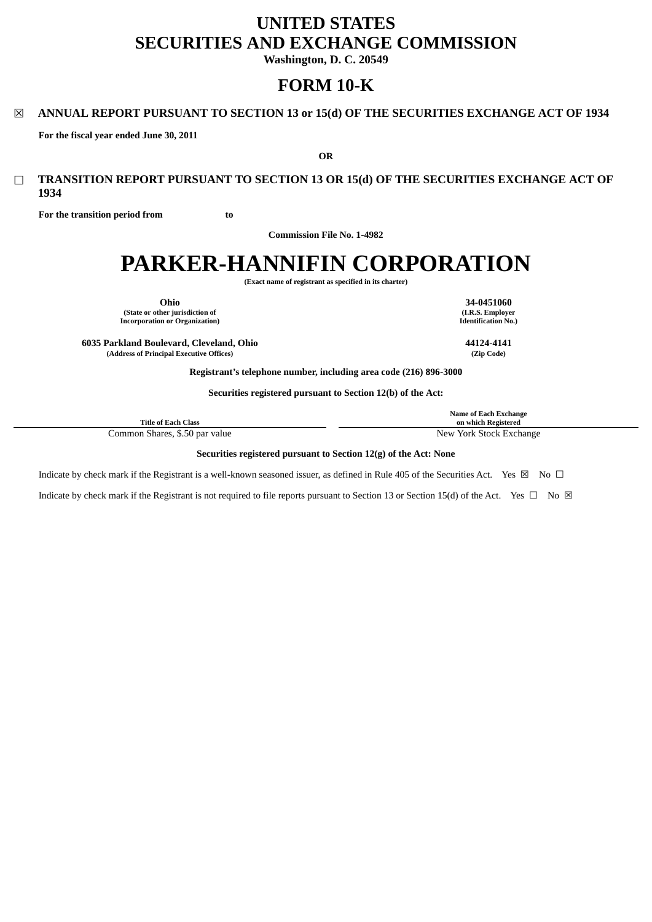# UNITED STATES
# SECURITIES AND EXCHANGE COMMISSION

**Washington, D. C. 20549**

# FORM 10-K

☒ **ANNUAL REPORT PURSUANT TO SECTION 13 or 15(d) OF THE SECURITIES EXCHANGE ACT OF 1934**

**For the fiscal year ended June 30, 2011**

**OR**

☐ **TRANSITION REPORT PURSUANT TO SECTION 13 OR 15(d) OF THE SECURITIES EXCHANGE ACT OF 1934**

**For the transition period from to**

**Commission File No. 1-4982**

# PARKER-HANNIFIN CORPORATION

**(Exact name of registrant as specified in its charter)**

| **Ohio** | **34-0451060** |
|---|---|
| **(State or other jurisdiction of Incorporation or Organization)** | **(I.R.S. Employer Identification No.)** |
| **6035 Parkland Boulevard, Cleveland, Ohio** | **44124-4141** |
| **(Address of Principal Executive Offices)** | **(Zip Code)** |

**Registrant's telephone number, including area code (216) 896-3000**

**Securities registered pursuant to Section 12(b) of the Act:**

| Title of Each Class | Name of Each Exchange on which Registered |
|---|---|
| Common Shares, $.50 par value | New York Stock Exchange |

**Securities registered pursuant to Section 12(g) of the Act: None**

Indicate by check mark if the Registrant is a well-known seasoned issuer, as defined in Rule 405 of the Securities Act. Yes ☒ No ☐

Indicate by check mark if the Registrant is not required to file reports pursuant to Section 13 or Section 15(d) of the Act. Yes ☐ No ☒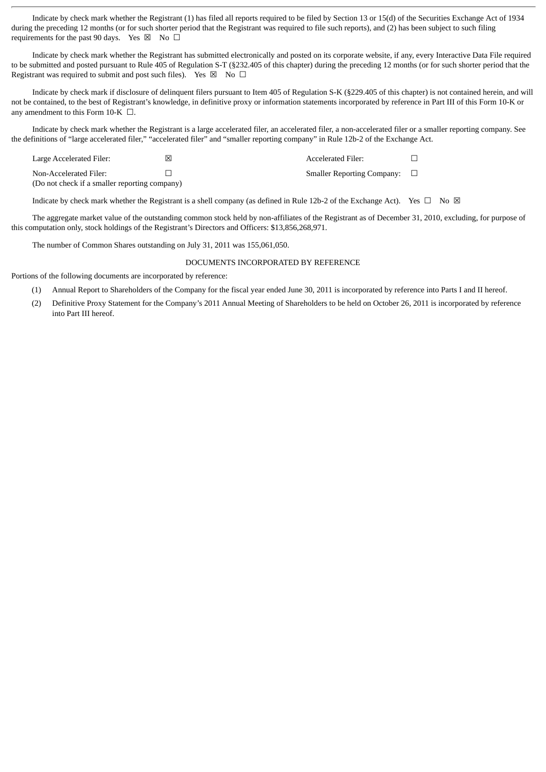Indicate by check mark whether the Registrant (1) has filed all reports required to be filed by Section 13 or 15(d) of the Securities Exchange Act of 1934 during the preceding 12 months (or for such shorter period that the Registrant was required to file such reports), and (2) has been subject to such filing requirements for the past 90 days. Yes ☒ No ☐

Indicate by check mark whether the Registrant has submitted electronically and posted on its corporate website, if any, every Interactive Data File required to be submitted and posted pursuant to Rule 405 of Regulation S-T (§232.405 of this chapter) during the preceding 12 months (or for such shorter period that the Registrant was required to submit and post such files). Yes ☒ No ☐

Indicate by check mark if disclosure of delinquent filers pursuant to Item 405 of Regulation S-K (§229.405 of this chapter) is not contained herein, and will not be contained, to the best of Registrant's knowledge, in definitive proxy or information statements incorporated by reference in Part III of this Form 10-K or any amendment to this Form 10-K ☐.

Indicate by check mark whether the Registrant is a large accelerated filer, an accelerated filer, a non-accelerated filer or a smaller reporting company. See the definitions of "large accelerated filer," "accelerated filer" and "smaller reporting company" in Rule 12b-2 of the Exchange Act.

| | | | |
|---|---|---|---|
| Large Accelerated Filer: | ☒ | Accelerated Filer: | ☐ |
| Non-Accelerated Filer:<br>(Do not check if a smaller reporting company) | ☐ | Smaller Reporting Company: | ☐ |

Indicate by check mark whether the Registrant is a shell company (as defined in Rule 12b-2 of the Exchange Act). Yes ☐ No ☒

The aggregate market value of the outstanding common stock held by non-affiliates of the Registrant as of December 31, 2010, excluding, for purpose of this computation only, stock holdings of the Registrant's Directors and Officers: $13,856,268,971.

The number of Common Shares outstanding on July 31, 2011 was 155,061,050.

DOCUMENTS INCORPORATED BY REFERENCE

Portions of the following documents are incorporated by reference:

(1) Annual Report to Shareholders of the Company for the fiscal year ended June 30, 2011 is incorporated by reference into Parts I and II hereof.

(2) Definitive Proxy Statement for the Company's 2011 Annual Meeting of Shareholders to be held on October 26, 2011 is incorporated by reference into Part III hereof.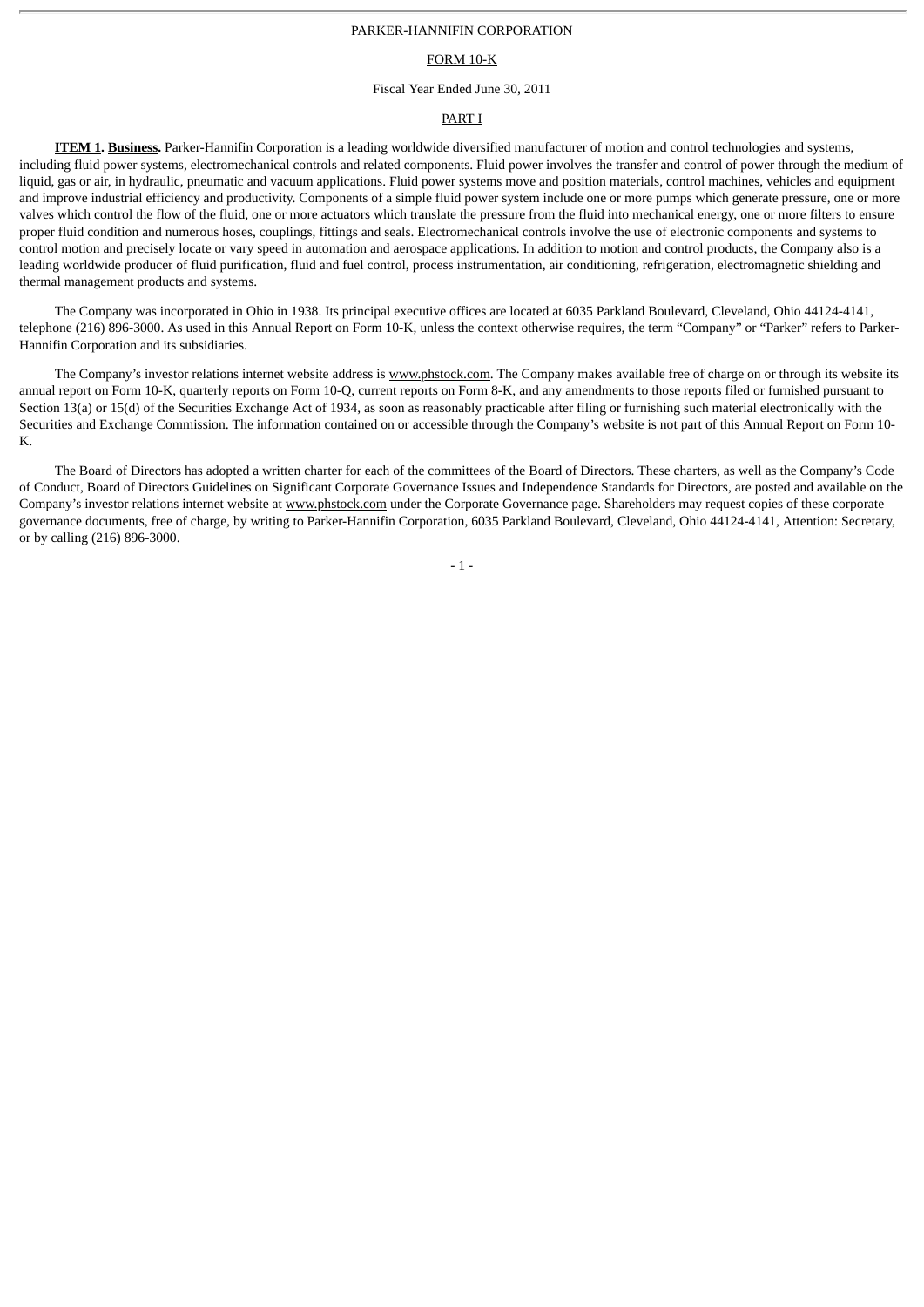PARKER-HANNIFIN CORPORATION

FORM 10-K

Fiscal Year Ended June 30, 2011

PART I

**ITEM 1. Business.** Parker-Hannifin Corporation is a leading worldwide diversified manufacturer of motion and control technologies and systems, including fluid power systems, electromechanical controls and related components. Fluid power involves the transfer and control of power through the medium of liquid, gas or air, in hydraulic, pneumatic and vacuum applications. Fluid power systems move and position materials, control machines, vehicles and equipment and improve industrial efficiency and productivity. Components of a simple fluid power system include one or more pumps which generate pressure, one or more valves which control the flow of the fluid, one or more actuators which translate the pressure from the fluid into mechanical energy, one or more filters to ensure proper fluid condition and numerous hoses, couplings, fittings and seals. Electromechanical controls involve the use of electronic components and systems to control motion and precisely locate or vary speed in automation and aerospace applications. In addition to motion and control products, the Company also is a leading worldwide producer of fluid purification, fluid and fuel control, process instrumentation, air conditioning, refrigeration, electromagnetic shielding and thermal management products and systems.

The Company was incorporated in Ohio in 1938. Its principal executive offices are located at 6035 Parkland Boulevard, Cleveland, Ohio 44124-4141, telephone (216) 896-3000. As used in this Annual Report on Form 10-K, unless the context otherwise requires, the term "Company" or "Parker" refers to Parker-Hannifin Corporation and its subsidiaries.

The Company's investor relations internet website address is www.phstock.com. The Company makes available free of charge on or through its website its annual report on Form 10-K, quarterly reports on Form 10-Q, current reports on Form 8-K, and any amendments to those reports filed or furnished pursuant to Section 13(a) or 15(d) of the Securities Exchange Act of 1934, as soon as reasonably practicable after filing or furnishing such material electronically with the Securities and Exchange Commission. The information contained on or accessible through the Company's website is not part of this Annual Report on Form 10-K.

The Board of Directors has adopted a written charter for each of the committees of the Board of Directors. These charters, as well as the Company's Code of Conduct, Board of Directors Guidelines on Significant Corporate Governance Issues and Independence Standards for Directors, are posted and available on the Company's investor relations internet website at www.phstock.com under the Corporate Governance page. Shareholders may request copies of these corporate governance documents, free of charge, by writing to Parker-Hannifin Corporation, 6035 Parkland Boulevard, Cleveland, Ohio 44124-4141, Attention: Secretary, or by calling (216) 896-3000.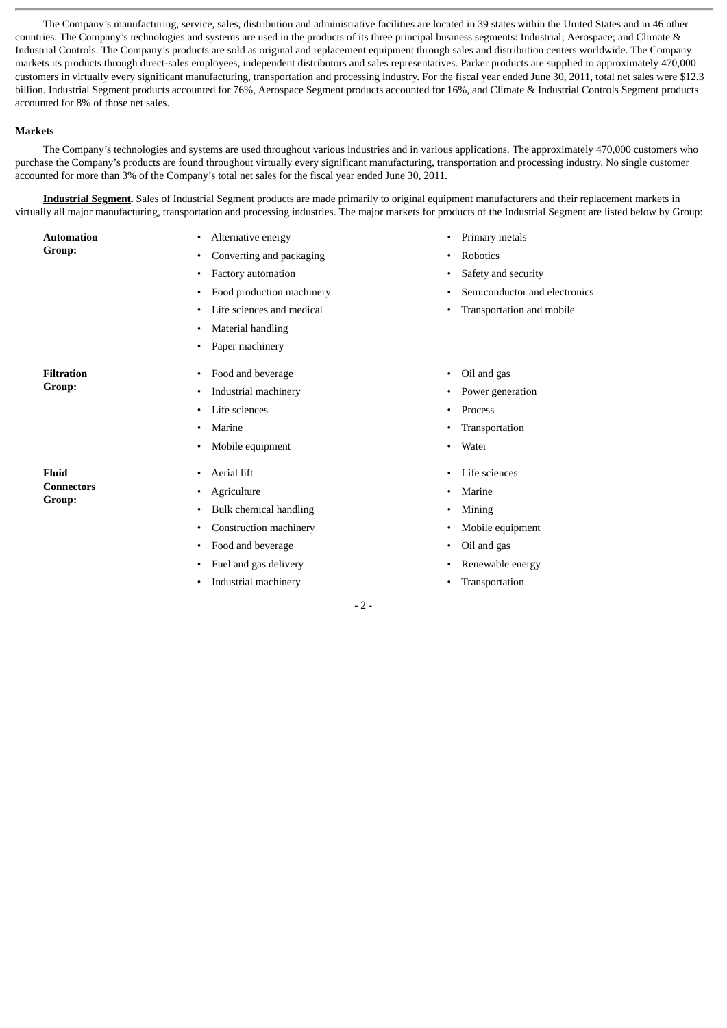The Company's manufacturing, service, sales, distribution and administrative facilities are located in 39 states within the United States and in 46 other countries. The Company's technologies and systems are used in the products of its three principal business segments: Industrial; Aerospace; and Climate & Industrial Controls. The Company's products are sold as original and replacement equipment through sales and distribution centers worldwide. The Company markets its products through direct-sales employees, independent distributors and sales representatives. Parker products are supplied to approximately 470,000 customers in virtually every significant manufacturing, transportation and processing industry. For the fiscal year ended June 30, 2011, total net sales were $12.3 billion. Industrial Segment products accounted for 76%, Aerospace Segment products accounted for 16%, and Climate & Industrial Controls Segment products accounted for 8% of those net sales.

**Markets**

The Company's technologies and systems are used throughout various industries and in various applications. The approximately 470,000 customers who purchase the Company's products are found throughout virtually every significant manufacturing, transportation and processing industry. No single customer accounted for more than 3% of the Company's total net sales for the fiscal year ended June 30, 2011.

**Industrial Segment.** Sales of Industrial Segment products are made primarily to original equipment manufacturers and their replacement markets in virtually all major manufacturing, transportation and processing industries. The major markets for products of the Industrial Segment are listed below by Group:

**Automation Group:**

- Alternative energy
- Converting and packaging
- Factory automation
- Food production machinery
- Life sciences and medical
- Material handling
- Paper machinery
- Primary metals
- Robotics
- Safety and security
- Semiconductor and electronics
- Transportation and mobile

**Filtration Group:**

- Food and beverage
- Industrial machinery
- Life sciences
- Marine
- Mobile equipment
- Oil and gas
- Power generation
- Process
- Transportation
- Water

**Fluid Connectors Group:**

- Aerial lift
- Agriculture
- Bulk chemical handling
- Construction machinery
- Food and beverage
- Fuel and gas delivery
- Industrial machinery
- Life sciences
- Marine
- Mining
- Mobile equipment
- Oil and gas
- Renewable energy
- Transportation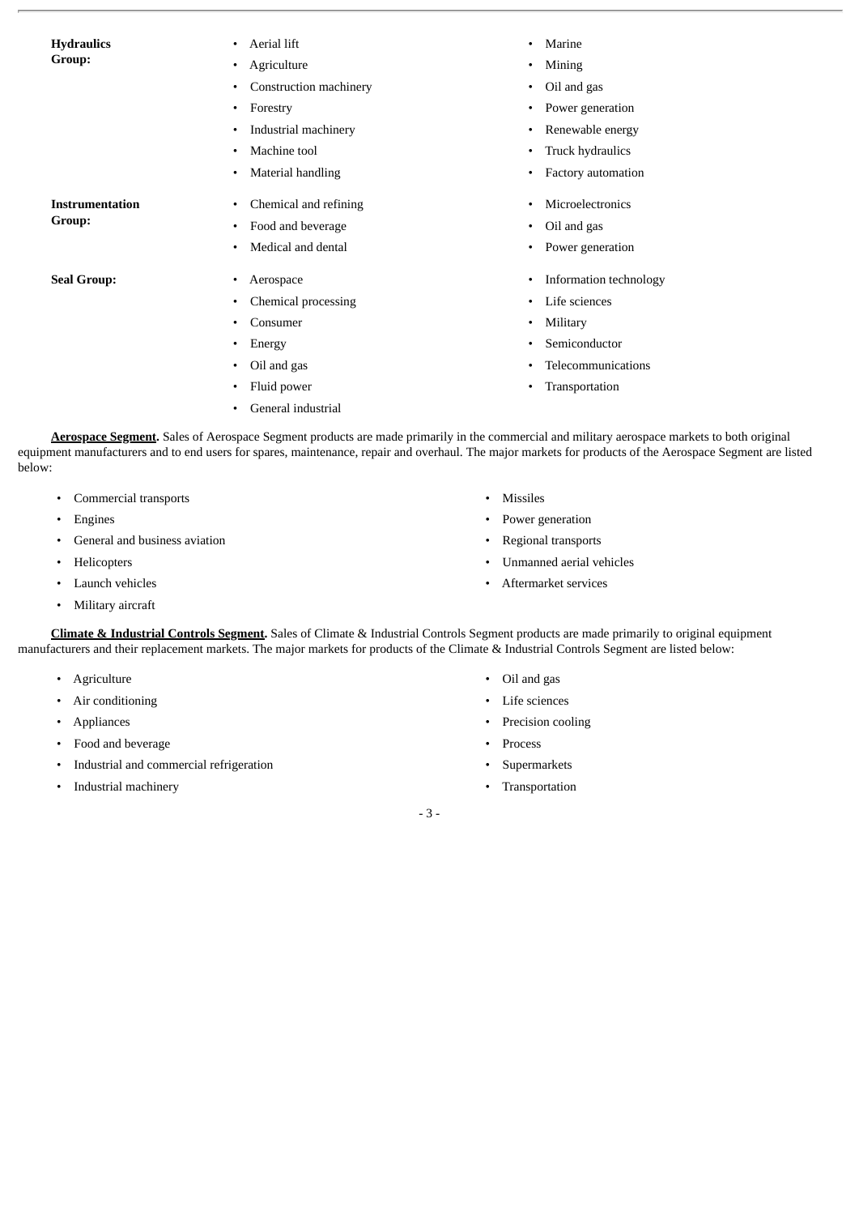**Hydraulics Group:**

- Aerial lift
- Agriculture
- Construction machinery
- Forestry
- Industrial machinery
- Machine tool
- Material handling
- Marine
- Mining
- Oil and gas
- Power generation
- Renewable energy
- Truck hydraulics
- Factory automation

**Instrumentation Group:**

- Chemical and refining
- Food and beverage
- Medical and dental
- Microelectronics
- Oil and gas
- Power generation

**Seal Group:**

- Aerospace
- Chemical processing
- Consumer
- Energy
- Oil and gas
- Fluid power
- General industrial
- Information technology
- Life sciences
- Military
- Semiconductor
- Telecommunications
- Transportation

**Aerospace Segment.** Sales of Aerospace Segment products are made primarily in the commercial and military aerospace markets to both original equipment manufacturers and to end users for spares, maintenance, repair and overhaul. The major markets for products of the Aerospace Segment are listed below:

- Commercial transports
- Engines
- General and business aviation
- Helicopters
- Launch vehicles
- Military aircraft
- Missiles
- Power generation
- Regional transports
- Unmanned aerial vehicles
- Aftermarket services

**Climate & Industrial Controls Segment.** Sales of Climate & Industrial Controls Segment products are made primarily to original equipment manufacturers and their replacement markets. The major markets for products of the Climate & Industrial Controls Segment are listed below:

- Agriculture
- Air conditioning
- Appliances
- Food and beverage
- Industrial and commercial refrigeration
- Industrial machinery
- Oil and gas
- Life sciences
- Precision cooling
- Process
- Supermarkets
- Transportation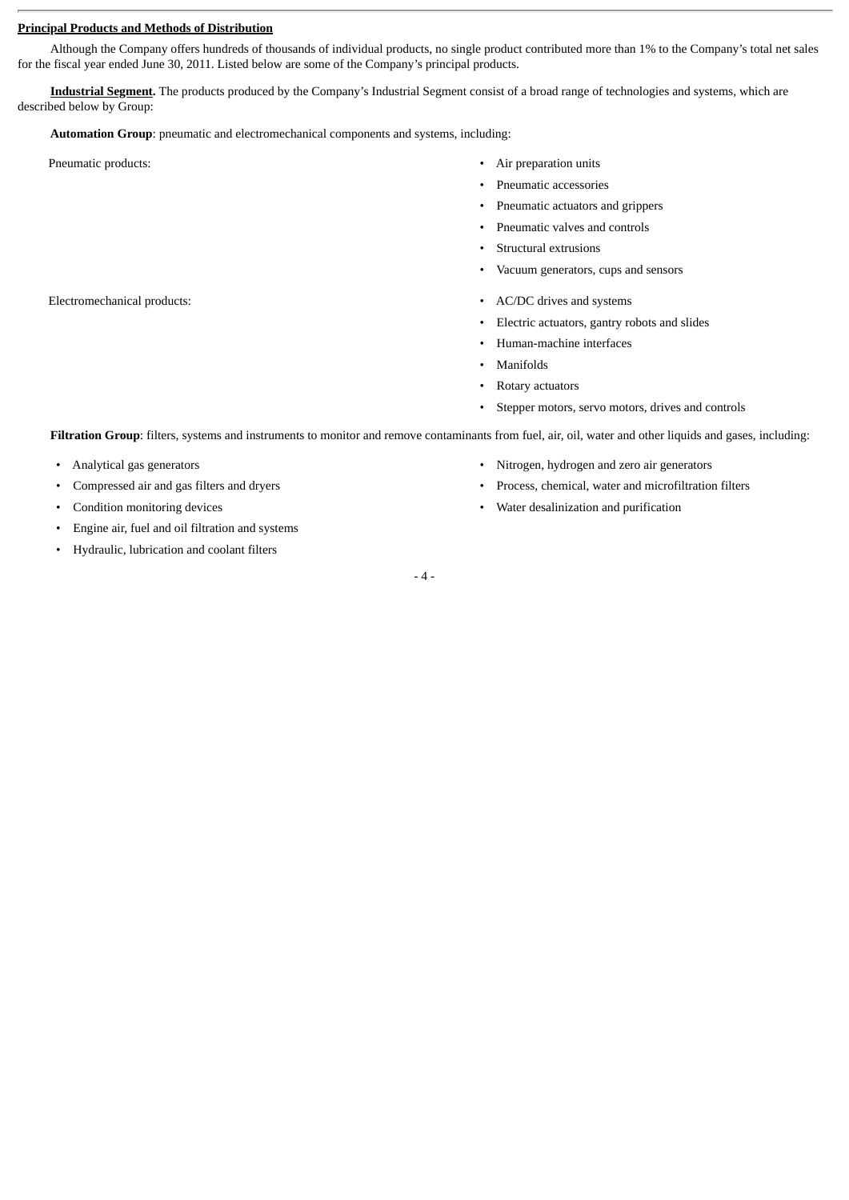**Principal Products and Methods of Distribution**

Although the Company offers hundreds of thousands of individual products, no single product contributed more than 1% to the Company's total net sales for the fiscal year ended June 30, 2011. Listed below are some of the Company's principal products.

**Industrial Segment.** The products produced by the Company's Industrial Segment consist of a broad range of technologies and systems, which are described below by Group:

**Automation Group**: pneumatic and electromechanical components and systems, including:

Pneumatic products:

- Air preparation units
- Pneumatic accessories
- Pneumatic actuators and grippers
- Pneumatic valves and controls
- Structural extrusions
- Vacuum generators, cups and sensors

Electromechanical products:

- AC/DC drives and systems
- Electric actuators, gantry robots and slides
- Human-machine interfaces
- Manifolds
- Rotary actuators
- Stepper motors, servo motors, drives and controls

**Filtration Group**: filters, systems and instruments to monitor and remove contaminants from fuel, air, oil, water and other liquids and gases, including:

- Analytical gas generators
- Compressed air and gas filters and dryers
- Condition monitoring devices
- Engine air, fuel and oil filtration and systems
- Hydraulic, lubrication and coolant filters
- Nitrogen, hydrogen and zero air generators
- Process, chemical, water and microfiltration filters
- Water desalinization and purification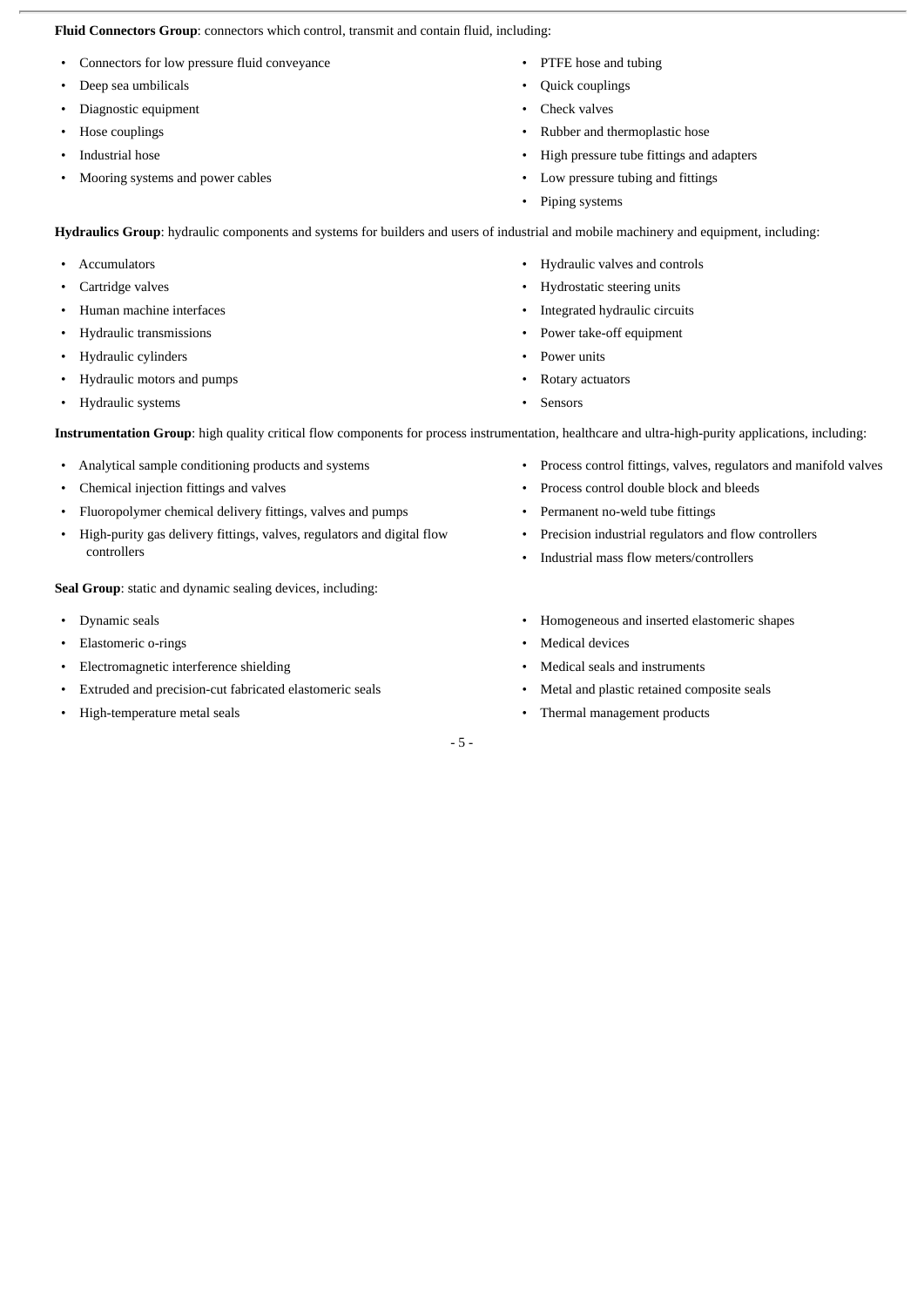**Fluid Connectors Group**: connectors which control, transmit and contain fluid, including:

- Connectors for low pressure fluid conveyance
- Deep sea umbilicals
- Diagnostic equipment
- Hose couplings
- Industrial hose
- Mooring systems and power cables
- PTFE hose and tubing
- Quick couplings
- Check valves
- Rubber and thermoplastic hose
- High pressure tube fittings and adapters
- Low pressure tubing and fittings
- Piping systems

**Hydraulics Group**: hydraulic components and systems for builders and users of industrial and mobile machinery and equipment, including:

- Accumulators
- Cartridge valves
- Human machine interfaces
- Hydraulic transmissions
- Hydraulic cylinders
- Hydraulic motors and pumps
- Hydraulic systems
- Hydraulic valves and controls
- Hydrostatic steering units
- Integrated hydraulic circuits
- Power take-off equipment
- Power units
- Rotary actuators
- Sensors

**Instrumentation Group**: high quality critical flow components for process instrumentation, healthcare and ultra-high-purity applications, including:

- Analytical sample conditioning products and systems
- Chemical injection fittings and valves
- Fluoropolymer chemical delivery fittings, valves and pumps
- High-purity gas delivery fittings, valves, regulators and digital flow controllers
- Process control fittings, valves, regulators and manifold valves
- Process control double block and bleeds
- Permanent no-weld tube fittings
- Precision industrial regulators and flow controllers
- Industrial mass flow meters/controllers

**Seal Group**: static and dynamic sealing devices, including:

- Dynamic seals
- Elastomeric o-rings
- Electromagnetic interference shielding
- Extruded and precision-cut fabricated elastomeric seals
- High-temperature metal seals
- Homogeneous and inserted elastomeric shapes
- Medical devices
- Medical seals and instruments
- Metal and plastic retained composite seals
- Thermal management products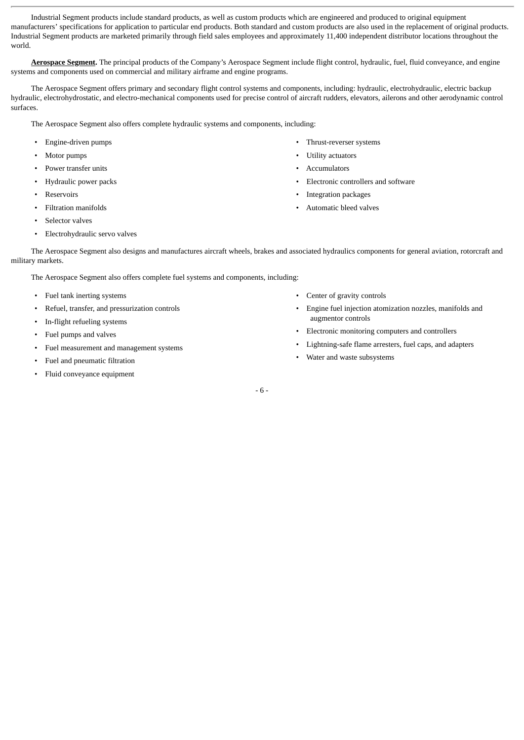Industrial Segment products include standard products, as well as custom products which are engineered and produced to original equipment manufacturers' specifications for application to particular end products. Both standard and custom products are also used in the replacement of original products. Industrial Segment products are marketed primarily through field sales employees and approximately 11,400 independent distributor locations throughout the world.

**Aerospace Segment.** The principal products of the Company's Aerospace Segment include flight control, hydraulic, fuel, fluid conveyance, and engine systems and components used on commercial and military airframe and engine programs.

The Aerospace Segment offers primary and secondary flight control systems and components, including: hydraulic, electrohydraulic, electric backup hydraulic, electrohydrostatic, and electro-mechanical components used for precise control of aircraft rudders, elevators, ailerons and other aerodynamic control surfaces.

The Aerospace Segment also offers complete hydraulic systems and components, including:

- Engine-driven pumps
- Motor pumps
- Power transfer units
- Hydraulic power packs
- Reservoirs
- Filtration manifolds
- Selector valves
- Electrohydraulic servo valves
- Thrust-reverser systems
- Utility actuators
- Accumulators
- Electronic controllers and software
- Integration packages
- Automatic bleed valves

The Aerospace Segment also designs and manufactures aircraft wheels, brakes and associated hydraulics components for general aviation, rotorcraft and military markets.

The Aerospace Segment also offers complete fuel systems and components, including:

- Fuel tank inerting systems
- Refuel, transfer, and pressurization controls
- In-flight refueling systems
- Fuel pumps and valves
- Fuel measurement and management systems
- Fuel and pneumatic filtration
- Fluid conveyance equipment
- Center of gravity controls
- Engine fuel injection atomization nozzles, manifolds and augmentor controls
- Electronic monitoring computers and controllers
- Lightning-safe flame arresters, fuel caps, and adapters
- Water and waste subsystems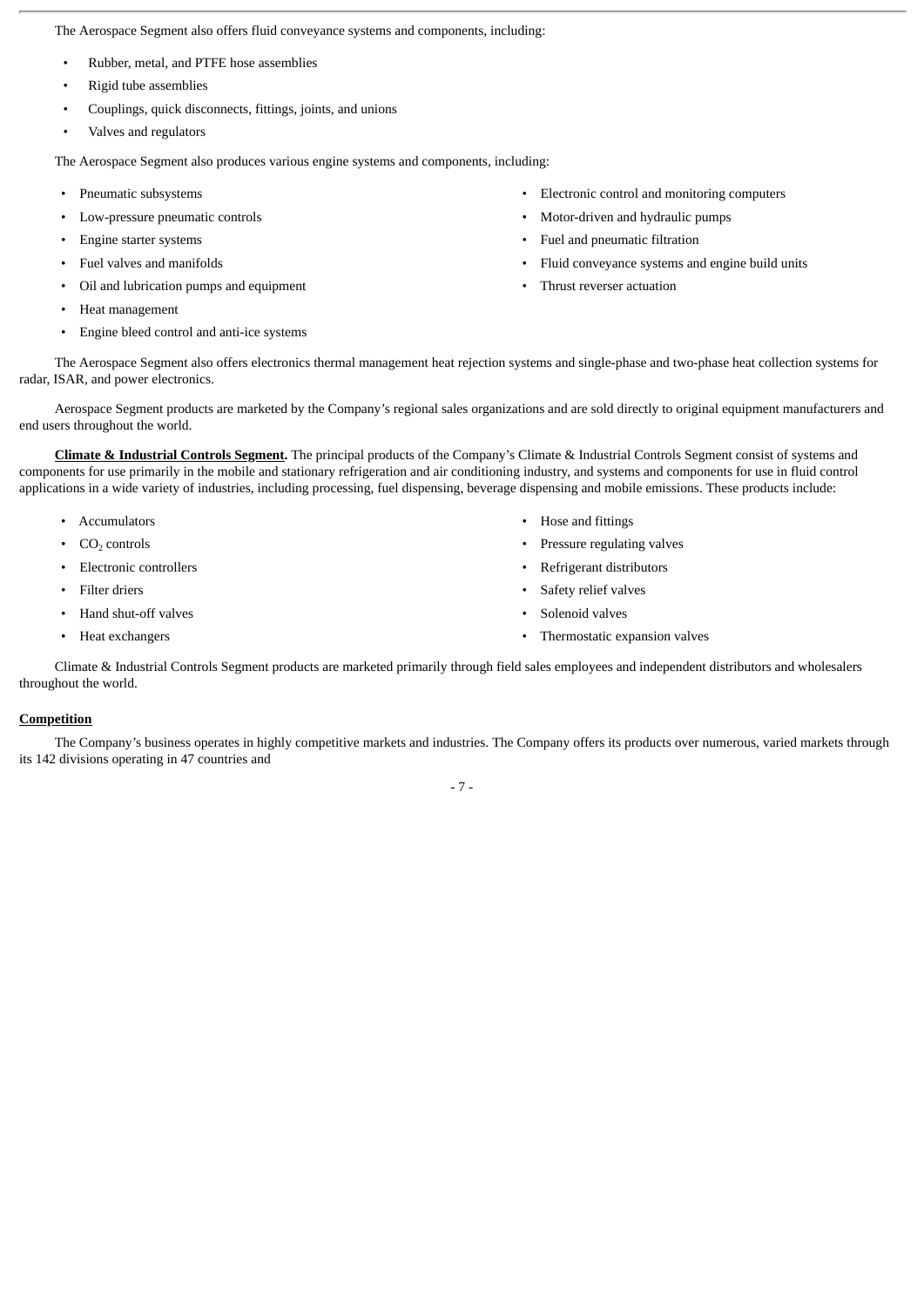The Aerospace Segment also offers fluid conveyance systems and components, including:

- Rubber, metal, and PTFE hose assemblies
- Rigid tube assemblies
- Couplings, quick disconnects, fittings, joints, and unions
- Valves and regulators

The Aerospace Segment also produces various engine systems and components, including:

- Pneumatic subsystems
- Low-pressure pneumatic controls
- Engine starter systems
- Fuel valves and manifolds
- Oil and lubrication pumps and equipment
- Heat management
- Engine bleed control and anti-ice systems
- Electronic control and monitoring computers
- Motor-driven and hydraulic pumps
- Fuel and pneumatic filtration
- Fluid conveyance systems and engine build units
- Thrust reverser actuation

The Aerospace Segment also offers electronics thermal management heat rejection systems and single-phase and two-phase heat collection systems for radar, ISAR, and power electronics.

Aerospace Segment products are marketed by the Company's regional sales organizations and are sold directly to original equipment manufacturers and end users throughout the world.

**Climate & Industrial Controls Segment.** The principal products of the Company's Climate & Industrial Controls Segment consist of systems and components for use primarily in the mobile and stationary refrigeration and air conditioning industry, and systems and components for use in fluid control applications in a wide variety of industries, including processing, fuel dispensing, beverage dispensing and mobile emissions. These products include:

- Accumulators
- $CO_2$ controls
- Electronic controllers
- Filter driers
- Hand shut-off valves
- Heat exchangers
- Hose and fittings
- Pressure regulating valves
- Refrigerant distributors
- Safety relief valves
- Solenoid valves
- Thermostatic expansion valves

Climate & Industrial Controls Segment products are marketed primarily through field sales employees and independent distributors and wholesalers throughout the world.

**Competition**

The Company's business operates in highly competitive markets and industries. The Company offers its products over numerous, varied markets through its 142 divisions operating in 47 countries and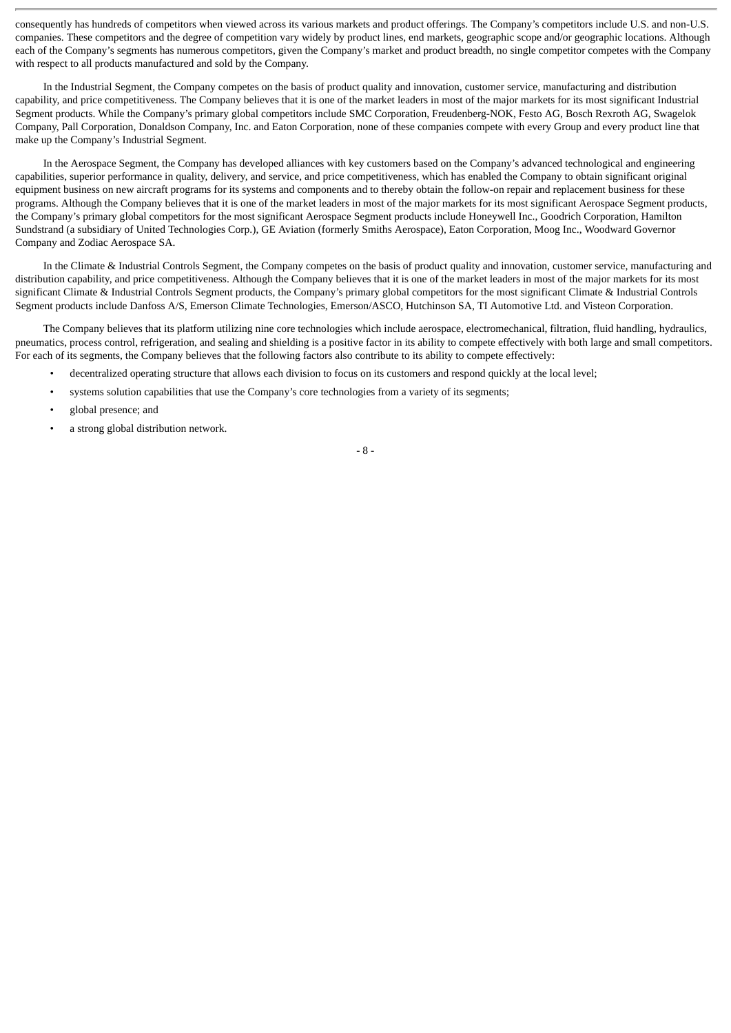consequently has hundreds of competitors when viewed across its various markets and product offerings. The Company's competitors include U.S. and non-U.S. companies. These competitors and the degree of competition vary widely by product lines, end markets, geographic scope and/or geographic locations. Although each of the Company's segments has numerous competitors, given the Company's market and product breadth, no single competitor competes with the Company with respect to all products manufactured and sold by the Company.

In the Industrial Segment, the Company competes on the basis of product quality and innovation, customer service, manufacturing and distribution capability, and price competitiveness. The Company believes that it is one of the market leaders in most of the major markets for its most significant Industrial Segment products. While the Company's primary global competitors include SMC Corporation, Freudenberg-NOK, Festo AG, Bosch Rexroth AG, Swagelok Company, Pall Corporation, Donaldson Company, Inc. and Eaton Corporation, none of these companies compete with every Group and every product line that make up the Company's Industrial Segment.

In the Aerospace Segment, the Company has developed alliances with key customers based on the Company's advanced technological and engineering capabilities, superior performance in quality, delivery, and service, and price competitiveness, which has enabled the Company to obtain significant original equipment business on new aircraft programs for its systems and components and to thereby obtain the follow-on repair and replacement business for these programs. Although the Company believes that it is one of the market leaders in most of the major markets for its most significant Aerospace Segment products, the Company's primary global competitors for the most significant Aerospace Segment products include Honeywell Inc., Goodrich Corporation, Hamilton Sundstrand (a subsidiary of United Technologies Corp.), GE Aviation (formerly Smiths Aerospace), Eaton Corporation, Moog Inc., Woodward Governor Company and Zodiac Aerospace SA.

In the Climate & Industrial Controls Segment, the Company competes on the basis of product quality and innovation, customer service, manufacturing and distribution capability, and price competitiveness. Although the Company believes that it is one of the market leaders in most of the major markets for its most significant Climate & Industrial Controls Segment products, the Company's primary global competitors for the most significant Climate & Industrial Controls Segment products include Danfoss A/S, Emerson Climate Technologies, Emerson/ASCO, Hutchinson SA, TI Automotive Ltd. and Visteon Corporation.

The Company believes that its platform utilizing nine core technologies which include aerospace, electromechanical, filtration, fluid handling, hydraulics, pneumatics, process control, refrigeration, and sealing and shielding is a positive factor in its ability to compete effectively with both large and small competitors. For each of its segments, the Company believes that the following factors also contribute to its ability to compete effectively:

- decentralized operating structure that allows each division to focus on its customers and respond quickly at the local level;
- systems solution capabilities that use the Company's core technologies from a variety of its segments;
- global presence; and
- a strong global distribution network.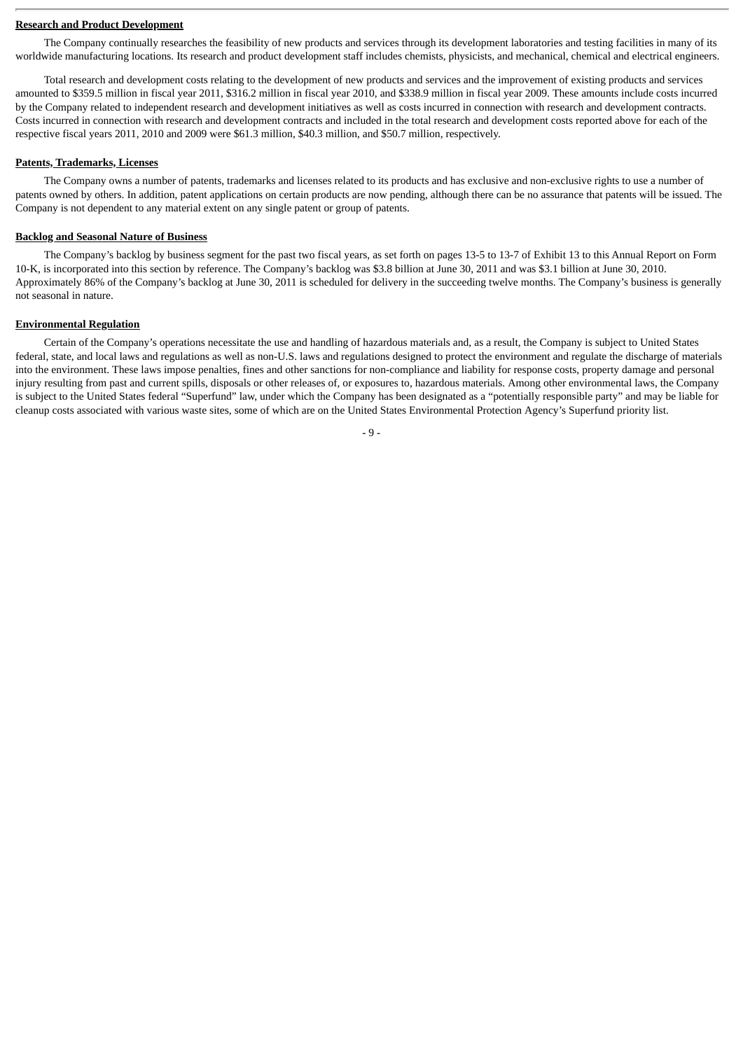**Research and Product Development**

The Company continually researches the feasibility of new products and services through its development laboratories and testing facilities in many of its worldwide manufacturing locations. Its research and product development staff includes chemists, physicists, and mechanical, chemical and electrical engineers.

Total research and development costs relating to the development of new products and services and the improvement of existing products and services amounted to $359.5 million in fiscal year 2011, $316.2 million in fiscal year 2010, and $338.9 million in fiscal year 2009. These amounts include costs incurred by the Company related to independent research and development initiatives as well as costs incurred in connection with research and development contracts. Costs incurred in connection with research and development contracts and included in the total research and development costs reported above for each of the respective fiscal years 2011, 2010 and 2009 were $61.3 million, $40.3 million, and $50.7 million, respectively.

**Patents, Trademarks, Licenses**

The Company owns a number of patents, trademarks and licenses related to its products and has exclusive and non-exclusive rights to use a number of patents owned by others. In addition, patent applications on certain products are now pending, although there can be no assurance that patents will be issued. The Company is not dependent to any material extent on any single patent or group of patents.

**Backlog and Seasonal Nature of Business**

The Company's backlog by business segment for the past two fiscal years, as set forth on pages 13-5 to 13-7 of Exhibit 13 to this Annual Report on Form 10-K, is incorporated into this section by reference. The Company's backlog was $3.8 billion at June 30, 2011 and was $3.1 billion at June 30, 2010. Approximately 86% of the Company's backlog at June 30, 2011 is scheduled for delivery in the succeeding twelve months. The Company's business is generally not seasonal in nature.

**Environmental Regulation**

Certain of the Company's operations necessitate the use and handling of hazardous materials and, as a result, the Company is subject to United States federal, state, and local laws and regulations as well as non-U.S. laws and regulations designed to protect the environment and regulate the discharge of materials into the environment. These laws impose penalties, fines and other sanctions for non-compliance and liability for response costs, property damage and personal injury resulting from past and current spills, disposals or other releases of, or exposures to, hazardous materials. Among other environmental laws, the Company is subject to the United States federal "Superfund" law, under which the Company has been designated as a "potentially responsible party" and may be liable for cleanup costs associated with various waste sites, some of which are on the United States Environmental Protection Agency's Superfund priority list.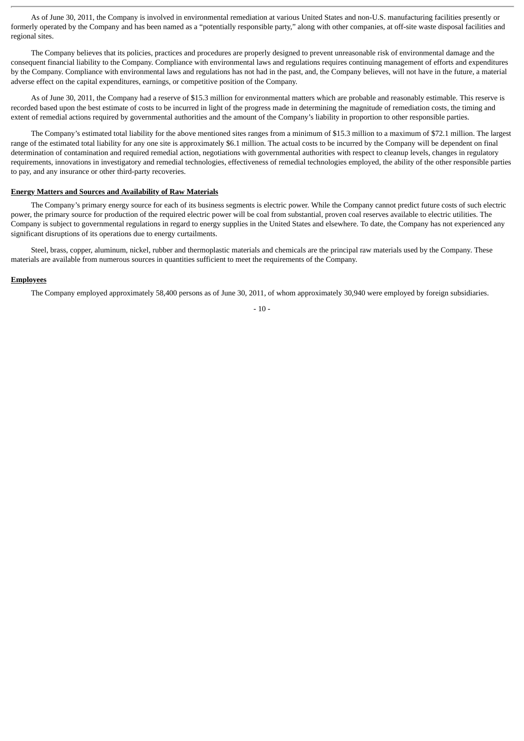As of June 30, 2011, the Company is involved in environmental remediation at various United States and non-U.S. manufacturing facilities presently or formerly operated by the Company and has been named as a "potentially responsible party," along with other companies, at off-site waste disposal facilities and regional sites.

The Company believes that its policies, practices and procedures are properly designed to prevent unreasonable risk of environmental damage and the consequent financial liability to the Company. Compliance with environmental laws and regulations requires continuing management of efforts and expenditures by the Company. Compliance with environmental laws and regulations has not had in the past, and, the Company believes, will not have in the future, a material adverse effect on the capital expenditures, earnings, or competitive position of the Company.

As of June 30, 2011, the Company had a reserve of $15.3 million for environmental matters which are probable and reasonably estimable. This reserve is recorded based upon the best estimate of costs to be incurred in light of the progress made in determining the magnitude of remediation costs, the timing and extent of remedial actions required by governmental authorities and the amount of the Company's liability in proportion to other responsible parties.

The Company's estimated total liability for the above mentioned sites ranges from a minimum of $15.3 million to a maximum of $72.1 million. The largest range of the estimated total liability for any one site is approximately $6.1 million. The actual costs to be incurred by the Company will be dependent on final determination of contamination and required remedial action, negotiations with governmental authorities with respect to cleanup levels, changes in regulatory requirements, innovations in investigatory and remedial technologies, effectiveness of remedial technologies employed, the ability of the other responsible parties to pay, and any insurance or other third-party recoveries.

**Energy Matters and Sources and Availability of Raw Materials**

The Company's primary energy source for each of its business segments is electric power. While the Company cannot predict future costs of such electric power, the primary source for production of the required electric power will be coal from substantial, proven coal reserves available to electric utilities. The Company is subject to governmental regulations in regard to energy supplies in the United States and elsewhere. To date, the Company has not experienced any significant disruptions of its operations due to energy curtailments.

Steel, brass, copper, aluminum, nickel, rubber and thermoplastic materials and chemicals are the principal raw materials used by the Company. These materials are available from numerous sources in quantities sufficient to meet the requirements of the Company.

**Employees**

The Company employed approximately 58,400 persons as of June 30, 2011, of whom approximately 30,940 were employed by foreign subsidiaries.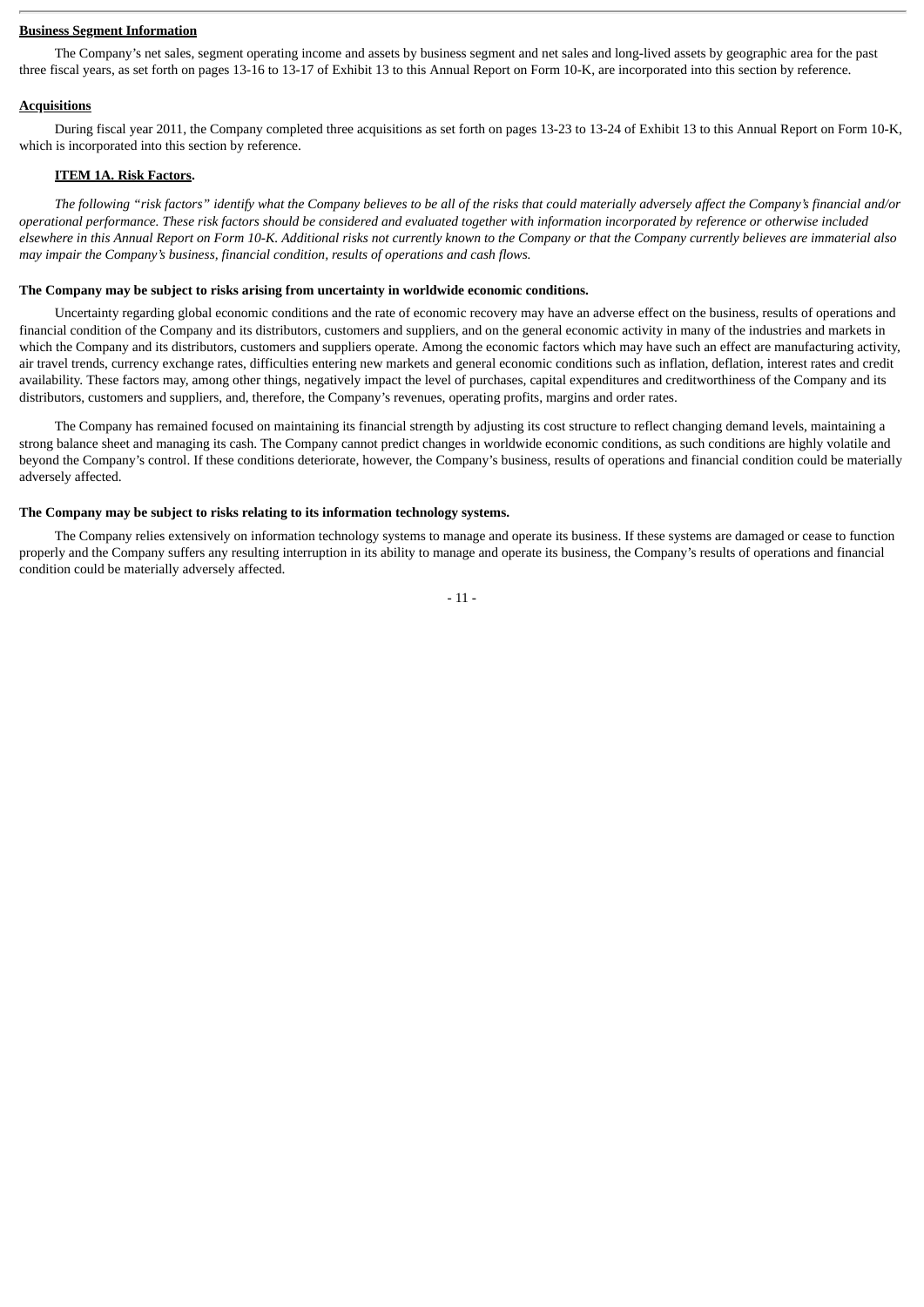**Business Segment Information**

The Company's net sales, segment operating income and assets by business segment and net sales and long-lived assets by geographic area for the past three fiscal years, as set forth on pages 13-16 to 13-17 of Exhibit 13 to this Annual Report on Form 10-K, are incorporated into this section by reference.

**Acquisitions**

During fiscal year 2011, the Company completed three acquisitions as set forth on pages 13-23 to 13-24 of Exhibit 13 to this Annual Report on Form 10-K, which is incorporated into this section by reference.

## ITEM 1A. Risk Factors.

*The following "risk factors" identify what the Company believes to be all of the risks that could materially adversely affect the Company's financial and/or operational performance. These risk factors should be considered and evaluated together with information incorporated by reference or otherwise included elsewhere in this Annual Report on Form 10-K. Additional risks not currently known to the Company or that the Company currently believes are immaterial also may impair the Company's business, financial condition, results of operations and cash flows.*

**The Company may be subject to risks arising from uncertainty in worldwide economic conditions.**

Uncertainty regarding global economic conditions and the rate of economic recovery may have an adverse effect on the business, results of operations and financial condition of the Company and its distributors, customers and suppliers, and on the general economic activity in many of the industries and markets in which the Company and its distributors, customers and suppliers operate. Among the economic factors which may have such an effect are manufacturing activity, air travel trends, currency exchange rates, difficulties entering new markets and general economic conditions such as inflation, deflation, interest rates and credit availability. These factors may, among other things, negatively impact the level of purchases, capital expenditures and creditworthiness of the Company and its distributors, customers and suppliers, and, therefore, the Company's revenues, operating profits, margins and order rates.

The Company has remained focused on maintaining its financial strength by adjusting its cost structure to reflect changing demand levels, maintaining a strong balance sheet and managing its cash. The Company cannot predict changes in worldwide economic conditions, as such conditions are highly volatile and beyond the Company's control. If these conditions deteriorate, however, the Company's business, results of operations and financial condition could be materially adversely affected.

**The Company may be subject to risks relating to its information technology systems.**

The Company relies extensively on information technology systems to manage and operate its business. If these systems are damaged or cease to function properly and the Company suffers any resulting interruption in its ability to manage and operate its business, the Company's results of operations and financial condition could be materially adversely affected.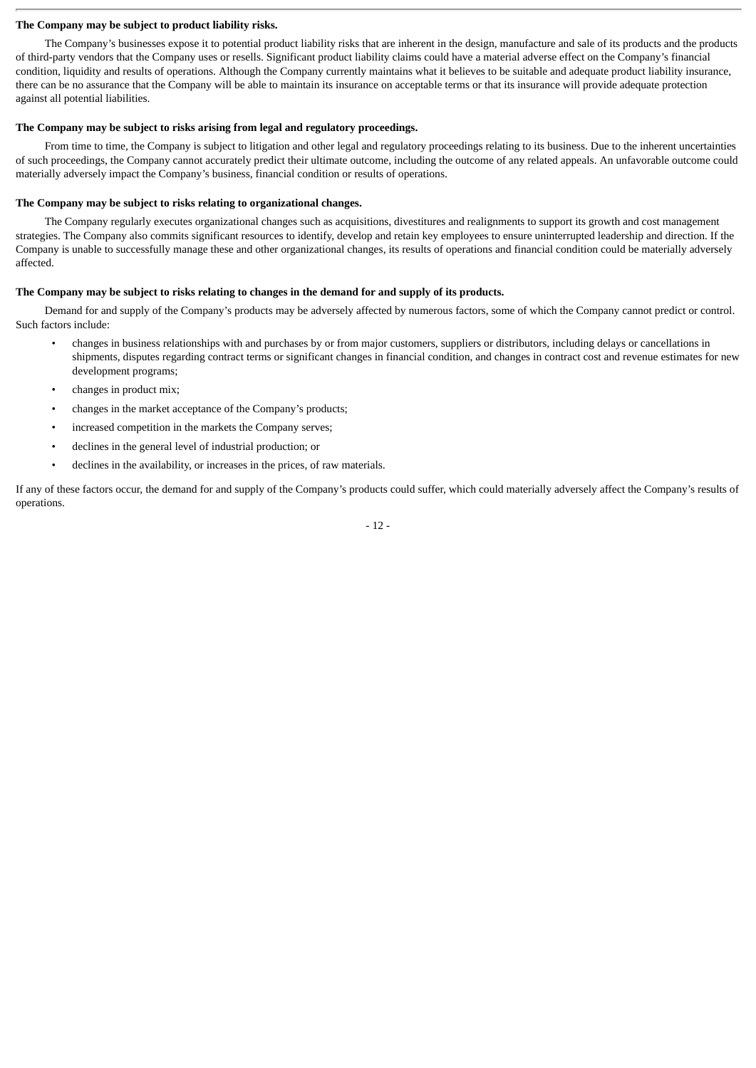**The Company may be subject to product liability risks.**

The Company's businesses expose it to potential product liability risks that are inherent in the design, manufacture and sale of its products and the products of third-party vendors that the Company uses or resells. Significant product liability claims could have a material adverse effect on the Company's financial condition, liquidity and results of operations. Although the Company currently maintains what it believes to be suitable and adequate product liability insurance, there can be no assurance that the Company will be able to maintain its insurance on acceptable terms or that its insurance will provide adequate protection against all potential liabilities.

**The Company may be subject to risks arising from legal and regulatory proceedings.**

From time to time, the Company is subject to litigation and other legal and regulatory proceedings relating to its business. Due to the inherent uncertainties of such proceedings, the Company cannot accurately predict their ultimate outcome, including the outcome of any related appeals. An unfavorable outcome could materially adversely impact the Company's business, financial condition or results of operations.

**The Company may be subject to risks relating to organizational changes.**

The Company regularly executes organizational changes such as acquisitions, divestitures and realignments to support its growth and cost management strategies. The Company also commits significant resources to identify, develop and retain key employees to ensure uninterrupted leadership and direction. If the Company is unable to successfully manage these and other organizational changes, its results of operations and financial condition could be materially adversely affected.

**The Company may be subject to risks relating to changes in the demand for and supply of its products.**

Demand for and supply of the Company's products may be adversely affected by numerous factors, some of which the Company cannot predict or control. Such factors include:

- changes in business relationships with and purchases by or from major customers, suppliers or distributors, including delays or cancellations in shipments, disputes regarding contract terms or significant changes in financial condition, and changes in contract cost and revenue estimates for new development programs;
- changes in product mix;
- changes in the market acceptance of the Company's products;
- increased competition in the markets the Company serves;
- declines in the general level of industrial production; or
- declines in the availability, or increases in the prices, of raw materials.

If any of these factors occur, the demand for and supply of the Company's products could suffer, which could materially adversely affect the Company's results of operations.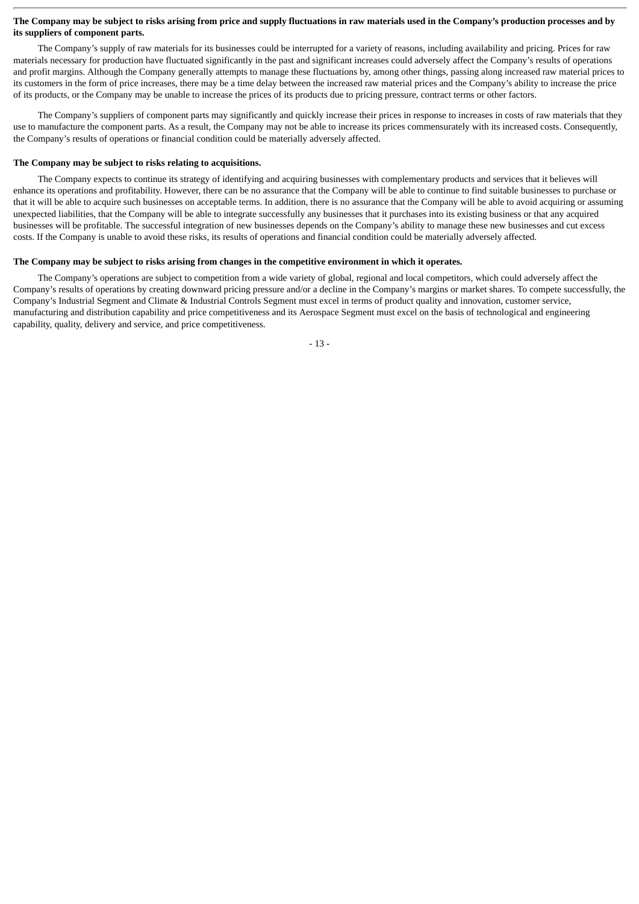**The Company may be subject to risks arising from price and supply fluctuations in raw materials used in the Company's production processes and by its suppliers of component parts.**

The Company's supply of raw materials for its businesses could be interrupted for a variety of reasons, including availability and pricing. Prices for raw materials necessary for production have fluctuated significantly in the past and significant increases could adversely affect the Company's results of operations and profit margins. Although the Company generally attempts to manage these fluctuations by, among other things, passing along increased raw material prices to its customers in the form of price increases, there may be a time delay between the increased raw material prices and the Company's ability to increase the price of its products, or the Company may be unable to increase the prices of its products due to pricing pressure, contract terms or other factors.

The Company's suppliers of component parts may significantly and quickly increase their prices in response to increases in costs of raw materials that they use to manufacture the component parts. As a result, the Company may not be able to increase its prices commensurately with its increased costs. Consequently, the Company's results of operations or financial condition could be materially adversely affected.

**The Company may be subject to risks relating to acquisitions.**

The Company expects to continue its strategy of identifying and acquiring businesses with complementary products and services that it believes will enhance its operations and profitability. However, there can be no assurance that the Company will be able to continue to find suitable businesses to purchase or that it will be able to acquire such businesses on acceptable terms. In addition, there is no assurance that the Company will be able to avoid acquiring or assuming unexpected liabilities, that the Company will be able to integrate successfully any businesses that it purchases into its existing business or that any acquired businesses will be profitable. The successful integration of new businesses depends on the Company's ability to manage these new businesses and cut excess costs. If the Company is unable to avoid these risks, its results of operations and financial condition could be materially adversely affected.

**The Company may be subject to risks arising from changes in the competitive environment in which it operates.**

The Company's operations are subject to competition from a wide variety of global, regional and local competitors, which could adversely affect the Company's results of operations by creating downward pricing pressure and/or a decline in the Company's margins or market shares. To compete successfully, the Company's Industrial Segment and Climate & Industrial Controls Segment must excel in terms of product quality and innovation, customer service, manufacturing and distribution capability and price competitiveness and its Aerospace Segment must excel on the basis of technological and engineering capability, quality, delivery and service, and price competitiveness.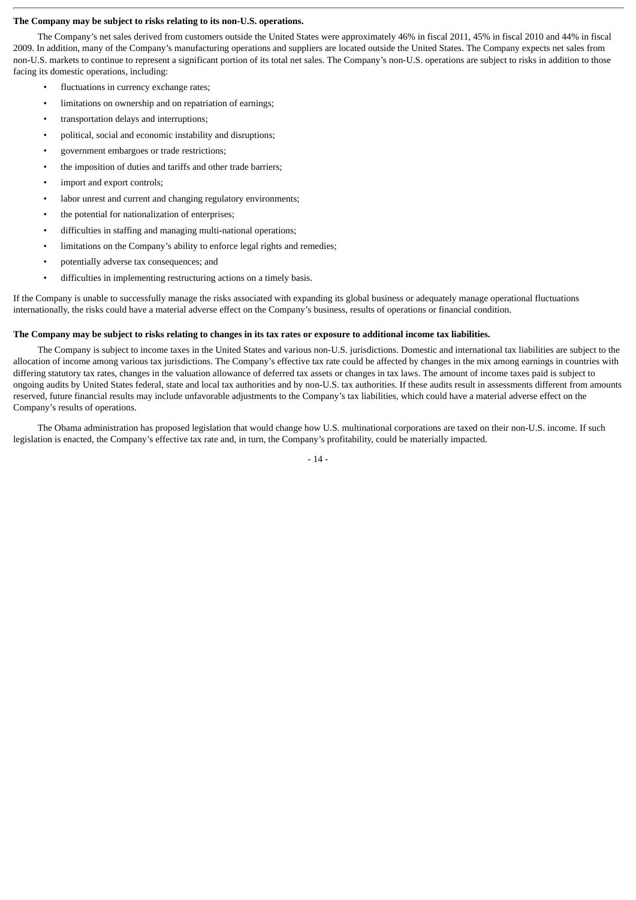**The Company may be subject to risks relating to its non-U.S. operations.**

The Company's net sales derived from customers outside the United States were approximately 46% in fiscal 2011, 45% in fiscal 2010 and 44% in fiscal 2009. In addition, many of the Company's manufacturing operations and suppliers are located outside the United States. The Company expects net sales from non-U.S. markets to continue to represent a significant portion of its total net sales. The Company's non-U.S. operations are subject to risks in addition to those facing its domestic operations, including:

- fluctuations in currency exchange rates;
- limitations on ownership and on repatriation of earnings;
- transportation delays and interruptions;
- political, social and economic instability and disruptions;
- government embargoes or trade restrictions;
- the imposition of duties and tariffs and other trade barriers;
- import and export controls;
- labor unrest and current and changing regulatory environments;
- the potential for nationalization of enterprises;
- difficulties in staffing and managing multi-national operations;
- limitations on the Company's ability to enforce legal rights and remedies;
- potentially adverse tax consequences; and
- difficulties in implementing restructuring actions on a timely basis.

If the Company is unable to successfully manage the risks associated with expanding its global business or adequately manage operational fluctuations internationally, the risks could have a material adverse effect on the Company's business, results of operations or financial condition.

**The Company may be subject to risks relating to changes in its tax rates or exposure to additional income tax liabilities.**

The Company is subject to income taxes in the United States and various non-U.S. jurisdictions. Domestic and international tax liabilities are subject to the allocation of income among various tax jurisdictions. The Company's effective tax rate could be affected by changes in the mix among earnings in countries with differing statutory tax rates, changes in the valuation allowance of deferred tax assets or changes in tax laws. The amount of income taxes paid is subject to ongoing audits by United States federal, state and local tax authorities and by non-U.S. tax authorities. If these audits result in assessments different from amounts reserved, future financial results may include unfavorable adjustments to the Company's tax liabilities, which could have a material adverse effect on the Company's results of operations.

The Obama administration has proposed legislation that would change how U.S. multinational corporations are taxed on their non-U.S. income. If such legislation is enacted, the Company's effective tax rate and, in turn, the Company's profitability, could be materially impacted.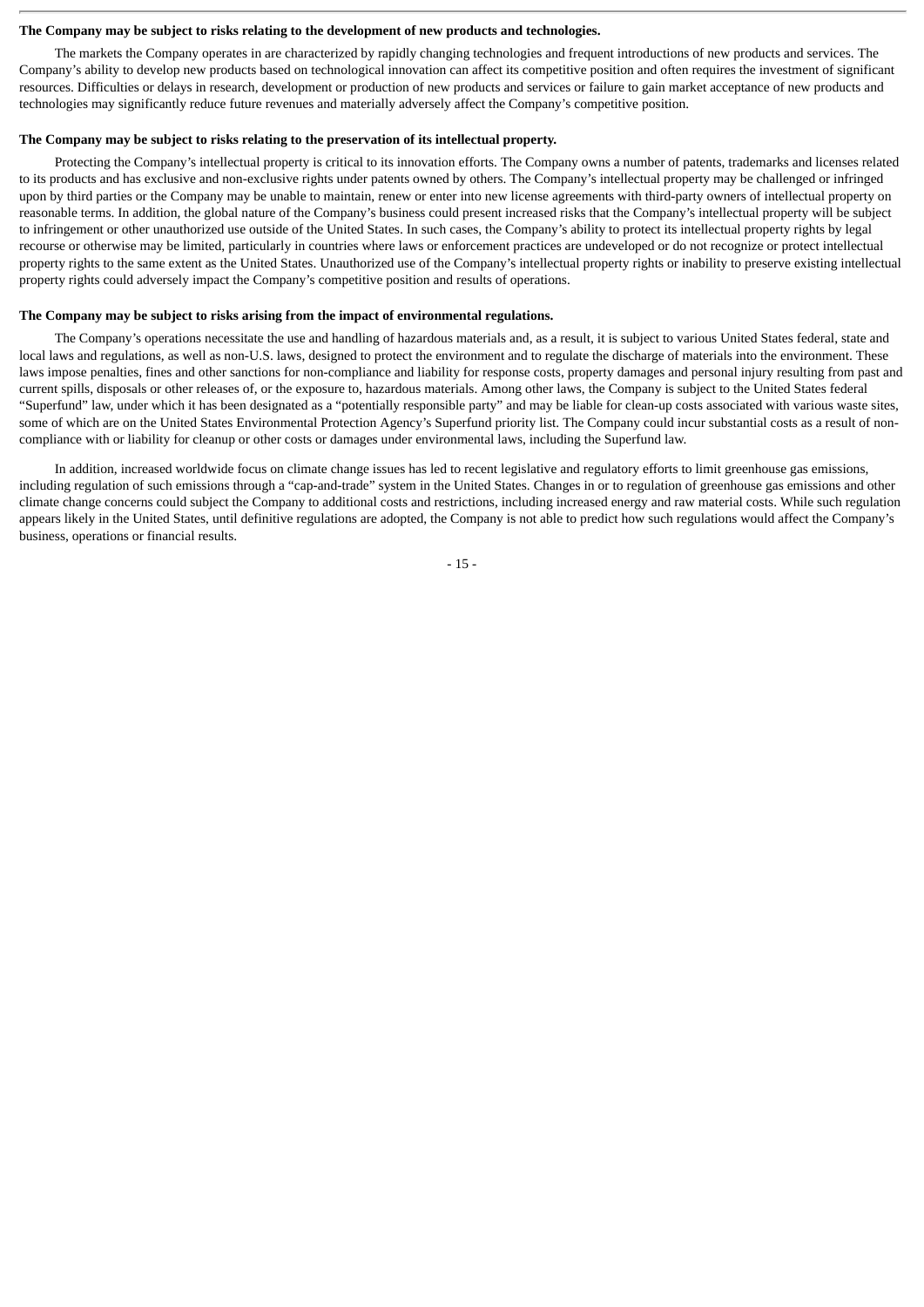**The Company may be subject to risks relating to the development of new products and technologies.**

The markets the Company operates in are characterized by rapidly changing technologies and frequent introductions of new products and services. The Company's ability to develop new products based on technological innovation can affect its competitive position and often requires the investment of significant resources. Difficulties or delays in research, development or production of new products and services or failure to gain market acceptance of new products and technologies may significantly reduce future revenues and materially adversely affect the Company's competitive position.

**The Company may be subject to risks relating to the preservation of its intellectual property.**

Protecting the Company's intellectual property is critical to its innovation efforts. The Company owns a number of patents, trademarks and licenses related to its products and has exclusive and non-exclusive rights under patents owned by others. The Company's intellectual property may be challenged or infringed upon by third parties or the Company may be unable to maintain, renew or enter into new license agreements with third-party owners of intellectual property on reasonable terms. In addition, the global nature of the Company's business could present increased risks that the Company's intellectual property will be subject to infringement or other unauthorized use outside of the United States. In such cases, the Company's ability to protect its intellectual property rights by legal recourse or otherwise may be limited, particularly in countries where laws or enforcement practices are undeveloped or do not recognize or protect intellectual property rights to the same extent as the United States. Unauthorized use of the Company's intellectual property rights or inability to preserve existing intellectual property rights could adversely impact the Company's competitive position and results of operations.

**The Company may be subject to risks arising from the impact of environmental regulations.**

The Company's operations necessitate the use and handling of hazardous materials and, as a result, it is subject to various United States federal, state and local laws and regulations, as well as non-U.S. laws, designed to protect the environment and to regulate the discharge of materials into the environment. These laws impose penalties, fines and other sanctions for non-compliance and liability for response costs, property damages and personal injury resulting from past and current spills, disposals or other releases of, or the exposure to, hazardous materials. Among other laws, the Company is subject to the United States federal "Superfund" law, under which it has been designated as a "potentially responsible party" and may be liable for clean-up costs associated with various waste sites, some of which are on the United States Environmental Protection Agency's Superfund priority list. The Company could incur substantial costs as a result of non-compliance with or liability for cleanup or other costs or damages under environmental laws, including the Superfund law.

In addition, increased worldwide focus on climate change issues has led to recent legislative and regulatory efforts to limit greenhouse gas emissions, including regulation of such emissions through a "cap-and-trade" system in the United States. Changes in or to regulation of greenhouse gas emissions and other climate change concerns could subject the Company to additional costs and restrictions, including increased energy and raw material costs. While such regulation appears likely in the United States, until definitive regulations are adopted, the Company is not able to predict how such regulations would affect the Company's business, operations or financial results.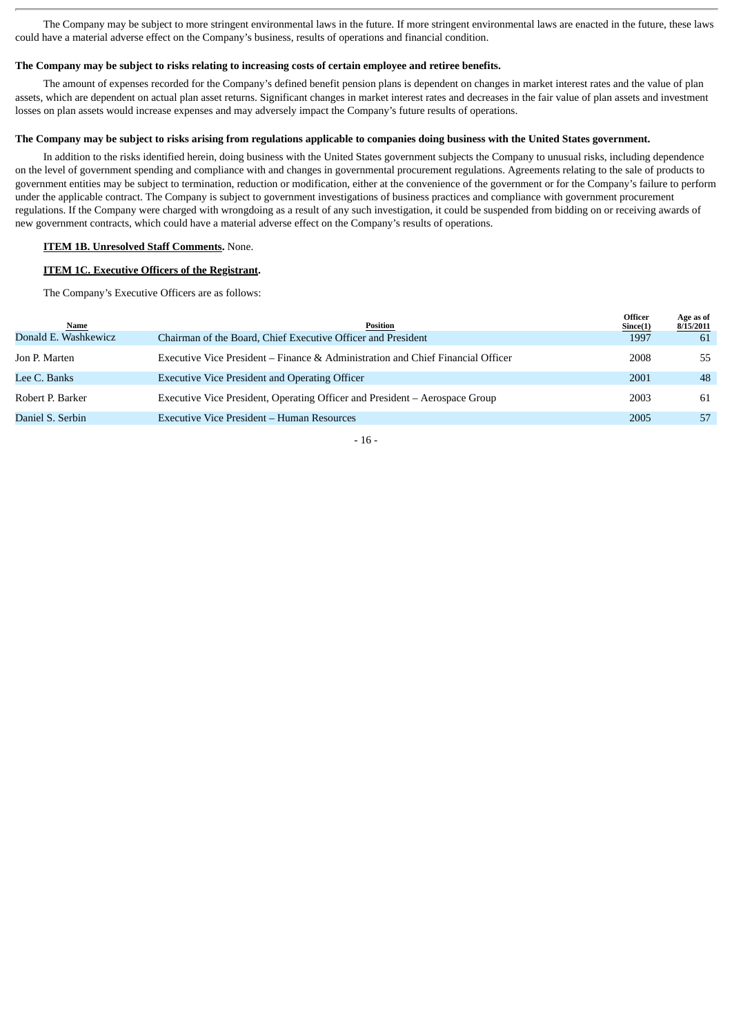The Company may be subject to more stringent environmental laws in the future. If more stringent environmental laws are enacted in the future, these laws could have a material adverse effect on the Company's business, results of operations and financial condition.

**The Company may be subject to risks relating to increasing costs of certain employee and retiree benefits.**

The amount of expenses recorded for the Company's defined benefit pension plans is dependent on changes in market interest rates and the value of plan assets, which are dependent on actual plan asset returns. Significant changes in market interest rates and decreases in the fair value of plan assets and investment losses on plan assets would increase expenses and may adversely impact the Company's future results of operations.

**The Company may be subject to risks arising from regulations applicable to companies doing business with the United States government.**

In addition to the risks identified herein, doing business with the United States government subjects the Company to unusual risks, including dependence on the level of government spending and compliance with and changes in governmental procurement regulations. Agreements relating to the sale of products to government entities may be subject to termination, reduction or modification, either at the convenience of the government or for the Company's failure to perform under the applicable contract. The Company is subject to government investigations of business practices and compliance with government procurement regulations. If the Company were charged with wrongdoing as a result of any such investigation, it could be suspended from bidding on or receiving awards of new government contracts, which could have a material adverse effect on the Company's results of operations.

**ITEM 1B. Unresolved Staff Comments.** None.

**ITEM 1C. Executive Officers of the Registrant.**

The Company's Executive Officers are as follows:

| Name | Position | Officer Since(1) | Age as of 8/15/2011 |
|---|---|---|---|
| Donald E. Washkewicz | Chairman of the Board, Chief Executive Officer and President | 1997 | 61 |
| Jon P. Marten | Executive Vice President – Finance & Administration and Chief Financial Officer | 2008 | 55 |
| Lee C. Banks | Executive Vice President and Operating Officer | 2001 | 48 |
| Robert P. Barker | Executive Vice President, Operating Officer and President – Aerospace Group | 2003 | 61 |
| Daniel S. Serbin | Executive Vice President – Human Resources | 2005 | 57 |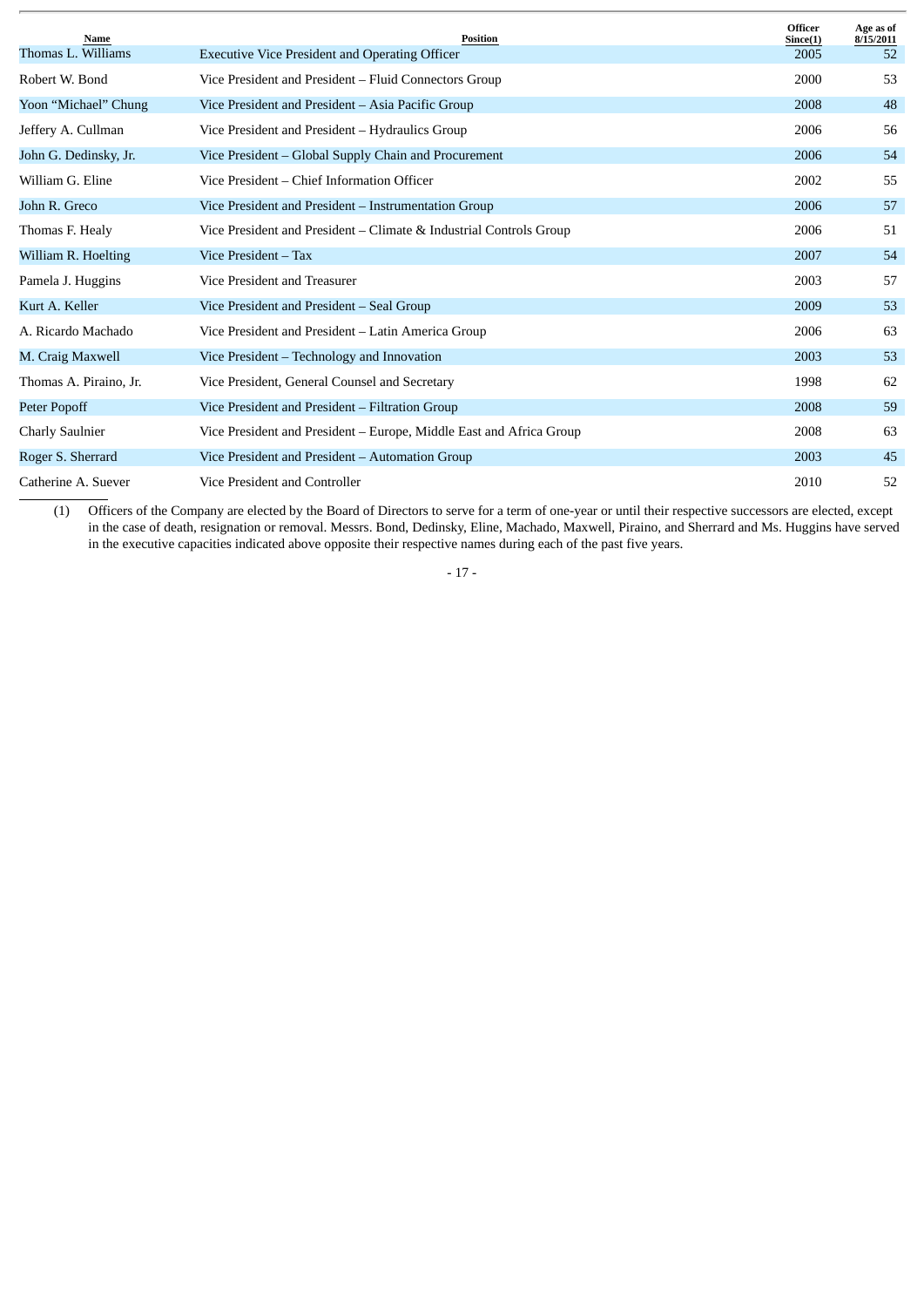| Name | Position | Officer Since(1) | Age as of 8/15/2011 |
|---|---|---|---|
| Thomas L. Williams | Executive Vice President and Operating Officer | 2005 | 52 |
| Robert W. Bond | Vice President and President – Fluid Connectors Group | 2000 | 53 |
| Yoon “Michael” Chung | Vice President and President – Asia Pacific Group | 2008 | 48 |
| Jeffery A. Cullman | Vice President and President – Hydraulics Group | 2006 | 56 |
| John G. Dedinsky, Jr. | Vice President – Global Supply Chain and Procurement | 2006 | 54 |
| William G. Eline | Vice President – Chief Information Officer | 2002 | 55 |
| John R. Greco | Vice President and President – Instrumentation Group | 2006 | 57 |
| Thomas F. Healy | Vice President and President – Climate & Industrial Controls Group | 2006 | 51 |
| William R. Hoelting | Vice President – Tax | 2007 | 54 |
| Pamela J. Huggins | Vice President and Treasurer | 2003 | 57 |
| Kurt A. Keller | Vice President and President – Seal Group | 2009 | 53 |
| A. Ricardo Machado | Vice President and President – Latin America Group | 2006 | 63 |
| M. Craig Maxwell | Vice President – Technology and Innovation | 2003 | 53 |
| Thomas A. Piraino, Jr. | Vice President, General Counsel and Secretary | 1998 | 62 |
| Peter Popoff | Vice President and President – Filtration Group | 2008 | 59 |
| Charly Saulnier | Vice President and President – Europe, Middle East and Africa Group | 2008 | 63 |
| Roger S. Sherrard | Vice President and President – Automation Group | 2003 | 45 |
| Catherine A. Suever | Vice President and Controller | 2010 | 52 |

(1) Officers of the Company are elected by the Board of Directors to serve for a term of one-year or until their respective successors are elected, except in the case of death, resignation or removal. Messrs. Bond, Dedinsky, Eline, Machado, Maxwell, Piraino, and Sherrard and Ms. Huggins have served in the executive capacities indicated above opposite their respective names during each of the past five years.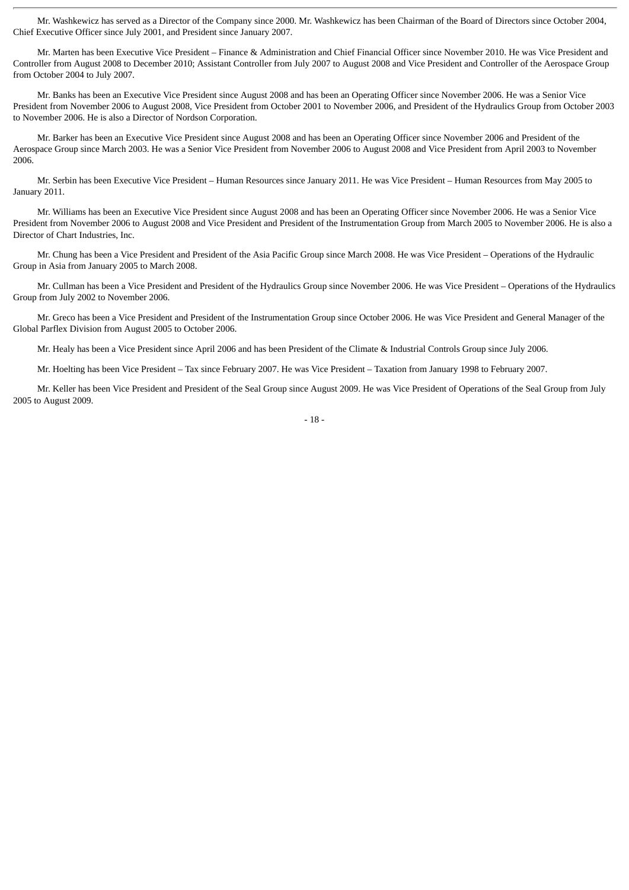Mr. Washkewicz has served as a Director of the Company since 2000. Mr. Washkewicz has been Chairman of the Board of Directors since October 2004, Chief Executive Officer since July 2001, and President since January 2007.

Mr. Marten has been Executive Vice President – Finance & Administration and Chief Financial Officer since November 2010. He was Vice President and Controller from August 2008 to December 2010; Assistant Controller from July 2007 to August 2008 and Vice President and Controller of the Aerospace Group from October 2004 to July 2007.

Mr. Banks has been an Executive Vice President since August 2008 and has been an Operating Officer since November 2006. He was a Senior Vice President from November 2006 to August 2008, Vice President from October 2001 to November 2006, and President of the Hydraulics Group from October 2003 to November 2006. He is also a Director of Nordson Corporation.

Mr. Barker has been an Executive Vice President since August 2008 and has been an Operating Officer since November 2006 and President of the Aerospace Group since March 2003. He was a Senior Vice President from November 2006 to August 2008 and Vice President from April 2003 to November 2006.

Mr. Serbin has been Executive Vice President – Human Resources since January 2011. He was Vice President – Human Resources from May 2005 to January 2011.

Mr. Williams has been an Executive Vice President since August 2008 and has been an Operating Officer since November 2006. He was a Senior Vice President from November 2006 to August 2008 and Vice President and President of the Instrumentation Group from March 2005 to November 2006. He is also a Director of Chart Industries, Inc.

Mr. Chung has been a Vice President and President of the Asia Pacific Group since March 2008. He was Vice President – Operations of the Hydraulic Group in Asia from January 2005 to March 2008.

Mr. Cullman has been a Vice President and President of the Hydraulics Group since November 2006. He was Vice President – Operations of the Hydraulics Group from July 2002 to November 2006.

Mr. Greco has been a Vice President and President of the Instrumentation Group since October 2006. He was Vice President and General Manager of the Global Parflex Division from August 2005 to October 2006.

Mr. Healy has been a Vice President since April 2006 and has been President of the Climate & Industrial Controls Group since July 2006.

Mr. Hoelting has been Vice President – Tax since February 2007. He was Vice President – Taxation from January 1998 to February 2007.

Mr. Keller has been Vice President and President of the Seal Group since August 2009. He was Vice President of Operations of the Seal Group from July 2005 to August 2009.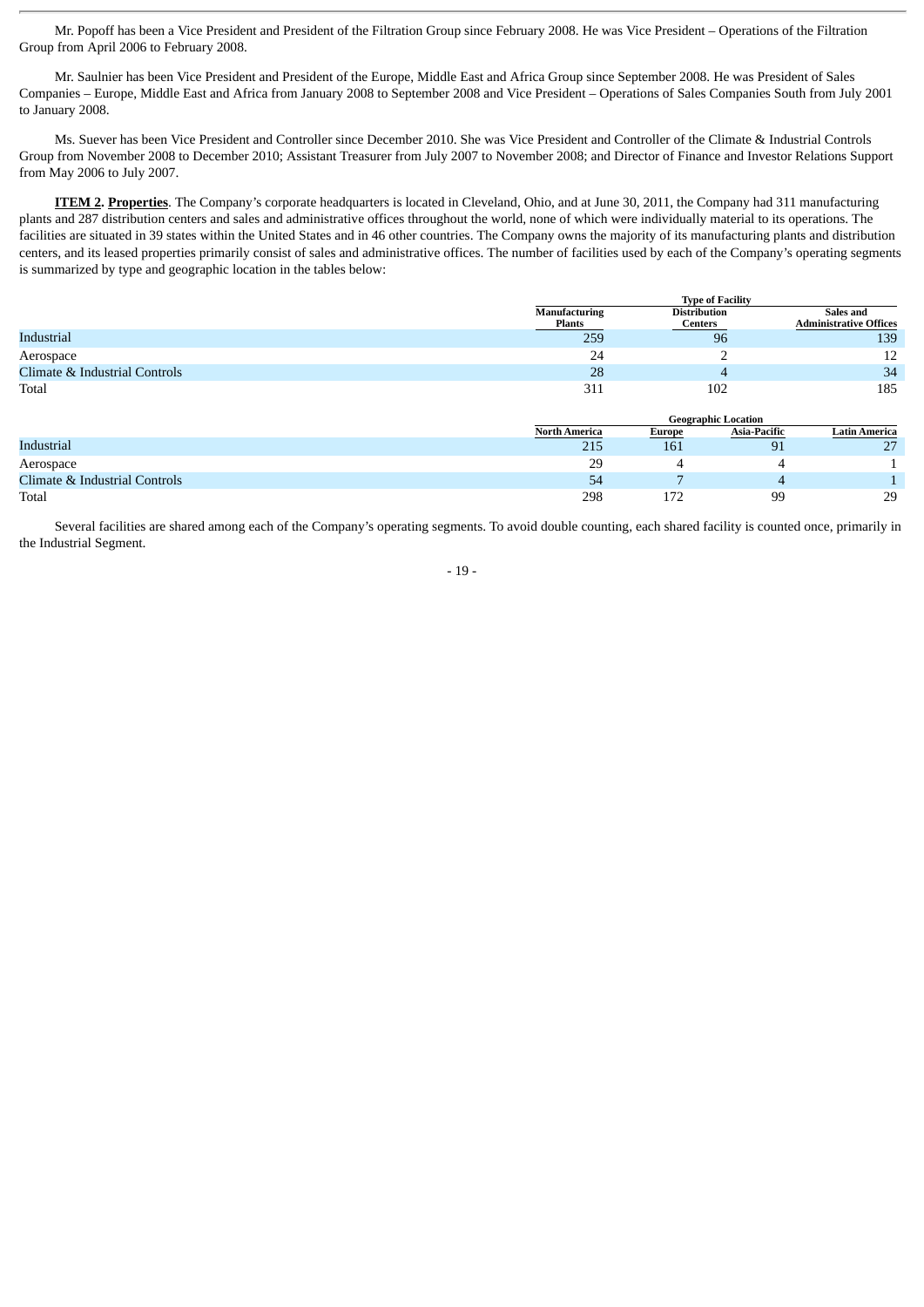Mr. Popoff has been a Vice President and President of the Filtration Group since February 2008. He was Vice President – Operations of the Filtration Group from April 2006 to February 2008.

Mr. Saulnier has been Vice President and President of the Europe, Middle East and Africa Group since September 2008. He was President of Sales Companies – Europe, Middle East and Africa from January 2008 to September 2008 and Vice President – Operations of Sales Companies South from July 2001 to January 2008.

Ms. Suever has been Vice President and Controller since December 2010. She was Vice President and Controller of the Climate & Industrial Controls Group from November 2008 to December 2010; Assistant Treasurer from July 2007 to November 2008; and Director of Finance and Investor Relations Support from May 2006 to July 2007.

**ITEM 2. Properties**. The Company's corporate headquarters is located in Cleveland, Ohio, and at June 30, 2011, the Company had 311 manufacturing plants and 287 distribution centers and sales and administrative offices throughout the world, none of which were individually material to its operations. The facilities are situated in 39 states within the United States and in 46 other countries. The Company owns the majority of its manufacturing plants and distribution centers, and its leased properties primarily consist of sales and administrative offices. The number of facilities used by each of the Company's operating segments is summarized by type and geographic location in the tables below:

| | Type of Facility | | |
|---|---|---|---|
| | Manufacturing Plants | Distribution Centers | Sales and Administrative Offices |
| Industrial | 259 | 96 | 139 |
| Aerospace | 24 | 2 | 12 |
| Climate & Industrial Controls | 28 | 4 | 34 |
| Total | 311 | 102 | 185 |

| | Geographic Location | | | |
|---|---|---|---|---|
| | North America | Europe | Asia-Pacific | Latin America |
| Industrial | 215 | 161 | 91 | 27 |
| Aerospace | 29 | 4 | 4 | 1 |
| Climate & Industrial Controls | 54 | 7 | 4 | 1 |
| Total | 298 | 172 | 99 | 29 |

Several facilities are shared among each of the Company's operating segments. To avoid double counting, each shared facility is counted once, primarily in the Industrial Segment.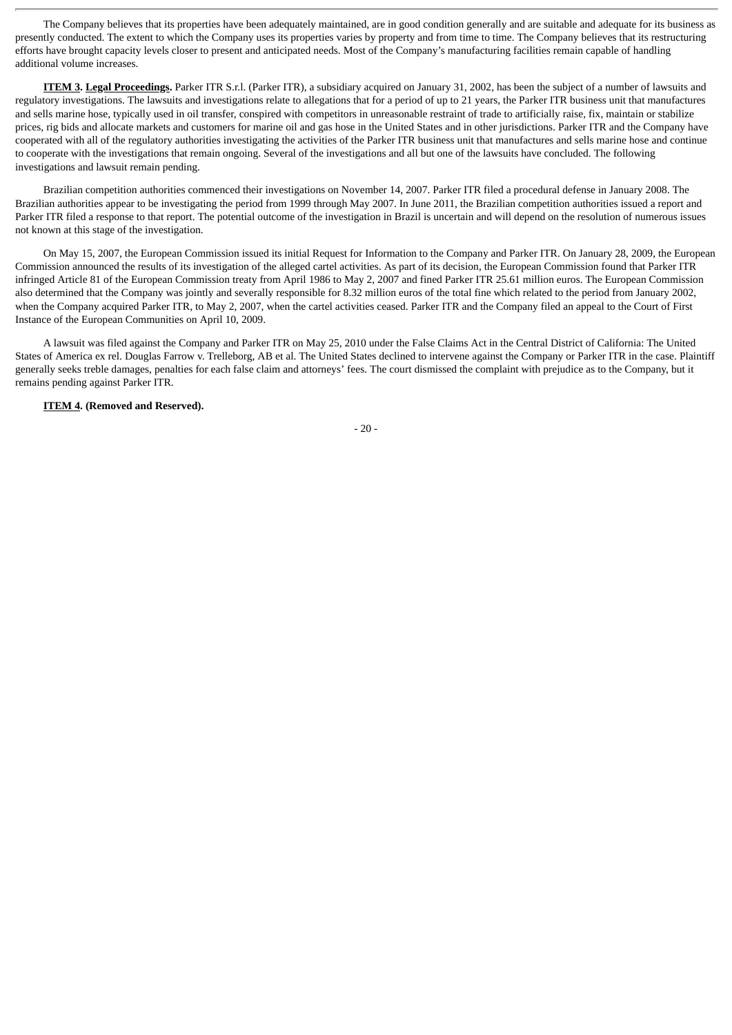The Company believes that its properties have been adequately maintained, are in good condition generally and are suitable and adequate for its business as presently conducted. The extent to which the Company uses its properties varies by property and from time to time. The Company believes that its restructuring efforts have brought capacity levels closer to present and anticipated needs. Most of the Company's manufacturing facilities remain capable of handling additional volume increases.

**ITEM 3. Legal Proceedings.** Parker ITR S.r.l. (Parker ITR), a subsidiary acquired on January 31, 2002, has been the subject of a number of lawsuits and regulatory investigations. The lawsuits and investigations relate to allegations that for a period of up to 21 years, the Parker ITR business unit that manufactures and sells marine hose, typically used in oil transfer, conspired with competitors in unreasonable restraint of trade to artificially raise, fix, maintain or stabilize prices, rig bids and allocate markets and customers for marine oil and gas hose in the United States and in other jurisdictions. Parker ITR and the Company have cooperated with all of the regulatory authorities investigating the activities of the Parker ITR business unit that manufactures and sells marine hose and continue to cooperate with the investigations that remain ongoing. Several of the investigations and all but one of the lawsuits have concluded. The following investigations and lawsuit remain pending.

Brazilian competition authorities commenced their investigations on November 14, 2007. Parker ITR filed a procedural defense in January 2008. The Brazilian authorities appear to be investigating the period from 1999 through May 2007. In June 2011, the Brazilian competition authorities issued a report and Parker ITR filed a response to that report. The potential outcome of the investigation in Brazil is uncertain and will depend on the resolution of numerous issues not known at this stage of the investigation.

On May 15, 2007, the European Commission issued its initial Request for Information to the Company and Parker ITR. On January 28, 2009, the European Commission announced the results of its investigation of the alleged cartel activities. As part of its decision, the European Commission found that Parker ITR infringed Article 81 of the European Commission treaty from April 1986 to May 2, 2007 and fined Parker ITR 25.61 million euros. The European Commission also determined that the Company was jointly and severally responsible for 8.32 million euros of the total fine which related to the period from January 2002, when the Company acquired Parker ITR, to May 2, 2007, when the cartel activities ceased. Parker ITR and the Company filed an appeal to the Court of First Instance of the European Communities on April 10, 2009.

A lawsuit was filed against the Company and Parker ITR on May 25, 2010 under the False Claims Act in the Central District of California: The United States of America ex rel. Douglas Farrow v. Trelleborg, AB et al. The United States declined to intervene against the Company or Parker ITR in the case. Plaintiff generally seeks treble damages, penalties for each false claim and attorneys' fees. The court dismissed the complaint with prejudice as to the Company, but it remains pending against Parker ITR.

**ITEM 4. (Removed and Reserved).**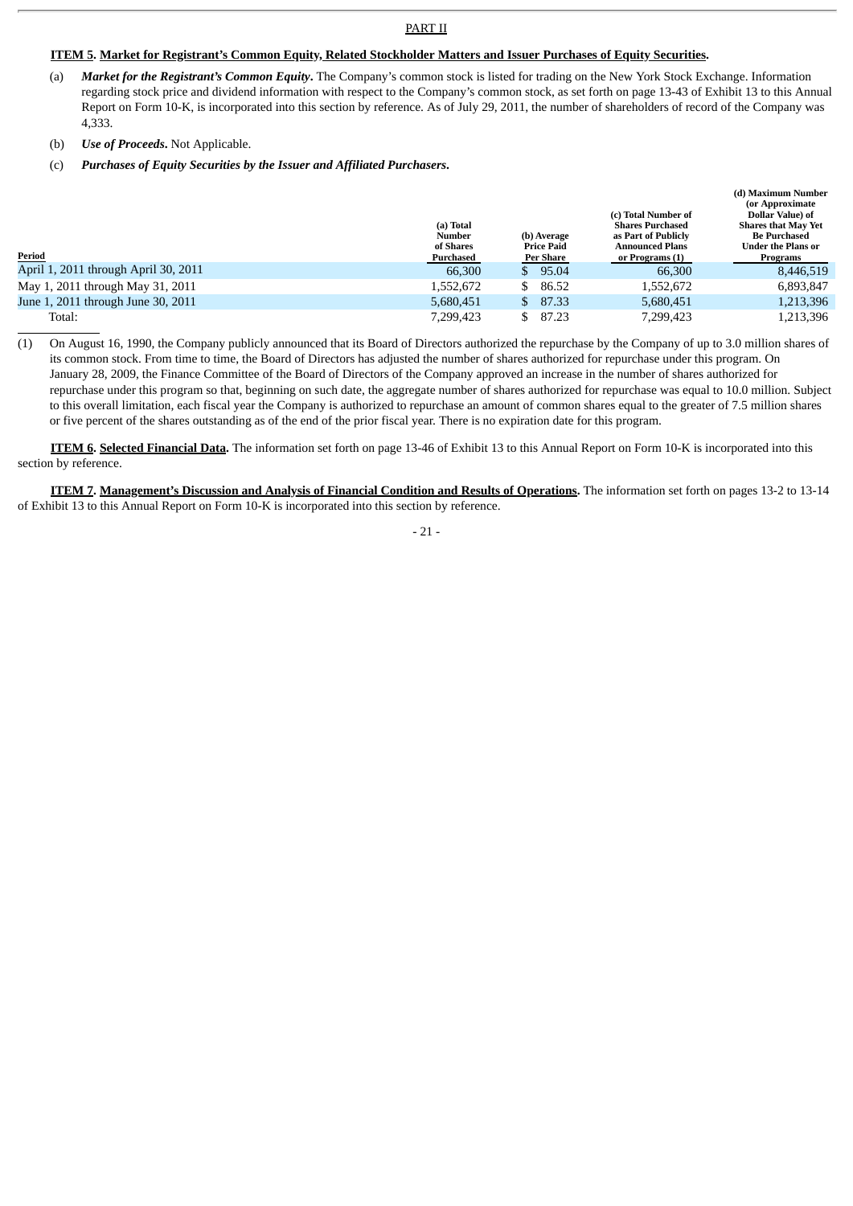PART II

**ITEM 5. Market for Registrant's Common Equity, Related Stockholder Matters and Issuer Purchases of Equity Securities.**

(a) ***Market for the Registrant's Common Equity*.** The Company's common stock is listed for trading on the New York Stock Exchange. Information regarding stock price and dividend information with respect to the Company's common stock, as set forth on page 13-43 of Exhibit 13 to this Annual Report on Form 10-K, is incorporated into this section by reference. As of July 29, 2011, the number of shareholders of record of the Company was 4,333.

(b) ***Use of Proceeds*.** Not Applicable.

(c) ***Purchases of Equity Securities by the Issuer and Affiliated Purchasers*.**

| Period | (a) Total Number of Shares Purchased | (b) Average Price Paid Per Share | (c) Total Number of Shares Purchased as Part of Publicly Announced Plans or Programs (1) | (d) Maximum Number (or Approximate Dollar Value) of Shares that May Yet Be Purchased Under the Plans or Programs |
|---|---|---|---|---|
| April 1, 2011 through April 30, 2011 | 66,300 | $ 95.04 | 66,300 | 8,446,519 |
| May 1, 2011 through May 31, 2011 | 1,552,672 | $ 86.52 | 1,552,672 | 6,893,847 |
| June 1, 2011 through June 30, 2011 | 5,680,451 | $ 87.33 | 5,680,451 | 1,213,396 |
| Total: | 7,299,423 | $ 87.23 | 7,299,423 | 1,213,396 |

(1) On August 16, 1990, the Company publicly announced that its Board of Directors authorized the repurchase by the Company of up to 3.0 million shares of its common stock. From time to time, the Board of Directors has adjusted the number of shares authorized for repurchase under this program. On January 28, 2009, the Finance Committee of the Board of Directors of the Company approved an increase in the number of shares authorized for repurchase under this program so that, beginning on such date, the aggregate number of shares authorized for repurchase was equal to 10.0 million. Subject to this overall limitation, each fiscal year the Company is authorized to repurchase an amount of common shares equal to the greater of 7.5 million shares or five percent of the shares outstanding as of the end of the prior fiscal year. There is no expiration date for this program.

**ITEM 6. Selected Financial Data.** The information set forth on page 13-46 of Exhibit 13 to this Annual Report on Form 10-K is incorporated into this section by reference.

**ITEM 7. Management's Discussion and Analysis of Financial Condition and Results of Operations.** The information set forth on pages 13-2 to 13-14 of Exhibit 13 to this Annual Report on Form 10-K is incorporated into this section by reference.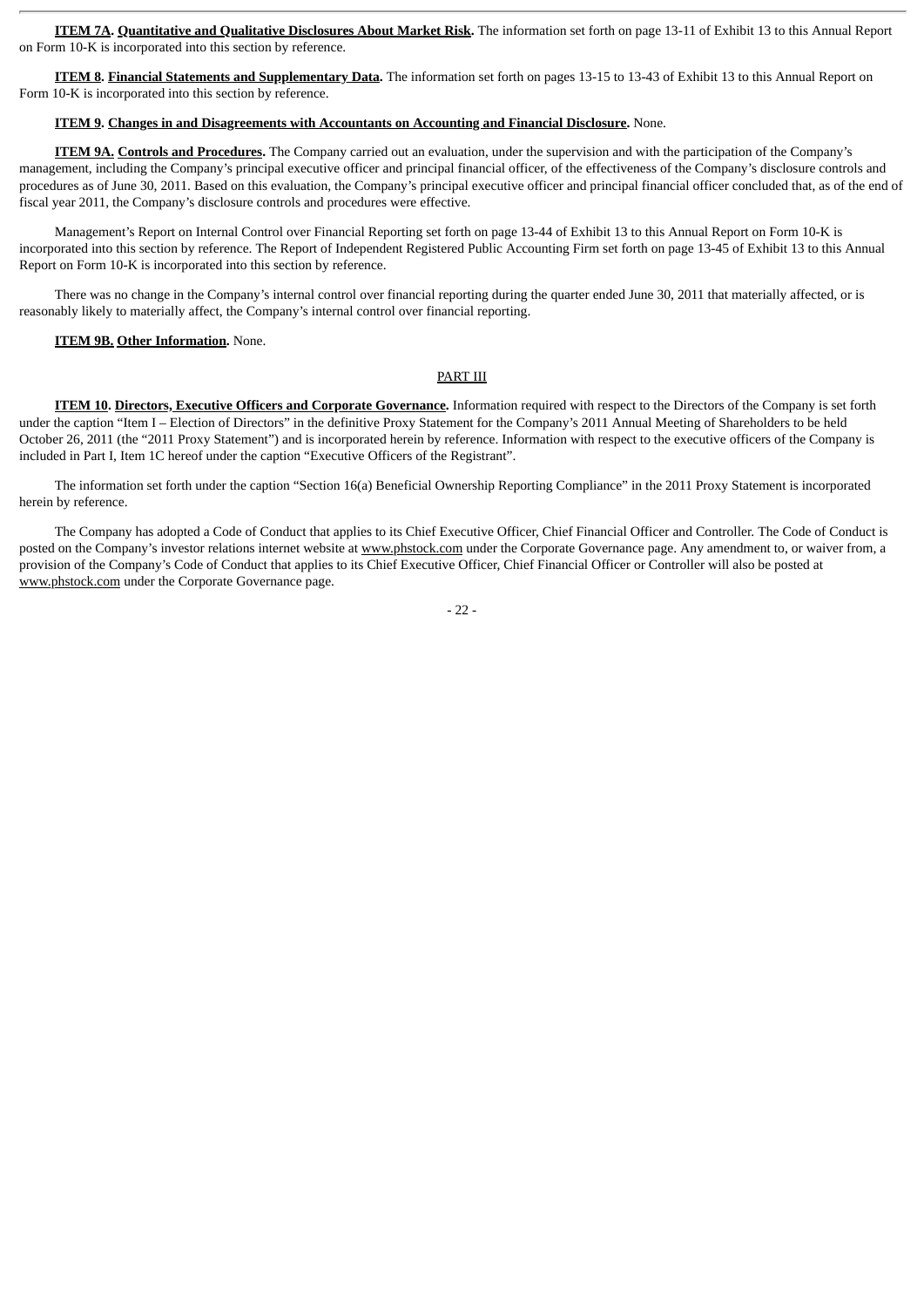**ITEM 7A. Quantitative and Qualitative Disclosures About Market Risk.** The information set forth on page 13-11 of Exhibit 13 to this Annual Report on Form 10-K is incorporated into this section by reference.

**ITEM 8. Financial Statements and Supplementary Data.** The information set forth on pages 13-15 to 13-43 of Exhibit 13 to this Annual Report on Form 10-K is incorporated into this section by reference.

**ITEM 9. Changes in and Disagreements with Accountants on Accounting and Financial Disclosure.** None.

**ITEM 9A. Controls and Procedures.** The Company carried out an evaluation, under the supervision and with the participation of the Company's management, including the Company's principal executive officer and principal financial officer, of the effectiveness of the Company's disclosure controls and procedures as of June 30, 2011. Based on this evaluation, the Company's principal executive officer and principal financial officer concluded that, as of the end of fiscal year 2011, the Company's disclosure controls and procedures were effective.

Management's Report on Internal Control over Financial Reporting set forth on page 13-44 of Exhibit 13 to this Annual Report on Form 10-K is incorporated into this section by reference. The Report of Independent Registered Public Accounting Firm set forth on page 13-45 of Exhibit 13 to this Annual Report on Form 10-K is incorporated into this section by reference.

There was no change in the Company's internal control over financial reporting during the quarter ended June 30, 2011 that materially affected, or is reasonably likely to materially affect, the Company's internal control over financial reporting.

**ITEM 9B. Other Information.** None.

## PART III

**ITEM 10. Directors, Executive Officers and Corporate Governance.** Information required with respect to the Directors of the Company is set forth under the caption "Item I – Election of Directors" in the definitive Proxy Statement for the Company's 2011 Annual Meeting of Shareholders to be held October 26, 2011 (the "2011 Proxy Statement") and is incorporated herein by reference. Information with respect to the executive officers of the Company is included in Part I, Item 1C hereof under the caption "Executive Officers of the Registrant".

The information set forth under the caption "Section 16(a) Beneficial Ownership Reporting Compliance" in the 2011 Proxy Statement is incorporated herein by reference.

The Company has adopted a Code of Conduct that applies to its Chief Executive Officer, Chief Financial Officer and Controller. The Code of Conduct is posted on the Company's investor relations internet website at www.phstock.com under the Corporate Governance page. Any amendment to, or waiver from, a provision of the Company's Code of Conduct that applies to its Chief Executive Officer, Chief Financial Officer or Controller will also be posted at www.phstock.com under the Corporate Governance page.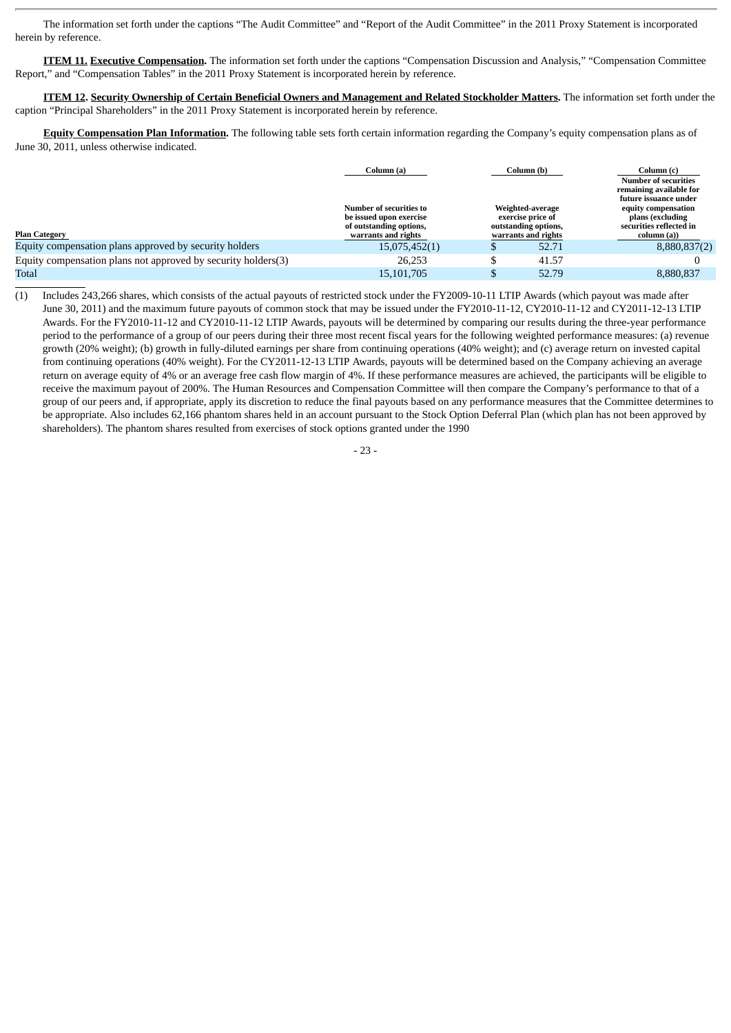The information set forth under the captions "The Audit Committee" and "Report of the Audit Committee" in the 2011 Proxy Statement is incorporated herein by reference.

**ITEM 11. Executive Compensation.** The information set forth under the captions "Compensation Discussion and Analysis," "Compensation Committee Report," and "Compensation Tables" in the 2011 Proxy Statement is incorporated herein by reference.

**ITEM 12. Security Ownership of Certain Beneficial Owners and Management and Related Stockholder Matters.** The information set forth under the caption "Principal Shareholders" in the 2011 Proxy Statement is incorporated herein by reference.

**Equity Compensation Plan Information.** The following table sets forth certain information regarding the Company's equity compensation plans as of June 30, 2011, unless otherwise indicated.

| | Column (a) | Column (b) | Column (c) |
|---|---|---|---|
| Plan Category | Number of securities to be issued upon exercise of outstanding options, warrants and rights | Weighted-average exercise price of outstanding options, warrants and rights | Number of securities remaining available for future issuance under equity compensation plans (excluding securities reflected in column (a)) |
| Equity compensation plans approved by security holders | 15,075,452(1) | $ 52.71 | 8,880,837(2) |
| Equity compensation plans not approved by security holders(3) | 26,253 | $ 41.57 | 0 |
| Total | 15,101,705 | $ 52.79 | 8,880,837 |

(1) Includes 243,266 shares, which consists of the actual payouts of restricted stock under the FY2009-10-11 LTIP Awards (which payout was made after June 30, 2011) and the maximum future payouts of common stock that may be issued under the FY2010-11-12, CY2010-11-12 and CY2011-12-13 LTIP Awards. For the FY2010-11-12 and CY2010-11-12 LTIP Awards, payouts will be determined by comparing our results during the three-year performance period to the performance of a group of our peers during their three most recent fiscal years for the following weighted performance measures: (a) revenue growth (20% weight); (b) growth in fully-diluted earnings per share from continuing operations (40% weight); and (c) average return on invested capital from continuing operations (40% weight). For the CY2011-12-13 LTIP Awards, payouts will be determined based on the Company achieving an average return on average equity of 4% or an average free cash flow margin of 4%. If these performance measures are achieved, the participants will be eligible to receive the maximum payout of 200%. The Human Resources and Compensation Committee will then compare the Company's performance to that of a group of our peers and, if appropriate, apply its discretion to reduce the final payouts based on any performance measures that the Committee determines to be appropriate. Also includes 62,166 phantom shares held in an account pursuant to the Stock Option Deferral Plan (which plan has not been approved by shareholders). The phantom shares resulted from exercises of stock options granted under the 1990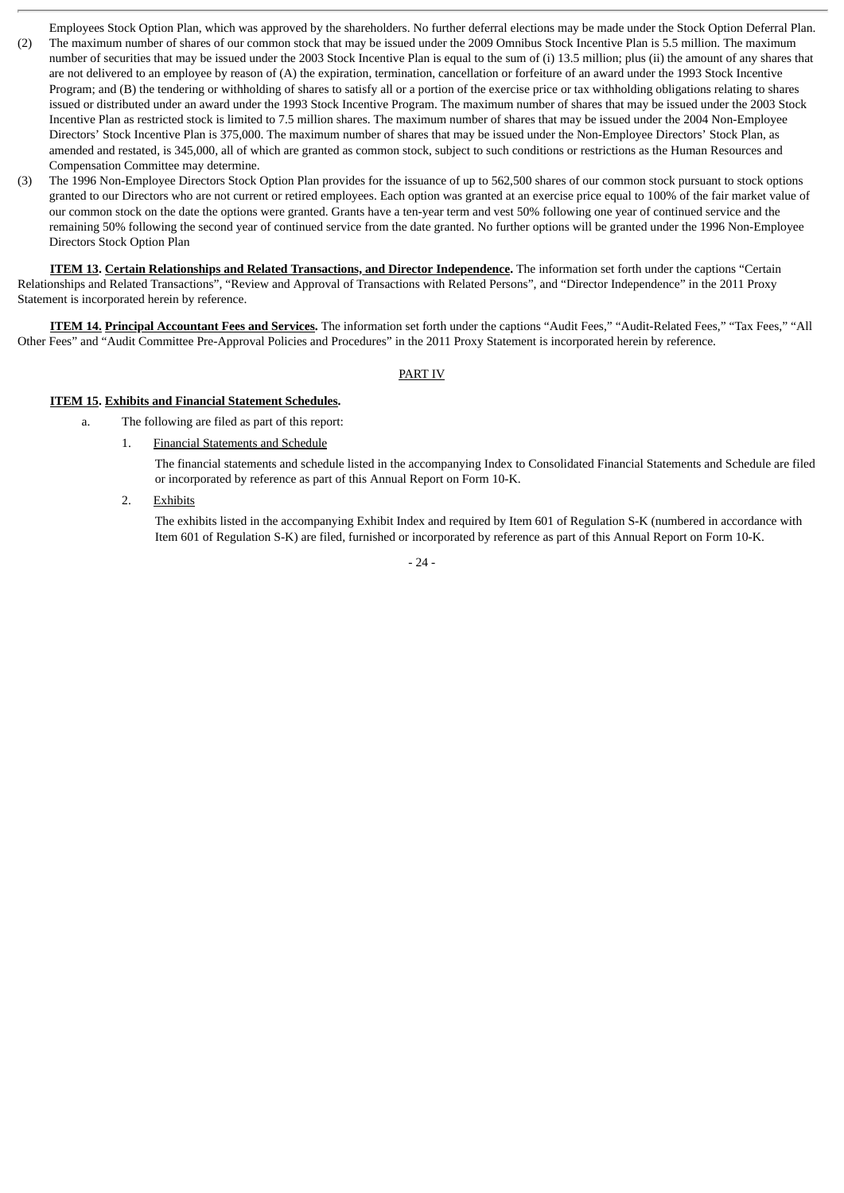Employees Stock Option Plan, which was approved by the shareholders. No further deferral elections may be made under the Stock Option Deferral Plan.

(2) The maximum number of shares of our common stock that may be issued under the 2009 Omnibus Stock Incentive Plan is 5.5 million. The maximum number of securities that may be issued under the 2003 Stock Incentive Plan is equal to the sum of (i) 13.5 million; plus (ii) the amount of any shares that are not delivered to an employee by reason of (A) the expiration, termination, cancellation or forfeiture of an award under the 1993 Stock Incentive Program; and (B) the tendering or withholding of shares to satisfy all or a portion of the exercise price or tax withholding obligations relating to shares issued or distributed under an award under the 1993 Stock Incentive Program. The maximum number of shares that may be issued under the 2003 Stock Incentive Plan as restricted stock is limited to 7.5 million shares. The maximum number of shares that may be issued under the 2004 Non-Employee Directors' Stock Incentive Plan is 375,000. The maximum number of shares that may be issued under the Non-Employee Directors' Stock Plan, as amended and restated, is 345,000, all of which are granted as common stock, subject to such conditions or restrictions as the Human Resources and Compensation Committee may determine.

(3) The 1996 Non-Employee Directors Stock Option Plan provides for the issuance of up to 562,500 shares of our common stock pursuant to stock options granted to our Directors who are not current or retired employees. Each option was granted at an exercise price equal to 100% of the fair market value of our common stock on the date the options were granted. Grants have a ten-year term and vest 50% following one year of continued service and the remaining 50% following the second year of continued service from the date granted. No further options will be granted under the 1996 Non-Employee Directors Stock Option Plan

**ITEM 13. Certain Relationships and Related Transactions, and Director Independence.** The information set forth under the captions "Certain Relationships and Related Transactions", "Review and Approval of Transactions with Related Persons", and "Director Independence" in the 2011 Proxy Statement is incorporated herein by reference.

**ITEM 14. Principal Accountant Fees and Services.** The information set forth under the captions "Audit Fees," "Audit-Related Fees," "Tax Fees," "All Other Fees" and "Audit Committee Pre-Approval Policies and Procedures" in the 2011 Proxy Statement is incorporated herein by reference.

## PART IV

**ITEM 15. Exhibits and Financial Statement Schedules.**

a. The following are filed as part of this report:

1. Financial Statements and Schedule

   The financial statements and schedule listed in the accompanying Index to Consolidated Financial Statements and Schedule are filed or incorporated by reference as part of this Annual Report on Form 10-K.

2. Exhibits

   The exhibits listed in the accompanying Exhibit Index and required by Item 601 of Regulation S-K (numbered in accordance with Item 601 of Regulation S-K) are filed, furnished or incorporated by reference as part of this Annual Report on Form 10-K.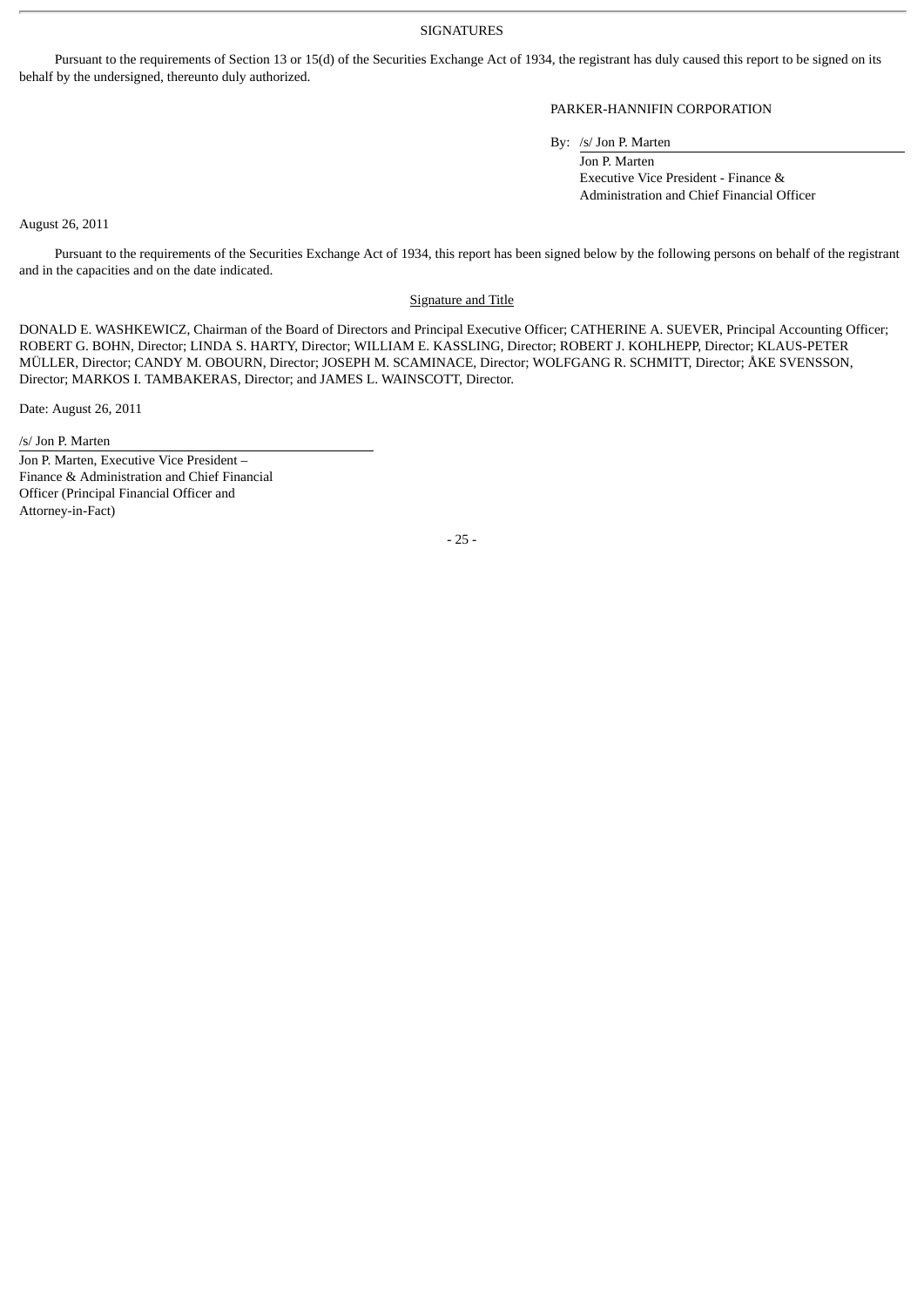## SIGNATURES

Pursuant to the requirements of Section 13 or 15(d) of the Securities Exchange Act of 1934, the registrant has duly caused this report to be signed on its behalf by the undersigned, thereunto duly authorized.

PARKER-HANNIFIN CORPORATION

By: /s/ Jon P. Marten  
Jon P. Marten  
Executive Vice President - Finance & Administration and Chief Financial Officer

August 26, 2011

Pursuant to the requirements of the Securities Exchange Act of 1934, this report has been signed below by the following persons on behalf of the registrant and in the capacities and on the date indicated.

Signature and Title

DONALD E. WASHKEWICZ, Chairman of the Board of Directors and Principal Executive Officer; CATHERINE A. SUEVER, Principal Accounting Officer; ROBERT G. BOHN, Director; LINDA S. HARTY, Director; WILLIAM E. KASSLING, Director; ROBERT J. KOHLHEPP, Director; KLAUS-PETER MÜLLER, Director; CANDY M. OBOURN, Director; JOSEPH M. SCAMINACE, Director; WOLFGANG R. SCHMITT, Director; ÅKE SVENSSON, Director; MARKOS I. TAMBAKERAS, Director; and JAMES L. WAINSCOTT, Director.

Date: August 26, 2011

/s/ Jon P. Marten  
Jon P. Marten, Executive Vice President – Finance & Administration and Chief Financial Officer (Principal Financial Officer and Attorney-in-Fact)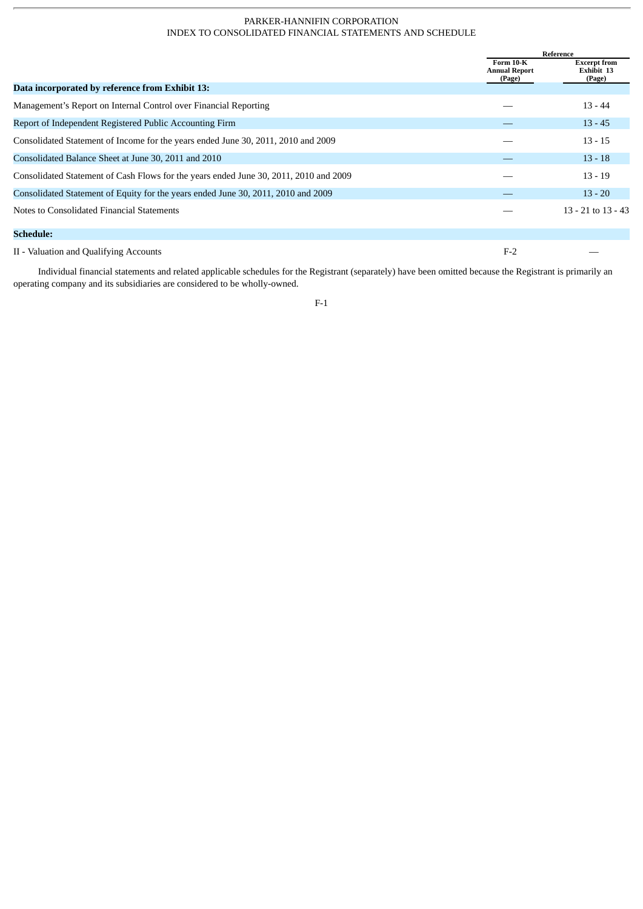PARKER-HANNIFIN CORPORATION

INDEX TO CONSOLIDATED FINANCIAL STATEMENTS AND SCHEDULE

| | Reference | |
|---|---|---|
| | Form 10-K Annual Report (Page) | Excerpt from Exhibit 13 (Page) |
| **Data incorporated by reference from Exhibit 13:** | | |
| Management's Report on Internal Control over Financial Reporting | — | 13 - 44 |
| Report of Independent Registered Public Accounting Firm | — | 13 - 45 |
| Consolidated Statement of Income for the years ended June 30, 2011, 2010 and 2009 | — | 13 - 15 |
| Consolidated Balance Sheet at June 30, 2011 and 2010 | — | 13 - 18 |
| Consolidated Statement of Cash Flows for the years ended June 30, 2011, 2010 and 2009 | — | 13 - 19 |
| Consolidated Statement of Equity for the years ended June 30, 2011, 2010 and 2009 | — | 13 - 20 |
| Notes to Consolidated Financial Statements | — | 13 - 21 to 13 - 43 |
| **Schedule:** | | |
| II - Valuation and Qualifying Accounts | F-2 | — |

Individual financial statements and related applicable schedules for the Registrant (separately) have been omitted because the Registrant is primarily an operating company and its subsidiaries are considered to be wholly-owned.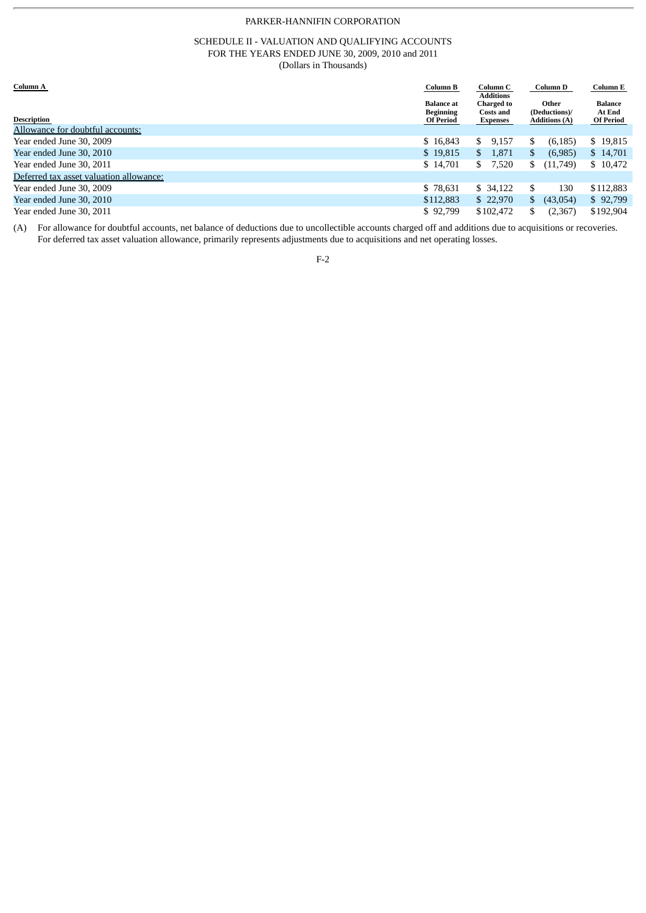PARKER-HANNIFIN CORPORATION

SCHEDULE II - VALUATION AND QUALIFYING ACCOUNTS
FOR THE YEARS ENDED JUNE 30, 2009, 2010 and 2011
(Dollars in Thousands)

| Column A | Column B | Column C | Column D | Column E |
|---|---|---|---|---|
| Description | Balance at Beginning Of Period | Additions Charged to Costs and Expenses | Other (Deductions)/ Additions (A) | Balance At End Of Period |
| Allowance for doubtful accounts: | | | | |
| Year ended June 30, 2009 | $ 16,843 | $ 9,157 | $ (6,185) | $ 19,815 |
| Year ended June 30, 2010 | $ 19,815 | $ 1,871 | $ (6,985) | $ 14,701 |
| Year ended June 30, 2011 | $ 14,701 | $ 7,520 | $ (11,749) | $ 10,472 |
| Deferred tax asset valuation allowance: | | | | |
| Year ended June 30, 2009 | $ 78,631 | $ 34,122 | $ 130 | $112,883 |
| Year ended June 30, 2010 | $112,883 | $ 22,970 | $ (43,054) | $ 92,799 |
| Year ended June 30, 2011 | $ 92,799 | $102,472 | $ (2,367) | $192,904 |

(A) For allowance for doubtful accounts, net balance of deductions due to uncollectible accounts charged off and additions due to acquisitions or recoveries. For deferred tax asset valuation allowance, primarily represents adjustments due to acquisitions and net operating losses.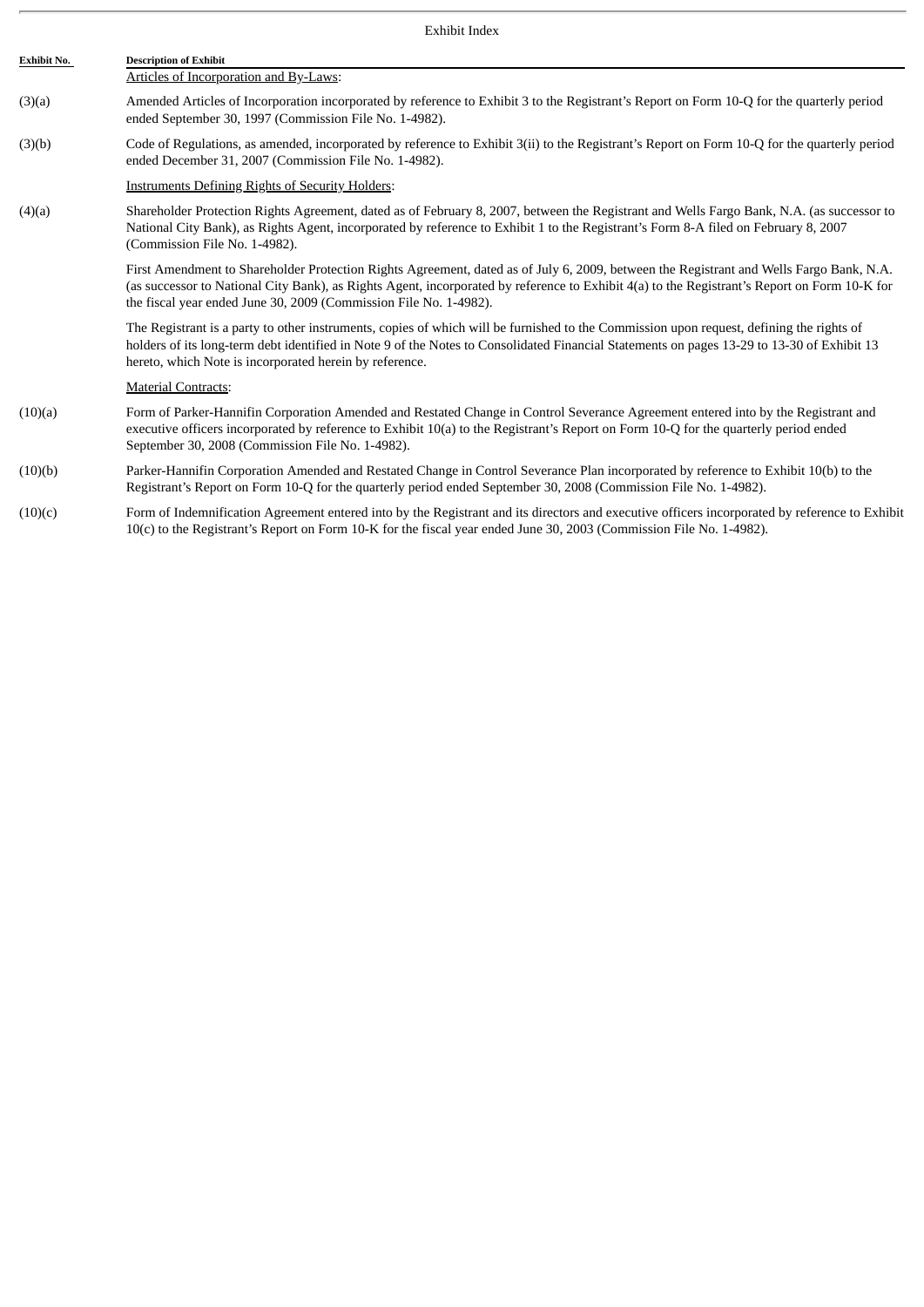Exhibit Index

| Exhibit No. | Description of Exhibit |
| --- | --- |
| | Articles of Incorporation and By-Laws: |
| (3)(a) | Amended Articles of Incorporation incorporated by reference to Exhibit 3 to the Registrant's Report on Form 10-Q for the quarterly period ended September 30, 1997 (Commission File No. 1-4982). |
| (3)(b) | Code of Regulations, as amended, incorporated by reference to Exhibit 3(ii) to the Registrant's Report on Form 10-Q for the quarterly period ended December 31, 2007 (Commission File No. 1-4982). |
| | Instruments Defining Rights of Security Holders: |
| (4)(a) | Shareholder Protection Rights Agreement, dated as of February 8, 2007, between the Registrant and Wells Fargo Bank, N.A. (as successor to National City Bank), as Rights Agent, incorporated by reference to Exhibit 1 to the Registrant's Form 8-A filed on February 8, 2007 (Commission File No. 1-4982). |
| | First Amendment to Shareholder Protection Rights Agreement, dated as of July 6, 2009, between the Registrant and Wells Fargo Bank, N.A. (as successor to National City Bank), as Rights Agent, incorporated by reference to Exhibit 4(a) to the Registrant's Report on Form 10-K for the fiscal year ended June 30, 2009 (Commission File No. 1-4982). |
| | The Registrant is a party to other instruments, copies of which will be furnished to the Commission upon request, defining the rights of holders of its long-term debt identified in Note 9 of the Notes to Consolidated Financial Statements on pages 13-29 to 13-30 of Exhibit 13 hereto, which Note is incorporated herein by reference. |
| | Material Contracts: |
| (10)(a) | Form of Parker-Hannifin Corporation Amended and Restated Change in Control Severance Agreement entered into by the Registrant and executive officers incorporated by reference to Exhibit 10(a) to the Registrant's Report on Form 10-Q for the quarterly period ended September 30, 2008 (Commission File No. 1-4982). |
| (10)(b) | Parker-Hannifin Corporation Amended and Restated Change in Control Severance Plan incorporated by reference to Exhibit 10(b) to the Registrant's Report on Form 10-Q for the quarterly period ended September 30, 2008 (Commission File No. 1-4982). |
| (10)(c) | Form of Indemnification Agreement entered into by the Registrant and its directors and executive officers incorporated by reference to Exhibit 10(c) to the Registrant's Report on Form 10-K for the fiscal year ended June 30, 2003 (Commission File No. 1-4982). |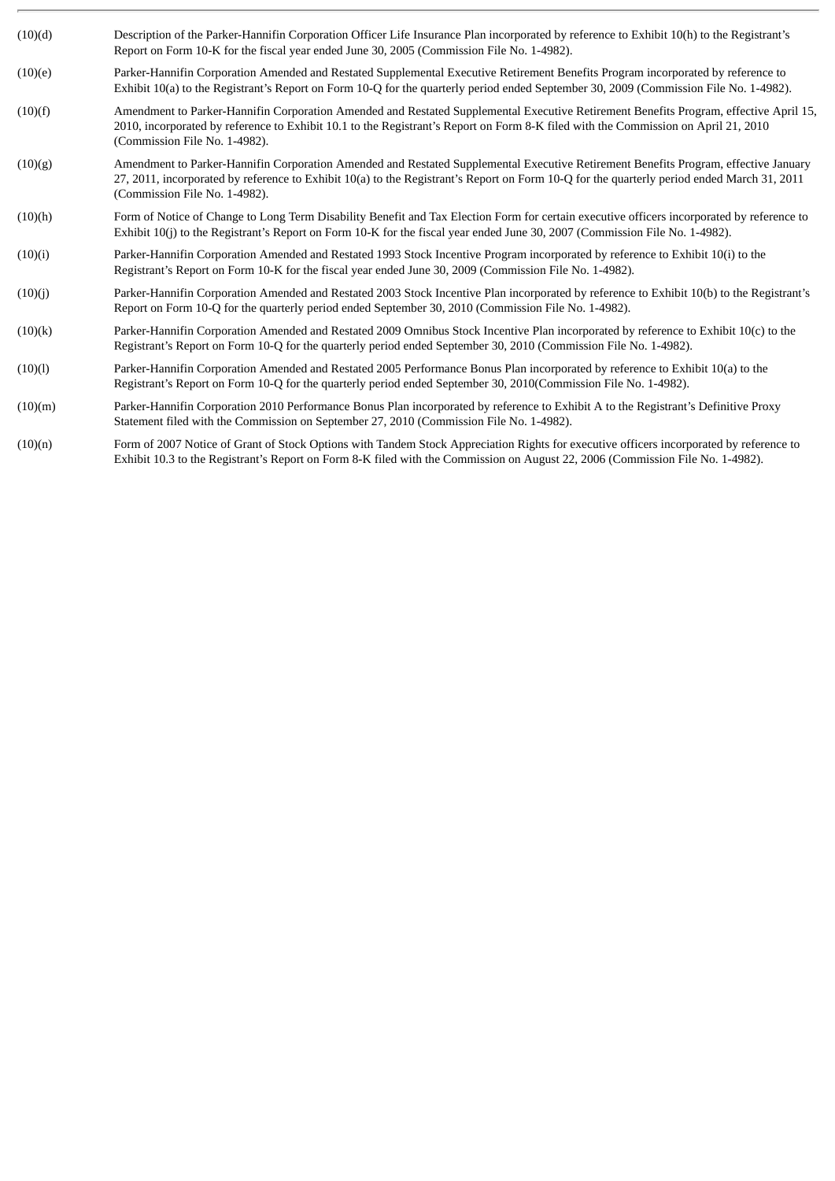| | |
|---|---|
| (10)(d) | Description of the Parker-Hannifin Corporation Officer Life Insurance Plan incorporated by reference to Exhibit 10(h) to the Registrant's Report on Form 10-K for the fiscal year ended June 30, 2005 (Commission File No. 1-4982). |
| (10)(e) | Parker-Hannifin Corporation Amended and Restated Supplemental Executive Retirement Benefits Program incorporated by reference to Exhibit 10(a) to the Registrant's Report on Form 10-Q for the quarterly period ended September 30, 2009 (Commission File No. 1-4982). |
| (10)(f) | Amendment to Parker-Hannifin Corporation Amended and Restated Supplemental Executive Retirement Benefits Program, effective April 15, 2010, incorporated by reference to Exhibit 10.1 to the Registrant's Report on Form 8-K filed with the Commission on April 21, 2010 (Commission File No. 1-4982). |
| (10)(g) | Amendment to Parker-Hannifin Corporation Amended and Restated Supplemental Executive Retirement Benefits Program, effective January 27, 2011, incorporated by reference to Exhibit 10(a) to the Registrant's Report on Form 10-Q for the quarterly period ended March 31, 2011 (Commission File No. 1-4982). |
| (10)(h) | Form of Notice of Change to Long Term Disability Benefit and Tax Election Form for certain executive officers incorporated by reference to Exhibit 10(j) to the Registrant's Report on Form 10-K for the fiscal year ended June 30, 2007 (Commission File No. 1-4982). |
| (10)(i) | Parker-Hannifin Corporation Amended and Restated 1993 Stock Incentive Program incorporated by reference to Exhibit 10(i) to the Registrant's Report on Form 10-K for the fiscal year ended June 30, 2009 (Commission File No. 1-4982). |
| (10)(j) | Parker-Hannifin Corporation Amended and Restated 2003 Stock Incentive Plan incorporated by reference to Exhibit 10(b) to the Registrant's Report on Form 10-Q for the quarterly period ended September 30, 2010 (Commission File No. 1-4982). |
| (10)(k) | Parker-Hannifin Corporation Amended and Restated 2009 Omnibus Stock Incentive Plan incorporated by reference to Exhibit 10(c) to the Registrant's Report on Form 10-Q for the quarterly period ended September 30, 2010 (Commission File No. 1-4982). |
| (10)(l) | Parker-Hannifin Corporation Amended and Restated 2005 Performance Bonus Plan incorporated by reference to Exhibit 10(a) to the Registrant's Report on Form 10-Q for the quarterly period ended September 30, 2010(Commission File No. 1-4982). |
| (10)(m) | Parker-Hannifin Corporation 2010 Performance Bonus Plan incorporated by reference to Exhibit A to the Registrant's Definitive Proxy Statement filed with the Commission on September 27, 2010 (Commission File No. 1-4982). |
| (10)(n) | Form of 2007 Notice of Grant of Stock Options with Tandem Stock Appreciation Rights for executive officers incorporated by reference to Exhibit 10.3 to the Registrant's Report on Form 8-K filed with the Commission on August 22, 2006 (Commission File No. 1-4982). |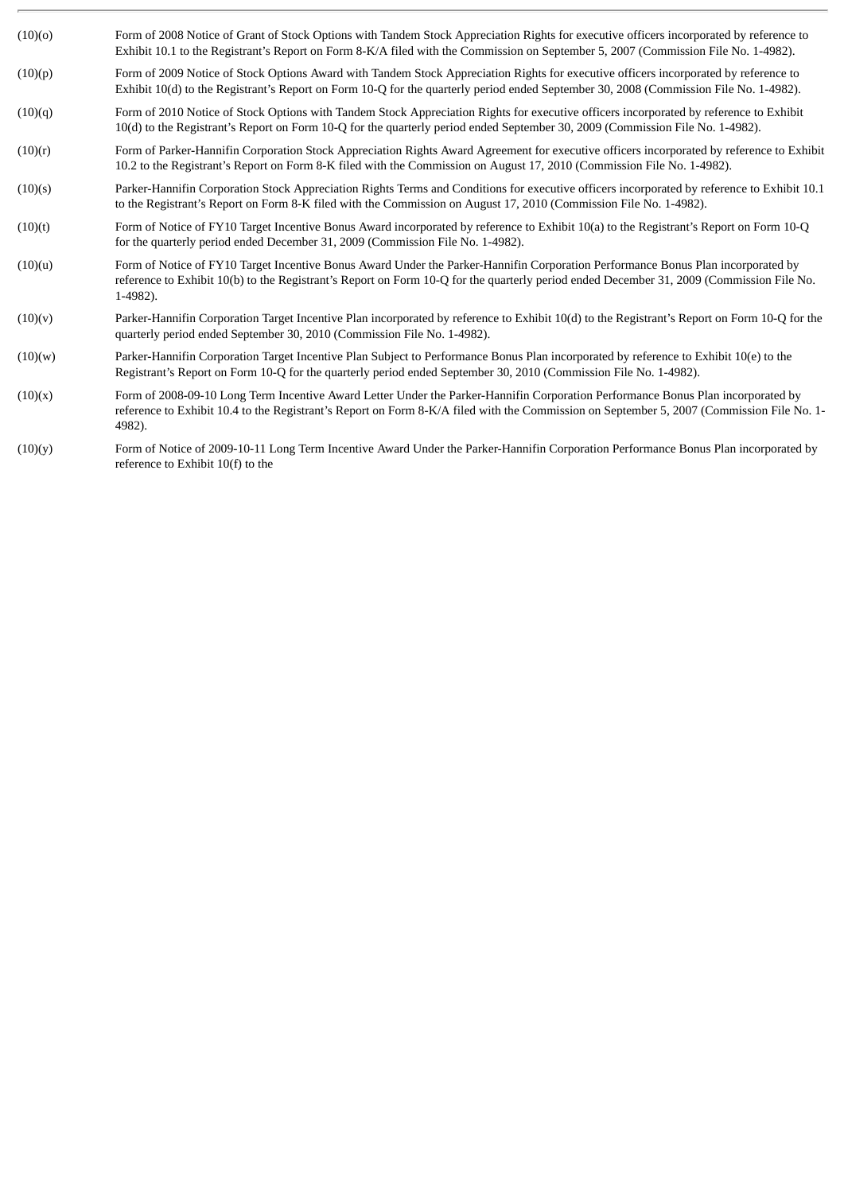| | |
|---|---|
| (10)(o) | Form of 2008 Notice of Grant of Stock Options with Tandem Stock Appreciation Rights for executive officers incorporated by reference to Exhibit 10.1 to the Registrant's Report on Form 8-K/A filed with the Commission on September 5, 2007 (Commission File No. 1-4982). |
| (10)(p) | Form of 2009 Notice of Stock Options Award with Tandem Stock Appreciation Rights for executive officers incorporated by reference to Exhibit 10(d) to the Registrant's Report on Form 10-Q for the quarterly period ended September 30, 2008 (Commission File No. 1-4982). |
| (10)(q) | Form of 2010 Notice of Stock Options with Tandem Stock Appreciation Rights for executive officers incorporated by reference to Exhibit 10(d) to the Registrant's Report on Form 10-Q for the quarterly period ended September 30, 2009 (Commission File No. 1-4982). |
| (10)(r) | Form of Parker-Hannifin Corporation Stock Appreciation Rights Award Agreement for executive officers incorporated by reference to Exhibit 10.2 to the Registrant's Report on Form 8-K filed with the Commission on August 17, 2010 (Commission File No. 1-4982). |
| (10)(s) | Parker-Hannifin Corporation Stock Appreciation Rights Terms and Conditions for executive officers incorporated by reference to Exhibit 10.1 to the Registrant's Report on Form 8-K filed with the Commission on August 17, 2010 (Commission File No. 1-4982). |
| (10)(t) | Form of Notice of FY10 Target Incentive Bonus Award incorporated by reference to Exhibit 10(a) to the Registrant's Report on Form 10-Q for the quarterly period ended December 31, 2009 (Commission File No. 1-4982). |
| (10)(u) | Form of Notice of FY10 Target Incentive Bonus Award Under the Parker-Hannifin Corporation Performance Bonus Plan incorporated by reference to Exhibit 10(b) to the Registrant's Report on Form 10-Q for the quarterly period ended December 31, 2009 (Commission File No. 1-4982). |
| (10)(v) | Parker-Hannifin Corporation Target Incentive Plan incorporated by reference to Exhibit 10(d) to the Registrant's Report on Form 10-Q for the quarterly period ended September 30, 2010 (Commission File No. 1-4982). |
| (10)(w) | Parker-Hannifin Corporation Target Incentive Plan Subject to Performance Bonus Plan incorporated by reference to Exhibit 10(e) to the Registrant's Report on Form 10-Q for the quarterly period ended September 30, 2010 (Commission File No. 1-4982). |
| (10)(x) | Form of 2008-09-10 Long Term Incentive Award Letter Under the Parker-Hannifin Corporation Performance Bonus Plan incorporated by reference to Exhibit 10.4 to the Registrant's Report on Form 8-K/A filed with the Commission on September 5, 2007 (Commission File No. 1-4982). |
| (10)(y) | Form of Notice of 2009-10-11 Long Term Incentive Award Under the Parker-Hannifin Corporation Performance Bonus Plan incorporated by reference to Exhibit 10(f) to the |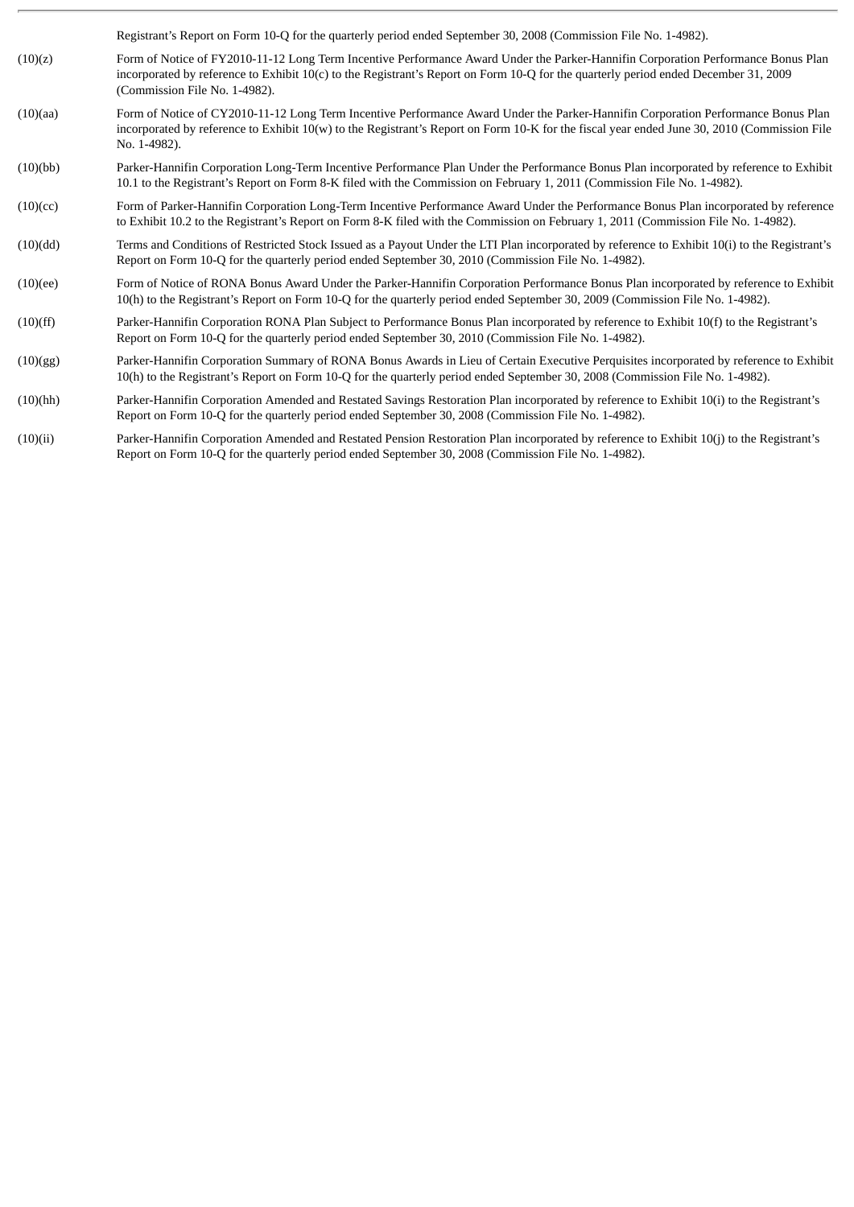Registrant's Report on Form 10-Q for the quarterly period ended September 30, 2008 (Commission File No. 1-4982).

(10)(z) Form of Notice of FY2010-11-12 Long Term Incentive Performance Award Under the Parker-Hannifin Corporation Performance Bonus Plan incorporated by reference to Exhibit 10(c) to the Registrant's Report on Form 10-Q for the quarterly period ended December 31, 2009 (Commission File No. 1-4982).

(10)(aa) Form of Notice of CY2010-11-12 Long Term Incentive Performance Award Under the Parker-Hannifin Corporation Performance Bonus Plan incorporated by reference to Exhibit 10(w) to the Registrant's Report on Form 10-K for the fiscal year ended June 30, 2010 (Commission File No. 1-4982).

(10)(bb) Parker-Hannifin Corporation Long-Term Incentive Performance Plan Under the Performance Bonus Plan incorporated by reference to Exhibit 10.1 to the Registrant's Report on Form 8-K filed with the Commission on February 1, 2011 (Commission File No. 1-4982).

(10)(cc) Form of Parker-Hannifin Corporation Long-Term Incentive Performance Award Under the Performance Bonus Plan incorporated by reference to Exhibit 10.2 to the Registrant's Report on Form 8-K filed with the Commission on February 1, 2011 (Commission File No. 1-4982).

(10)(dd) Terms and Conditions of Restricted Stock Issued as a Payout Under the LTI Plan incorporated by reference to Exhibit 10(i) to the Registrant's Report on Form 10-Q for the quarterly period ended September 30, 2010 (Commission File No. 1-4982).

(10)(ee) Form of Notice of RONA Bonus Award Under the Parker-Hannifin Corporation Performance Bonus Plan incorporated by reference to Exhibit 10(h) to the Registrant's Report on Form 10-Q for the quarterly period ended September 30, 2009 (Commission File No. 1-4982).

(10)(ff) Parker-Hannifin Corporation RONA Plan Subject to Performance Bonus Plan incorporated by reference to Exhibit 10(f) to the Registrant's Report on Form 10-Q for the quarterly period ended September 30, 2010 (Commission File No. 1-4982).

(10)(gg) Parker-Hannifin Corporation Summary of RONA Bonus Awards in Lieu of Certain Executive Perquisites incorporated by reference to Exhibit 10(h) to the Registrant's Report on Form 10-Q for the quarterly period ended September 30, 2008 (Commission File No. 1-4982).

(10)(hh) Parker-Hannifin Corporation Amended and Restated Savings Restoration Plan incorporated by reference to Exhibit 10(i) to the Registrant's Report on Form 10-Q for the quarterly period ended September 30, 2008 (Commission File No. 1-4982).

(10)(ii) Parker-Hannifin Corporation Amended and Restated Pension Restoration Plan incorporated by reference to Exhibit 10(j) to the Registrant's Report on Form 10-Q for the quarterly period ended September 30, 2008 (Commission File No. 1-4982).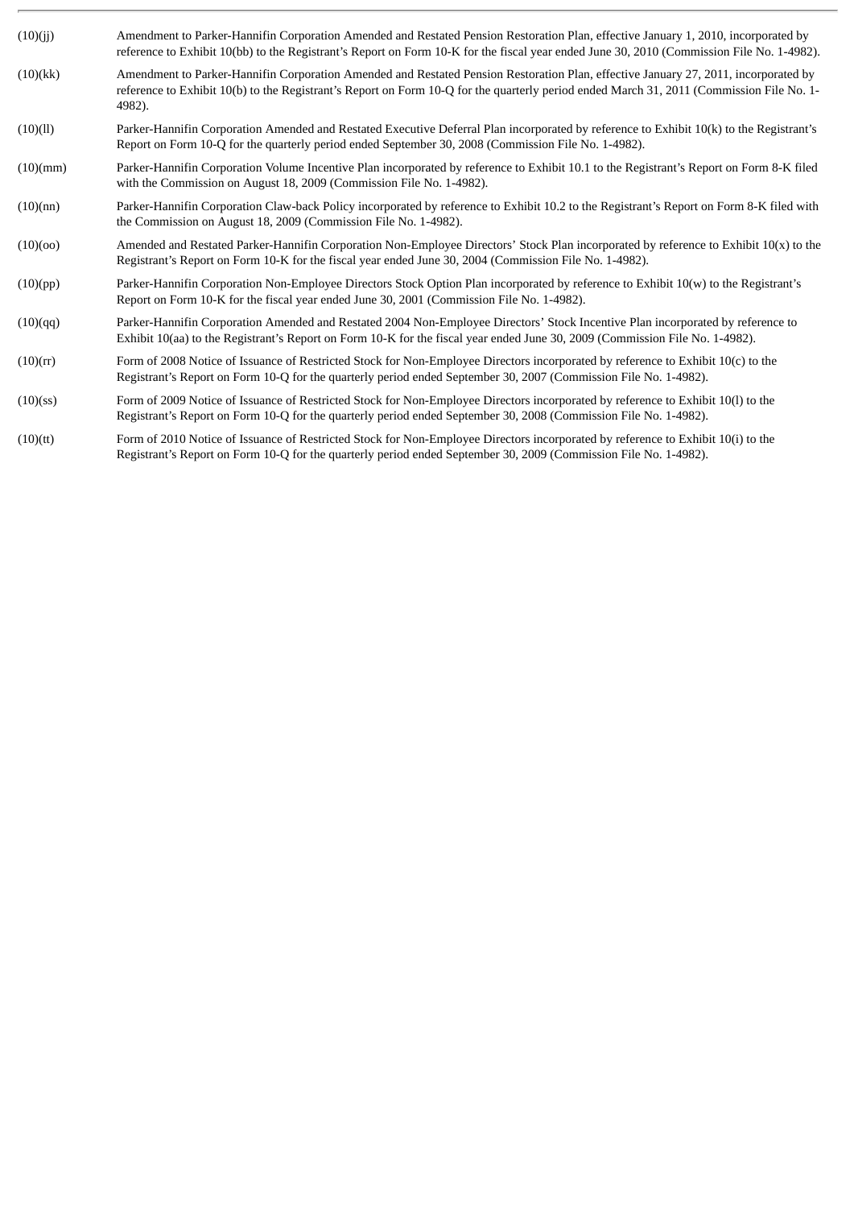| | |
|---|---|
| (10)(jj) | Amendment to Parker-Hannifin Corporation Amended and Restated Pension Restoration Plan, effective January 1, 2010, incorporated by reference to Exhibit 10(bb) to the Registrant's Report on Form 10-K for the fiscal year ended June 30, 2010 (Commission File No. 1-4982). |
| (10)(kk) | Amendment to Parker-Hannifin Corporation Amended and Restated Pension Restoration Plan, effective January 27, 2011, incorporated by reference to Exhibit 10(b) to the Registrant's Report on Form 10-Q for the quarterly period ended March 31, 2011 (Commission File No. 1-4982). |
| (10)(ll) | Parker-Hannifin Corporation Amended and Restated Executive Deferral Plan incorporated by reference to Exhibit 10(k) to the Registrant's Report on Form 10-Q for the quarterly period ended September 30, 2008 (Commission File No. 1-4982). |
| (10)(mm) | Parker-Hannifin Corporation Volume Incentive Plan incorporated by reference to Exhibit 10.1 to the Registrant's Report on Form 8-K filed with the Commission on August 18, 2009 (Commission File No. 1-4982). |
| (10)(nn) | Parker-Hannifin Corporation Claw-back Policy incorporated by reference to Exhibit 10.2 to the Registrant's Report on Form 8-K filed with the Commission on August 18, 2009 (Commission File No. 1-4982). |
| (10)(oo) | Amended and Restated Parker-Hannifin Corporation Non-Employee Directors' Stock Plan incorporated by reference to Exhibit 10(x) to the Registrant's Report on Form 10-K for the fiscal year ended June 30, 2004 (Commission File No. 1-4982). |
| (10)(pp) | Parker-Hannifin Corporation Non-Employee Directors Stock Option Plan incorporated by reference to Exhibit 10(w) to the Registrant's Report on Form 10-K for the fiscal year ended June 30, 2001 (Commission File No. 1-4982). |
| (10)(qq) | Parker-Hannifin Corporation Amended and Restated 2004 Non-Employee Directors' Stock Incentive Plan incorporated by reference to Exhibit 10(aa) to the Registrant's Report on Form 10-K for the fiscal year ended June 30, 2009 (Commission File No. 1-4982). |
| (10)(rr) | Form of 2008 Notice of Issuance of Restricted Stock for Non-Employee Directors incorporated by reference to Exhibit 10(c) to the Registrant's Report on Form 10-Q for the quarterly period ended September 30, 2007 (Commission File No. 1-4982). |
| (10)(ss) | Form of 2009 Notice of Issuance of Restricted Stock for Non-Employee Directors incorporated by reference to Exhibit 10(l) to the Registrant's Report on Form 10-Q for the quarterly period ended September 30, 2008 (Commission File No. 1-4982). |
| (10)(tt) | Form of 2010 Notice of Issuance of Restricted Stock for Non-Employee Directors incorporated by reference to Exhibit 10(i) to the Registrant's Report on Form 10-Q for the quarterly period ended September 30, 2009 (Commission File No. 1-4982). |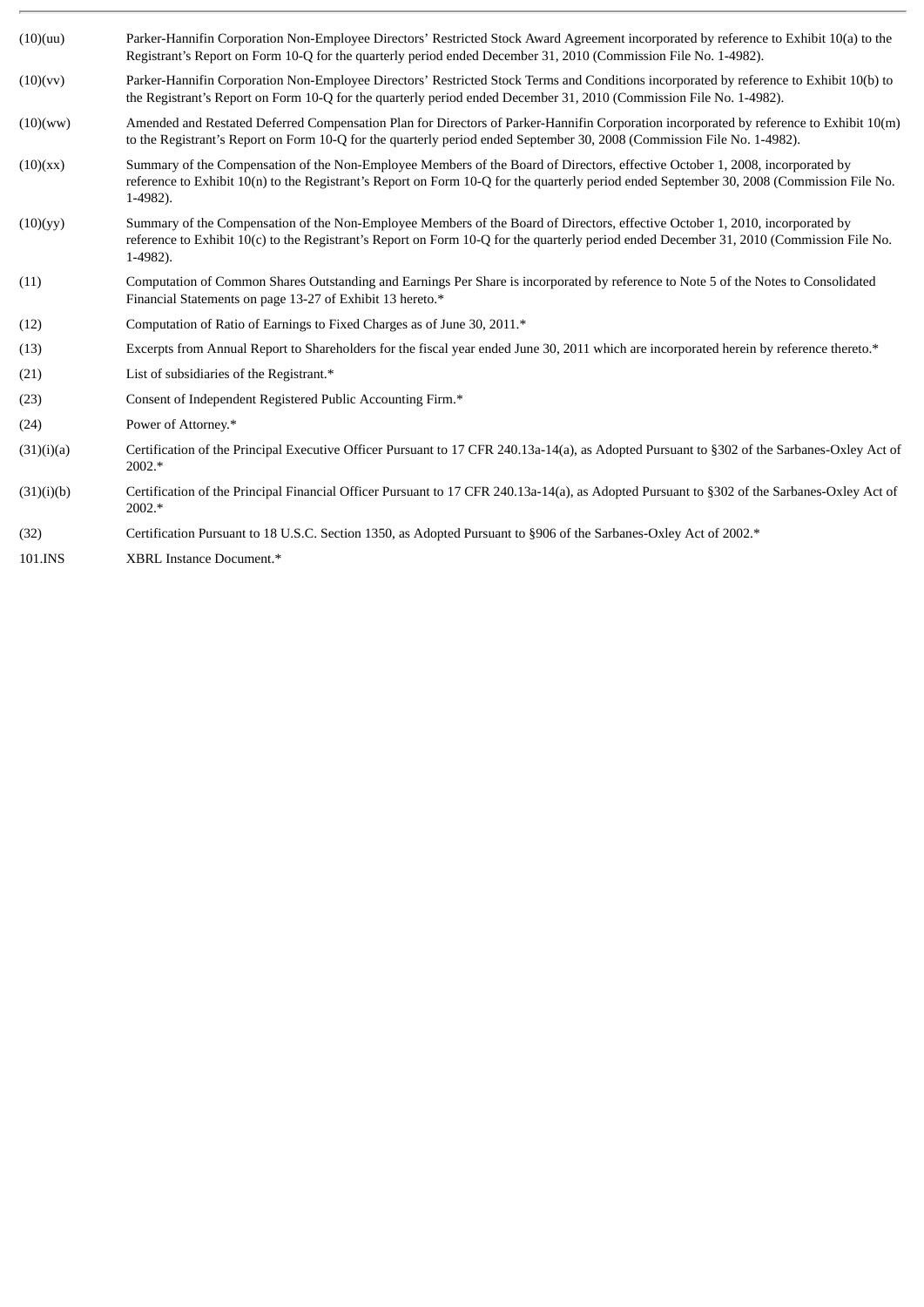| | |
|---|---|
| (10)(uu) | Parker-Hannifin Corporation Non-Employee Directors' Restricted Stock Award Agreement incorporated by reference to Exhibit 10(a) to the Registrant's Report on Form 10-Q for the quarterly period ended December 31, 2010 (Commission File No. 1-4982). |
| (10)(vv) | Parker-Hannifin Corporation Non-Employee Directors' Restricted Stock Terms and Conditions incorporated by reference to Exhibit 10(b) to the Registrant's Report on Form 10-Q for the quarterly period ended December 31, 2010 (Commission File No. 1-4982). |
| (10)(ww) | Amended and Restated Deferred Compensation Plan for Directors of Parker-Hannifin Corporation incorporated by reference to Exhibit 10(m) to the Registrant's Report on Form 10-Q for the quarterly period ended September 30, 2008 (Commission File No. 1-4982). |
| (10)(xx) | Summary of the Compensation of the Non-Employee Members of the Board of Directors, effective October 1, 2008, incorporated by reference to Exhibit 10(n) to the Registrant's Report on Form 10-Q for the quarterly period ended September 30, 2008 (Commission File No. 1-4982). |
| (10)(yy) | Summary of the Compensation of the Non-Employee Members of the Board of Directors, effective October 1, 2010, incorporated by reference to Exhibit 10(c) to the Registrant's Report on Form 10-Q for the quarterly period ended December 31, 2010 (Commission File No. 1-4982). |
| (11) | Computation of Common Shares Outstanding and Earnings Per Share is incorporated by reference to Note 5 of the Notes to Consolidated Financial Statements on page 13-27 of Exhibit 13 hereto.* |
| (12) | Computation of Ratio of Earnings to Fixed Charges as of June 30, 2011.* |
| (13) | Excerpts from Annual Report to Shareholders for the fiscal year ended June 30, 2011 which are incorporated herein by reference thereto.* |
| (21) | List of subsidiaries of the Registrant.* |
| (23) | Consent of Independent Registered Public Accounting Firm.* |
| (24) | Power of Attorney.* |
| (31)(i)(a) | Certification of the Principal Executive Officer Pursuant to 17 CFR 240.13a-14(a), as Adopted Pursuant to §302 of the Sarbanes-Oxley Act of 2002.* |
| (31)(i)(b) | Certification of the Principal Financial Officer Pursuant to 17 CFR 240.13a-14(a), as Adopted Pursuant to §302 of the Sarbanes-Oxley Act of 2002.* |
| (32) | Certification Pursuant to 18 U.S.C. Section 1350, as Adopted Pursuant to §906 of the Sarbanes-Oxley Act of 2002.* |
| 101.INS | XBRL Instance Document.* |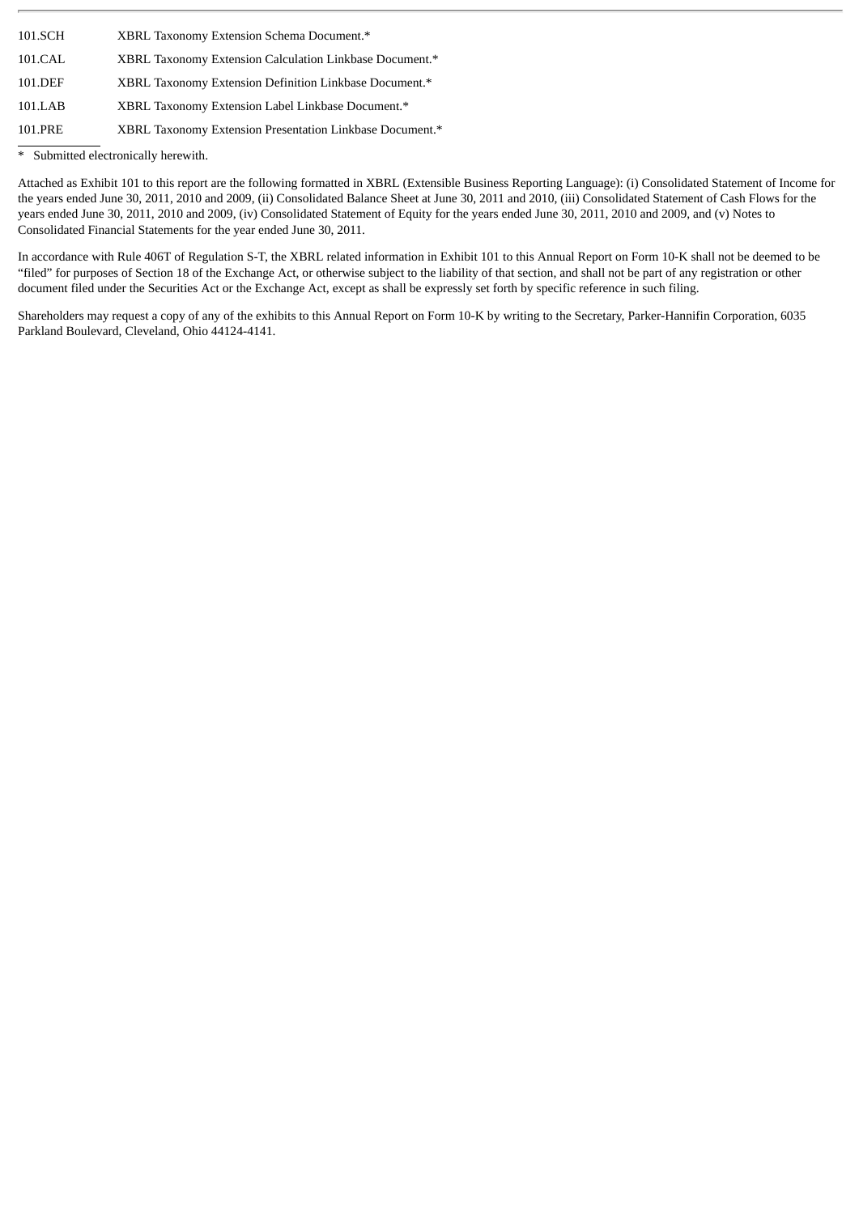| | |
|---|---|
| 101.SCH | XBRL Taxonomy Extension Schema Document.* |
| 101.CAL | XBRL Taxonomy Extension Calculation Linkbase Document.* |
| 101.DEF | XBRL Taxonomy Extension Definition Linkbase Document.* |
| 101.LAB | XBRL Taxonomy Extension Label Linkbase Document.* |
| 101.PRE | XBRL Taxonomy Extension Presentation Linkbase Document.* |

\* Submitted electronically herewith.

Attached as Exhibit 101 to this report are the following formatted in XBRL (Extensible Business Reporting Language): (i) Consolidated Statement of Income for the years ended June 30, 2011, 2010 and 2009, (ii) Consolidated Balance Sheet at June 30, 2011 and 2010, (iii) Consolidated Statement of Cash Flows for the years ended June 30, 2011, 2010 and 2009, (iv) Consolidated Statement of Equity for the years ended June 30, 2011, 2010 and 2009, and (v) Notes to Consolidated Financial Statements for the year ended June 30, 2011.

In accordance with Rule 406T of Regulation S-T, the XBRL related information in Exhibit 101 to this Annual Report on Form 10-K shall not be deemed to be "filed" for purposes of Section 18 of the Exchange Act, or otherwise subject to the liability of that section, and shall not be part of any registration or other document filed under the Securities Act or the Exchange Act, except as shall be expressly set forth by specific reference in such filing.

Shareholders may request a copy of any of the exhibits to this Annual Report on Form 10-K by writing to the Secretary, Parker-Hannifin Corporation, 6035 Parkland Boulevard, Cleveland, Ohio 44124-4141.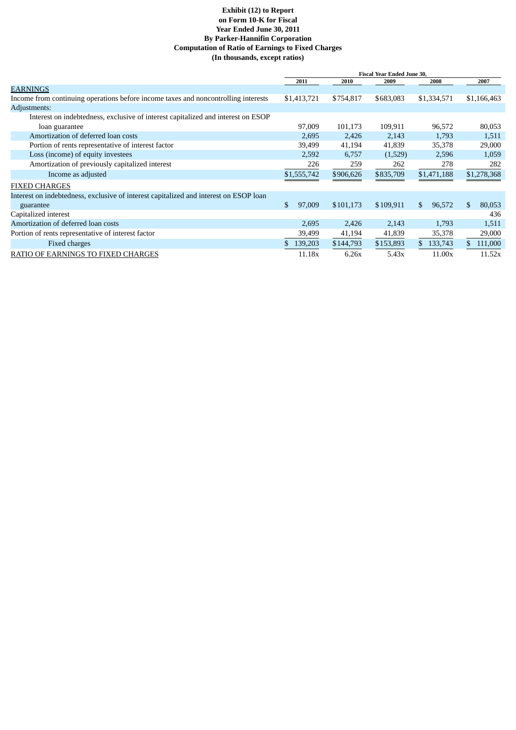**Exhibit (12) to Report**
**on Form 10-K for Fiscal**
**Year Ended June 30, 2011**
**By Parker-Hannifin Corporation**
**Computation of Ratio of Earnings to Fixed Charges**
**(In thousands, except ratios)**

| | Fiscal Year Ended June 30, | | | | |
|---|---|---|---|---|---|
| | 2011 | 2010 | 2009 | 2008 | 2007 |
| EARNINGS | | | | | |
| Income from continuing operations before income taxes and noncontrolling interests | $1,413,721 | $754,817 | $683,083 | $1,334,571 | $1,166,463 |
| Adjustments: | | | | | |
| Interest on indebtedness, exclusive of interest capitalized and interest on ESOP loan guarantee | 97,009 | 101,173 | 109,911 | 96,572 | 80,053 |
| Amortization of deferred loan costs | 2,695 | 2,426 | 2,143 | 1,793 | 1,511 |
| Portion of rents representative of interest factor | 39,499 | 41,194 | 41,839 | 35,378 | 29,000 |
| Loss (income) of equity investees | 2,592 | 6,757 | (1,529) | 2,596 | 1,059 |
| Amortization of previously capitalized interest | 226 | 259 | 262 | 278 | 282 |
| Income as adjusted | $1,555,742 | $906,626 | $835,709 | $1,471,188 | $1,278,368 |
| FIXED CHARGES | | | | | |
| Interest on indebtedness, exclusive of interest capitalized and interest on ESOP loan guarantee | $ 97,009 | $101,173 | $109,911 | $ 96,572 | $ 80,053 |
| Capitalized interest | | | | | 436 |
| Amortization of deferred loan costs | 2,695 | 2,426 | 2,143 | 1,793 | 1,511 |
| Portion of rents representative of interest factor | 39,499 | 41,194 | 41,839 | 35,378 | 29,000 |
| Fixed charges | $ 139,203 | $144,793 | $153,893 | $ 133,743 | $ 111,000 |
| RATIO OF EARNINGS TO FIXED CHARGES | 11.18x | 6.26x | 5.43x | 11.00x | 11.52x |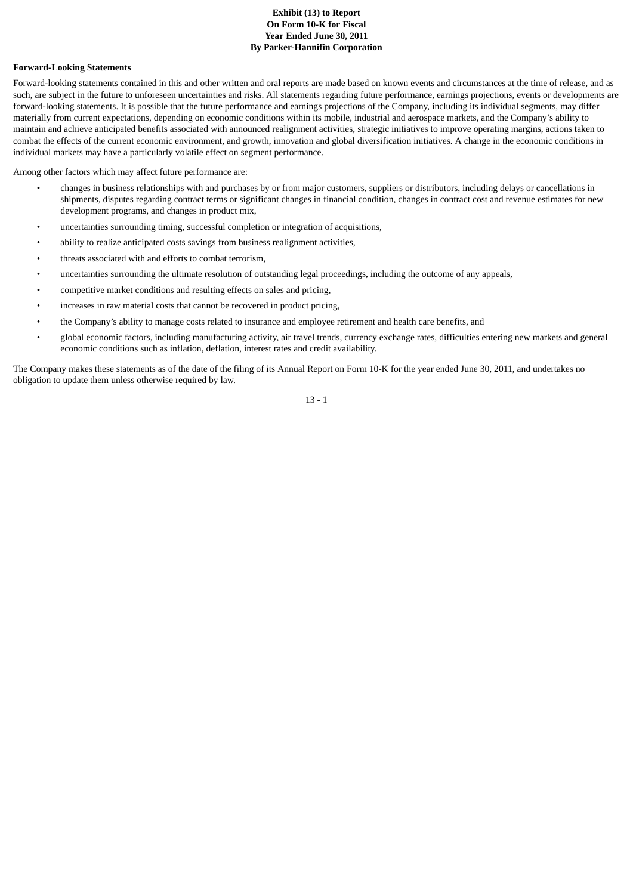**Exhibit (13) to Report**
**On Form 10-K for Fiscal**
**Year Ended June 30, 2011**
**By Parker-Hannifin Corporation**

**Forward-Looking Statements**

Forward-looking statements contained in this and other written and oral reports are made based on known events and circumstances at the time of release, and as such, are subject in the future to unforeseen uncertainties and risks. All statements regarding future performance, earnings projections, events or developments are forward-looking statements. It is possible that the future performance and earnings projections of the Company, including its individual segments, may differ materially from current expectations, depending on economic conditions within its mobile, industrial and aerospace markets, and the Company's ability to maintain and achieve anticipated benefits associated with announced realignment activities, strategic initiatives to improve operating margins, actions taken to combat the effects of the current economic environment, and growth, innovation and global diversification initiatives. A change in the economic conditions in individual markets may have a particularly volatile effect on segment performance.

Among other factors which may affect future performance are:

- changes in business relationships with and purchases by or from major customers, suppliers or distributors, including delays or cancellations in shipments, disputes regarding contract terms or significant changes in financial condition, changes in contract cost and revenue estimates for new development programs, and changes in product mix,
- uncertainties surrounding timing, successful completion or integration of acquisitions,
- ability to realize anticipated costs savings from business realignment activities,
- threats associated with and efforts to combat terrorism,
- uncertainties surrounding the ultimate resolution of outstanding legal proceedings, including the outcome of any appeals,
- competitive market conditions and resulting effects on sales and pricing,
- increases in raw material costs that cannot be recovered in product pricing,
- the Company's ability to manage costs related to insurance and employee retirement and health care benefits, and
- global economic factors, including manufacturing activity, air travel trends, currency exchange rates, difficulties entering new markets and general economic conditions such as inflation, deflation, interest rates and credit availability.

The Company makes these statements as of the date of the filing of its Annual Report on Form 10-K for the year ended June 30, 2011, and undertakes no obligation to update them unless otherwise required by law.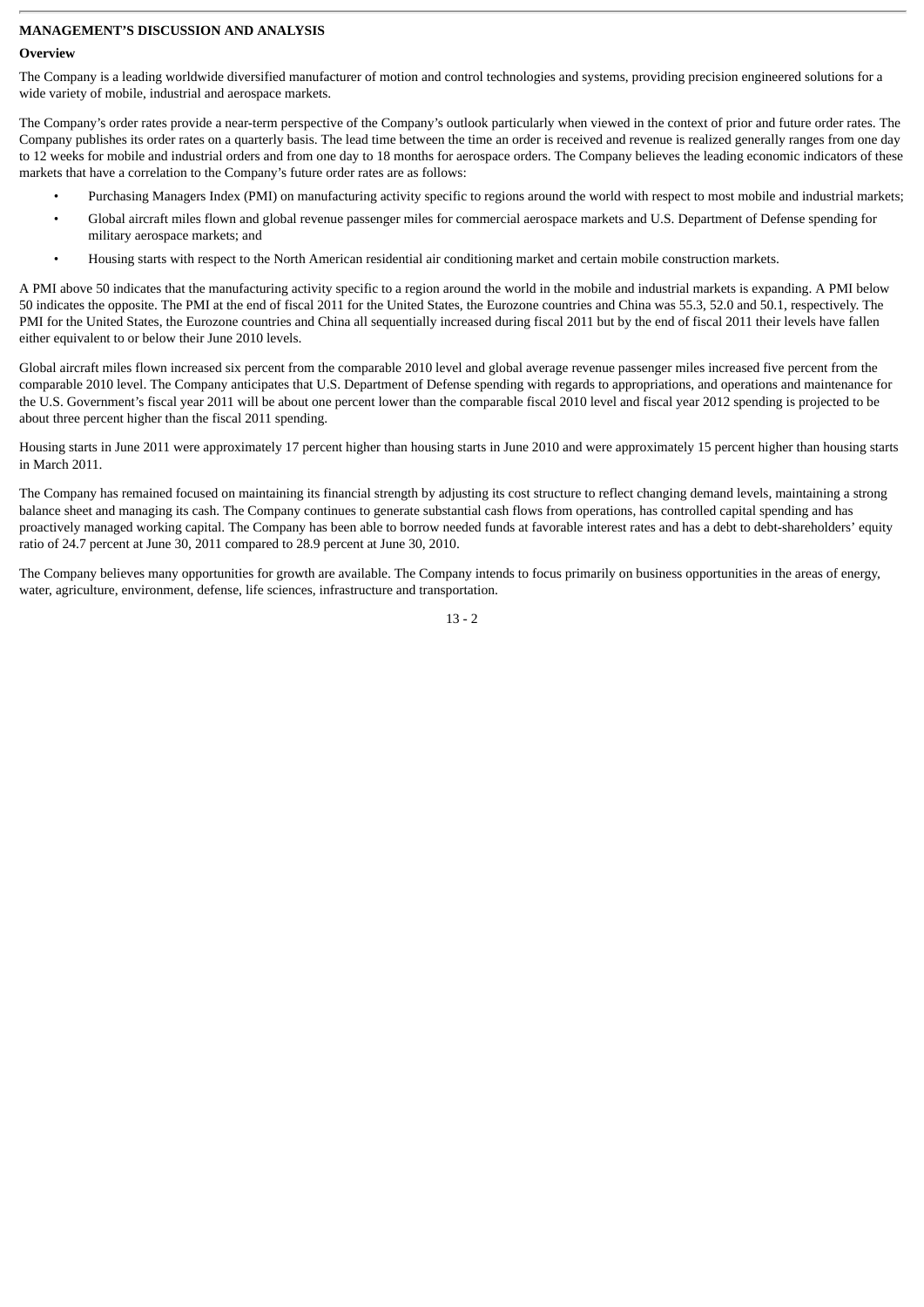**MANAGEMENT'S DISCUSSION AND ANALYSIS**

**Overview**

The Company is a leading worldwide diversified manufacturer of motion and control technologies and systems, providing precision engineered solutions for a wide variety of mobile, industrial and aerospace markets.

The Company's order rates provide a near-term perspective of the Company's outlook particularly when viewed in the context of prior and future order rates. The Company publishes its order rates on a quarterly basis. The lead time between the time an order is received and revenue is realized generally ranges from one day to 12 weeks for mobile and industrial orders and from one day to 18 months for aerospace orders. The Company believes the leading economic indicators of these markets that have a correlation to the Company's future order rates are as follows:

- Purchasing Managers Index (PMI) on manufacturing activity specific to regions around the world with respect to most mobile and industrial markets;
- Global aircraft miles flown and global revenue passenger miles for commercial aerospace markets and U.S. Department of Defense spending for military aerospace markets; and
- Housing starts with respect to the North American residential air conditioning market and certain mobile construction markets.

A PMI above 50 indicates that the manufacturing activity specific to a region around the world in the mobile and industrial markets is expanding. A PMI below 50 indicates the opposite. The PMI at the end of fiscal 2011 for the United States, the Eurozone countries and China was 55.3, 52.0 and 50.1, respectively. The PMI for the United States, the Eurozone countries and China all sequentially increased during fiscal 2011 but by the end of fiscal 2011 their levels have fallen either equivalent to or below their June 2010 levels.

Global aircraft miles flown increased six percent from the comparable 2010 level and global average revenue passenger miles increased five percent from the comparable 2010 level. The Company anticipates that U.S. Department of Defense spending with regards to appropriations, and operations and maintenance for the U.S. Government's fiscal year 2011 will be about one percent lower than the comparable fiscal 2010 level and fiscal year 2012 spending is projected to be about three percent higher than the fiscal 2011 spending.

Housing starts in June 2011 were approximately 17 percent higher than housing starts in June 2010 and were approximately 15 percent higher than housing starts in March 2011.

The Company has remained focused on maintaining its financial strength by adjusting its cost structure to reflect changing demand levels, maintaining a strong balance sheet and managing its cash. The Company continues to generate substantial cash flows from operations, has controlled capital spending and has proactively managed working capital. The Company has been able to borrow needed funds at favorable interest rates and has a debt to debt-shareholders' equity ratio of 24.7 percent at June 30, 2011 compared to 28.9 percent at June 30, 2010.

The Company believes many opportunities for growth are available. The Company intends to focus primarily on business opportunities in the areas of energy, water, agriculture, environment, defense, life sciences, infrastructure and transportation.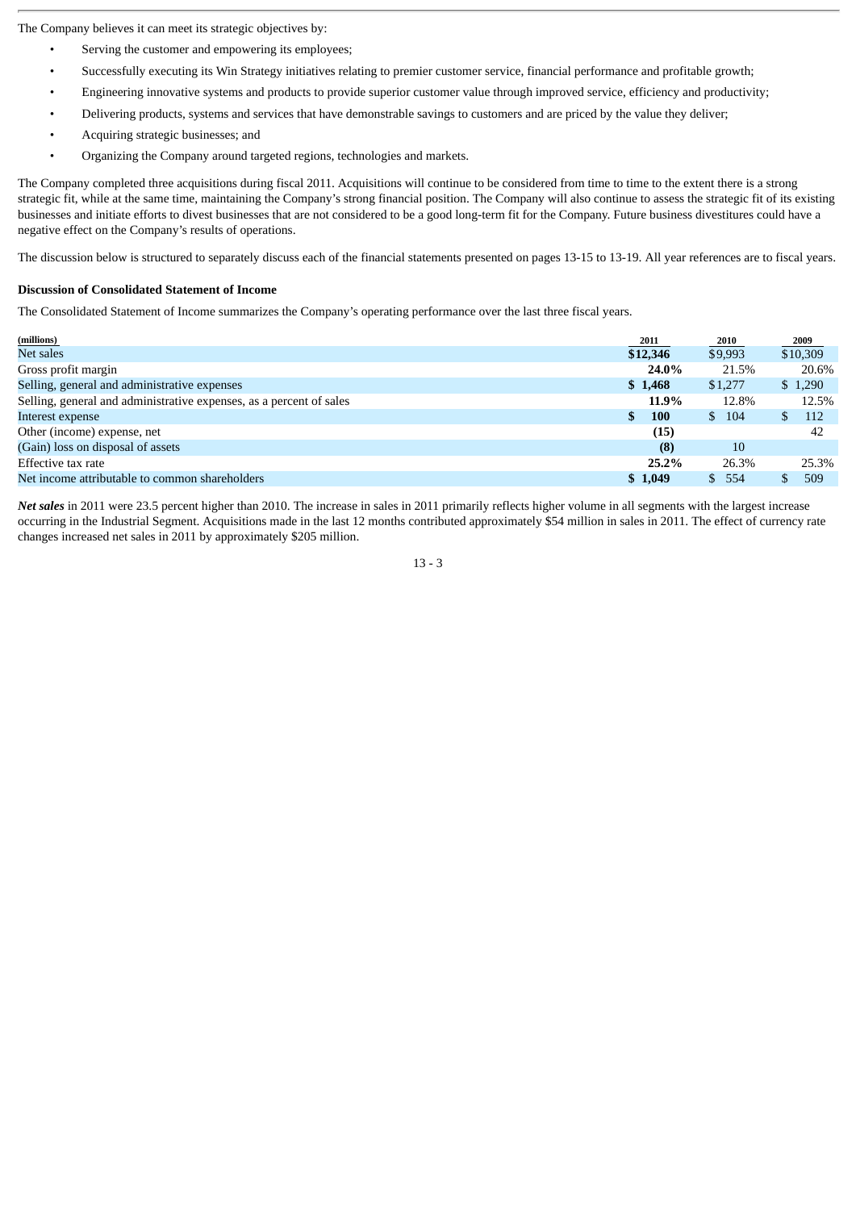The Company believes it can meet its strategic objectives by:

- Serving the customer and empowering its employees;
- Successfully executing its Win Strategy initiatives relating to premier customer service, financial performance and profitable growth;
- Engineering innovative systems and products to provide superior customer value through improved service, efficiency and productivity;
- Delivering products, systems and services that have demonstrable savings to customers and are priced by the value they deliver;
- Acquiring strategic businesses; and
- Organizing the Company around targeted regions, technologies and markets.

The Company completed three acquisitions during fiscal 2011. Acquisitions will continue to be considered from time to time to the extent there is a strong strategic fit, while at the same time, maintaining the Company's strong financial position. The Company will also continue to assess the strategic fit of its existing businesses and initiate efforts to divest businesses that are not considered to be a good long-term fit for the Company. Future business divestitures could have a negative effect on the Company's results of operations.

The discussion below is structured to separately discuss each of the financial statements presented on pages 13-15 to 13-19. All year references are to fiscal years.

**Discussion of Consolidated Statement of Income**

The Consolidated Statement of Income summarizes the Company's operating performance over the last three fiscal years.

| (millions) | 2011 | 2010 | 2009 |
|---|---|---|---|
| Net sales | **$12,346** | $9,993 | $10,309 |
| Gross profit margin | **24.0%** | 21.5% | 20.6% |
| Selling, general and administrative expenses | **$ 1,468** | $1,277 | $ 1,290 |
| Selling, general and administrative expenses, as a percent of sales | **11.9%** | 12.8% | 12.5% |
| Interest expense | **$ 100** | $ 104 | $ 112 |
| Other (income) expense, net | **(15)** | | 42 |
| (Gain) loss on disposal of assets | **(8)** | 10 | |
| Effective tax rate | **25.2%** | 26.3% | 25.3% |
| Net income attributable to common shareholders | **$ 1,049** | $ 554 | $ 509 |

***Net sales*** in 2011 were 23.5 percent higher than 2010. The increase in sales in 2011 primarily reflects higher volume in all segments with the largest increase occurring in the Industrial Segment. Acquisitions made in the last 12 months contributed approximately $54 million in sales in 2011. The effect of currency rate changes increased net sales in 2011 by approximately $205 million.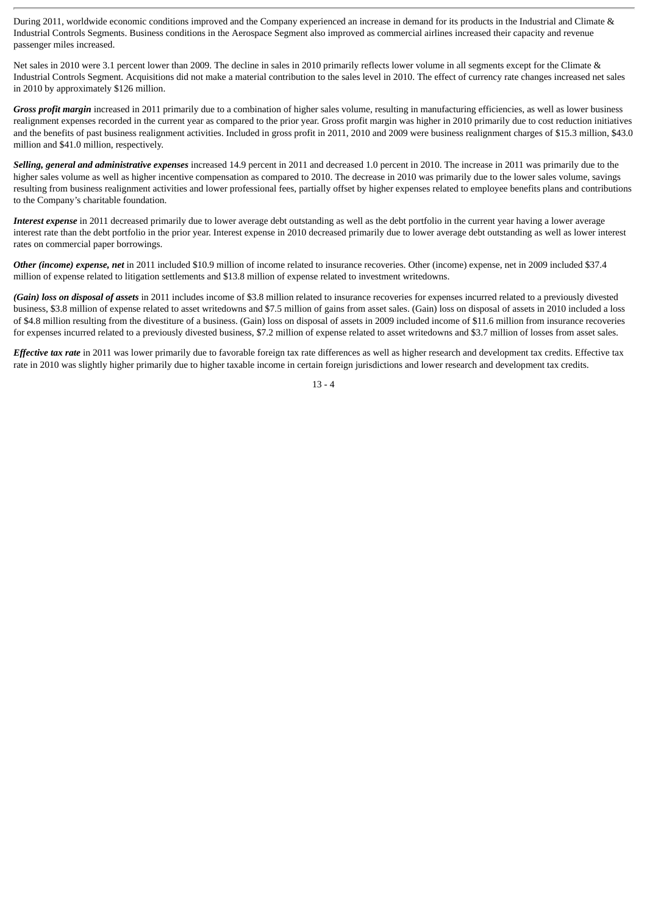During 2011, worldwide economic conditions improved and the Company experienced an increase in demand for its products in the Industrial and Climate & Industrial Controls Segments. Business conditions in the Aerospace Segment also improved as commercial airlines increased their capacity and revenue passenger miles increased.

Net sales in 2010 were 3.1 percent lower than 2009. The decline in sales in 2010 primarily reflects lower volume in all segments except for the Climate & Industrial Controls Segment. Acquisitions did not make a material contribution to the sales level in 2010. The effect of currency rate changes increased net sales in 2010 by approximately $126 million.

***Gross profit margin*** increased in 2011 primarily due to a combination of higher sales volume, resulting in manufacturing efficiencies, as well as lower business realignment expenses recorded in the current year as compared to the prior year. Gross profit margin was higher in 2010 primarily due to cost reduction initiatives and the benefits of past business realignment activities. Included in gross profit in 2011, 2010 and 2009 were business realignment charges of $15.3 million, $43.0 million and $41.0 million, respectively.

***Selling, general and administrative expenses*** increased 14.9 percent in 2011 and decreased 1.0 percent in 2010. The increase in 2011 was primarily due to the higher sales volume as well as higher incentive compensation as compared to 2010. The decrease in 2010 was primarily due to the lower sales volume, savings resulting from business realignment activities and lower professional fees, partially offset by higher expenses related to employee benefits plans and contributions to the Company's charitable foundation.

***Interest expense*** in 2011 decreased primarily due to lower average debt outstanding as well as the debt portfolio in the current year having a lower average interest rate than the debt portfolio in the prior year. Interest expense in 2010 decreased primarily due to lower average debt outstanding as well as lower interest rates on commercial paper borrowings.

***Other (income) expense, net*** in 2011 included $10.9 million of income related to insurance recoveries. Other (income) expense, net in 2009 included $37.4 million of expense related to litigation settlements and $13.8 million of expense related to investment writedowns.

***(Gain) loss on disposal of assets*** in 2011 includes income of $3.8 million related to insurance recoveries for expenses incurred related to a previously divested business, $3.8 million of expense related to asset writedowns and $7.5 million of gains from asset sales. (Gain) loss on disposal of assets in 2010 included a loss of $4.8 million resulting from the divestiture of a business. (Gain) loss on disposal of assets in 2009 included income of $11.6 million from insurance recoveries for expenses incurred related to a previously divested business, $7.2 million of expense related to asset writedowns and $3.7 million of losses from asset sales.

***Effective tax rate*** in 2011 was lower primarily due to favorable foreign tax rate differences as well as higher research and development tax credits. Effective tax rate in 2010 was slightly higher primarily due to higher taxable income in certain foreign jurisdictions and lower research and development tax credits.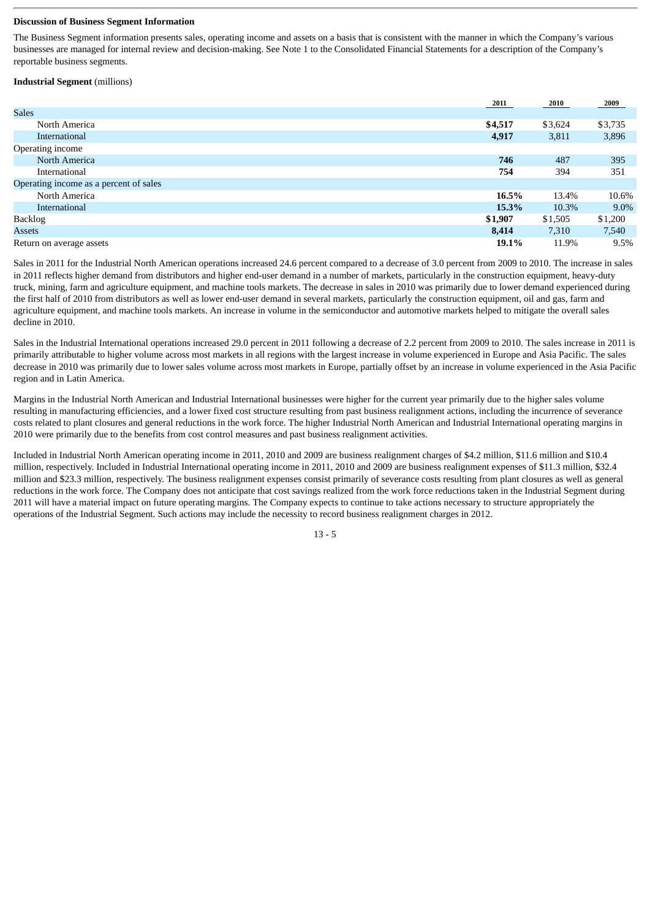**Discussion of Business Segment Information**

The Business Segment information presents sales, operating income and assets on a basis that is consistent with the manner in which the Company's various businesses are managed for internal review and decision-making. See Note 1 to the Consolidated Financial Statements for a description of the Company's reportable business segments.

**Industrial Segment** (millions)

| | 2011 | 2010 | 2009 |
|---|---|---|---|
| Sales | | | |
| North America | **$4,517** | $3,624 | $3,735 |
| International | **4,917** | 3,811 | 3,896 |
| Operating income | | | |
| North America | **746** | 487 | 395 |
| International | **754** | 394 | 351 |
| Operating income as a percent of sales | | | |
| North America | **16.5%** | 13.4% | 10.6% |
| International | **15.3%** | 10.3% | 9.0% |
| Backlog | **$1,907** | $1,505 | $1,200 |
| Assets | **8,414** | 7,310 | 7,540 |
| Return on average assets | **19.1%** | 11.9% | 9.5% |

Sales in 2011 for the Industrial North American operations increased 24.6 percent compared to a decrease of 3.0 percent from 2009 to 2010. The increase in sales in 2011 reflects higher demand from distributors and higher end-user demand in a number of markets, particularly in the construction equipment, heavy-duty truck, mining, farm and agriculture equipment, and machine tools markets. The decrease in sales in 2010 was primarily due to lower demand experienced during the first half of 2010 from distributors as well as lower end-user demand in several markets, particularly the construction equipment, oil and gas, farm and agriculture equipment, and machine tools markets. An increase in volume in the semiconductor and automotive markets helped to mitigate the overall sales decline in 2010.

Sales in the Industrial International operations increased 29.0 percent in 2011 following a decrease of 2.2 percent from 2009 to 2010. The sales increase in 2011 is primarily attributable to higher volume across most markets in all regions with the largest increase in volume experienced in Europe and Asia Pacific. The sales decrease in 2010 was primarily due to lower sales volume across most markets in Europe, partially offset by an increase in volume experienced in the Asia Pacific region and in Latin America.

Margins in the Industrial North American and Industrial International businesses were higher for the current year primarily due to the higher sales volume resulting in manufacturing efficiencies, and a lower fixed cost structure resulting from past business realignment actions, including the incurrence of severance costs related to plant closures and general reductions in the work force. The higher Industrial North American and Industrial International operating margins in 2010 were primarily due to the benefits from cost control measures and past business realignment activities.

Included in Industrial North American operating income in 2011, 2010 and 2009 are business realignment charges of $4.2 million, $11.6 million and $10.4 million, respectively. Included in Industrial International operating income in 2011, 2010 and 2009 are business realignment expenses of $11.3 million, $32.4 million and $23.3 million, respectively. The business realignment expenses consist primarily of severance costs resulting from plant closures as well as general reductions in the work force. The Company does not anticipate that cost savings realized from the work force reductions taken in the Industrial Segment during 2011 will have a material impact on future operating margins. The Company expects to continue to take actions necessary to structure appropriately the operations of the Industrial Segment. Such actions may include the necessity to record business realignment charges in 2012.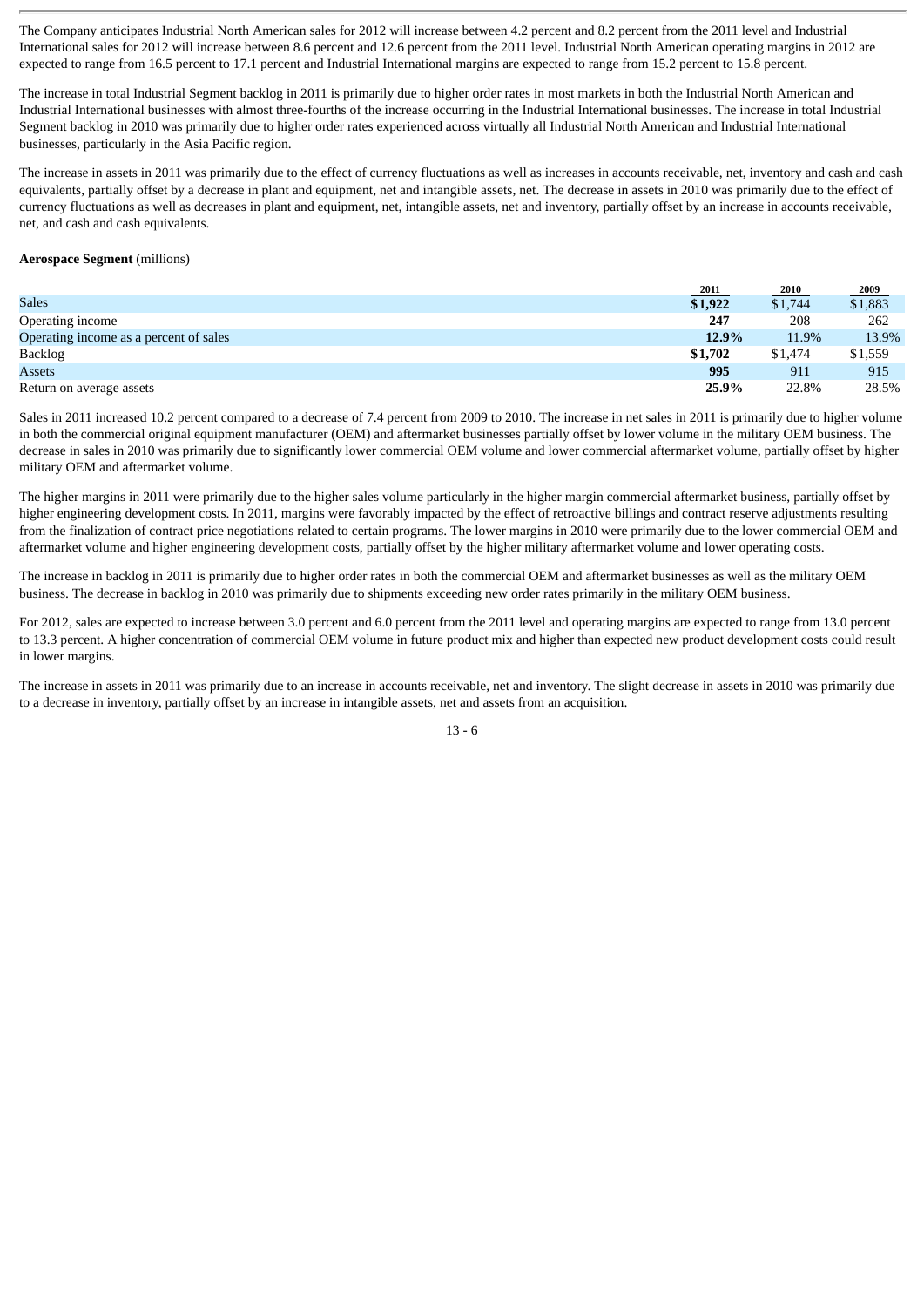The Company anticipates Industrial North American sales for 2012 will increase between 4.2 percent and 8.2 percent from the 2011 level and Industrial International sales for 2012 will increase between 8.6 percent and 12.6 percent from the 2011 level. Industrial North American operating margins in 2012 are expected to range from 16.5 percent to 17.1 percent and Industrial International margins are expected to range from 15.2 percent to 15.8 percent.

The increase in total Industrial Segment backlog in 2011 is primarily due to higher order rates in most markets in both the Industrial North American and Industrial International businesses with almost three-fourths of the increase occurring in the Industrial International businesses. The increase in total Industrial Segment backlog in 2010 was primarily due to higher order rates experienced across virtually all Industrial North American and Industrial International businesses, particularly in the Asia Pacific region.

The increase in assets in 2011 was primarily due to the effect of currency fluctuations as well as increases in accounts receivable, net, inventory and cash and cash equivalents, partially offset by a decrease in plant and equipment, net and intangible assets, net. The decrease in assets in 2010 was primarily due to the effect of currency fluctuations as well as decreases in plant and equipment, net, intangible assets, net and inventory, partially offset by an increase in accounts receivable, net, and cash and cash equivalents.

**Aerospace Segment** (millions)

| | 2011 | 2010 | 2009 |
|---|---|---|---|
| Sales | **$1,922** | $1,744 | $1,883 |
| Operating income | **247** | 208 | 262 |
| Operating income as a percent of sales | **12.9%** | 11.9% | 13.9% |
| Backlog | **$1,702** | $1,474 | $1,559 |
| Assets | **995** | 911 | 915 |
| Return on average assets | **25.9%** | 22.8% | 28.5% |

Sales in 2011 increased 10.2 percent compared to a decrease of 7.4 percent from 2009 to 2010. The increase in net sales in 2011 is primarily due to higher volume in both the commercial original equipment manufacturer (OEM) and aftermarket businesses partially offset by lower volume in the military OEM business. The decrease in sales in 2010 was primarily due to significantly lower commercial OEM volume and lower commercial aftermarket volume, partially offset by higher military OEM and aftermarket volume.

The higher margins in 2011 were primarily due to the higher sales volume particularly in the higher margin commercial aftermarket business, partially offset by higher engineering development costs. In 2011, margins were favorably impacted by the effect of retroactive billings and contract reserve adjustments resulting from the finalization of contract price negotiations related to certain programs. The lower margins in 2010 were primarily due to the lower commercial OEM and aftermarket volume and higher engineering development costs, partially offset by the higher military aftermarket volume and lower operating costs.

The increase in backlog in 2011 is primarily due to higher order rates in both the commercial OEM and aftermarket businesses as well as the military OEM business. The decrease in backlog in 2010 was primarily due to shipments exceeding new order rates primarily in the military OEM business.

For 2012, sales are expected to increase between 3.0 percent and 6.0 percent from the 2011 level and operating margins are expected to range from 13.0 percent to 13.3 percent. A higher concentration of commercial OEM volume in future product mix and higher than expected new product development costs could result in lower margins.

The increase in assets in 2011 was primarily due to an increase in accounts receivable, net and inventory. The slight decrease in assets in 2010 was primarily due to a decrease in inventory, partially offset by an increase in intangible assets, net and assets from an acquisition.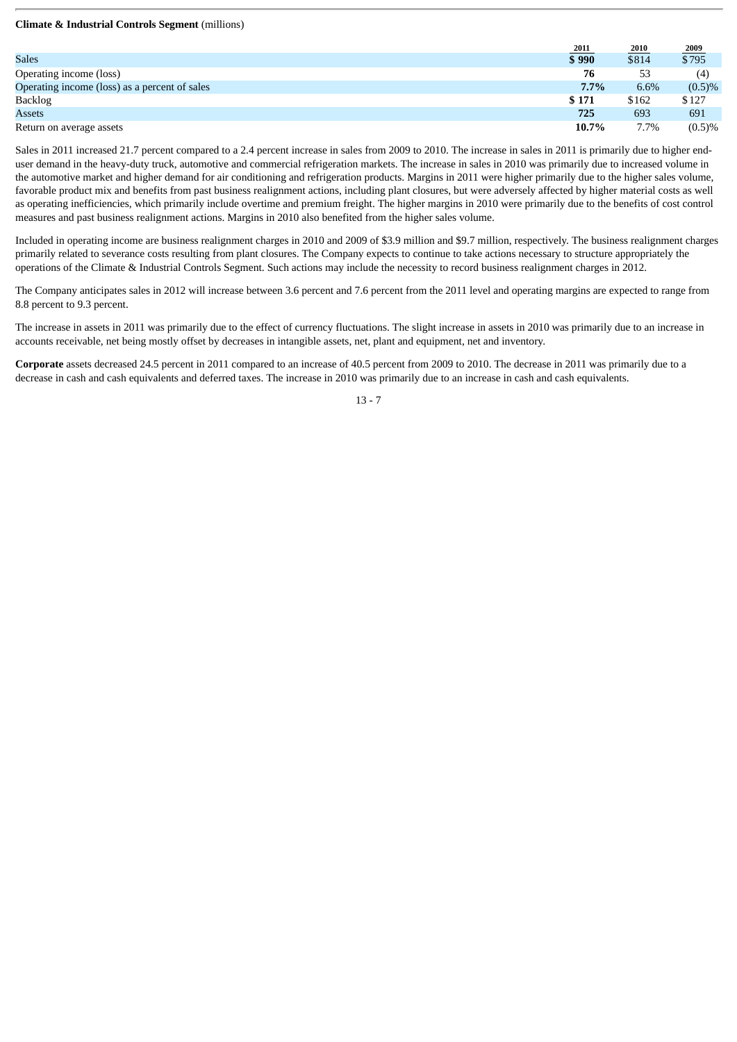**Climate & Industrial Controls Segment** (millions)

| | 2011 | 2010 | 2009 |
|---|---|---|---|
| Sales | **$ 990** | $814 | $795 |
| Operating income (loss) | **76** | 53 | (4) |
| Operating income (loss) as a percent of sales | **7.7%** | 6.6% | (0.5)% |
| Backlog | **$ 171** | $162 | $127 |
| Assets | **725** | 693 | 691 |
| Return on average assets | **10.7%** | 7.7% | (0.5)% |

Sales in 2011 increased 21.7 percent compared to a 2.4 percent increase in sales from 2009 to 2010. The increase in sales in 2011 is primarily due to higher end-user demand in the heavy-duty truck, automotive and commercial refrigeration markets. The increase in sales in 2010 was primarily due to increased volume in the automotive market and higher demand for air conditioning and refrigeration products. Margins in 2011 were higher primarily due to the higher sales volume, favorable product mix and benefits from past business realignment actions, including plant closures, but were adversely affected by higher material costs as well as operating inefficiencies, which primarily include overtime and premium freight. The higher margins in 2010 were primarily due to the benefits of cost control measures and past business realignment actions. Margins in 2010 also benefited from the higher sales volume.

Included in operating income are business realignment charges in 2010 and 2009 of $3.9 million and $9.7 million, respectively. The business realignment charges primarily related to severance costs resulting from plant closures. The Company expects to continue to take actions necessary to structure appropriately the operations of the Climate & Industrial Controls Segment. Such actions may include the necessity to record business realignment charges in 2012.

The Company anticipates sales in 2012 will increase between 3.6 percent and 7.6 percent from the 2011 level and operating margins are expected to range from 8.8 percent to 9.3 percent.

The increase in assets in 2011 was primarily due to the effect of currency fluctuations. The slight increase in assets in 2010 was primarily due to an increase in accounts receivable, net being mostly offset by decreases in intangible assets, net, plant and equipment, net and inventory.

**Corporate** assets decreased 24.5 percent in 2011 compared to an increase of 40.5 percent from 2009 to 2010. The decrease in 2011 was primarily due to a decrease in cash and cash equivalents and deferred taxes. The increase in 2010 was primarily due to an increase in cash and cash equivalents.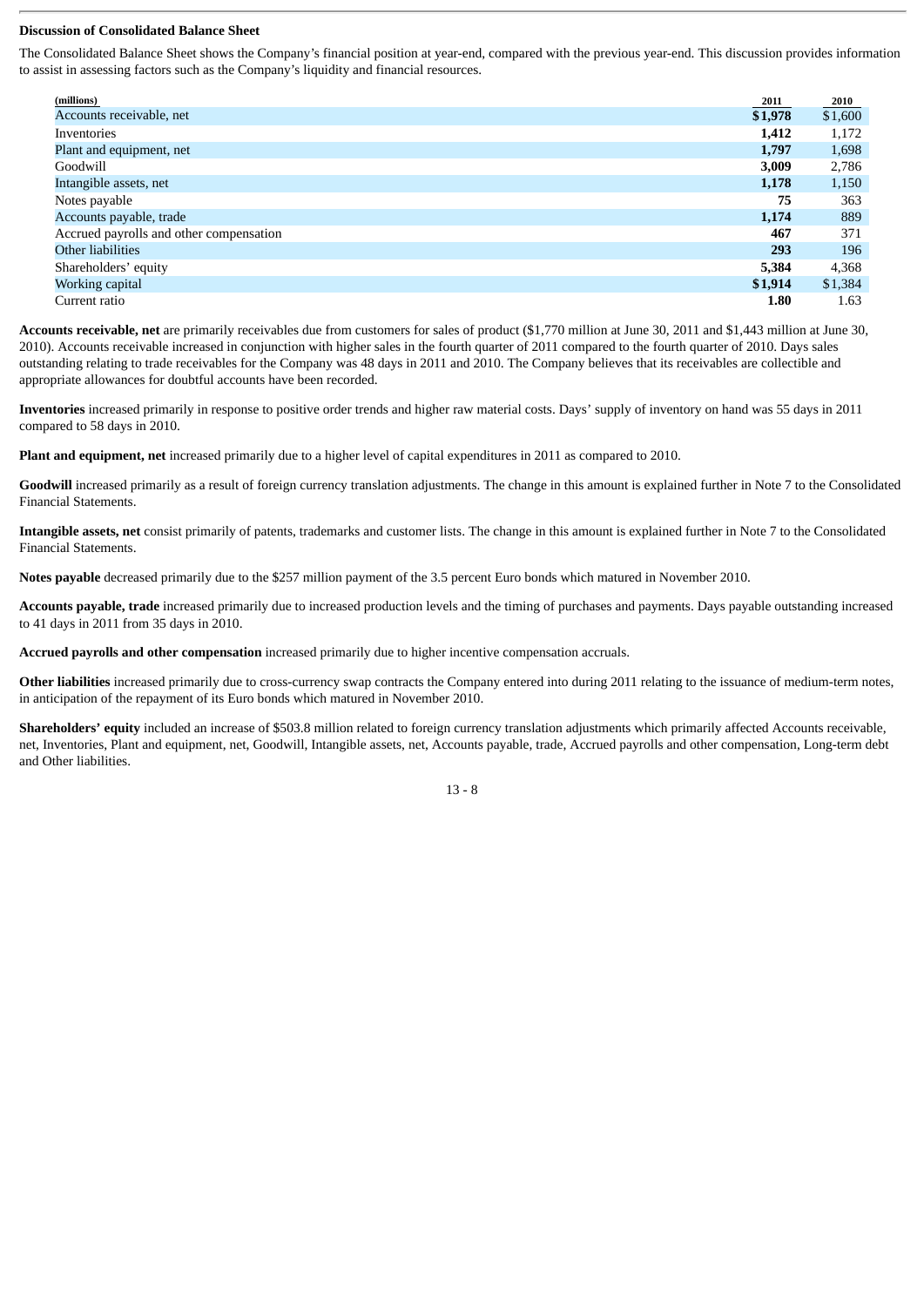**Discussion of Consolidated Balance Sheet**

The Consolidated Balance Sheet shows the Company's financial position at year-end, compared with the previous year-end. This discussion provides information to assist in assessing factors such as the Company's liquidity and financial resources.

| (millions) | 2011 | 2010 |
|---|---|---|
| Accounts receivable, net | **$1,978** | $1,600 |
| Inventories | **1,412** | 1,172 |
| Plant and equipment, net | **1,797** | 1,698 |
| Goodwill | **3,009** | 2,786 |
| Intangible assets, net | **1,178** | 1,150 |
| Notes payable | **75** | 363 |
| Accounts payable, trade | **1,174** | 889 |
| Accrued payrolls and other compensation | **467** | 371 |
| Other liabilities | **293** | 196 |
| Shareholders' equity | **5,384** | 4,368 |
| Working capital | **$1,914** | $1,384 |
| Current ratio | **1.80** | 1.63 |

**Accounts receivable, net** are primarily receivables due from customers for sales of product ($1,770 million at June 30, 2011 and $1,443 million at June 30, 2010). Accounts receivable increased in conjunction with higher sales in the fourth quarter of 2011 compared to the fourth quarter of 2010. Days sales outstanding relating to trade receivables for the Company was 48 days in 2011 and 2010. The Company believes that its receivables are collectible and appropriate allowances for doubtful accounts have been recorded.

**Inventories** increased primarily in response to positive order trends and higher raw material costs. Days' supply of inventory on hand was 55 days in 2011 compared to 58 days in 2010.

**Plant and equipment, net** increased primarily due to a higher level of capital expenditures in 2011 as compared to 2010.

**Goodwill** increased primarily as a result of foreign currency translation adjustments. The change in this amount is explained further in Note 7 to the Consolidated Financial Statements.

**Intangible assets, net** consist primarily of patents, trademarks and customer lists. The change in this amount is explained further in Note 7 to the Consolidated Financial Statements.

**Notes payable** decreased primarily due to the $257 million payment of the 3.5 percent Euro bonds which matured in November 2010.

**Accounts payable, trade** increased primarily due to increased production levels and the timing of purchases and payments. Days payable outstanding increased to 41 days in 2011 from 35 days in 2010.

**Accrued payrolls and other compensation** increased primarily due to higher incentive compensation accruals.

**Other liabilities** increased primarily due to cross-currency swap contracts the Company entered into during 2011 relating to the issuance of medium-term notes, in anticipation of the repayment of its Euro bonds which matured in November 2010.

**Shareholders' equity** included an increase of $503.8 million related to foreign currency translation adjustments which primarily affected Accounts receivable, net, Inventories, Plant and equipment, net, Goodwill, Intangible assets, net, Accounts payable, trade, Accrued payrolls and other compensation, Long-term debt and Other liabilities.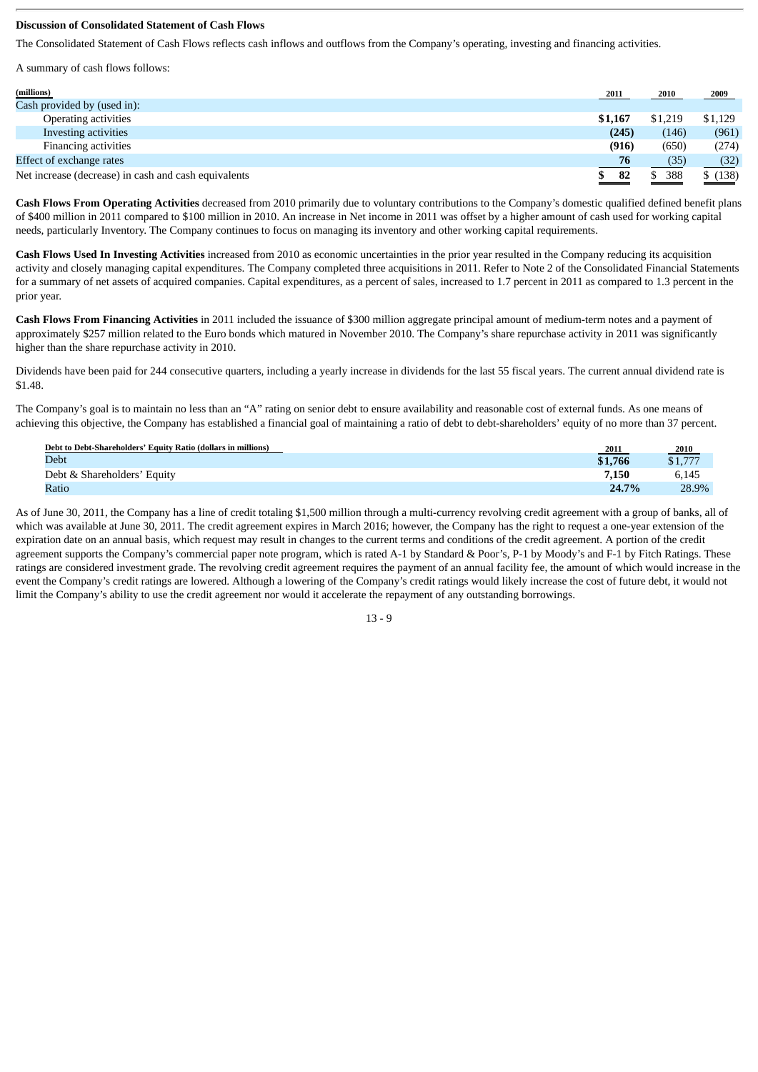### Discussion of Consolidated Statement of Cash Flows

The Consolidated Statement of Cash Flows reflects cash inflows and outflows from the Company's operating, investing and financing activities.

A summary of cash flows follows:

| (millions) | 2011 | 2010 | 2009 |
|---|---|---|---|
| Cash provided by (used in): | | | |
| Operating activities | **$1,167** | $1,219 | $1,129 |
| Investing activities | **(245)** | (146) | (961) |
| Financing activities | **(916)** | (650) | (274) |
| Effect of exchange rates | **76** | (35) | (32) |
| Net increase (decrease) in cash and cash equivalents | **$ 82** | $ 388 | $ (138) |

**Cash Flows From Operating Activities** decreased from 2010 primarily due to voluntary contributions to the Company's domestic qualified defined benefit plans of $400 million in 2011 compared to $100 million in 2010. An increase in Net income in 2011 was offset by a higher amount of cash used for working capital needs, particularly Inventory. The Company continues to focus on managing its inventory and other working capital requirements.

**Cash Flows Used In Investing Activities** increased from 2010 as economic uncertainties in the prior year resulted in the Company reducing its acquisition activity and closely managing capital expenditures. The Company completed three acquisitions in 2011. Refer to Note 2 of the Consolidated Financial Statements for a summary of net assets of acquired companies. Capital expenditures, as a percent of sales, increased to 1.7 percent in 2011 as compared to 1.3 percent in the prior year.

**Cash Flows From Financing Activities** in 2011 included the issuance of $300 million aggregate principal amount of medium-term notes and a payment of approximately $257 million related to the Euro bonds which matured in November 2010. The Company's share repurchase activity in 2011 was significantly higher than the share repurchase activity in 2010.

Dividends have been paid for 244 consecutive quarters, including a yearly increase in dividends for the last 55 fiscal years. The current annual dividend rate is $1.48.

The Company's goal is to maintain no less than an "A" rating on senior debt to ensure availability and reasonable cost of external funds. As one means of achieving this objective, the Company has established a financial goal of maintaining a ratio of debt to debt-shareholders' equity of no more than 37 percent.

| Debt to Debt-Shareholders' Equity Ratio (dollars in millions) | 2011 | 2010 |
|---|---|---|
| Debt | **$1,766** | $1,777 |
| Debt & Shareholders' Equity | **7,150** | 6,145 |
| Ratio | **24.7%** | 28.9% |

As of June 30, 2011, the Company has a line of credit totaling $1,500 million through a multi-currency revolving credit agreement with a group of banks, all of which was available at June 30, 2011. The credit agreement expires in March 2016; however, the Company has the right to request a one-year extension of the expiration date on an annual basis, which request may result in changes to the current terms and conditions of the credit agreement. A portion of the credit agreement supports the Company's commercial paper note program, which is rated A-1 by Standard & Poor's, P-1 by Moody's and F-1 by Fitch Ratings. These ratings are considered investment grade. The revolving credit agreement requires the payment of an annual facility fee, the amount of which would increase in the event the Company's credit ratings are lowered. Although a lowering of the Company's credit ratings would likely increase the cost of future debt, it would not limit the Company's ability to use the credit agreement nor would it accelerate the repayment of any outstanding borrowings.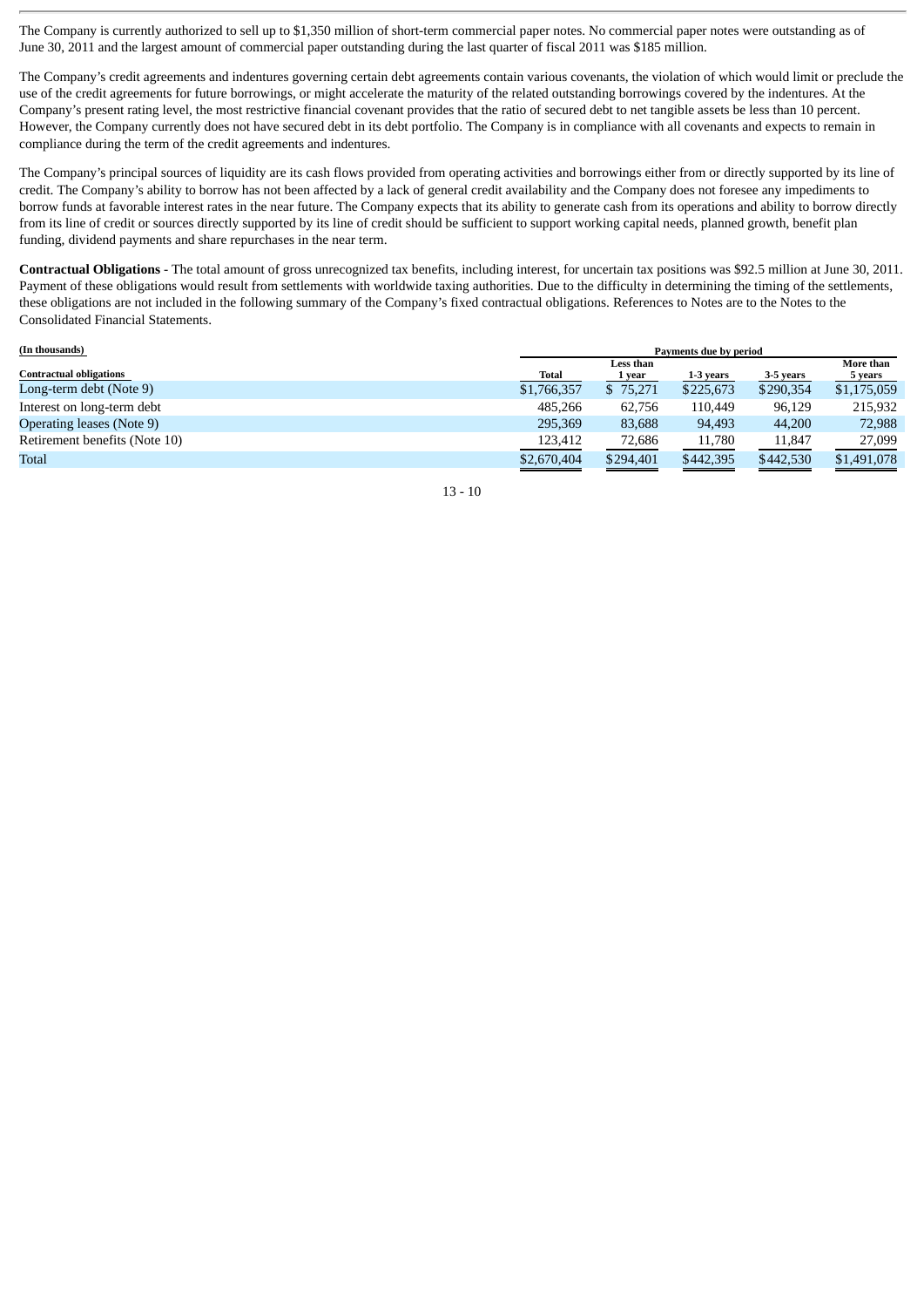The Company is currently authorized to sell up to $1,350 million of short-term commercial paper notes. No commercial paper notes were outstanding as of June 30, 2011 and the largest amount of commercial paper outstanding during the last quarter of fiscal 2011 was $185 million.

The Company's credit agreements and indentures governing certain debt agreements contain various covenants, the violation of which would limit or preclude the use of the credit agreements for future borrowings, or might accelerate the maturity of the related outstanding borrowings covered by the indentures. At the Company's present rating level, the most restrictive financial covenant provides that the ratio of secured debt to net tangible assets be less than 10 percent. However, the Company currently does not have secured debt in its debt portfolio. The Company is in compliance with all covenants and expects to remain in compliance during the term of the credit agreements and indentures.

The Company's principal sources of liquidity are its cash flows provided from operating activities and borrowings either from or directly supported by its line of credit. The Company's ability to borrow has not been affected by a lack of general credit availability and the Company does not foresee any impediments to borrow funds at favorable interest rates in the near future. The Company expects that its ability to generate cash from its operations and ability to borrow directly from its line of credit or sources directly supported by its line of credit should be sufficient to support working capital needs, planned growth, benefit plan funding, dividend payments and share repurchases in the near term.

**Contractual Obligations** - The total amount of gross unrecognized tax benefits, including interest, for uncertain tax positions was $92.5 million at June 30, 2011. Payment of these obligations would result from settlements with worldwide taxing authorities. Due to the difficulty in determining the timing of the settlements, these obligations are not included in the following summary of the Company's fixed contractual obligations. References to Notes are to the Notes to the Consolidated Financial Statements.

| (In thousands) | Payments due by period | | | | |
|---|---|---|---|---|---|
| **Contractual obligations** | **Total** | **Less than 1 year** | **1-3 years** | **3-5 years** | **More than 5 years** |
| Long-term debt (Note 9) | $1,766,357 | $ 75,271 | $225,673 | $290,354 | $1,175,059 |
| Interest on long-term debt | 485,266 | 62,756 | 110,449 | 96,129 | 215,932 |
| Operating leases (Note 9) | 295,369 | 83,688 | 94,493 | 44,200 | 72,988 |
| Retirement benefits (Note 10) | 123,412 | 72,686 | 11,780 | 11,847 | 27,099 |
| Total | $2,670,404 | $294,401 | $442,395 | $442,530 | $1,491,078 |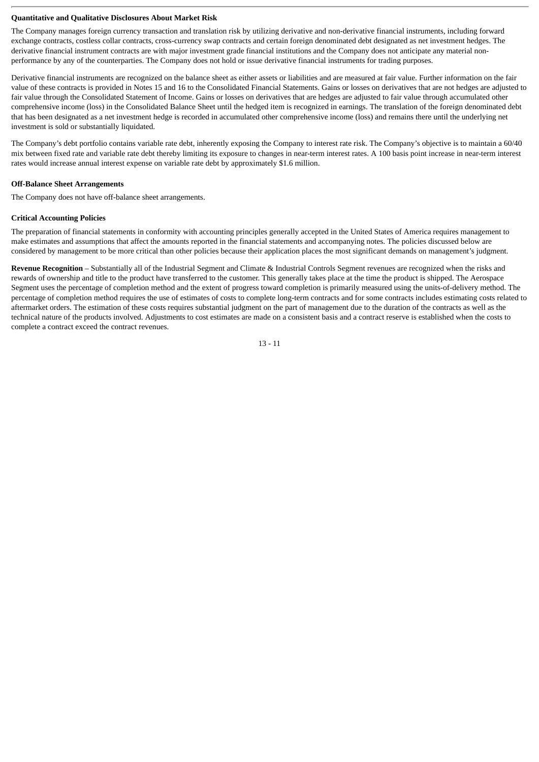**Quantitative and Qualitative Disclosures About Market Risk**

The Company manages foreign currency transaction and translation risk by utilizing derivative and non-derivative financial instruments, including forward exchange contracts, costless collar contracts, cross-currency swap contracts and certain foreign denominated debt designated as net investment hedges. The derivative financial instrument contracts are with major investment grade financial institutions and the Company does not anticipate any material non-performance by any of the counterparties. The Company does not hold or issue derivative financial instruments for trading purposes.

Derivative financial instruments are recognized on the balance sheet as either assets or liabilities and are measured at fair value. Further information on the fair value of these contracts is provided in Notes 15 and 16 to the Consolidated Financial Statements. Gains or losses on derivatives that are not hedges are adjusted to fair value through the Consolidated Statement of Income. Gains or losses on derivatives that are hedges are adjusted to fair value through accumulated other comprehensive income (loss) in the Consolidated Balance Sheet until the hedged item is recognized in earnings. The translation of the foreign denominated debt that has been designated as a net investment hedge is recorded in accumulated other comprehensive income (loss) and remains there until the underlying net investment is sold or substantially liquidated.

The Company's debt portfolio contains variable rate debt, inherently exposing the Company to interest rate risk. The Company's objective is to maintain a 60/40 mix between fixed rate and variable rate debt thereby limiting its exposure to changes in near-term interest rates. A 100 basis point increase in near-term interest rates would increase annual interest expense on variable rate debt by approximately $1.6 million.

**Off-Balance Sheet Arrangements**

The Company does not have off-balance sheet arrangements.

**Critical Accounting Policies**

The preparation of financial statements in conformity with accounting principles generally accepted in the United States of America requires management to make estimates and assumptions that affect the amounts reported in the financial statements and accompanying notes. The policies discussed below are considered by management to be more critical than other policies because their application places the most significant demands on management's judgment.

**Revenue Recognition** – Substantially all of the Industrial Segment and Climate & Industrial Controls Segment revenues are recognized when the risks and rewards of ownership and title to the product have transferred to the customer. This generally takes place at the time the product is shipped. The Aerospace Segment uses the percentage of completion method and the extent of progress toward completion is primarily measured using the units-of-delivery method. The percentage of completion method requires the use of estimates of costs to complete long-term contracts and for some contracts includes estimating costs related to aftermarket orders. The estimation of these costs requires substantial judgment on the part of management due to the duration of the contracts as well as the technical nature of the products involved. Adjustments to cost estimates are made on a consistent basis and a contract reserve is established when the costs to complete a contract exceed the contract revenues.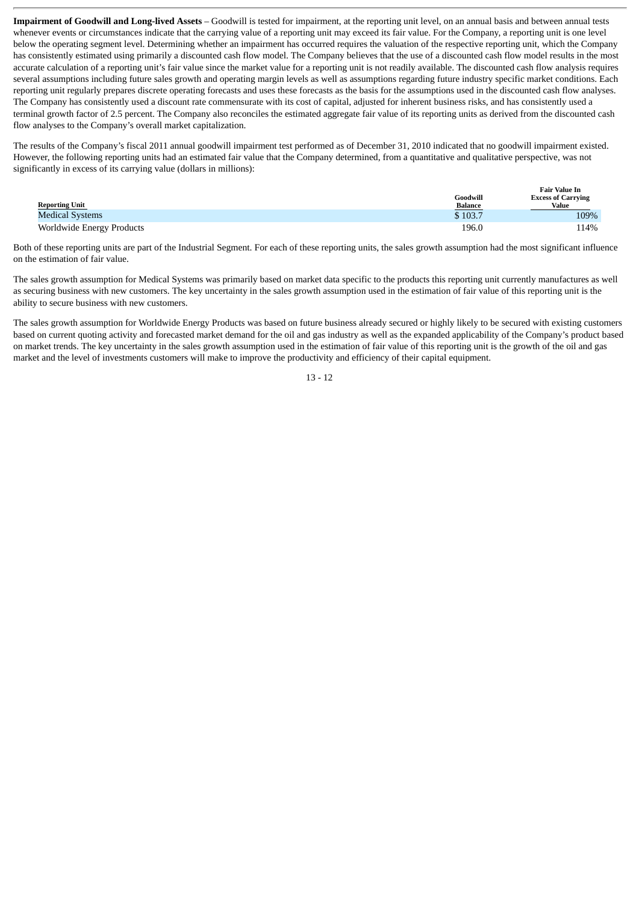**Impairment of Goodwill and Long-lived Assets** – Goodwill is tested for impairment, at the reporting unit level, on an annual basis and between annual tests whenever events or circumstances indicate that the carrying value of a reporting unit may exceed its fair value. For the Company, a reporting unit is one level below the operating segment level. Determining whether an impairment has occurred requires the valuation of the respective reporting unit, which the Company has consistently estimated using primarily a discounted cash flow model. The Company believes that the use of a discounted cash flow model results in the most accurate calculation of a reporting unit's fair value since the market value for a reporting unit is not readily available. The discounted cash flow analysis requires several assumptions including future sales growth and operating margin levels as well as assumptions regarding future industry specific market conditions. Each reporting unit regularly prepares discrete operating forecasts and uses these forecasts as the basis for the assumptions used in the discounted cash flow analyses. The Company has consistently used a discount rate commensurate with its cost of capital, adjusted for inherent business risks, and has consistently used a terminal growth factor of 2.5 percent. The Company also reconciles the estimated aggregate fair value of its reporting units as derived from the discounted cash flow analyses to the Company's overall market capitalization.

The results of the Company's fiscal 2011 annual goodwill impairment test performed as of December 31, 2010 indicated that no goodwill impairment existed. However, the following reporting units had an estimated fair value that the Company determined, from a quantitative and qualitative perspective, was not significantly in excess of its carrying value (dollars in millions):

| Reporting Unit | Goodwill Balance | Fair Value In Excess of Carrying Value |
|---|---|---|
| Medical Systems | $ 103.7 | 109% |
| Worldwide Energy Products | 196.0 | 114% |

Both of these reporting units are part of the Industrial Segment. For each of these reporting units, the sales growth assumption had the most significant influence on the estimation of fair value.

The sales growth assumption for Medical Systems was primarily based on market data specific to the products this reporting unit currently manufactures as well as securing business with new customers. The key uncertainty in the sales growth assumption used in the estimation of fair value of this reporting unit is the ability to secure business with new customers.

The sales growth assumption for Worldwide Energy Products was based on future business already secured or highly likely to be secured with existing customers based on current quoting activity and forecasted market demand for the oil and gas industry as well as the expanded applicability of the Company's product based on market trends. The key uncertainty in the sales growth assumption used in the estimation of fair value of this reporting unit is the growth of the oil and gas market and the level of investments customers will make to improve the productivity and efficiency of their capital equipment.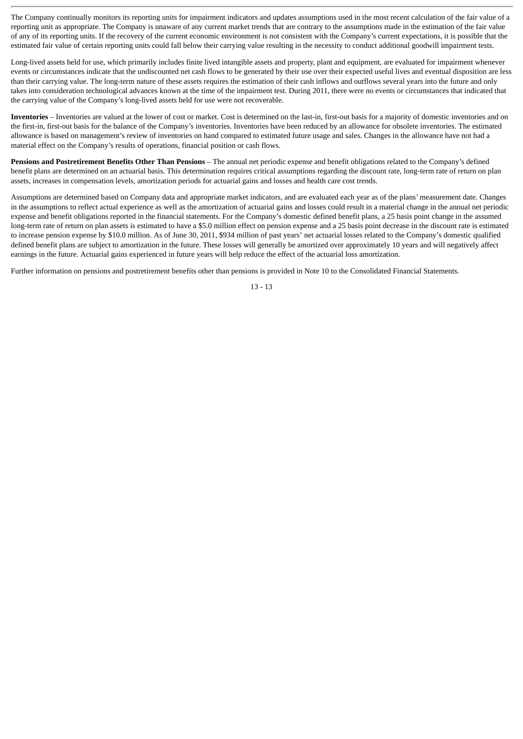The Company continually monitors its reporting units for impairment indicators and updates assumptions used in the most recent calculation of the fair value of a reporting unit as appropriate. The Company is unaware of any current market trends that are contrary to the assumptions made in the estimation of the fair value of any of its reporting units. If the recovery of the current economic environment is not consistent with the Company's current expectations, it is possible that the estimated fair value of certain reporting units could fall below their carrying value resulting in the necessity to conduct additional goodwill impairment tests.

Long-lived assets held for use, which primarily includes finite lived intangible assets and property, plant and equipment, are evaluated for impairment whenever events or circumstances indicate that the undiscounted net cash flows to be generated by their use over their expected useful lives and eventual disposition are less than their carrying value. The long-term nature of these assets requires the estimation of their cash inflows and outflows several years into the future and only takes into consideration technological advances known at the time of the impairment test. During 2011, there were no events or circumstances that indicated that the carrying value of the Company's long-lived assets held for use were not recoverable.

**Inventories** – Inventories are valued at the lower of cost or market. Cost is determined on the last-in, first-out basis for a majority of domestic inventories and on the first-in, first-out basis for the balance of the Company's inventories. Inventories have been reduced by an allowance for obsolete inventories. The estimated allowance is based on management's review of inventories on hand compared to estimated future usage and sales. Changes in the allowance have not had a material effect on the Company's results of operations, financial position or cash flows.

**Pensions and Postretirement Benefits Other Than Pensions** – The annual net periodic expense and benefit obligations related to the Company's defined benefit plans are determined on an actuarial basis. This determination requires critical assumptions regarding the discount rate, long-term rate of return on plan assets, increases in compensation levels, amortization periods for actuarial gains and losses and health care cost trends.

Assumptions are determined based on Company data and appropriate market indicators, and are evaluated each year as of the plans' measurement date. Changes in the assumptions to reflect actual experience as well as the amortization of actuarial gains and losses could result in a material change in the annual net periodic expense and benefit obligations reported in the financial statements. For the Company's domestic defined benefit plans, a 25 basis point change in the assumed long-term rate of return on plan assets is estimated to have a $5.0 million effect on pension expense and a 25 basis point decrease in the discount rate is estimated to increase pension expense by $10.0 million. As of June 30, 2011, $934 million of past years' net actuarial losses related to the Company's domestic qualified defined benefit plans are subject to amortization in the future. These losses will generally be amortized over approximately 10 years and will negatively affect earnings in the future. Actuarial gains experienced in future years will help reduce the effect of the actuarial loss amortization.

Further information on pensions and postretirement benefits other than pensions is provided in Note 10 to the Consolidated Financial Statements.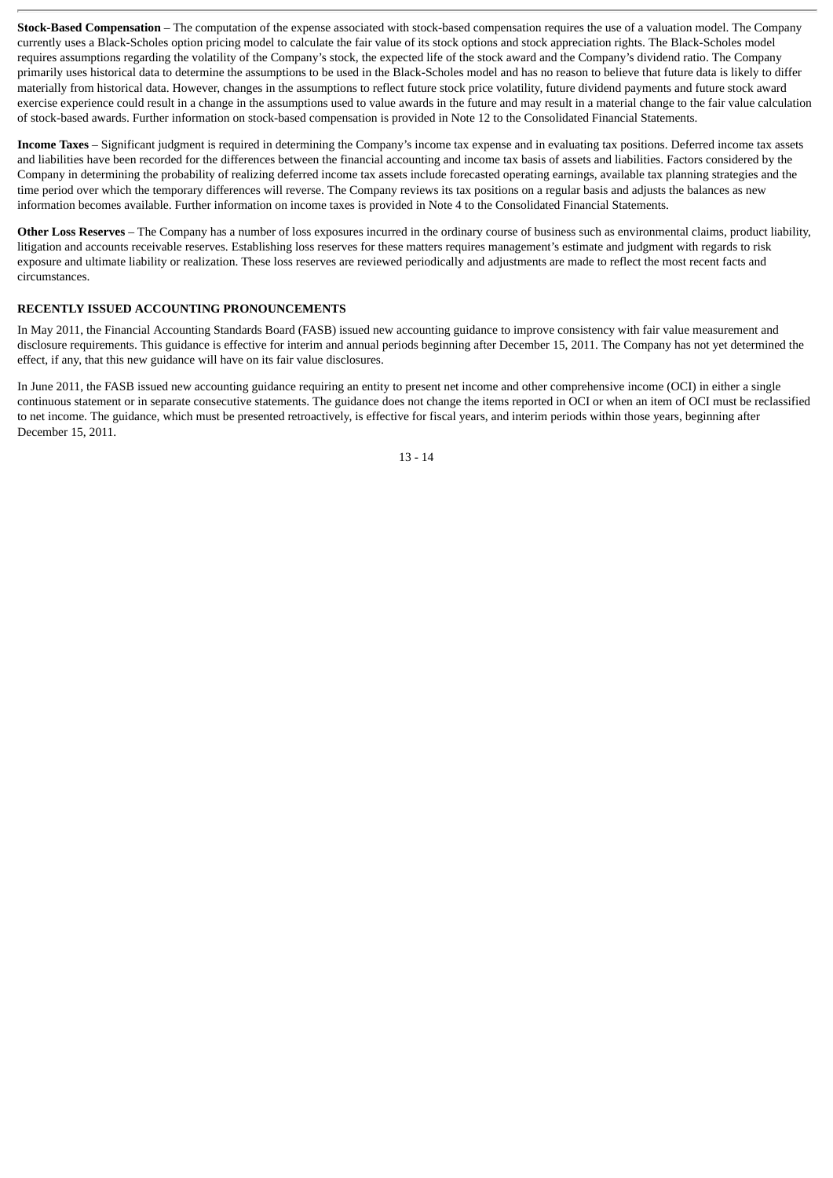**Stock-Based Compensation** – The computation of the expense associated with stock-based compensation requires the use of a valuation model. The Company currently uses a Black-Scholes option pricing model to calculate the fair value of its stock options and stock appreciation rights. The Black-Scholes model requires assumptions regarding the volatility of the Company's stock, the expected life of the stock award and the Company's dividend ratio. The Company primarily uses historical data to determine the assumptions to be used in the Black-Scholes model and has no reason to believe that future data is likely to differ materially from historical data. However, changes in the assumptions to reflect future stock price volatility, future dividend payments and future stock award exercise experience could result in a change in the assumptions used to value awards in the future and may result in a material change to the fair value calculation of stock-based awards. Further information on stock-based compensation is provided in Note 12 to the Consolidated Financial Statements.

**Income Taxes** – Significant judgment is required in determining the Company's income tax expense and in evaluating tax positions. Deferred income tax assets and liabilities have been recorded for the differences between the financial accounting and income tax basis of assets and liabilities. Factors considered by the Company in determining the probability of realizing deferred income tax assets include forecasted operating earnings, available tax planning strategies and the time period over which the temporary differences will reverse. The Company reviews its tax positions on a regular basis and adjusts the balances as new information becomes available. Further information on income taxes is provided in Note 4 to the Consolidated Financial Statements.

**Other Loss Reserves** – The Company has a number of loss exposures incurred in the ordinary course of business such as environmental claims, product liability, litigation and accounts receivable reserves. Establishing loss reserves for these matters requires management's estimate and judgment with regards to risk exposure and ultimate liability or realization. These loss reserves are reviewed periodically and adjustments are made to reflect the most recent facts and circumstances.

**RECENTLY ISSUED ACCOUNTING PRONOUNCEMENTS**

In May 2011, the Financial Accounting Standards Board (FASB) issued new accounting guidance to improve consistency with fair value measurement and disclosure requirements. This guidance is effective for interim and annual periods beginning after December 15, 2011. The Company has not yet determined the effect, if any, that this new guidance will have on its fair value disclosures.

In June 2011, the FASB issued new accounting guidance requiring an entity to present net income and other comprehensive income (OCI) in either a single continuous statement or in separate consecutive statements. The guidance does not change the items reported in OCI or when an item of OCI must be reclassified to net income. The guidance, which must be presented retroactively, is effective for fiscal years, and interim periods within those years, beginning after December 15, 2011.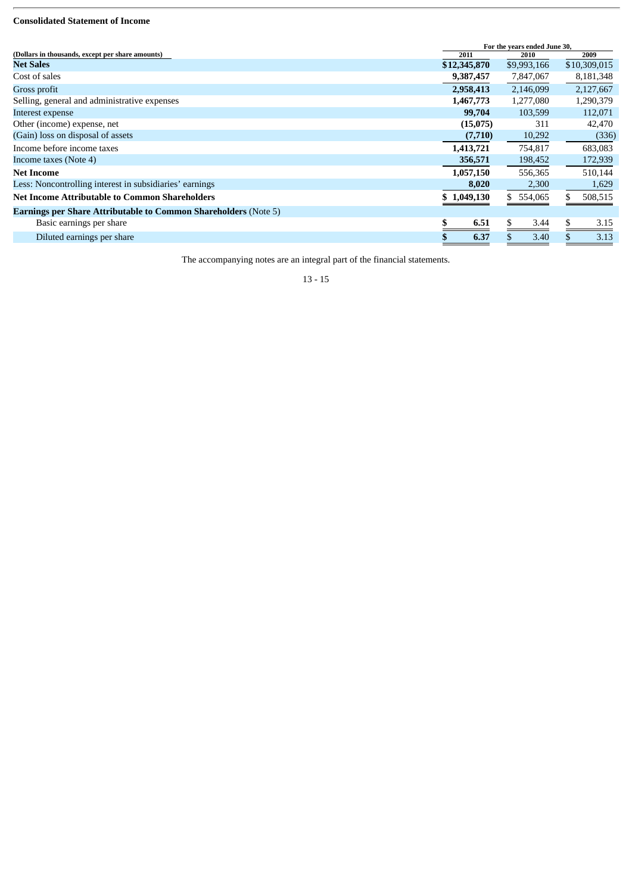**Consolidated Statement of Income**

| (Dollars in thousands, except per share amounts) | For the years ended June 30, 2011 | 2010 | 2009 |
|---|---|---|---|
| **Net Sales** | **$12,345,870** | $9,993,166 | $10,309,015 |
| Cost of sales | **9,387,457** | 7,847,067 | 8,181,348 |
| Gross profit | **2,958,413** | 2,146,099 | 2,127,667 |
| Selling, general and administrative expenses | **1,467,773** | 1,277,080 | 1,290,379 |
| Interest expense | **99,704** | 103,599 | 112,071 |
| Other (income) expense, net | **(15,075)** | 311 | 42,470 |
| (Gain) loss on disposal of assets | **(7,710)** | 10,292 | (336) |
| Income before income taxes | **1,413,721** | 754,817 | 683,083 |
| Income taxes (Note 4) | **356,571** | 198,452 | 172,939 |
| **Net Income** | **1,057,150** | 556,365 | 510,144 |
| Less: Noncontrolling interest in subsidiaries' earnings | **8,020** | 2,300 | 1,629 |
| **Net Income Attributable to Common Shareholders** | **$ 1,049,130** | $ 554,065 | $ 508,515 |
| **Earnings per Share Attributable to Common Shareholders** (Note 5) | | | |
| Basic earnings per share | **$ 6.51** | $ 3.44 | $ 3.15 |
| Diluted earnings per share | **$ 6.37** | $ 3.40 | $ 3.13 |

The accompanying notes are an integral part of the financial statements.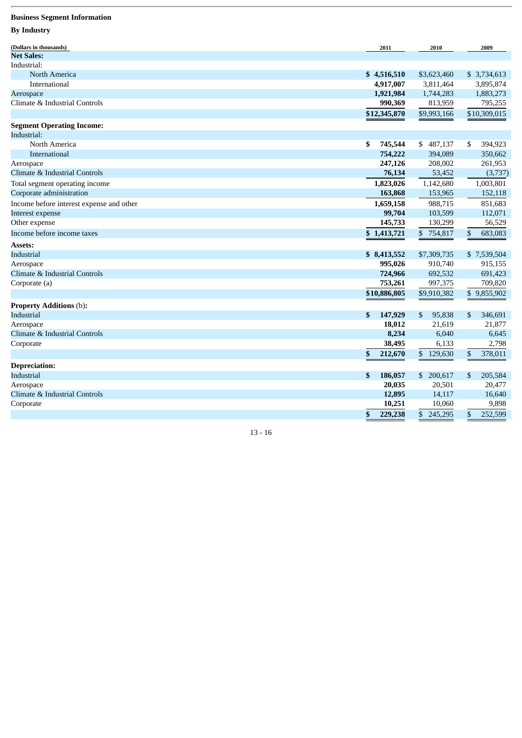**Business Segment Information**

**By Industry**

| (Dollars in thousands) | 2011 | 2010 | 2009 |
|---|---|---|---|
| **Net Sales:** | | | |
| Industrial: | | | |
| North America | **$ 4,516,510** | $3,623,460 | $ 3,734,613 |
| International | **4,917,007** | 3,811,464 | 3,895,874 |
| Aerospace | **1,921,984** | 1,744,283 | 1,883,273 |
| Climate & Industrial Controls | **990,369** | 813,959 | 795,255 |
| | **$12,345,870** | $9,993,166 | $10,309,015 |
| **Segment Operating Income:** | | | |
| Industrial: | | | |
| North America | **$ 745,544** | $ 487,137 | $ 394,923 |
| International | **754,222** | 394,089 | 350,662 |
| Aerospace | **247,126** | 208,002 | 261,953 |
| Climate & Industrial Controls | **76,134** | 53,452 | (3,737) |
| Total segment operating income | **1,823,026** | 1,142,680 | 1,003,801 |
| Corporate administration | **163,868** | 153,965 | 152,118 |
| Income before interest expense and other | **1,659,158** | 988,715 | 851,683 |
| Interest expense | **99,704** | 103,599 | 112,071 |
| Other expense | **145,733** | 130,299 | 56,529 |
| Income before income taxes | **$ 1,413,721** | $ 754,817 | $ 683,083 |
| **Assets:** | | | |
| Industrial | **$ 8,413,552** | $7,309,735 | $ 7,539,504 |
| Aerospace | **995,026** | 910,740 | 915,155 |
| Climate & Industrial Controls | **724,966** | 692,532 | 691,423 |
| Corporate (a) | **753,261** | 997,375 | 709,820 |
| | **$10,886,805** | $9,910,382 | $ 9,855,902 |
| **Property Additions** (b)**:** | | | |
| Industrial | **$ 147,929** | $ 95,838 | $ 346,691 |
| Aerospace | **18,012** | 21,619 | 21,877 |
| Climate & Industrial Controls | **8,234** | 6,040 | 6,645 |
| Corporate | **38,495** | 6,133 | 2,798 |
| | **$ 212,670** | $ 129,630 | $ 378,011 |
| **Depreciation:** | | | |
| Industrial | **$ 186,057** | $ 200,617 | $ 205,584 |
| Aerospace | **20,035** | 20,501 | 20,477 |
| Climate & Industrial Controls | **12,895** | 14,117 | 16,640 |
| Corporate | **10,251** | 10,060 | 9,898 |
| | **$ 229,238** | $ 245,295 | $ 252,599 |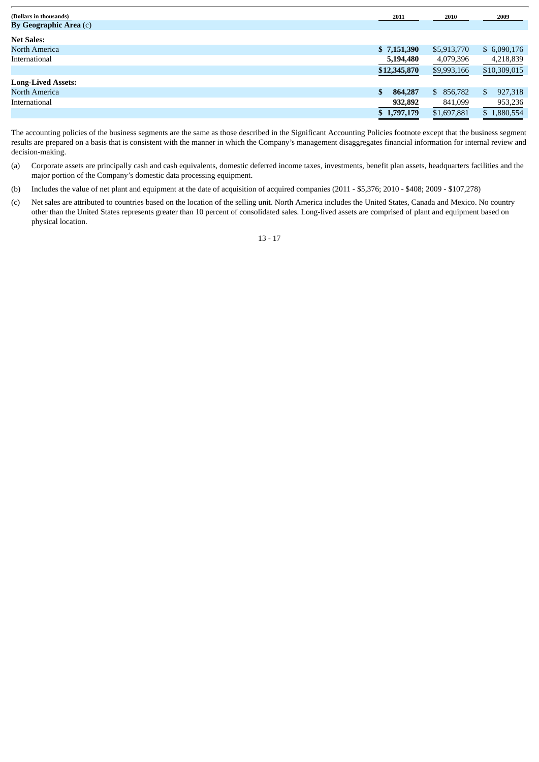| (Dollars in thousands) | 2011 | 2010 | 2009 |
| --- | --- | --- | --- |
| **By Geographic Area** (c) | | | |
| **Net Sales:** | | | |
| North America | **$ 7,151,390** | $5,913,770 | $ 6,090,176 |
| International | **5,194,480** | 4,079,396 | 4,218,839 |
| | **$12,345,870** | $9,993,166 | $10,309,015 |
| **Long-Lived Assets:** | | | |
| North America | **$ 864,287** | $ 856,782 | $ 927,318 |
| International | **932,892** | 841,099 | 953,236 |
| | **$ 1,797,179** | $1,697,881 | $ 1,880,554 |

The accounting policies of the business segments are the same as those described in the Significant Accounting Policies footnote except that the business segment results are prepared on a basis that is consistent with the manner in which the Company's management disaggregates financial information for internal review and decision-making.

(a) Corporate assets are principally cash and cash equivalents, domestic deferred income taxes, investments, benefit plan assets, headquarters facilities and the major portion of the Company's domestic data processing equipment.

(b) Includes the value of net plant and equipment at the date of acquisition of acquired companies (2011 - $5,376; 2010 - $408; 2009 - $107,278)

(c) Net sales are attributed to countries based on the location of the selling unit. North America includes the United States, Canada and Mexico. No country other than the United States represents greater than 10 percent of consolidated sales. Long-lived assets are comprised of plant and equipment based on physical location.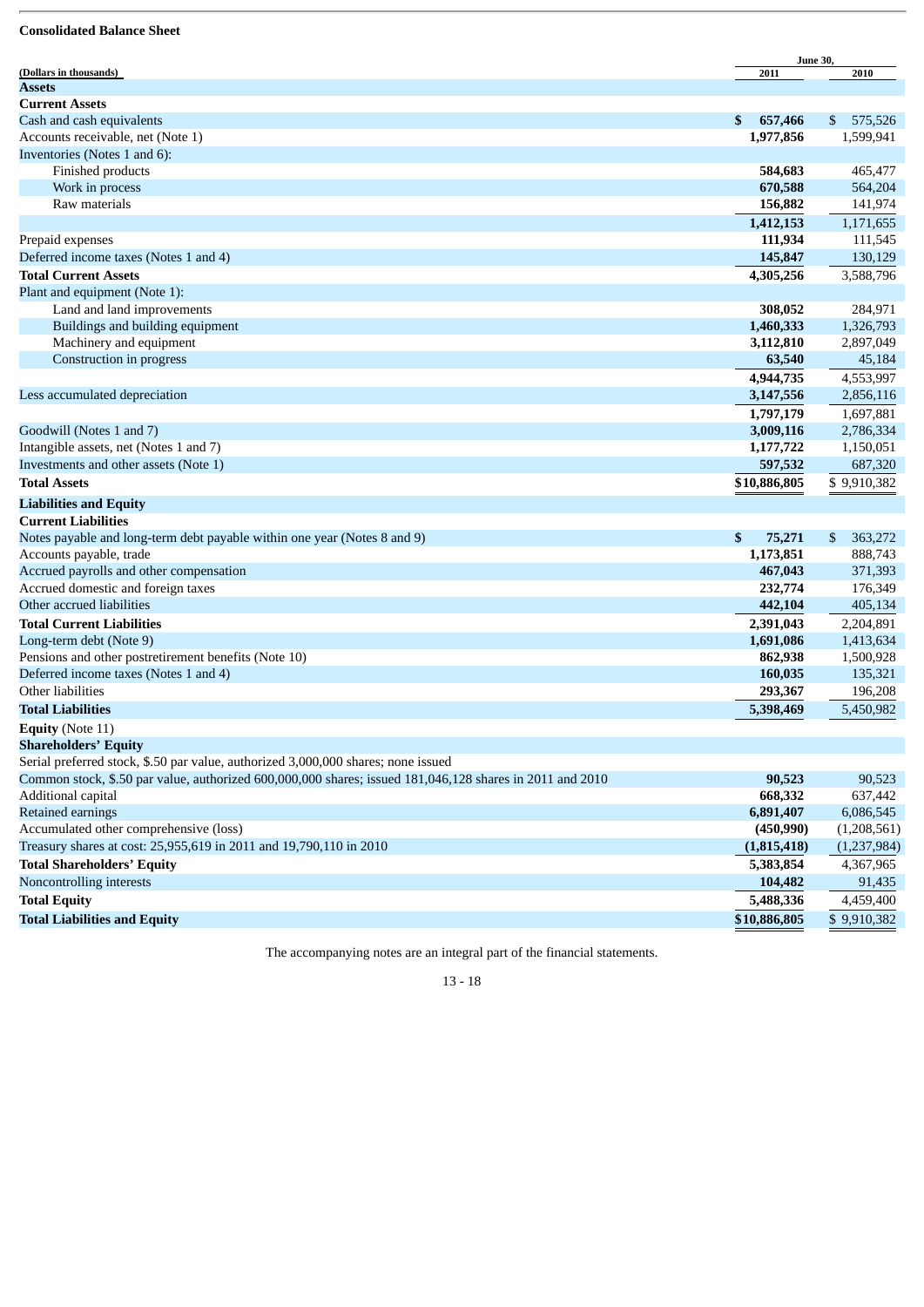**Consolidated Balance Sheet**

| (Dollars in thousands) | June 30, 2011 | 2010 |
|---|---|---|
| **Assets** | | |
| **Current Assets** | | |
| Cash and cash equivalents | **$ 657,466** | $ 575,526 |
| Accounts receivable, net (Note 1) | **1,977,856** | 1,599,941 |
| Inventories (Notes 1 and 6): | | |
| Finished products | **584,683** | 465,477 |
| Work in process | **670,588** | 564,204 |
| Raw materials | **156,882** | 141,974 |
| | **1,412,153** | 1,171,655 |
| Prepaid expenses | **111,934** | 111,545 |
| Deferred income taxes (Notes 1 and 4) | **145,847** | 130,129 |
| **Total Current Assets** | **4,305,256** | 3,588,796 |
| Plant and equipment (Note 1): | | |
| Land and land improvements | **308,052** | 284,971 |
| Buildings and building equipment | **1,460,333** | 1,326,793 |
| Machinery and equipment | **3,112,810** | 2,897,049 |
| Construction in progress | **63,540** | 45,184 |
| | **4,944,735** | 4,553,997 |
| Less accumulated depreciation | **3,147,556** | 2,856,116 |
| | **1,797,179** | 1,697,881 |
| Goodwill (Notes 1 and 7) | **3,009,116** | 2,786,334 |
| Intangible assets, net (Notes 1 and 7) | **1,177,722** | 1,150,051 |
| Investments and other assets (Note 1) | **597,532** | 687,320 |
| **Total Assets** | **$10,886,805** | $ 9,910,382 |
| **Liabilities and Equity** | | |
| **Current Liabilities** | | |
| Notes payable and long-term debt payable within one year (Notes 8 and 9) | **$ 75,271** | $ 363,272 |
| Accounts payable, trade | **1,173,851** | 888,743 |
| Accrued payrolls and other compensation | **467,043** | 371,393 |
| Accrued domestic and foreign taxes | **232,774** | 176,349 |
| Other accrued liabilities | **442,104** | 405,134 |
| **Total Current Liabilities** | **2,391,043** | 2,204,891 |
| Long-term debt (Note 9) | **1,691,086** | 1,413,634 |
| Pensions and other postretirement benefits (Note 10) | **862,938** | 1,500,928 |
| Deferred income taxes (Notes 1 and 4) | **160,035** | 135,321 |
| Other liabilities | **293,367** | 196,208 |
| **Total Liabilities** | **5,398,469** | 5,450,982 |
| **Equity** (Note 11) | | |
| **Shareholders' Equity** | | |
| Serial preferred stock, $.50 par value, authorized 3,000,000 shares; none issued | | |
| Common stock, $.50 par value, authorized 600,000,000 shares; issued 181,046,128 shares in 2011 and 2010 | **90,523** | 90,523 |
| Additional capital | **668,332** | 637,442 |
| Retained earnings | **6,891,407** | 6,086,545 |
| Accumulated other comprehensive (loss) | **(450,990)** | (1,208,561) |
| Treasury shares at cost: 25,955,619 in 2011 and 19,790,110 in 2010 | **(1,815,418)** | (1,237,984) |
| **Total Shareholders' Equity** | **5,383,854** | 4,367,965 |
| Noncontrolling interests | **104,482** | 91,435 |
| **Total Equity** | **5,488,336** | 4,459,400 |
| **Total Liabilities and Equity** | **$10,886,805** | $ 9,910,382 |

The accompanying notes are an integral part of the financial statements.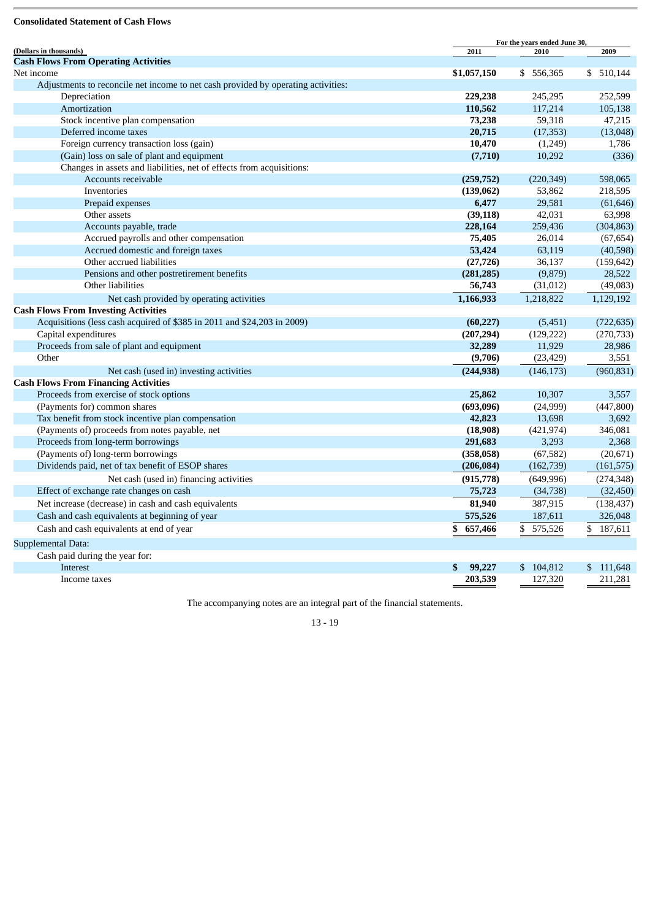**Consolidated Statement of Cash Flows**

| (Dollars in thousands) | For the years ended June 30, 2011 | 2010 | 2009 |
|---|---|---|---|
| **Cash Flows From Operating Activities** | | | |
| Net income | **$1,057,150** | $ 556,365 | $ 510,144 |
| Adjustments to reconcile net income to net cash provided by operating activities: | | | |
| Depreciation | **229,238** | 245,295 | 252,599 |
| Amortization | **110,562** | 117,214 | 105,138 |
| Stock incentive plan compensation | **73,238** | 59,318 | 47,215 |
| Deferred income taxes | **20,715** | (17,353) | (13,048) |
| Foreign currency transaction loss (gain) | **10,470** | (1,249) | 1,786 |
| (Gain) loss on sale of plant and equipment | **(7,710)** | 10,292 | (336) |
| Changes in assets and liabilities, net of effects from acquisitions: | | | |
| Accounts receivable | **(259,752)** | (220,349) | 598,065 |
| Inventories | **(139,062)** | 53,862 | 218,595 |
| Prepaid expenses | **6,477** | 29,581 | (61,646) |
| Other assets | **(39,118)** | 42,031 | 63,998 |
| Accounts payable, trade | **228,164** | 259,436 | (304,863) |
| Accrued payrolls and other compensation | **75,405** | 26,014 | (67,654) |
| Accrued domestic and foreign taxes | **53,424** | 63,119 | (40,598) |
| Other accrued liabilities | **(27,726)** | 36,137 | (159,642) |
| Pensions and other postretirement benefits | **(281,285)** | (9,879) | 28,522 |
| Other liabilities | **56,743** | (31,012) | (49,083) |
| Net cash provided by operating activities | **1,166,933** | 1,218,822 | 1,129,192 |
| **Cash Flows From Investing Activities** | | | |
| Acquisitions (less cash acquired of $385 in 2011 and $24,203 in 2009) | **(60,227)** | (5,451) | (722,635) |
| Capital expenditures | **(207,294)** | (129,222) | (270,733) |
| Proceeds from sale of plant and equipment | **32,289** | 11,929 | 28,986 |
| Other | **(9,706)** | (23,429) | 3,551 |
| Net cash (used in) investing activities | **(244,938)** | (146,173) | (960,831) |
| **Cash Flows From Financing Activities** | | | |
| Proceeds from exercise of stock options | **25,862** | 10,307 | 3,557 |
| (Payments for) common shares | **(693,096)** | (24,999) | (447,800) |
| Tax benefit from stock incentive plan compensation | **42,823** | 13,698 | 3,692 |
| (Payments of) proceeds from notes payable, net | **(18,908)** | (421,974) | 346,081 |
| Proceeds from long-term borrowings | **291,683** | 3,293 | 2,368 |
| (Payments of) long-term borrowings | **(358,058)** | (67,582) | (20,671) |
| Dividends paid, net of tax benefit of ESOP shares | **(206,084)** | (162,739) | (161,575) |
| Net cash (used in) financing activities | **(915,778)** | (649,996) | (274,348) |
| Effect of exchange rate changes on cash | **75,723** | (34,738) | (32,450) |
| Net increase (decrease) in cash and cash equivalents | **81,940** | 387,915 | (138,437) |
| Cash and cash equivalents at beginning of year | **575,526** | 187,611 | 326,048 |
| Cash and cash equivalents at end of year | **$ 657,466** | $ 575,526 | $ 187,611 |
| Supplemental Data: | | | |
| Cash paid during the year for: | | | |
| Interest | **$ 99,227** | $ 104,812 | $ 111,648 |
| Income taxes | **203,539** | 127,320 | 211,281 |

The accompanying notes are an integral part of the financial statements.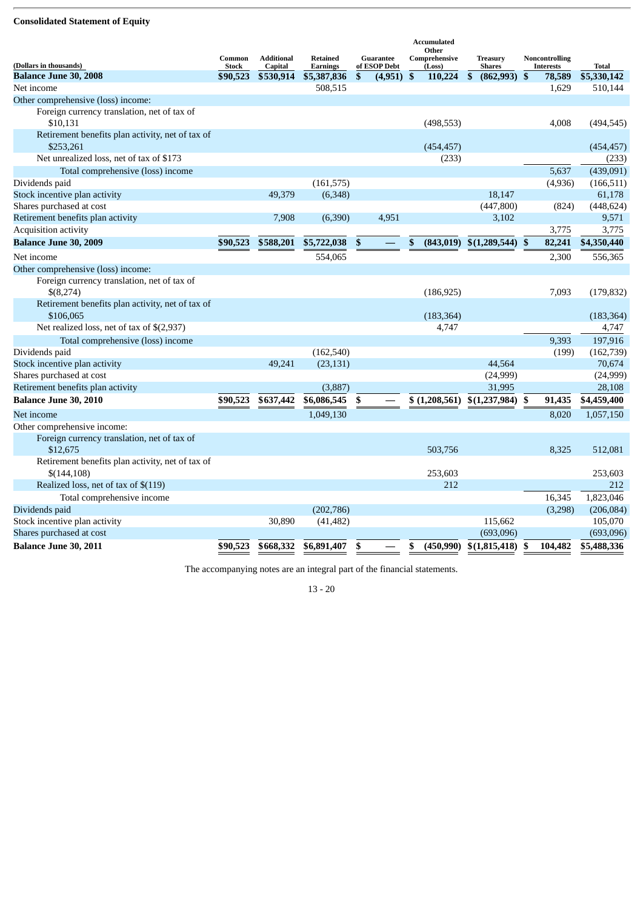## Consolidated Statement of Equity

| (Dollars in thousands) | Common Stock | Additional Capital | Retained Earnings | Guarantee of ESOP Debt | Accumulated Other Comprehensive (Loss) | Treasury Shares | Noncontrolling Interests | Total |
|---|---|---|---|---|---|---|---|---|
| **Balance June 30, 2008** | **$90,523** | **$530,914** | **$5,387,836** | **$ (4,951)** | **$ 110,224** | **$ (862,993)** | **$ 78,589** | **$5,330,142** |
| Net income | | | 508,515 | | | | 1,629 | 510,144 |
| Other comprehensive (loss) income: | | | | | | | | |
| Foreign currency translation, net of tax of $10,131 | | | | | (498,553) | | 4,008 | (494,545) |
| Retirement benefits plan activity, net of tax of $253,261 | | | | | (454,457) | | | (454,457) |
| Net unrealized loss, net of tax of $173 | | | | | (233) | | | (233) |
| Total comprehensive (loss) income | | | | | | | 5,637 | (439,091) |
| Dividends paid | | | (161,575) | | | | (4,936) | (166,511) |
| Stock incentive plan activity | | 49,379 | (6,348) | | | 18,147 | | 61,178 |
| Shares purchased at cost | | | | | | (447,800) | (824) | (448,624) |
| Retirement benefits plan activity | | 7,908 | (6,390) | 4,951 | | 3,102 | | 9,571 |
| Acquisition activity | | | | | | | 3,775 | 3,775 |
| **Balance June 30, 2009** | **$90,523** | **$588,201** | **$5,722,038** | **$ —** | **$ (843,019)** | **$(1,289,544)** | **$ 82,241** | **$4,350,440** |
| Net income | | | 554,065 | | | | 2,300 | 556,365 |
| Other comprehensive (loss) income: | | | | | | | | |
| Foreign currency translation, net of tax of $(8,274) | | | | | (186,925) | | 7,093 | (179,832) |
| Retirement benefits plan activity, net of tax of $106,065 | | | | | (183,364) | | | (183,364) |
| Net realized loss, net of tax of $(2,937) | | | | | 4,747 | | | 4,747 |
| Total comprehensive (loss) income | | | | | | | 9,393 | 197,916 |
| Dividends paid | | | (162,540) | | | | (199) | (162,739) |
| Stock incentive plan activity | | 49,241 | (23,131) | | | 44,564 | | 70,674 |
| Shares purchased at cost | | | | | | (24,999) | | (24,999) |
| Retirement benefits plan activity | | | (3,887) | | | 31,995 | | 28,108 |
| **Balance June 30, 2010** | **$90,523** | **$637,442** | **$6,086,545** | **$ —** | **$ (1,208,561)** | **$(1,237,984)** | **$ 91,435** | **$4,459,400** |
| Net income | | | 1,049,130 | | | | 8,020 | 1,057,150 |
| Other comprehensive income: | | | | | | | | |
| Foreign currency translation, net of tax of $12,675 | | | | | 503,756 | | 8,325 | 512,081 |
| Retirement benefits plan activity, net of tax of $(144,108) | | | | | 253,603 | | | 253,603 |
| Realized loss, net of tax of $(119) | | | | | 212 | | | 212 |
| Total comprehensive income | | | | | | | 16,345 | 1,823,046 |
| Dividends paid | | | (202,786) | | | | (3,298) | (206,084) |
| Stock incentive plan activity | | 30,890 | (41,482) | | | 115,662 | | 105,070 |
| Shares purchased at cost | | | | | | (693,096) | | (693,096) |
| **Balance June 30, 2011** | **$90,523** | **$668,332** | **$6,891,407** | **$ —** | **$ (450,990)** | **$(1,815,418)** | **$ 104,482** | **$5,488,336** |

The accompanying notes are an integral part of the financial statements.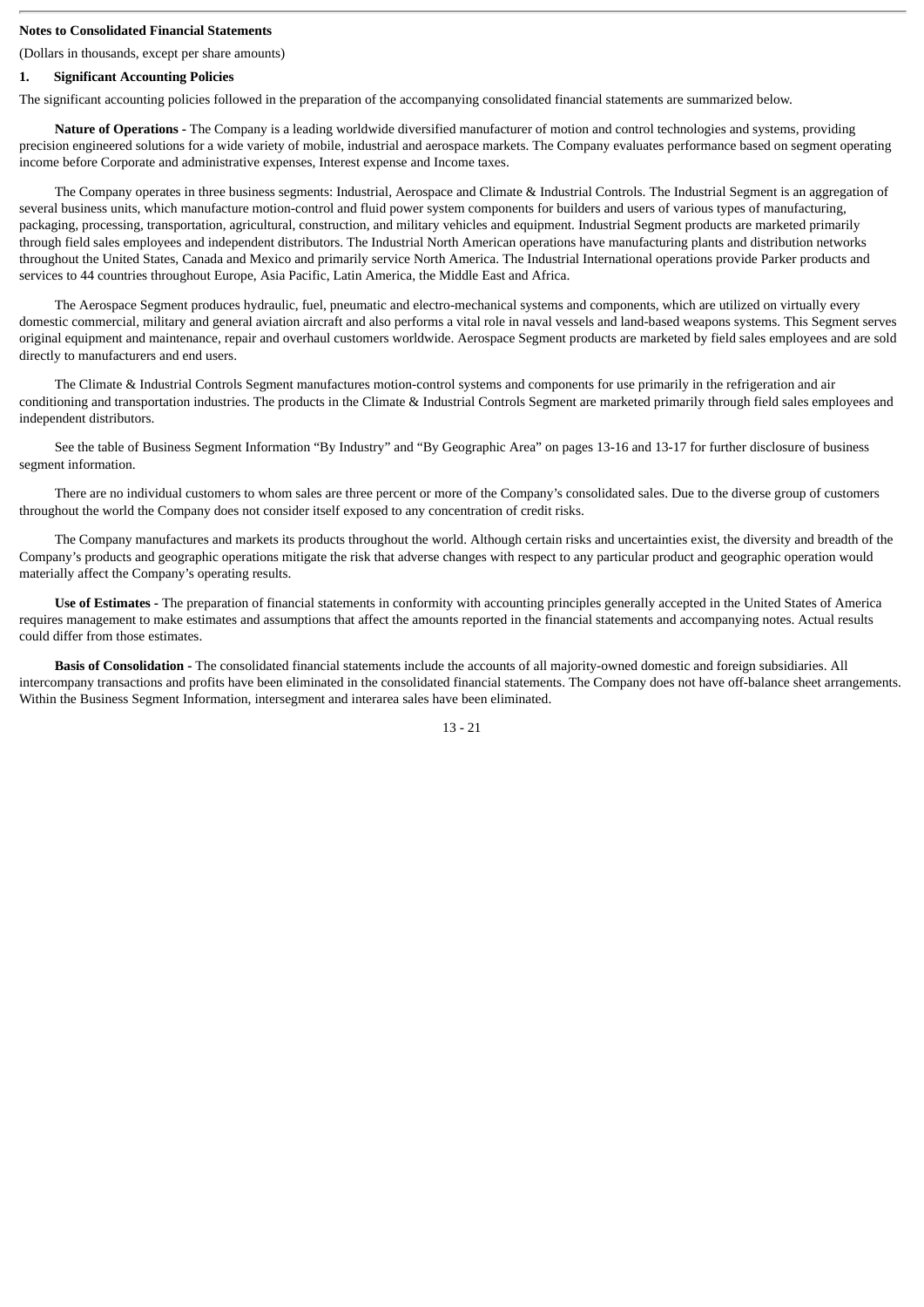**Notes to Consolidated Financial Statements**

(Dollars in thousands, except per share amounts)

**1. Significant Accounting Policies**

The significant accounting policies followed in the preparation of the accompanying consolidated financial statements are summarized below.

**Nature of Operations -** The Company is a leading worldwide diversified manufacturer of motion and control technologies and systems, providing precision engineered solutions for a wide variety of mobile, industrial and aerospace markets. The Company evaluates performance based on segment operating income before Corporate and administrative expenses, Interest expense and Income taxes.

The Company operates in three business segments: Industrial, Aerospace and Climate & Industrial Controls. The Industrial Segment is an aggregation of several business units, which manufacture motion-control and fluid power system components for builders and users of various types of manufacturing, packaging, processing, transportation, agricultural, construction, and military vehicles and equipment. Industrial Segment products are marketed primarily through field sales employees and independent distributors. The Industrial North American operations have manufacturing plants and distribution networks throughout the United States, Canada and Mexico and primarily service North America. The Industrial International operations provide Parker products and services to 44 countries throughout Europe, Asia Pacific, Latin America, the Middle East and Africa.

The Aerospace Segment produces hydraulic, fuel, pneumatic and electro-mechanical systems and components, which are utilized on virtually every domestic commercial, military and general aviation aircraft and also performs a vital role in naval vessels and land-based weapons systems. This Segment serves original equipment and maintenance, repair and overhaul customers worldwide. Aerospace Segment products are marketed by field sales employees and are sold directly to manufacturers and end users.

The Climate & Industrial Controls Segment manufactures motion-control systems and components for use primarily in the refrigeration and air conditioning and transportation industries. The products in the Climate & Industrial Controls Segment are marketed primarily through field sales employees and independent distributors.

See the table of Business Segment Information "By Industry" and "By Geographic Area" on pages 13-16 and 13-17 for further disclosure of business segment information.

There are no individual customers to whom sales are three percent or more of the Company's consolidated sales. Due to the diverse group of customers throughout the world the Company does not consider itself exposed to any concentration of credit risks.

The Company manufactures and markets its products throughout the world. Although certain risks and uncertainties exist, the diversity and breadth of the Company's products and geographic operations mitigate the risk that adverse changes with respect to any particular product and geographic operation would materially affect the Company's operating results.

**Use of Estimates -** The preparation of financial statements in conformity with accounting principles generally accepted in the United States of America requires management to make estimates and assumptions that affect the amounts reported in the financial statements and accompanying notes. Actual results could differ from those estimates.

**Basis of Consolidation -** The consolidated financial statements include the accounts of all majority-owned domestic and foreign subsidiaries. All intercompany transactions and profits have been eliminated in the consolidated financial statements. The Company does not have off-balance sheet arrangements. Within the Business Segment Information, intersegment and interarea sales have been eliminated.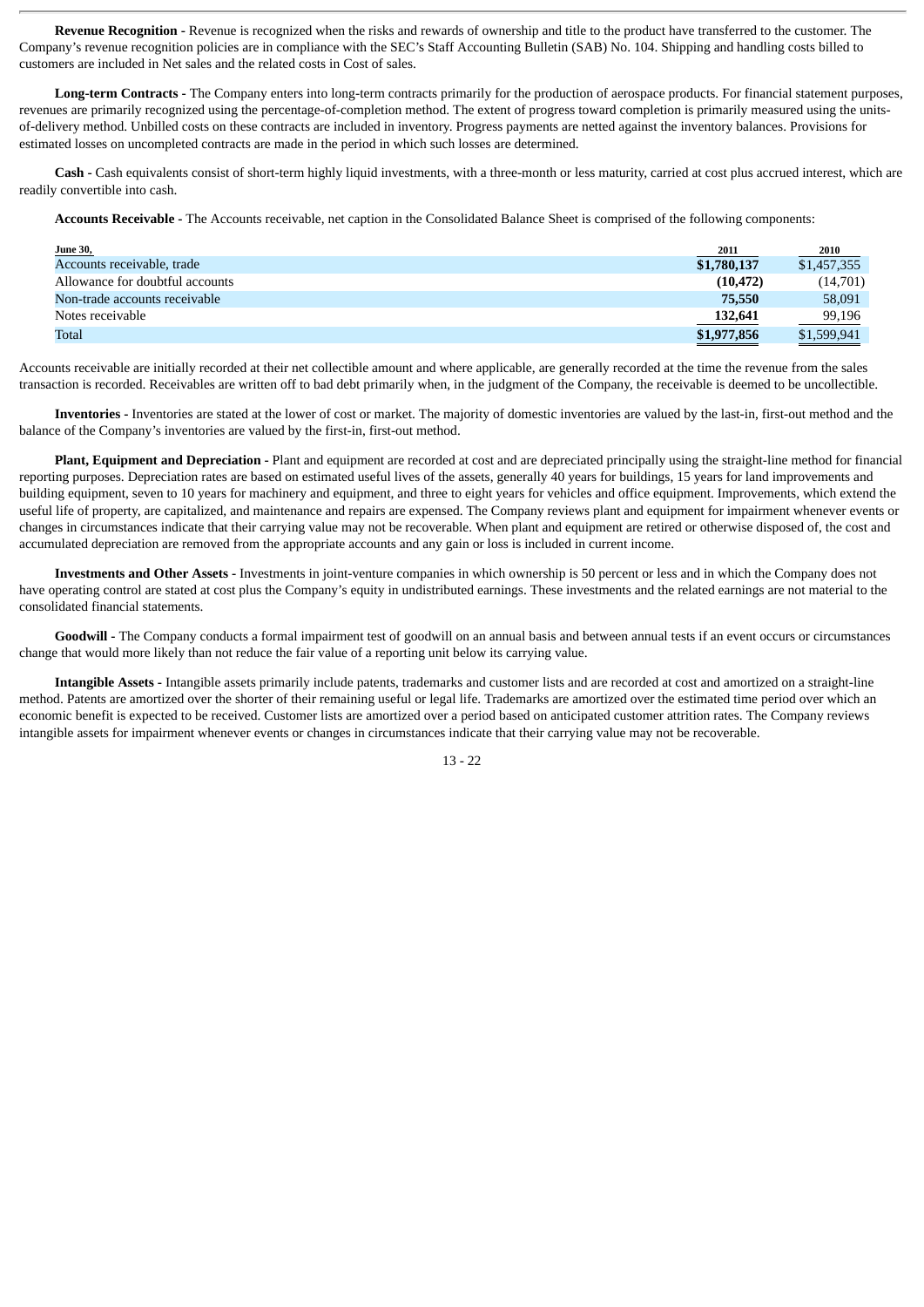**Revenue Recognition -** Revenue is recognized when the risks and rewards of ownership and title to the product have transferred to the customer. The Company's revenue recognition policies are in compliance with the SEC's Staff Accounting Bulletin (SAB) No. 104. Shipping and handling costs billed to customers are included in Net sales and the related costs in Cost of sales.

**Long-term Contracts -** The Company enters into long-term contracts primarily for the production of aerospace products. For financial statement purposes, revenues are primarily recognized using the percentage-of-completion method. The extent of progress toward completion is primarily measured using the units-of-delivery method. Unbilled costs on these contracts are included in inventory. Progress payments are netted against the inventory balances. Provisions for estimated losses on uncompleted contracts are made in the period in which such losses are determined.

**Cash -** Cash equivalents consist of short-term highly liquid investments, with a three-month or less maturity, carried at cost plus accrued interest, which are readily convertible into cash.

**Accounts Receivable -** The Accounts receivable, net caption in the Consolidated Balance Sheet is comprised of the following components:

| June 30, | 2011 | 2010 |
|---|---|---|
| Accounts receivable, trade | **$1,780,137** | $1,457,355 |
| Allowance for doubtful accounts | **(10,472)** | (14,701) |
| Non-trade accounts receivable | **75,550** | 58,091 |
| Notes receivable | **132,641** | 99,196 |
| Total | **$1,977,856** | $1,599,941 |

Accounts receivable are initially recorded at their net collectible amount and where applicable, are generally recorded at the time the revenue from the sales transaction is recorded. Receivables are written off to bad debt primarily when, in the judgment of the Company, the receivable is deemed to be uncollectible.

**Inventories -** Inventories are stated at the lower of cost or market. The majority of domestic inventories are valued by the last-in, first-out method and the balance of the Company's inventories are valued by the first-in, first-out method.

**Plant, Equipment and Depreciation -** Plant and equipment are recorded at cost and are depreciated principally using the straight-line method for financial reporting purposes. Depreciation rates are based on estimated useful lives of the assets, generally 40 years for buildings, 15 years for land improvements and building equipment, seven to 10 years for machinery and equipment, and three to eight years for vehicles and office equipment. Improvements, which extend the useful life of property, are capitalized, and maintenance and repairs are expensed. The Company reviews plant and equipment for impairment whenever events or changes in circumstances indicate that their carrying value may not be recoverable. When plant and equipment are retired or otherwise disposed of, the cost and accumulated depreciation are removed from the appropriate accounts and any gain or loss is included in current income.

**Investments and Other Assets -** Investments in joint-venture companies in which ownership is 50 percent or less and in which the Company does not have operating control are stated at cost plus the Company's equity in undistributed earnings. These investments and the related earnings are not material to the consolidated financial statements.

**Goodwill -** The Company conducts a formal impairment test of goodwill on an annual basis and between annual tests if an event occurs or circumstances change that would more likely than not reduce the fair value of a reporting unit below its carrying value.

**Intangible Assets -** Intangible assets primarily include patents, trademarks and customer lists and are recorded at cost and amortized on a straight-line method. Patents are amortized over the shorter of their remaining useful or legal life. Trademarks are amortized over the estimated time period over which an economic benefit is expected to be received. Customer lists are amortized over a period based on anticipated customer attrition rates. The Company reviews intangible assets for impairment whenever events or changes in circumstances indicate that their carrying value may not be recoverable.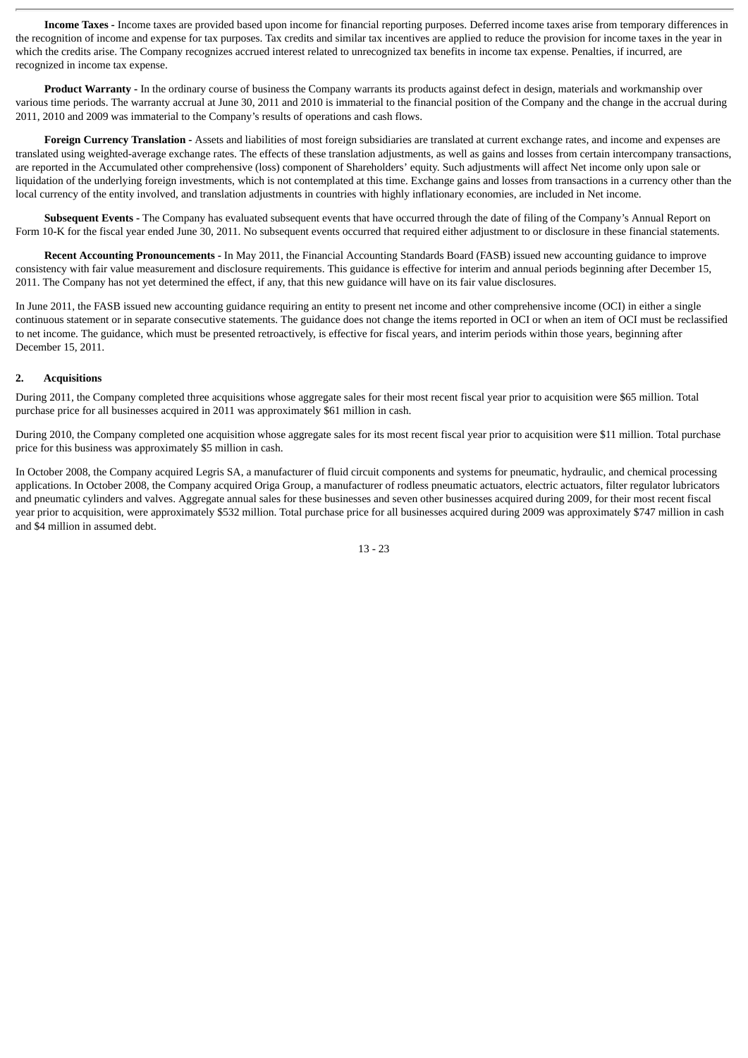**Income Taxes -** Income taxes are provided based upon income for financial reporting purposes. Deferred income taxes arise from temporary differences in the recognition of income and expense for tax purposes. Tax credits and similar tax incentives are applied to reduce the provision for income taxes in the year in which the credits arise. The Company recognizes accrued interest related to unrecognized tax benefits in income tax expense. Penalties, if incurred, are recognized in income tax expense.

**Product Warranty -** In the ordinary course of business the Company warrants its products against defect in design, materials and workmanship over various time periods. The warranty accrual at June 30, 2011 and 2010 is immaterial to the financial position of the Company and the change in the accrual during 2011, 2010 and 2009 was immaterial to the Company's results of operations and cash flows.

**Foreign Currency Translation -** Assets and liabilities of most foreign subsidiaries are translated at current exchange rates, and income and expenses are translated using weighted-average exchange rates. The effects of these translation adjustments, as well as gains and losses from certain intercompany transactions, are reported in the Accumulated other comprehensive (loss) component of Shareholders' equity. Such adjustments will affect Net income only upon sale or liquidation of the underlying foreign investments, which is not contemplated at this time. Exchange gains and losses from transactions in a currency other than the local currency of the entity involved, and translation adjustments in countries with highly inflationary economies, are included in Net income.

**Subsequent Events -** The Company has evaluated subsequent events that have occurred through the date of filing of the Company's Annual Report on Form 10-K for the fiscal year ended June 30, 2011. No subsequent events occurred that required either adjustment to or disclosure in these financial statements.

**Recent Accounting Pronouncements -** In May 2011, the Financial Accounting Standards Board (FASB) issued new accounting guidance to improve consistency with fair value measurement and disclosure requirements. This guidance is effective for interim and annual periods beginning after December 15, 2011. The Company has not yet determined the effect, if any, that this new guidance will have on its fair value disclosures.

In June 2011, the FASB issued new accounting guidance requiring an entity to present net income and other comprehensive income (OCI) in either a single continuous statement or in separate consecutive statements. The guidance does not change the items reported in OCI or when an item of OCI must be reclassified to net income. The guidance, which must be presented retroactively, is effective for fiscal years, and interim periods within those years, beginning after December 15, 2011.

## 2. Acquisitions

During 2011, the Company completed three acquisitions whose aggregate sales for their most recent fiscal year prior to acquisition were $65 million. Total purchase price for all businesses acquired in 2011 was approximately $61 million in cash.

During 2010, the Company completed one acquisition whose aggregate sales for its most recent fiscal year prior to acquisition were $11 million. Total purchase price for this business was approximately $5 million in cash.

In October 2008, the Company acquired Legris SA, a manufacturer of fluid circuit components and systems for pneumatic, hydraulic, and chemical processing applications. In October 2008, the Company acquired Origa Group, a manufacturer of rodless pneumatic actuators, electric actuators, filter regulator lubricators and pneumatic cylinders and valves. Aggregate annual sales for these businesses and seven other businesses acquired during 2009, for their most recent fiscal year prior to acquisition, were approximately $532 million. Total purchase price for all businesses acquired during 2009 was approximately $747 million in cash and $4 million in assumed debt.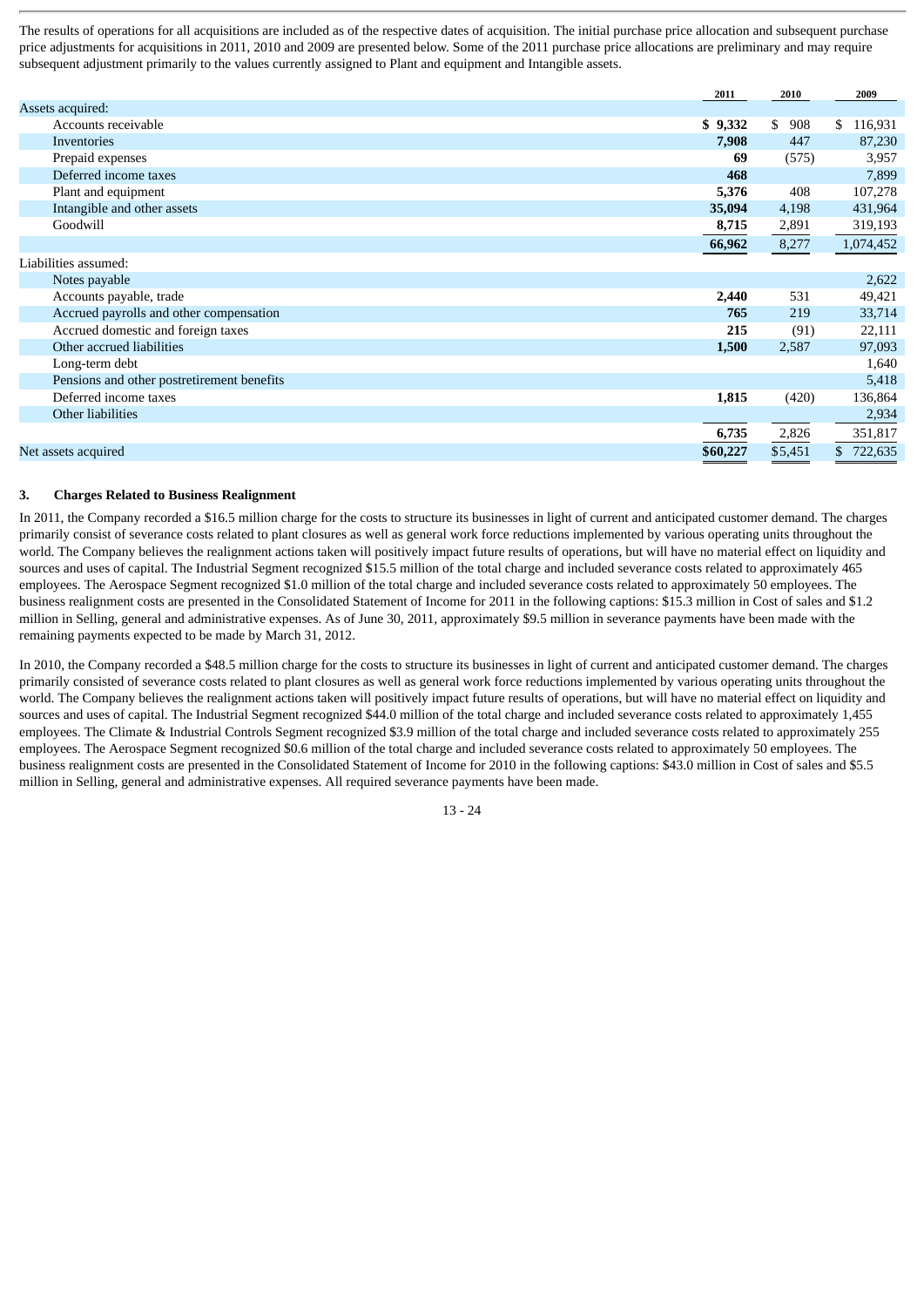The results of operations for all acquisitions are included as of the respective dates of acquisition. The initial purchase price allocation and subsequent purchase price adjustments for acquisitions in 2011, 2010 and 2009 are presented below. Some of the 2011 purchase price allocations are preliminary and may require subsequent adjustment primarily to the values currently assigned to Plant and equipment and Intangible assets.

| | 2011 | 2010 | 2009 |
|---|---|---|---|
| Assets acquired: | | | |
| Accounts receivable | **$ 9,332** | $ 908 | $ 116,931 |
| Inventories | **7,908** | 447 | 87,230 |
| Prepaid expenses | **69** | (575) | 3,957 |
| Deferred income taxes | **468** | | 7,899 |
| Plant and equipment | **5,376** | 408 | 107,278 |
| Intangible and other assets | **35,094** | 4,198 | 431,964 |
| Goodwill | **8,715** | 2,891 | 319,193 |
| | **66,962** | 8,277 | 1,074,452 |
| Liabilities assumed: | | | |
| Notes payable | | | 2,622 |
| Accounts payable, trade | **2,440** | 531 | 49,421 |
| Accrued payrolls and other compensation | **765** | 219 | 33,714 |
| Accrued domestic and foreign taxes | **215** | (91) | 22,111 |
| Other accrued liabilities | **1,500** | 2,587 | 97,093 |
| Long-term debt | | | 1,640 |
| Pensions and other postretirement benefits | | | 5,418 |
| Deferred income taxes | **1,815** | (420) | 136,864 |
| Other liabilities | | | 2,934 |
| | **6,735** | 2,826 | 351,817 |
| Net assets acquired | **$60,227** | $5,451 | $ 722,635 |

### 3. Charges Related to Business Realignment

In 2011, the Company recorded a $16.5 million charge for the costs to structure its businesses in light of current and anticipated customer demand. The charges primarily consist of severance costs related to plant closures as well as general work force reductions implemented by various operating units throughout the world. The Company believes the realignment actions taken will positively impact future results of operations, but will have no material effect on liquidity and sources and uses of capital. The Industrial Segment recognized $15.5 million of the total charge and included severance costs related to approximately 465 employees. The Aerospace Segment recognized $1.0 million of the total charge and included severance costs related to approximately 50 employees. The business realignment costs are presented in the Consolidated Statement of Income for 2011 in the following captions: $15.3 million in Cost of sales and $1.2 million in Selling, general and administrative expenses. As of June 30, 2011, approximately $9.5 million in severance payments have been made with the remaining payments expected to be made by March 31, 2012.

In 2010, the Company recorded a $48.5 million charge for the costs to structure its businesses in light of current and anticipated customer demand. The charges primarily consisted of severance costs related to plant closures as well as general work force reductions implemented by various operating units throughout the world. The Company believes the realignment actions taken will positively impact future results of operations, but will have no material effect on liquidity and sources and uses of capital. The Industrial Segment recognized $44.0 million of the total charge and included severance costs related to approximately 1,455 employees. The Climate & Industrial Controls Segment recognized $3.9 million of the total charge and included severance costs related to approximately 255 employees. The Aerospace Segment recognized $0.6 million of the total charge and included severance costs related to approximately 50 employees. The business realignment costs are presented in the Consolidated Statement of Income for 2010 in the following captions: $43.0 million in Cost of sales and $5.5 million in Selling, general and administrative expenses. All required severance payments have been made.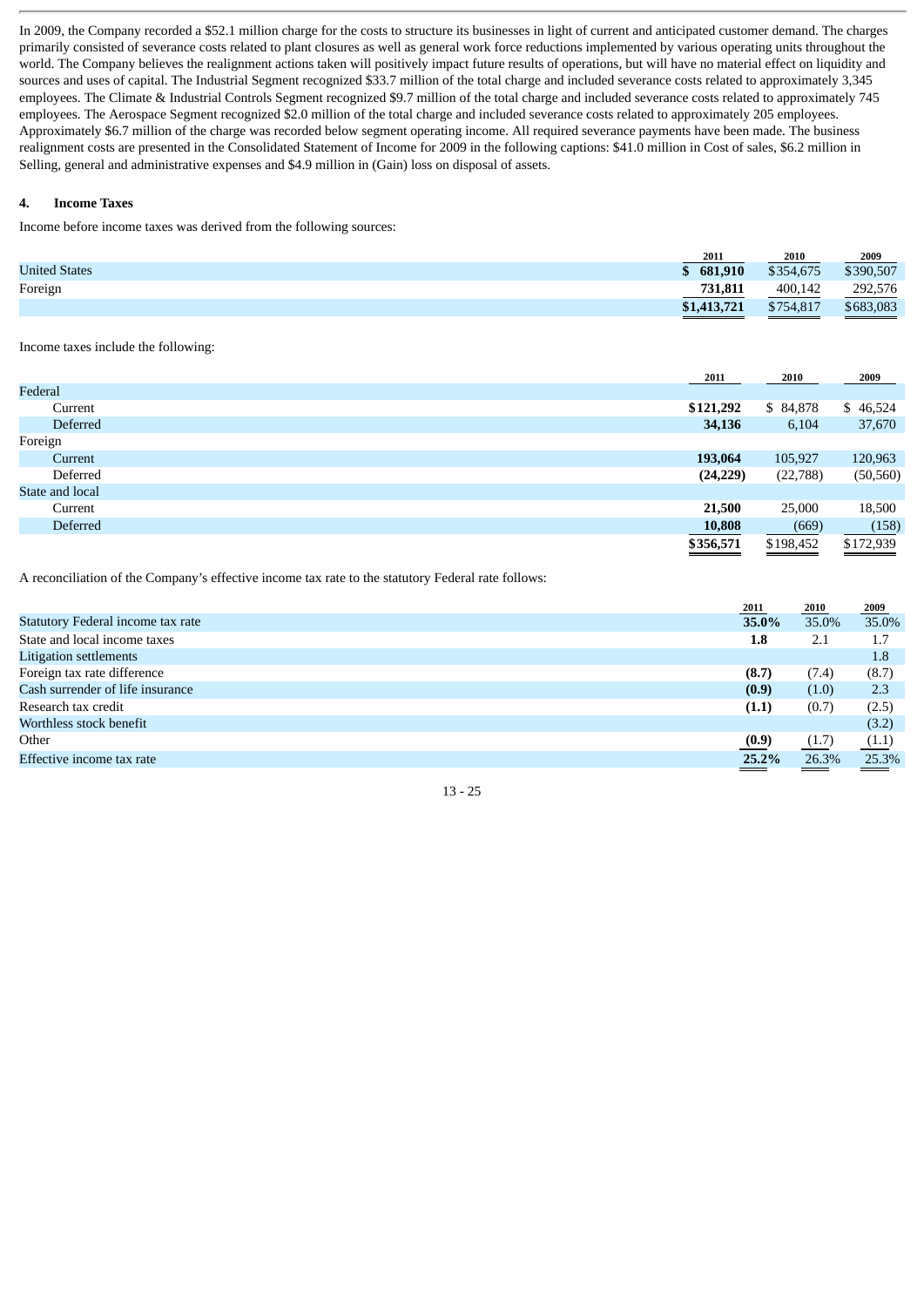In 2009, the Company recorded a $52.1 million charge for the costs to structure its businesses in light of current and anticipated customer demand. The charges primarily consisted of severance costs related to plant closures as well as general work force reductions implemented by various operating units throughout the world. The Company believes the realignment actions taken will positively impact future results of operations, but will have no material effect on liquidity and sources and uses of capital. The Industrial Segment recognized $33.7 million of the total charge and included severance costs related to approximately 3,345 employees. The Climate & Industrial Controls Segment recognized $9.7 million of the total charge and included severance costs related to approximately 745 employees. The Aerospace Segment recognized $2.0 million of the total charge and included severance costs related to approximately 205 employees. Approximately $6.7 million of the charge was recorded below segment operating income. All required severance payments have been made. The business realignment costs are presented in the Consolidated Statement of Income for 2009 in the following captions: $41.0 million in Cost of sales, $6.2 million in Selling, general and administrative expenses and $4.9 million in (Gain) loss on disposal of assets.

## 4. Income Taxes

Income before income taxes was derived from the following sources:

| | 2011 | 2010 | 2009 |
|---|---|---|---|
| United States | **$ 681,910** | $354,675 | $390,507 |
| Foreign | **731,811** | 400,142 | 292,576 |
| | **$1,413,721** | $754,817 | $683,083 |

Income taxes include the following:

| | 2011 | 2010 | 2009 |
|---|---|---|---|
| Federal | | | |
| Current | **$121,292** | $ 84,878 | $ 46,524 |
| Deferred | **34,136** | 6,104 | 37,670 |
| Foreign | | | |
| Current | **193,064** | 105,927 | 120,963 |
| Deferred | **(24,229)** | (22,788) | (50,560) |
| State and local | | | |
| Current | **21,500** | 25,000 | 18,500 |
| Deferred | **10,808** | (669) | (158) |
| | **$356,571** | $198,452 | $172,939 |

A reconciliation of the Company's effective income tax rate to the statutory Federal rate follows:

| | 2011 | 2010 | 2009 |
|---|---|---|---|
| Statutory Federal income tax rate | **35.0%** | 35.0% | 35.0% |
| State and local income taxes | **1.8** | 2.1 | 1.7 |
| Litigation settlements | | | 1.8 |
| Foreign tax rate difference | **(8.7)** | (7.4) | (8.7) |
| Cash surrender of life insurance | **(0.9)** | (1.0) | 2.3 |
| Research tax credit | **(1.1)** | (0.7) | (2.5) |
| Worthless stock benefit | | | (3.2) |
| Other | **(0.9)** | (1.7) | (1.1) |
| Effective income tax rate | **25.2%** | 26.3% | 25.3% |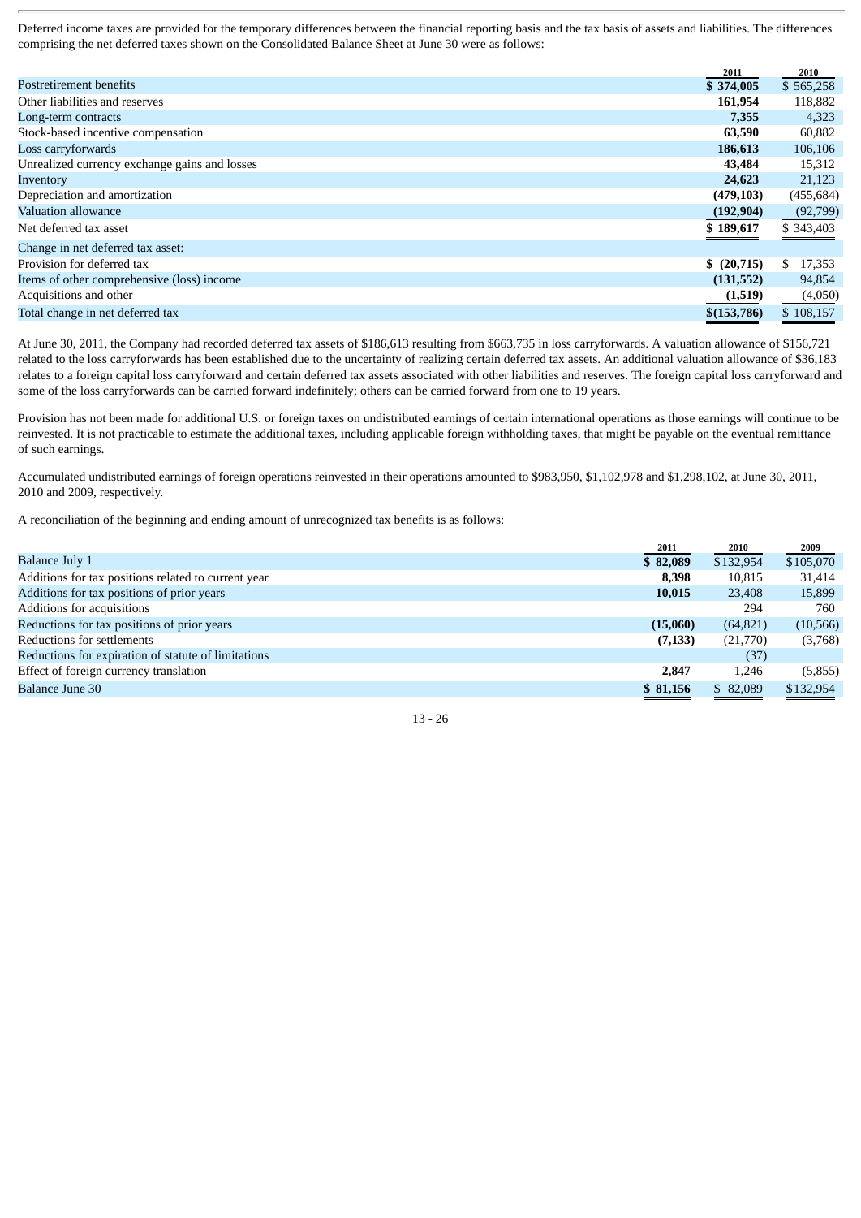Deferred income taxes are provided for the temporary differences between the financial reporting basis and the tax basis of assets and liabilities. The differences comprising the net deferred taxes shown on the Consolidated Balance Sheet at June 30 were as follows:

| | 2011 | 2010 |
|---|---|---|
| Postretirement benefits | **$ 374,005** | $ 565,258 |
| Other liabilities and reserves | **161,954** | 118,882 |
| Long-term contracts | **7,355** | 4,323 |
| Stock-based incentive compensation | **63,590** | 60,882 |
| Loss carryforwards | **186,613** | 106,106 |
| Unrealized currency exchange gains and losses | **43,484** | 15,312 |
| Inventory | **24,623** | 21,123 |
| Depreciation and amortization | **(479,103)** | (455,684) |
| Valuation allowance | **(192,904)** | (92,799) |
| Net deferred tax asset | **$ 189,617** | $ 343,403 |
| Change in net deferred tax asset: | | |
| Provision for deferred tax | **$ (20,715)** | $ 17,353 |
| Items of other comprehensive (loss) income | **(131,552)** | 94,854 |
| Acquisitions and other | **(1,519)** | (4,050) |
| Total change in net deferred tax | **$(153,786)** | $ 108,157 |

At June 30, 2011, the Company had recorded deferred tax assets of $186,613 resulting from $663,735 in loss carryforwards. A valuation allowance of $156,721 related to the loss carryforwards has been established due to the uncertainty of realizing certain deferred tax assets. An additional valuation allowance of $36,183 relates to a foreign capital loss carryforward and certain deferred tax assets associated with other liabilities and reserves. The foreign capital loss carryforward and some of the loss carryforwards can be carried forward indefinitely; others can be carried forward from one to 19 years.

Provision has not been made for additional U.S. or foreign taxes on undistributed earnings of certain international operations as those earnings will continue to be reinvested. It is not practicable to estimate the additional taxes, including applicable foreign withholding taxes, that might be payable on the eventual remittance of such earnings.

Accumulated undistributed earnings of foreign operations reinvested in their operations amounted to $983,950, $1,102,978 and $1,298,102, at June 30, 2011, 2010 and 2009, respectively.

A reconciliation of the beginning and ending amount of unrecognized tax benefits is as follows:

| | 2011 | 2010 | 2009 |
|---|---|---|---|
| Balance July 1 | **$ 82,089** | $132,954 | $105,070 |
| Additions for tax positions related to current year | **8,398** | 10,815 | 31,414 |
| Additions for tax positions of prior years | **10,015** | 23,408 | 15,899 |
| Additions for acquisitions | | 294 | 760 |
| Reductions for tax positions of prior years | **(15,060)** | (64,821) | (10,566) |
| Reductions for settlements | **(7,133)** | (21,770) | (3,768) |
| Reductions for expiration of statute of limitations | | (37) | |
| Effect of foreign currency translation | **2,847** | 1,246 | (5,855) |
| Balance June 30 | **$ 81,156** | $ 82,089 | $132,954 |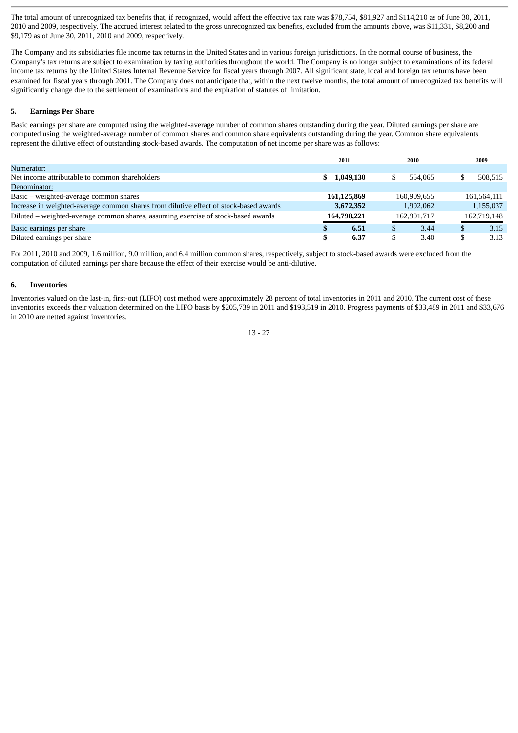The total amount of unrecognized tax benefits that, if recognized, would affect the effective tax rate was $78,754, $81,927 and $114,210 as of June 30, 2011, 2010 and 2009, respectively. The accrued interest related to the gross unrecognized tax benefits, excluded from the amounts above, was $11,331, $8,200 and $9,179 as of June 30, 2011, 2010 and 2009, respectively.

The Company and its subsidiaries file income tax returns in the United States and in various foreign jurisdictions. In the normal course of business, the Company's tax returns are subject to examination by taxing authorities throughout the world. The Company is no longer subject to examinations of its federal income tax returns by the United States Internal Revenue Service for fiscal years through 2007. All significant state, local and foreign tax returns have been examined for fiscal years through 2001. The Company does not anticipate that, within the next twelve months, the total amount of unrecognized tax benefits will significantly change due to the settlement of examinations and the expiration of statutes of limitation.

## 5. Earnings Per Share

Basic earnings per share are computed using the weighted-average number of common shares outstanding during the year. Diluted earnings per share are computed using the weighted-average number of common shares and common share equivalents outstanding during the year. Common share equivalents represent the dilutive effect of outstanding stock-based awards. The computation of net income per share was as follows:

| | 2011 | 2010 | 2009 |
|---|---|---|---|
| Numerator: | | | |
| Net income attributable to common shareholders | **$ 1,049,130** | $ 554,065 | $ 508,515 |
| Denominator: | | | |
| Basic – weighted-average common shares | **161,125,869** | 160,909,655 | 161,564,111 |
| Increase in weighted-average common shares from dilutive effect of stock-based awards | **3,672,352** | 1,992,062 | 1,155,037 |
| Diluted – weighted-average common shares, assuming exercise of stock-based awards | **164,798,221** | 162,901,717 | 162,719,148 |
| Basic earnings per share | **$ 6.51** | $ 3.44 | $ 3.15 |
| Diluted earnings per share | **$ 6.37** | $ 3.40 | $ 3.13 |

For 2011, 2010 and 2009, 1.6 million, 9.0 million, and 6.4 million common shares, respectively, subject to stock-based awards were excluded from the computation of diluted earnings per share because the effect of their exercise would be anti-dilutive.

## 6. Inventories

Inventories valued on the last-in, first-out (LIFO) cost method were approximately 28 percent of total inventories in 2011 and 2010. The current cost of these inventories exceeds their valuation determined on the LIFO basis by $205,739 in 2011 and $193,519 in 2010. Progress payments of $33,489 in 2011 and $33,676 in 2010 are netted against inventories.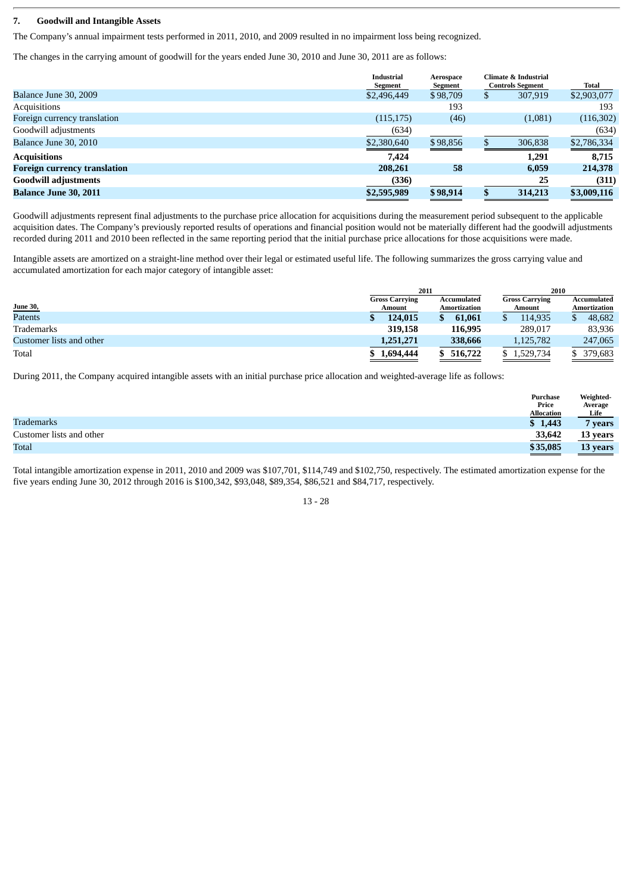## 7. Goodwill and Intangible Assets

The Company's annual impairment tests performed in 2011, 2010, and 2009 resulted in no impairment loss being recognized.

The changes in the carrying amount of goodwill for the years ended June 30, 2010 and June 30, 2011 are as follows:

| | Industrial Segment | Aerospace Segment | Climate & Industrial Controls Segment | Total |
|---|---|---|---|---|
| Balance June 30, 2009 | $2,496,449 | $98,709 | $ 307,919 | $2,903,077 |
| Acquisitions | | 193 | | 193 |
| Foreign currency translation | (115,175) | (46) | (1,081) | (116,302) |
| Goodwill adjustments | (634) | | | (634) |
| Balance June 30, 2010 | $2,380,640 | $98,856 | $ 306,838 | $2,786,334 |
| **Acquisitions** | **7,424** | | **1,291** | **8,715** |
| **Foreign currency translation** | **208,261** | **58** | **6,059** | **214,378** |
| **Goodwill adjustments** | **(336)** | | **25** | **(311)** |
| **Balance June 30, 2011** | **$2,595,989** | **$98,914** | **$ 314,213** | **$3,009,116** |

Goodwill adjustments represent final adjustments to the purchase price allocation for acquisitions during the measurement period subsequent to the applicable acquisition dates. The Company's previously reported results of operations and financial position would not be materially different had the goodwill adjustments recorded during 2011 and 2010 been reflected in the same reporting period that the initial purchase price allocations for those acquisitions were made.

Intangible assets are amortized on a straight-line method over their legal or estimated useful life. The following summarizes the gross carrying value and accumulated amortization for each major category of intangible asset:

| | 2011 | | 2010 | |
|---|---|---|---|---|
| June 30, | Gross Carrying Amount | Accumulated Amortization | Gross Carrying Amount | Accumulated Amortization |
| Patents | **$ 124,015** | **$ 61,061** | $ 114,935 | $ 48,682 |
| Trademarks | **319,158** | **116,995** | 289,017 | 83,936 |
| Customer lists and other | **1,251,271** | **338,666** | 1,125,782 | 247,065 |
| Total | **$ 1,694,444** | **$ 516,722** | $ 1,529,734 | $ 379,683 |

During 2011, the Company acquired intangible assets with an initial purchase price allocation and weighted-average life as follows:

| | Purchase Price Allocation | Weighted-Average Life |
|---|---|---|
| Trademarks | **$ 1,443** | **7 years** |
| Customer lists and other | **33,642** | **13 years** |
| Total | **$35,085** | **13 years** |

Total intangible amortization expense in 2011, 2010 and 2009 was $107,701, $114,749 and $102,750, respectively. The estimated amortization expense for the five years ending June 30, 2012 through 2016 is $100,342, $93,048, $89,354, $86,521 and $84,717, respectively.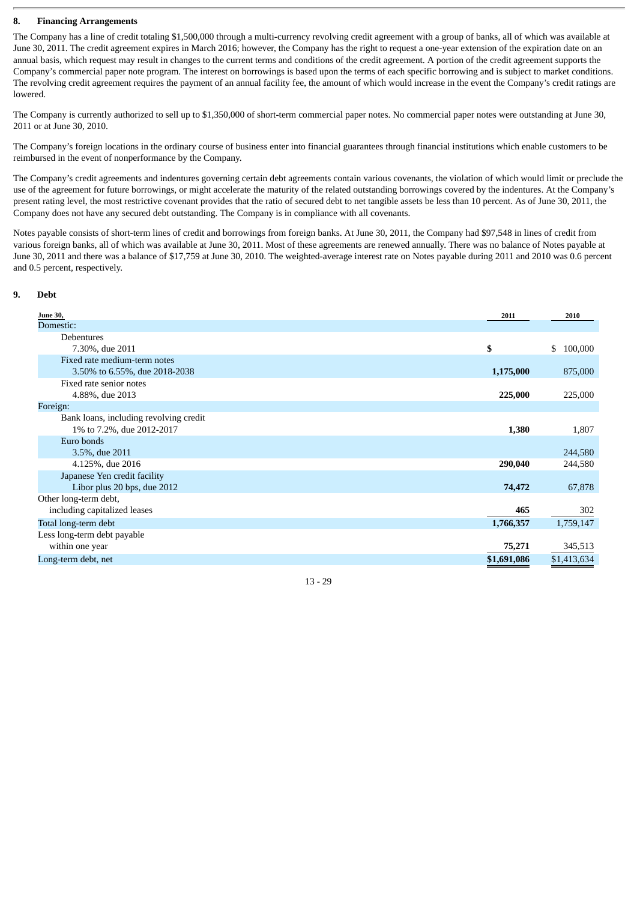## 8. Financing Arrangements

The Company has a line of credit totaling $1,500,000 through a multi-currency revolving credit agreement with a group of banks, all of which was available at June 30, 2011. The credit agreement expires in March 2016; however, the Company has the right to request a one-year extension of the expiration date on an annual basis, which request may result in changes to the current terms and conditions of the credit agreement. A portion of the credit agreement supports the Company's commercial paper note program. The interest on borrowings is based upon the terms of each specific borrowing and is subject to market conditions. The revolving credit agreement requires the payment of an annual facility fee, the amount of which would increase in the event the Company's credit ratings are lowered.

The Company is currently authorized to sell up to $1,350,000 of short-term commercial paper notes. No commercial paper notes were outstanding at June 30, 2011 or at June 30, 2010.

The Company's foreign locations in the ordinary course of business enter into financial guarantees through financial institutions which enable customers to be reimbursed in the event of nonperformance by the Company.

The Company's credit agreements and indentures governing certain debt agreements contain various covenants, the violation of which would limit or preclude the use of the agreement for future borrowings, or might accelerate the maturity of the related outstanding borrowings covered by the indentures. At the Company's present rating level, the most restrictive covenant provides that the ratio of secured debt to net tangible assets be less than 10 percent. As of June 30, 2011, the Company does not have any secured debt outstanding. The Company is in compliance with all covenants.

Notes payable consists of short-term lines of credit and borrowings from foreign banks. At June 30, 2011, the Company had $97,548 in lines of credit from various foreign banks, all of which was available at June 30, 2011. Most of these agreements are renewed annually. There was no balance of Notes payable at June 30, 2011 and there was a balance of $17,759 at June 30, 2010. The weighted-average interest rate on Notes payable during 2011 and 2010 was 0.6 percent and 0.5 percent, respectively.

## 9. Debt

| June 30, | 2011 | 2010 |
|---|---|---|
| Domestic: | | |
| Debentures | | |
| 7.30%, due 2011 | $ | $ 100,000 |
| Fixed rate medium-term notes | | |
| 3.50% to 6.55%, due 2018-2038 | 1,175,000 | 875,000 |
| Fixed rate senior notes | | |
| 4.88%, due 2013 | 225,000 | 225,000 |
| Foreign: | | |
| Bank loans, including revolving credit | | |
| 1% to 7.2%, due 2012-2017 | 1,380 | 1,807 |
| Euro bonds | | |
| 3.5%, due 2011 | | 244,580 |
| 4.125%, due 2016 | 290,040 | 244,580 |
| Japanese Yen credit facility | | |
| Libor plus 20 bps, due 2012 | 74,472 | 67,878 |
| Other long-term debt, including capitalized leases | 465 | 302 |
| Total long-term debt | 1,766,357 | 1,759,147 |
| Less long-term debt payable within one year | 75,271 | 345,513 |
| Long-term debt, net | $1,691,086 | $1,413,634 |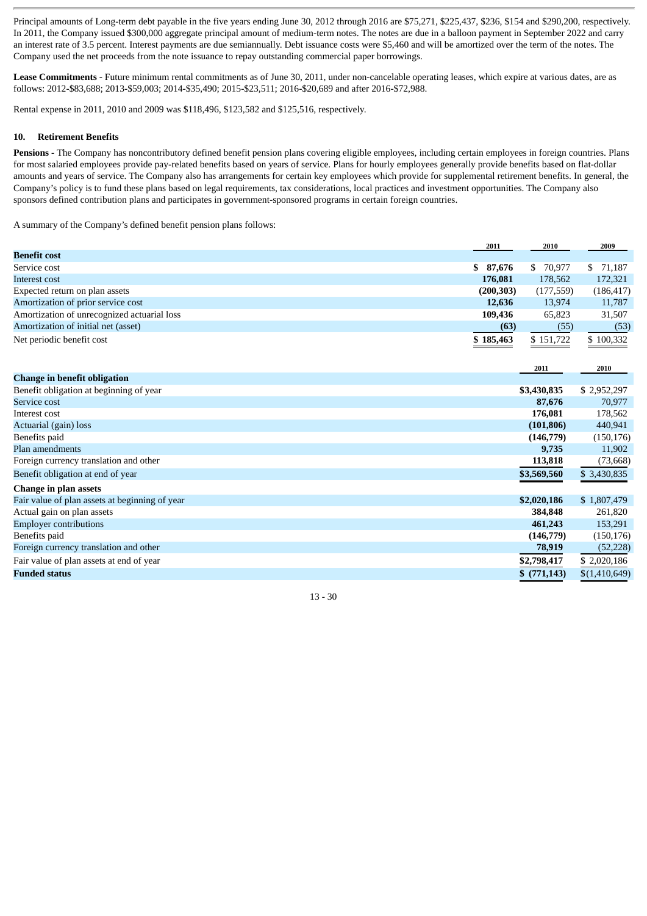Principal amounts of Long-term debt payable in the five years ending June 30, 2012 through 2016 are $75,271, $225,437, $236, $154 and $290,200, respectively. In 2011, the Company issued $300,000 aggregate principal amount of medium-term notes. The notes are due in a balloon payment in September 2022 and carry an interest rate of 3.5 percent. Interest payments are due semiannually. Debt issuance costs were $5,460 and will be amortized over the term of the notes. The Company used the net proceeds from the note issuance to repay outstanding commercial paper borrowings.

**Lease Commitments -** Future minimum rental commitments as of June 30, 2011, under non-cancelable operating leases, which expire at various dates, are as follows: 2012-$83,688; 2013-$59,003; 2014-$35,490; 2015-$23,511; 2016-$20,689 and after 2016-$72,988.

Rental expense in 2011, 2010 and 2009 was $118,496, $123,582 and $125,516, respectively.

## 10. Retirement Benefits

**Pensions -** The Company has noncontributory defined benefit pension plans covering eligible employees, including certain employees in foreign countries. Plans for most salaried employees provide pay-related benefits based on years of service. Plans for hourly employees generally provide benefits based on flat-dollar amounts and years of service. The Company also has arrangements for certain key employees which provide for supplemental retirement benefits. In general, the Company's policy is to fund these plans based on legal requirements, tax considerations, local practices and investment opportunities. The Company also sponsors defined contribution plans and participates in government-sponsored programs in certain foreign countries.

A summary of the Company's defined benefit pension plans follows:

| | 2011 | 2010 | 2009 |
|---|---|---|---|
| **Benefit cost** | | | |
| Service cost | **$ 87,676** | $ 70,977 | $ 71,187 |
| Interest cost | **176,081** | 178,562 | 172,321 |
| Expected return on plan assets | **(200,303)** | (177,559) | (186,417) |
| Amortization of prior service cost | **12,636** | 13,974 | 11,787 |
| Amortization of unrecognized actuarial loss | **109,436** | 65,823 | 31,507 |
| Amortization of initial net (asset) | **(63)** | (55) | (53) |
| Net periodic benefit cost | **$ 185,463** | $ 151,722 | $ 100,332 |

| | 2011 | 2010 |
|---|---|---|
| **Change in benefit obligation** | | |
| Benefit obligation at beginning of year | **$3,430,835** | $ 2,952,297 |
| Service cost | **87,676** | 70,977 |
| Interest cost | **176,081** | 178,562 |
| Actuarial (gain) loss | **(101,806)** | 440,941 |
| Benefits paid | **(146,779)** | (150,176) |
| Plan amendments | **9,735** | 11,902 |
| Foreign currency translation and other | **113,818** | (73,668) |
| Benefit obligation at end of year | **$3,569,560** | $ 3,430,835 |
| **Change in plan assets** | | |
| Fair value of plan assets at beginning of year | **$2,020,186** | $ 1,807,479 |
| Actual gain on plan assets | **384,848** | 261,820 |
| Employer contributions | **461,243** | 153,291 |
| Benefits paid | **(146,779)** | (150,176) |
| Foreign currency translation and other | **78,919** | (52,228) |
| Fair value of plan assets at end of year | **$2,798,417** | $ 2,020,186 |
| **Funded status** | **$ (771,143)** | $(1,410,649) |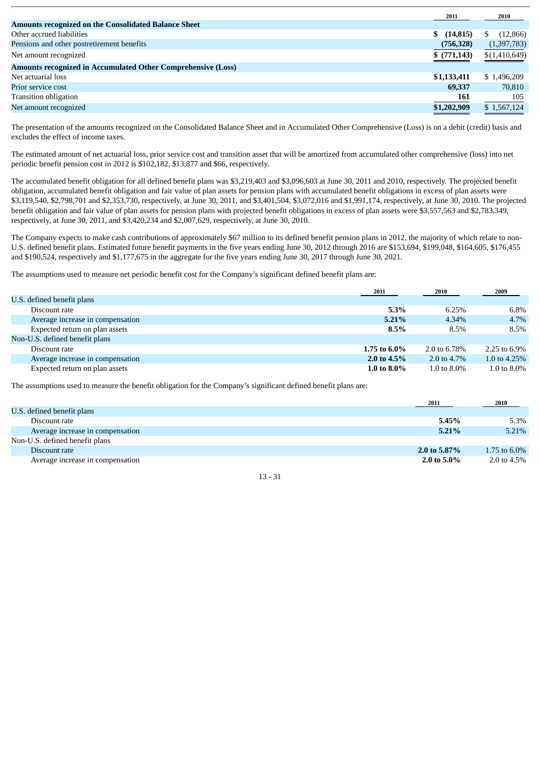| | 2011 | 2010 |
|---|---|---|
| **Amounts recognized on the Consolidated Balance Sheet** | | |
| Other accrued liabilities | **$ (14,815)** | $ (12,866) |
| Pensions and other postretirement benefits | **(756,328)** | (1,397,783) |
| Net amount recognized | **$ (771,143)** | $(1,410,649) |
| **Amounts recognized in Accumulated Other Comprehensive (Loss)** | | |
| Net actuarial loss | **$1,133,411** | $ 1,496,209 |
| Prior service cost | **69,337** | 70,810 |
| Transition obligation | **161** | 105 |
| Net amount recognized | **$1,202,909** | $ 1,567,124 |

The presentation of the amounts recognized on the Consolidated Balance Sheet and in Accumulated Other Comprehensive (Loss) is on a debit (credit) basis and excludes the effect of income taxes.

The estimated amount of net actuarial loss, prior service cost and transition asset that will be amortized from accumulated other comprehensive (loss) into net periodic benefit pension cost in 2012 is $102,182, $13,877 and $66, respectively.

The accumulated benefit obligation for all defined benefit plans was $3,219,403 and $3,096,603 at June 30, 2011 and 2010, respectively. The projected benefit obligation, accumulated benefit obligation and fair value of plan assets for pension plans with accumulated benefit obligations in excess of plan assets were $3,119,540, $2,798,701 and $2,353,730, respectively, at June 30, 2011, and $3,401,504, $3,072,016 and $1,991,174, respectively, at June 30, 2010. The projected benefit obligation and fair value of plan assets for pension plans with projected benefit obligations in excess of plan assets were $3,557,563 and $2,783,349, respectively, at June 30, 2011, and $3,420,234 and $2,007,629, respectively, at June 30, 2010.

The Company expects to make cash contributions of approximately $67 million to its defined benefit pension plans in 2012, the majority of which relate to non-U.S. defined benefit plans. Estimated future benefit payments in the five years ending June 30, 2012 through 2016 are $153,694, $199,048, $164,605, $176,455 and $190,524, respectively and $1,177,675 in the aggregate for the five years ending June 30, 2017 through June 30, 2021.

The assumptions used to measure net periodic benefit cost for the Company's significant defined benefit plans are:

| | 2011 | 2010 | 2009 |
|---|---|---|---|
| U.S. defined benefit plans | | | |
| Discount rate | **5.3%** | 6.25% | 6.8% |
| Average increase in compensation | **5.21%** | 4.34% | 4.7% |
| Expected return on plan assets | **8.5%** | 8.5% | 8.5% |
| Non-U.S. defined benefit plans | | | |
| Discount rate | **1.75 to 6.0%** | 2.0 to 6.78% | 2.25 to 6.9% |
| Average increase in compensation | **2.0 to 4.5%** | 2.0 to 4.7% | 1.0 to 4.25% |
| Expected return on plan assets | **1.0 to 8.0%** | 1.0 to 8.0% | 1.0 to 8.0% |

The assumptions used to measure the benefit obligation for the Company's significant defined benefit plans are:

| | 2011 | 2010 |
|---|---|---|
| U.S. defined benefit plans | | |
| Discount rate | **5.45%** | 5.3% |
| Average increase in compensation | **5.21%** | 5.21% |
| Non-U.S. defined benefit plans | | |
| Discount rate | **2.0 to 5.87%** | 1.75 to 6.0% |
| Average increase in compensation | **2.0 to 5.0%** | 2.0 to 4.5% |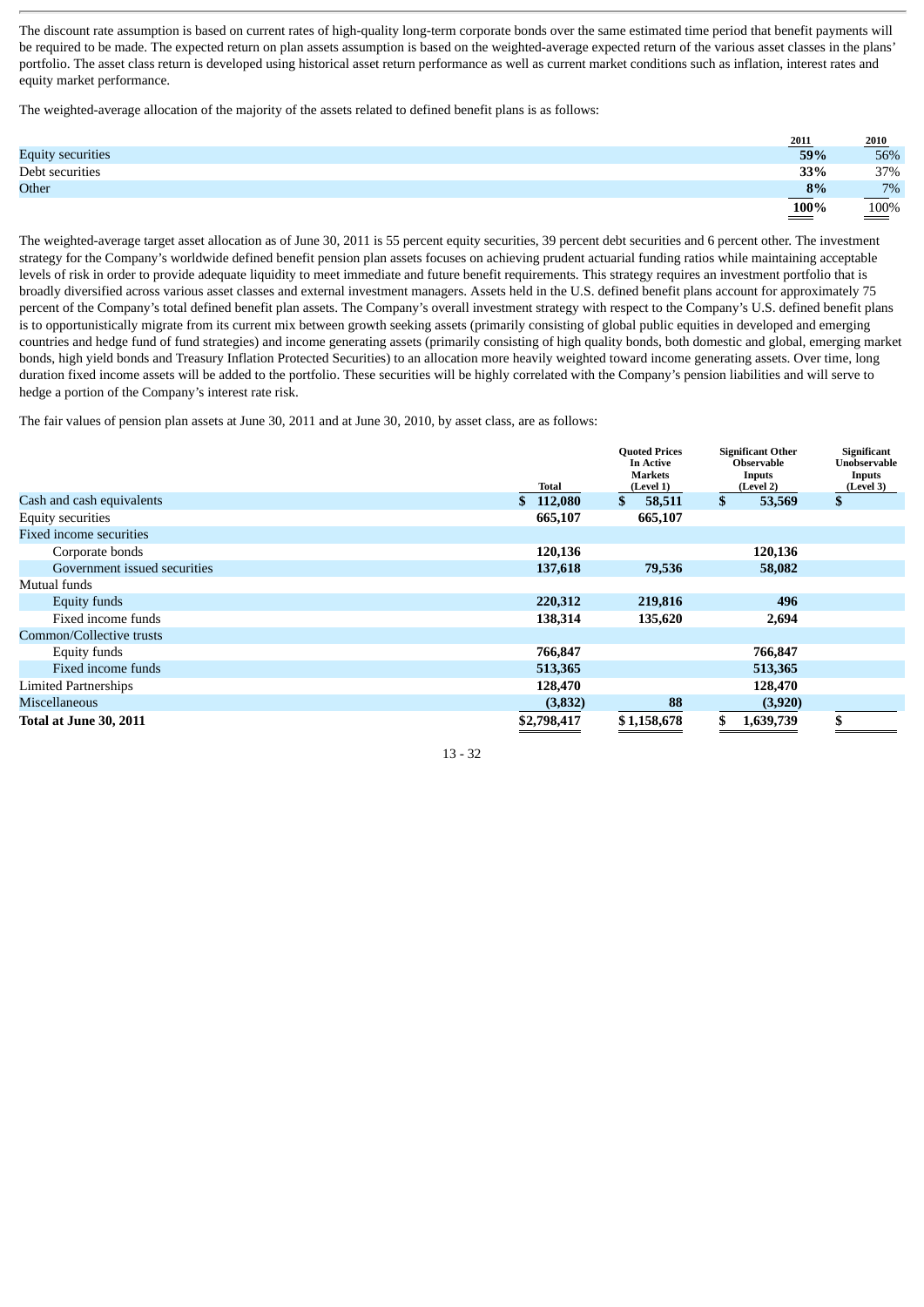The discount rate assumption is based on current rates of high-quality long-term corporate bonds over the same estimated time period that benefit payments will be required to be made. The expected return on plan assets assumption is based on the weighted-average expected return of the various asset classes in the plans' portfolio. The asset class return is developed using historical asset return performance as well as current market conditions such as inflation, interest rates and equity market performance.

The weighted-average allocation of the majority of the assets related to defined benefit plans is as follows:

| | 2011 | 2010 |
|---|---|---|
| Equity securities | **59%** | 56% |
| Debt securities | **33%** | 37% |
| Other | **8%** | 7% |
| | **100%** | 100% |

The weighted-average target asset allocation as of June 30, 2011 is 55 percent equity securities, 39 percent debt securities and 6 percent other. The investment strategy for the Company's worldwide defined benefit pension plan assets focuses on achieving prudent actuarial funding ratios while maintaining acceptable levels of risk in order to provide adequate liquidity to meet immediate and future benefit requirements. This strategy requires an investment portfolio that is broadly diversified across various asset classes and external investment managers. Assets held in the U.S. defined benefit plans account for approximately 75 percent of the Company's total defined benefit plan assets. The Company's overall investment strategy with respect to the Company's U.S. defined benefit plans is to opportunistically migrate from its current mix between growth seeking assets (primarily consisting of global public equities in developed and emerging countries and hedge fund of fund strategies) and income generating assets (primarily consisting of high quality bonds, both domestic and global, emerging market bonds, high yield bonds and Treasury Inflation Protected Securities) to an allocation more heavily weighted toward income generating assets. Over time, long duration fixed income assets will be added to the portfolio. These securities will be highly correlated with the Company's pension liabilities and will serve to hedge a portion of the Company's interest rate risk.

The fair values of pension plan assets at June 30, 2011 and at June 30, 2010, by asset class, are as follows:

| | Total | Quoted Prices In Active Markets (Level 1) | Significant Other Observable Inputs (Level 2) | Significant Unobservable Inputs (Level 3) |
|---|---|---|---|---|
| Cash and cash equivalents | **$ 112,080** | **$ 58,511** | **$ 53,569** | **$** |
| Equity securities | **665,107** | **665,107** | | |
| Fixed income securities | | | | |
| Corporate bonds | **120,136** | | **120,136** | |
| Government issued securities | **137,618** | **79,536** | **58,082** | |
| Mutual funds | | | | |
| Equity funds | **220,312** | **219,816** | **496** | |
| Fixed income funds | **138,314** | **135,620** | **2,694** | |
| Common/Collective trusts | | | | |
| Equity funds | **766,847** | | **766,847** | |
| Fixed income funds | **513,365** | | **513,365** | |
| Limited Partnerships | **128,470** | | **128,470** | |
| Miscellaneous | **(3,832)** | **88** | **(3,920)** | |
| **Total at June 30, 2011** | **$2,798,417** | **$ 1,158,678** | **$ 1,639,739** | **$** |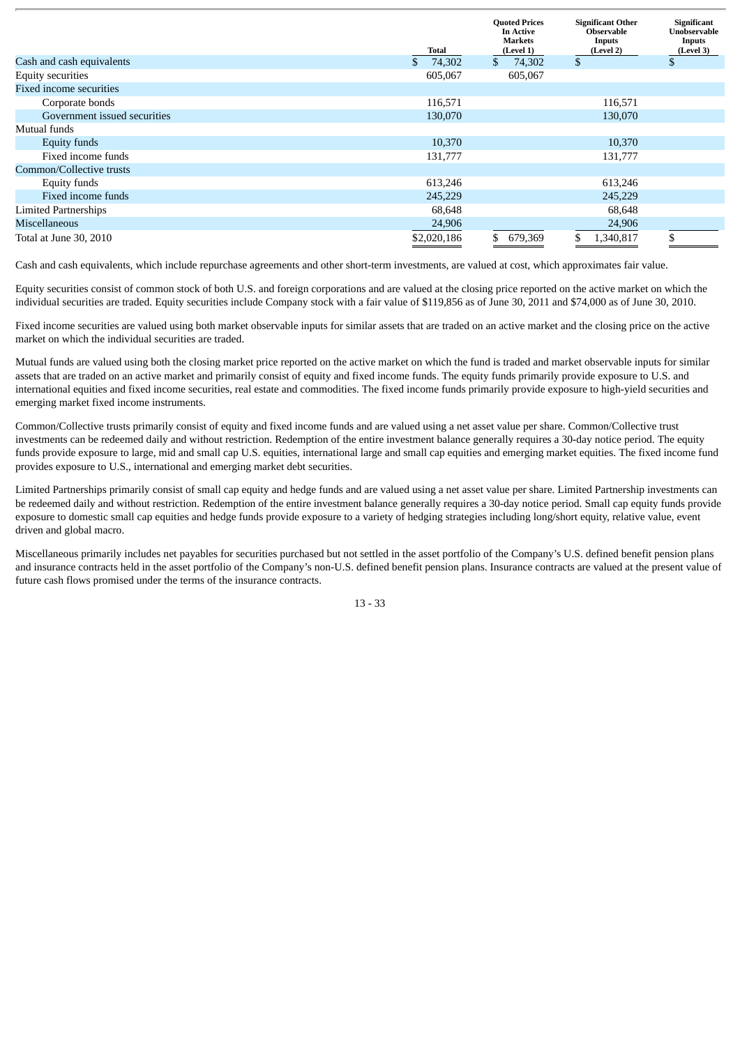| | Total | Quoted Prices In Active Markets (Level 1) | Significant Other Observable Inputs (Level 2) | Significant Unobservable Inputs (Level 3) |
|---|---|---|---|---|
| Cash and cash equivalents | $ 74,302 | $ 74,302 | $ | $ |
| Equity securities | 605,067 | 605,067 | | |
| Fixed income securities | | | | |
| Corporate bonds | 116,571 | | 116,571 | |
| Government issued securities | 130,070 | | 130,070 | |
| Mutual funds | | | | |
| Equity funds | 10,370 | | 10,370 | |
| Fixed income funds | 131,777 | | 131,777 | |
| Common/Collective trusts | | | | |
| Equity funds | 613,246 | | 613,246 | |
| Fixed income funds | 245,229 | | 245,229 | |
| Limited Partnerships | 68,648 | | 68,648 | |
| Miscellaneous | 24,906 | | 24,906 | |
| Total at June 30, 2010 | $2,020,186 | $ 679,369 | $ 1,340,817 | $ |

Cash and cash equivalents, which include repurchase agreements and other short-term investments, are valued at cost, which approximates fair value.

Equity securities consist of common stock of both U.S. and foreign corporations and are valued at the closing price reported on the active market on which the individual securities are traded. Equity securities include Company stock with a fair value of $119,856 as of June 30, 2011 and $74,000 as of June 30, 2010.

Fixed income securities are valued using both market observable inputs for similar assets that are traded on an active market and the closing price on the active market on which the individual securities are traded.

Mutual funds are valued using both the closing market price reported on the active market on which the fund is traded and market observable inputs for similar assets that are traded on an active market and primarily consist of equity and fixed income funds. The equity funds primarily provide exposure to U.S. and international equities and fixed income securities, real estate and commodities. The fixed income funds primarily provide exposure to high-yield securities and emerging market fixed income instruments.

Common/Collective trusts primarily consist of equity and fixed income funds and are valued using a net asset value per share. Common/Collective trust investments can be redeemed daily and without restriction. Redemption of the entire investment balance generally requires a 30-day notice period. The equity funds provide exposure to large, mid and small cap U.S. equities, international large and small cap equities and emerging market equities. The fixed income fund provides exposure to U.S., international and emerging market debt securities.

Limited Partnerships primarily consist of small cap equity and hedge funds and are valued using a net asset value per share. Limited Partnership investments can be redeemed daily and without restriction. Redemption of the entire investment balance generally requires a 30-day notice period. Small cap equity funds provide exposure to domestic small cap equities and hedge funds provide exposure to a variety of hedging strategies including long/short equity, relative value, event driven and global macro.

Miscellaneous primarily includes net payables for securities purchased but not settled in the asset portfolio of the Company's U.S. defined benefit pension plans and insurance contracts held in the asset portfolio of the Company's non-U.S. defined benefit pension plans. Insurance contracts are valued at the present value of future cash flows promised under the terms of the insurance contracts.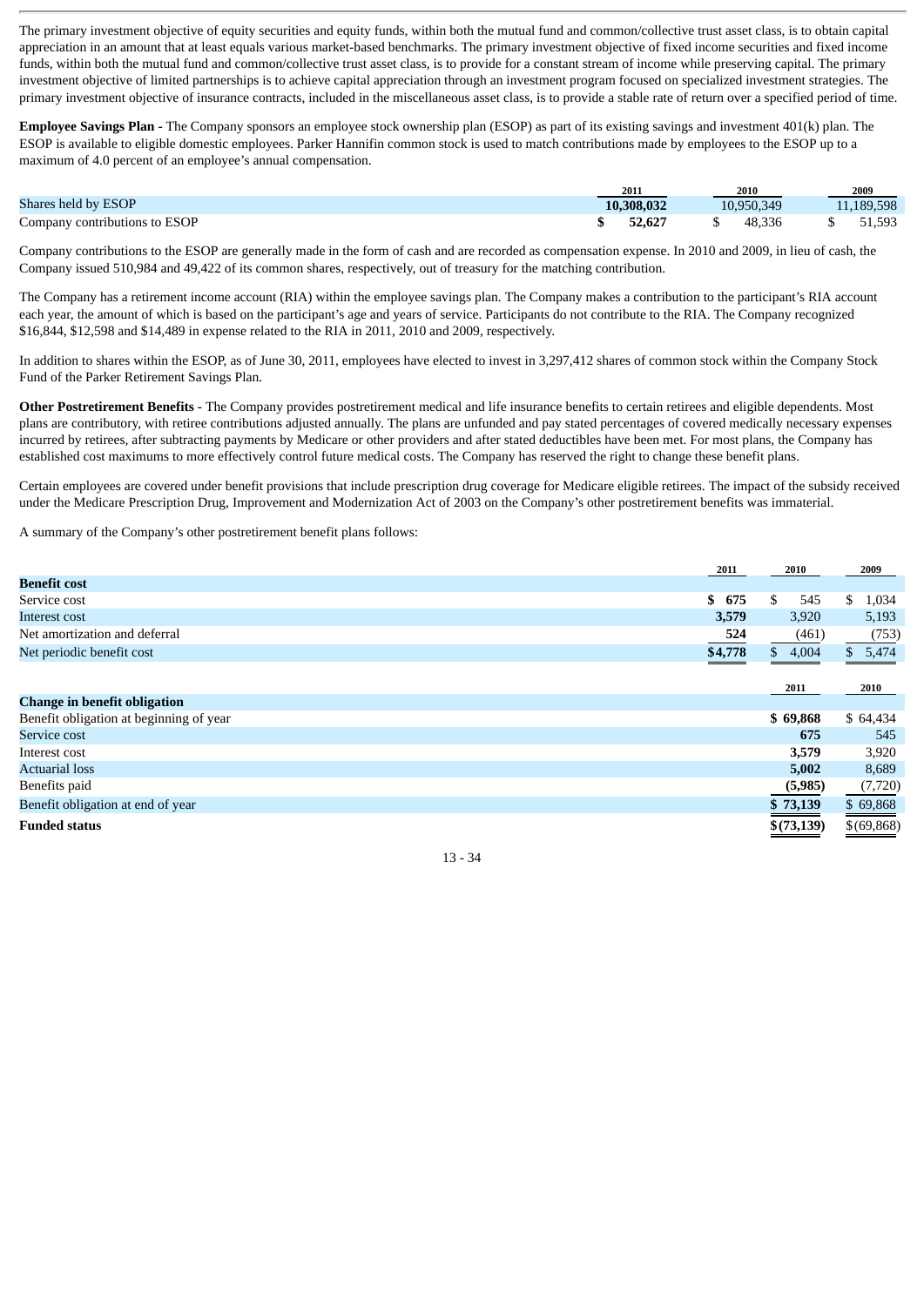The primary investment objective of equity securities and equity funds, within both the mutual fund and common/collective trust asset class, is to obtain capital appreciation in an amount that at least equals various market-based benchmarks. The primary investment objective of fixed income securities and fixed income funds, within both the mutual fund and common/collective trust asset class, is to provide for a constant stream of income while preserving capital. The primary investment objective of limited partnerships is to achieve capital appreciation through an investment program focused on specialized investment strategies. The primary investment objective of insurance contracts, included in the miscellaneous asset class, is to provide a stable rate of return over a specified period of time.

**Employee Savings Plan -** The Company sponsors an employee stock ownership plan (ESOP) as part of its existing savings and investment 401(k) plan. The ESOP is available to eligible domestic employees. Parker Hannifin common stock is used to match contributions made by employees to the ESOP up to a maximum of 4.0 percent of an employee's annual compensation.

| | 2011 | 2010 | 2009 |
|---|---|---|---|
| Shares held by ESOP | **10,308,032** | 10,950,349 | 11,189,598 |
| Company contributions to ESOP | **$ 52,627** | $ 48,336 | $ 51,593 |

Company contributions to the ESOP are generally made in the form of cash and are recorded as compensation expense. In 2010 and 2009, in lieu of cash, the Company issued 510,984 and 49,422 of its common shares, respectively, out of treasury for the matching contribution.

The Company has a retirement income account (RIA) within the employee savings plan. The Company makes a contribution to the participant's RIA account each year, the amount of which is based on the participant's age and years of service. Participants do not contribute to the RIA. The Company recognized $16,844, $12,598 and $14,489 in expense related to the RIA in 2011, 2010 and 2009, respectively.

In addition to shares within the ESOP, as of June 30, 2011, employees have elected to invest in 3,297,412 shares of common stock within the Company Stock Fund of the Parker Retirement Savings Plan.

**Other Postretirement Benefits -** The Company provides postretirement medical and life insurance benefits to certain retirees and eligible dependents. Most plans are contributory, with retiree contributions adjusted annually. The plans are unfunded and pay stated percentages of covered medically necessary expenses incurred by retirees, after subtracting payments by Medicare or other providers and after stated deductibles have been met. For most plans, the Company has established cost maximums to more effectively control future medical costs. The Company has reserved the right to change these benefit plans.

Certain employees are covered under benefit provisions that include prescription drug coverage for Medicare eligible retirees. The impact of the subsidy received under the Medicare Prescription Drug, Improvement and Modernization Act of 2003 on the Company's other postretirement benefits was immaterial.

A summary of the Company's other postretirement benefit plans follows:

| | 2011 | 2010 | 2009 |
|---|---|---|---|
| **Benefit cost** | | | |
| Service cost | **$ 675** | $ 545 | $ 1,034 |
| Interest cost | **3,579** | 3,920 | 5,193 |
| Net amortization and deferral | **524** | (461) | (753) |
| Net periodic benefit cost | **$4,778** | $ 4,004 | $ 5,474 |

| | 2011 | 2010 |
|---|---|---|
| **Change in benefit obligation** | | |
| Benefit obligation at beginning of year | **$ 69,868** | $ 64,434 |
| Service cost | **675** | 545 |
| Interest cost | **3,579** | 3,920 |
| Actuarial loss | **5,002** | 8,689 |
| Benefits paid | **(5,985)** | (7,720) |
| Benefit obligation at end of year | **$ 73,139** | $ 69,868 |
| **Funded status** | **$(73,139)** | $(69,868) |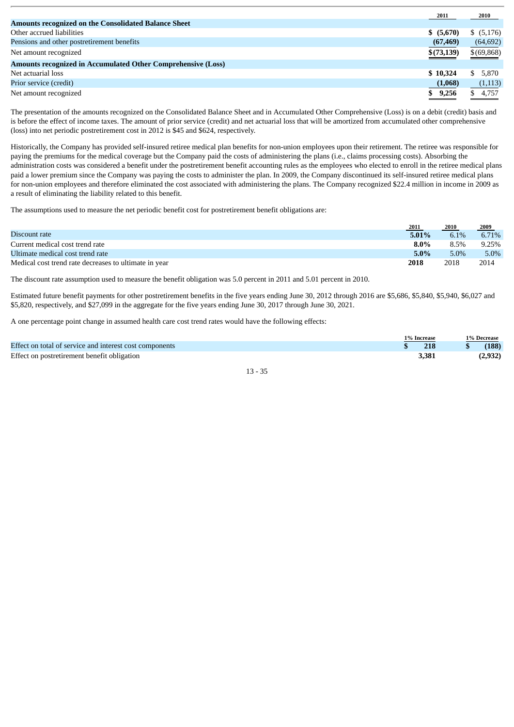| | 2011 | 2010 |
|---|---|---|
| **Amounts recognized on the Consolidated Balance Sheet** | | |
| Other accrued liabilities | **$ (5,670)** | $ (5,176) |
| Pensions and other postretirement benefits | **(67,469)** | (64,692) |
| Net amount recognized | **$(73,139)** | $(69,868) |
| **Amounts recognized in Accumulated Other Comprehensive (Loss)** | | |
| Net actuarial loss | **$ 10,324** | $ 5,870 |
| Prior service (credit) | **(1,068)** | (1,113) |
| Net amount recognized | **$ 9,256** | $ 4,757 |

The presentation of the amounts recognized on the Consolidated Balance Sheet and in Accumulated Other Comprehensive (Loss) is on a debit (credit) basis and is before the effect of income taxes. The amount of prior service (credit) and net actuarial loss that will be amortized from accumulated other comprehensive (loss) into net periodic postretirement cost in 2012 is $45 and $624, respectively.

Historically, the Company has provided self-insured retiree medical plan benefits for non-union employees upon their retirement. The retiree was responsible for paying the premiums for the medical coverage but the Company paid the costs of administering the plans (i.e., claims processing costs). Absorbing the administration costs was considered a benefit under the postretirement benefit accounting rules as the employees who elected to enroll in the retiree medical plans paid a lower premium since the Company was paying the costs to administer the plan. In 2009, the Company discontinued its self-insured retiree medical plans for non-union employees and therefore eliminated the cost associated with administering the plans. The Company recognized $22.4 million in income in 2009 as a result of eliminating the liability related to this benefit.

The assumptions used to measure the net periodic benefit cost for postretirement benefit obligations are:

| | 2011 | 2010 | 2009 |
|---|---|---|---|
| Discount rate | **5.01%** | 6.1% | 6.71% |
| Current medical cost trend rate | **8.0%** | 8.5% | 9.25% |
| Ultimate medical cost trend rate | **5.0%** | 5.0% | 5.0% |
| Medical cost trend rate decreases to ultimate in year | **2018** | 2018 | 2014 |

The discount rate assumption used to measure the benefit obligation was 5.0 percent in 2011 and 5.01 percent in 2010.

Estimated future benefit payments for other postretirement benefits in the five years ending June 30, 2012 through 2016 are $5,686, $5,840, $5,940, $6,027 and $5,820, respectively, and $27,099 in the aggregate for the five years ending June 30, 2017 through June 30, 2021.

A one percentage point change in assumed health care cost trend rates would have the following effects:

| | 1% Increase | 1% Decrease |
|---|---|---|
| Effect on total of service and interest cost components | **$ 218** | **$ (188)** |
| Effect on postretirement benefit obligation | **3,381** | **(2,932)** |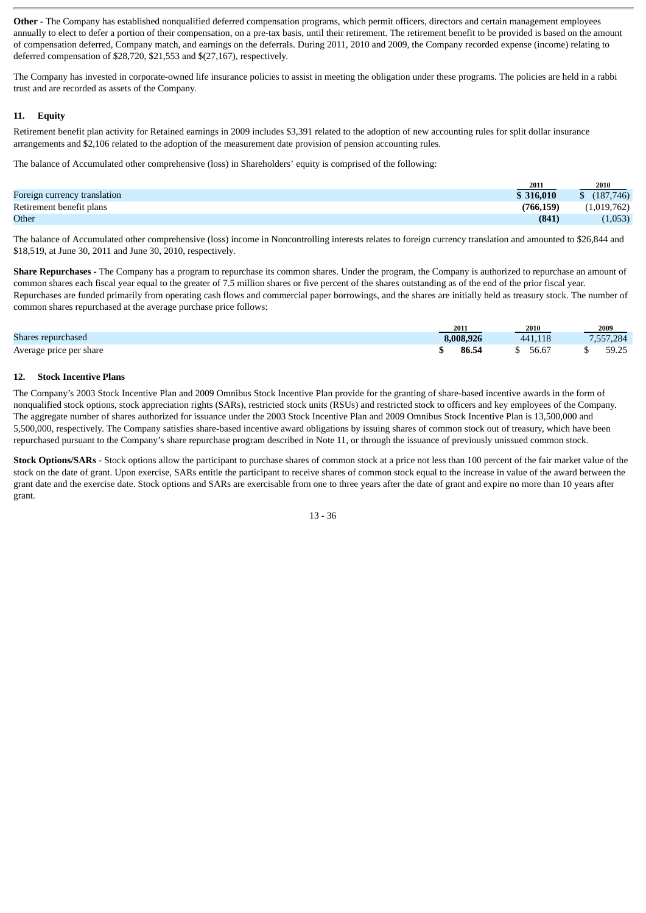**Other -** The Company has established nonqualified deferred compensation programs, which permit officers, directors and certain management employees annually to elect to defer a portion of their compensation, on a pre-tax basis, until their retirement. The retirement benefit to be provided is based on the amount of compensation deferred, Company match, and earnings on the deferrals. During 2011, 2010 and 2009, the Company recorded expense (income) relating to deferred compensation of $28,720, $21,553 and $(27,167), respectively.

The Company has invested in corporate-owned life insurance policies to assist in meeting the obligation under these programs. The policies are held in a rabbi trust and are recorded as assets of the Company.

### 11. Equity

Retirement benefit plan activity for Retained earnings in 2009 includes $3,391 related to the adoption of new accounting rules for split dollar insurance arrangements and $2,106 related to the adoption of the measurement date provision of pension accounting rules.

The balance of Accumulated other comprehensive (loss) in Shareholders' equity is comprised of the following:

| | 2011 | 2010 |
|---|---|---|
| Foreign currency translation | **$ 316,010** | $ (187,746) |
| Retirement benefit plans | **(766,159)** | (1,019,762) |
| Other | **(841)** | (1,053) |

The balance of Accumulated other comprehensive (loss) income in Noncontrolling interests relates to foreign currency translation and amounted to $26,844 and $18,519, at June 30, 2011 and June 30, 2010, respectively.

**Share Repurchases -** The Company has a program to repurchase its common shares. Under the program, the Company is authorized to repurchase an amount of common shares each fiscal year equal to the greater of 7.5 million shares or five percent of the shares outstanding as of the end of the prior fiscal year. Repurchases are funded primarily from operating cash flows and commercial paper borrowings, and the shares are initially held as treasury stock. The number of common shares repurchased at the average purchase price follows:

| | 2011 | 2010 | 2009 |
|---|---|---|---|
| Shares repurchased | **8,008,926** | 441,118 | 7,557,284 |
| Average price per share | **$ 86.54** | $ 56.67 | $ 59.25 |

### 12. Stock Incentive Plans

The Company's 2003 Stock Incentive Plan and 2009 Omnibus Stock Incentive Plan provide for the granting of share-based incentive awards in the form of nonqualified stock options, stock appreciation rights (SARs), restricted stock units (RSUs) and restricted stock to officers and key employees of the Company. The aggregate number of shares authorized for issuance under the 2003 Stock Incentive Plan and 2009 Omnibus Stock Incentive Plan is 13,500,000 and 5,500,000, respectively. The Company satisfies share-based incentive award obligations by issuing shares of common stock out of treasury, which have been repurchased pursuant to the Company's share repurchase program described in Note 11, or through the issuance of previously unissued common stock.

**Stock Options/SARs -** Stock options allow the participant to purchase shares of common stock at a price not less than 100 percent of the fair market value of the stock on the date of grant. Upon exercise, SARs entitle the participant to receive shares of common stock equal to the increase in value of the award between the grant date and the exercise date. Stock options and SARs are exercisable from one to three years after the date of grant and expire no more than 10 years after grant.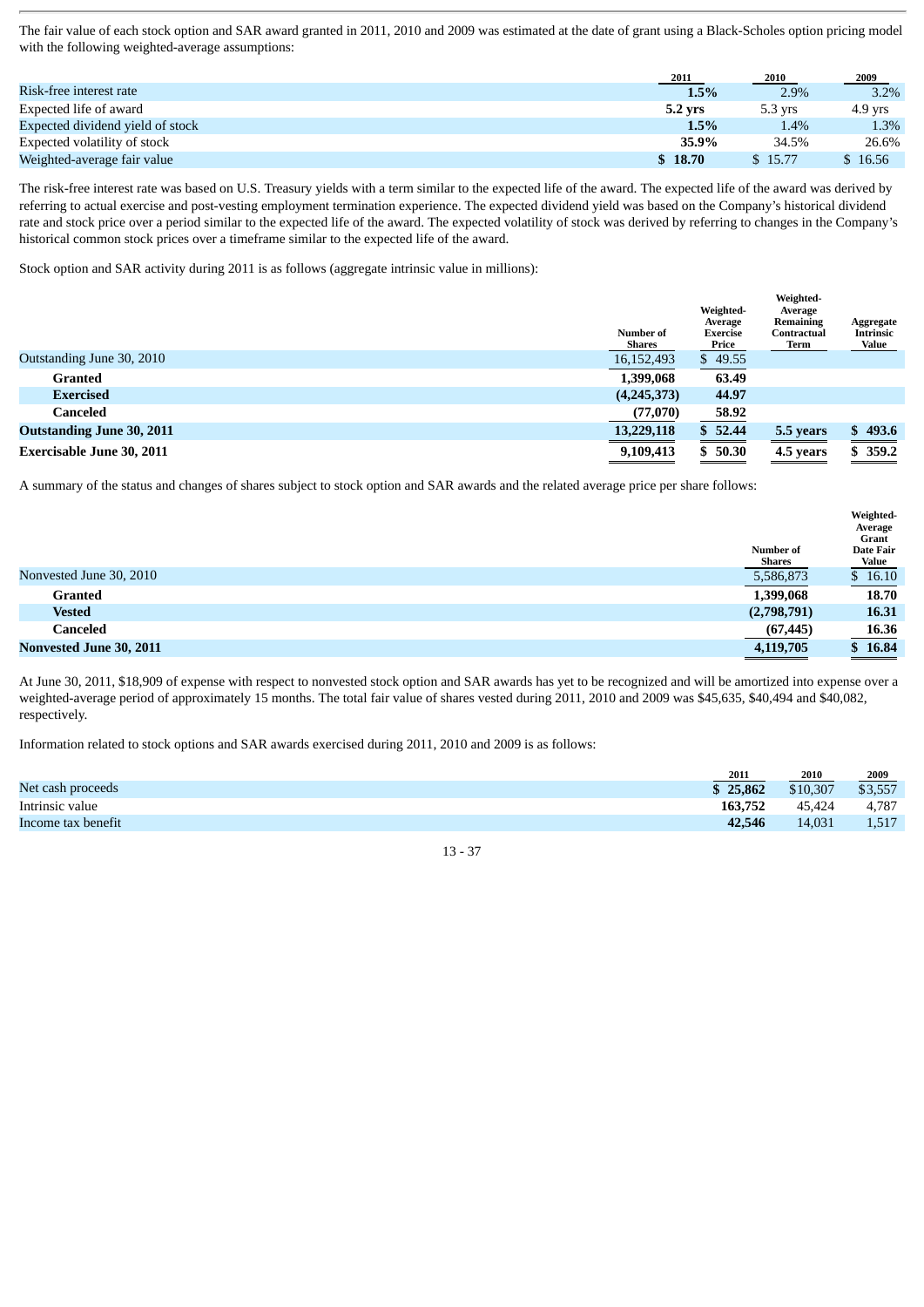The fair value of each stock option and SAR award granted in 2011, 2010 and 2009 was estimated at the date of grant using a Black-Scholes option pricing model with the following weighted-average assumptions:

| | 2011 | 2010 | 2009 |
|---|---|---|---|
| Risk-free interest rate | **1.5%** | 2.9% | 3.2% |
| Expected life of award | **5.2 yrs** | 5.3 yrs | 4.9 yrs |
| Expected dividend yield of stock | **1.5%** | 1.4% | 1.3% |
| Expected volatility of stock | **35.9%** | 34.5% | 26.6% |
| Weighted-average fair value | **$ 18.70** | $ 15.77 | $ 16.56 |

The risk-free interest rate was based on U.S. Treasury yields with a term similar to the expected life of the award. The expected life of the award was derived by referring to actual exercise and post-vesting employment termination experience. The expected dividend yield was based on the Company's historical dividend rate and stock price over a period similar to the expected life of the award. The expected volatility of stock was derived by referring to changes in the Company's historical common stock prices over a timeframe similar to the expected life of the award.

Stock option and SAR activity during 2011 is as follows (aggregate intrinsic value in millions):

| | Number of Shares | Weighted-Average Exercise Price | Weighted-Average Remaining Contractual Term | Aggregate Intrinsic Value |
|---|---|---|---|---|
| Outstanding June 30, 2010 | 16,152,493 | $ 49.55 | | |
| **Granted** | **1,399,068** | **63.49** | | |
| **Exercised** | **(4,245,373)** | **44.97** | | |
| **Canceled** | **(77,070)** | **58.92** | | |
| **Outstanding June 30, 2011** | **13,229,118** | **$ 52.44** | **5.5 years** | **$ 493.6** |
| **Exercisable June 30, 2011** | **9,109,413** | **$ 50.30** | **4.5 years** | **$ 359.2** |

A summary of the status and changes of shares subject to stock option and SAR awards and the related average price per share follows:

| | Number of Shares | Weighted-Average Grant Date Fair Value |
|---|---|---|
| Nonvested June 30, 2010 | 5,586,873 | $ 16.10 |
| **Granted** | **1,399,068** | **18.70** |
| **Vested** | **(2,798,791)** | **16.31** |
| **Canceled** | **(67,445)** | **16.36** |
| **Nonvested June 30, 2011** | **4,119,705** | **$ 16.84** |

At June 30, 2011, $18,909 of expense with respect to nonvested stock option and SAR awards has yet to be recognized and will be amortized into expense over a weighted-average period of approximately 15 months. The total fair value of shares vested during 2011, 2010 and 2009 was $45,635, $40,494 and $40,082, respectively.

Information related to stock options and SAR awards exercised during 2011, 2010 and 2009 is as follows:

| | 2011 | 2010 | 2009 |
|---|---|---|---|
| Net cash proceeds | **$ 25,862** | $10,307 | $3,557 |
| Intrinsic value | **163,752** | 45,424 | 4,787 |
| Income tax benefit | **42,546** | 14,031 | 1,517 |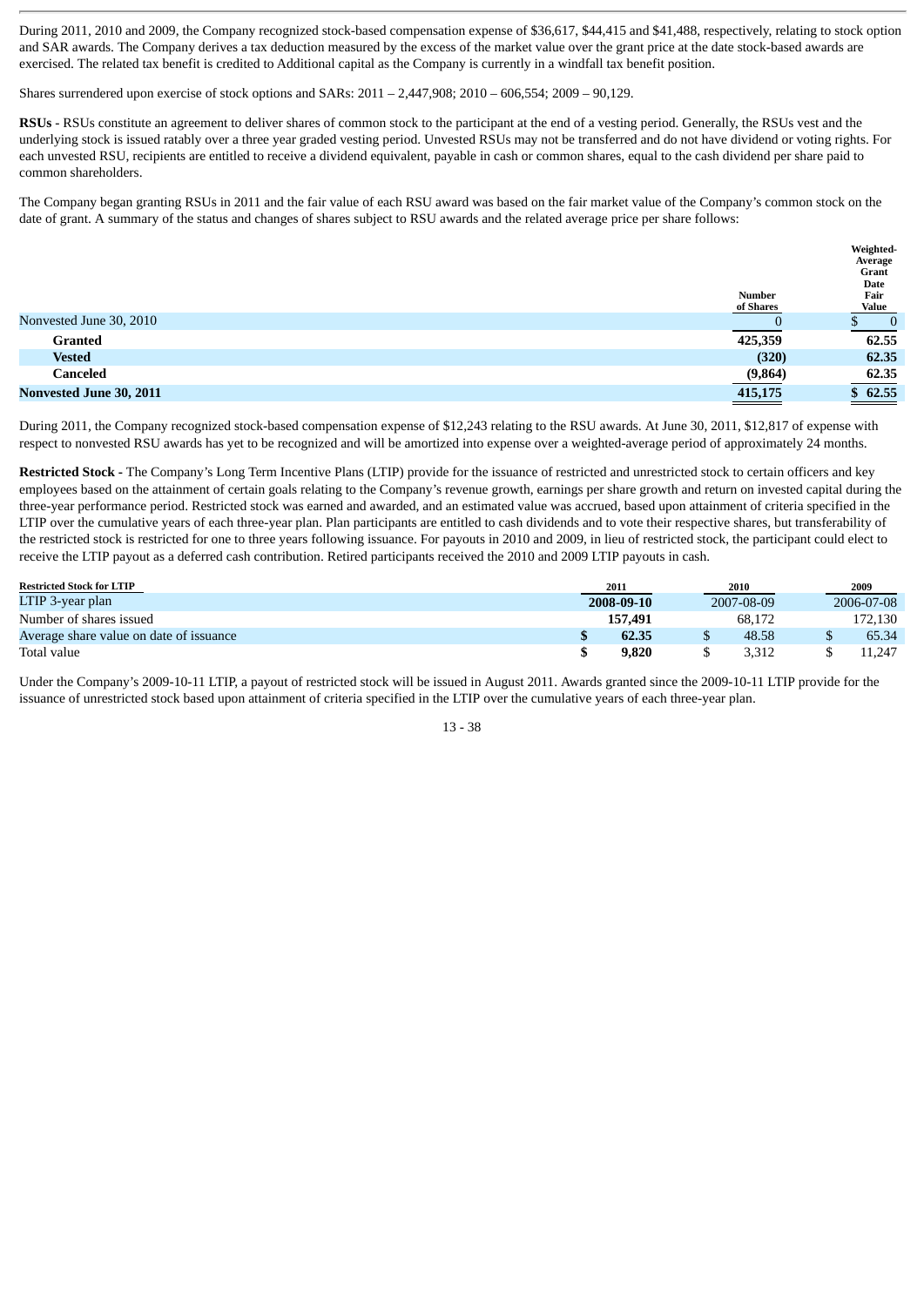During 2011, 2010 and 2009, the Company recognized stock-based compensation expense of $36,617, $44,415 and $41,488, respectively, relating to stock option and SAR awards. The Company derives a tax deduction measured by the excess of the market value over the grant price at the date stock-based awards are exercised. The related tax benefit is credited to Additional capital as the Company is currently in a windfall tax benefit position.

Shares surrendered upon exercise of stock options and SARs: 2011 – 2,447,908; 2010 – 606,554; 2009 – 90,129.

**RSUs -** RSUs constitute an agreement to deliver shares of common stock to the participant at the end of a vesting period. Generally, the RSUs vest and the underlying stock is issued ratably over a three year graded vesting period. Unvested RSUs may not be transferred and do not have dividend or voting rights. For each unvested RSU, recipients are entitled to receive a dividend equivalent, payable in cash or common shares, equal to the cash dividend per share paid to common shareholders.

The Company began granting RSUs in 2011 and the fair value of each RSU award was based on the fair market value of the Company's common stock on the date of grant. A summary of the status and changes of shares subject to RSU awards and the related average price per share follows:

| | Number of Shares | Weighted-Average Grant Date Fair Value |
|---|---|---|
| Nonvested June 30, 2010 | 0 | $ 0 |
| **Granted** | **425,359** | **62.55** |
| **Vested** | **(320)** | **62.35** |
| **Canceled** | **(9,864)** | **62.35** |
| **Nonvested June 30, 2011** | **415,175** | **$ 62.55** |

During 2011, the Company recognized stock-based compensation expense of $12,243 relating to the RSU awards. At June 30, 2011, $12,817 of expense with respect to nonvested RSU awards has yet to be recognized and will be amortized into expense over a weighted-average period of approximately 24 months.

**Restricted Stock -** The Company's Long Term Incentive Plans (LTIP) provide for the issuance of restricted and unrestricted stock to certain officers and key employees based on the attainment of certain goals relating to the Company's revenue growth, earnings per share growth and return on invested capital during the three-year performance period. Restricted stock was earned and awarded, and an estimated value was accrued, based upon attainment of criteria specified in the LTIP over the cumulative years of each three-year plan. Plan participants are entitled to cash dividends and to vote their respective shares, but transferability of the restricted stock is restricted for one to three years following issuance. For payouts in 2010 and 2009, in lieu of restricted stock, the participant could elect to receive the LTIP payout as a deferred cash contribution. Retired participants received the 2010 and 2009 LTIP payouts in cash.

| Restricted Stock for LTIP | 2011 | 2010 | 2009 |
|---|---|---|---|
| LTIP 3-year plan | **2008-09-10** | 2007-08-09 | 2006-07-08 |
| Number of shares issued | **157,491** | 68,172 | 172,130 |
| Average share value on date of issuance | **$ 62.35** | $ 48.58 | $ 65.34 |
| Total value | **$ 9,820** | $ 3,312 | $ 11,247 |

Under the Company's 2009-10-11 LTIP, a payout of restricted stock will be issued in August 2011. Awards granted since the 2009-10-11 LTIP provide for the issuance of unrestricted stock based upon attainment of criteria specified in the LTIP over the cumulative years of each three-year plan.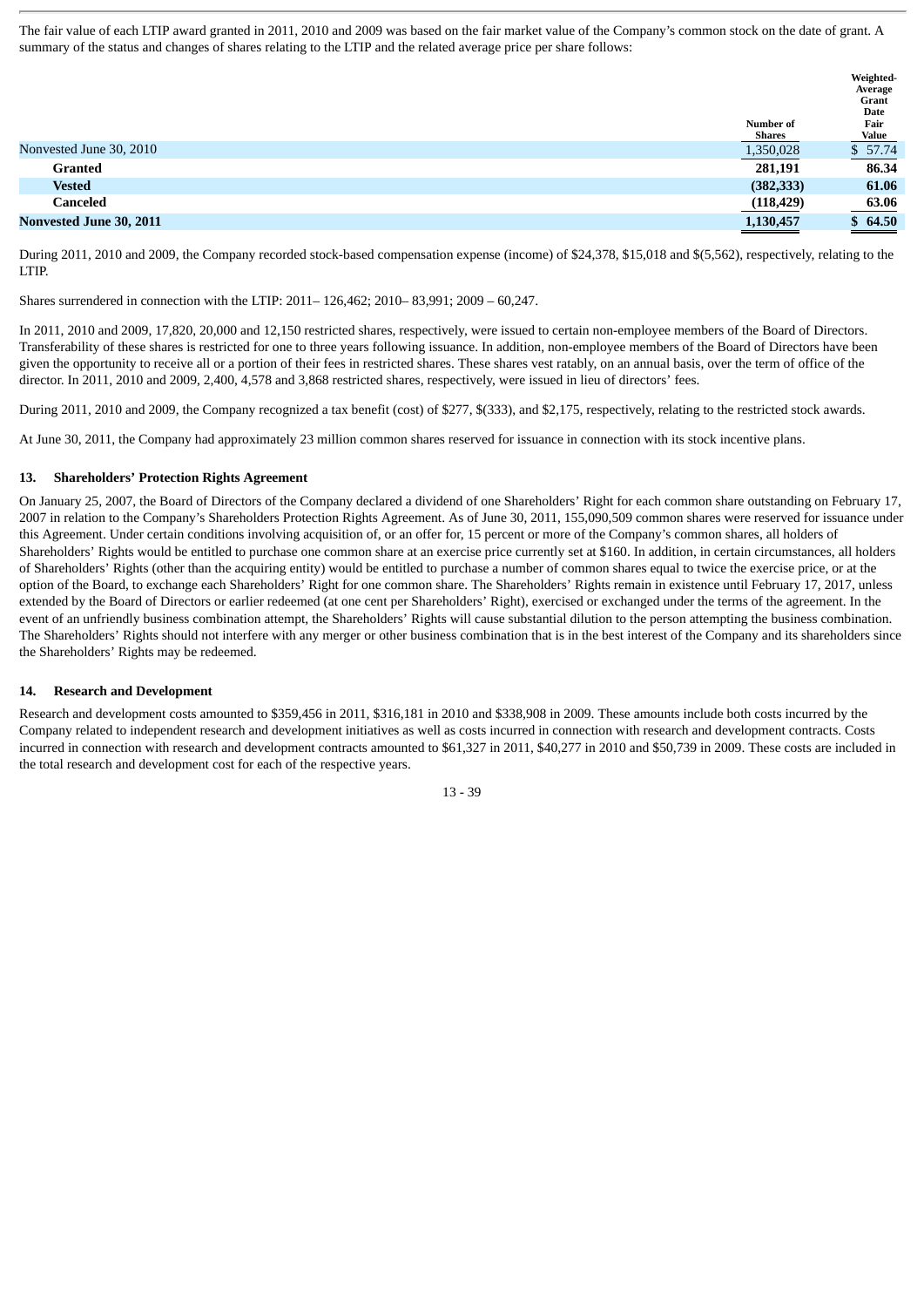The fair value of each LTIP award granted in 2011, 2010 and 2009 was based on the fair market value of the Company's common stock on the date of grant. A summary of the status and changes of shares relating to the LTIP and the related average price per share follows:

| | Number of Shares | Weighted-Average Grant Date Fair Value |
|---|---|---|
| Nonvested June 30, 2010 | 1,350,028 | $ 57.74 |
| **Granted** | **281,191** | **86.34** |
| **Vested** | **(382,333)** | **61.06** |
| **Canceled** | **(118,429)** | **63.06** |
| **Nonvested June 30, 2011** | **1,130,457** | **$ 64.50** |

During 2011, 2010 and 2009, the Company recorded stock-based compensation expense (income) of $24,378, $15,018 and $(5,562), respectively, relating to the LTIP.

Shares surrendered in connection with the LTIP: 2011– 126,462; 2010– 83,991; 2009 – 60,247.

In 2011, 2010 and 2009, 17,820, 20,000 and 12,150 restricted shares, respectively, were issued to certain non-employee members of the Board of Directors. Transferability of these shares is restricted for one to three years following issuance. In addition, non-employee members of the Board of Directors have been given the opportunity to receive all or a portion of their fees in restricted shares. These shares vest ratably, on an annual basis, over the term of office of the director. In 2011, 2010 and 2009, 2,400, 4,578 and 3,868 restricted shares, respectively, were issued in lieu of directors' fees.

During 2011, 2010 and 2009, the Company recognized a tax benefit (cost) of $277, $(333), and $2,175, respectively, relating to the restricted stock awards.

At June 30, 2011, the Company had approximately 23 million common shares reserved for issuance in connection with its stock incentive plans.

### 13. Shareholders' Protection Rights Agreement

On January 25, 2007, the Board of Directors of the Company declared a dividend of one Shareholders' Right for each common share outstanding on February 17, 2007 in relation to the Company's Shareholders Protection Rights Agreement. As of June 30, 2011, 155,090,509 common shares were reserved for issuance under this Agreement. Under certain conditions involving acquisition of, or an offer for, 15 percent or more of the Company's common shares, all holders of Shareholders' Rights would be entitled to purchase one common share at an exercise price currently set at $160. In addition, in certain circumstances, all holders of Shareholders' Rights (other than the acquiring entity) would be entitled to purchase a number of common shares equal to twice the exercise price, or at the option of the Board, to exchange each Shareholders' Right for one common share. The Shareholders' Rights remain in existence until February 17, 2017, unless extended by the Board of Directors or earlier redeemed (at one cent per Shareholders' Right), exercised or exchanged under the terms of the agreement. In the event of an unfriendly business combination attempt, the Shareholders' Rights will cause substantial dilution to the person attempting the business combination. The Shareholders' Rights should not interfere with any merger or other business combination that is in the best interest of the Company and its shareholders since the Shareholders' Rights may be redeemed.

### 14. Research and Development

Research and development costs amounted to $359,456 in 2011, $316,181 in 2010 and $338,908 in 2009. These amounts include both costs incurred by the Company related to independent research and development initiatives as well as costs incurred in connection with research and development contracts. Costs incurred in connection with research and development contracts amounted to $61,327 in 2011, $40,277 in 2010 and $50,739 in 2009. These costs are included in the total research and development cost for each of the respective years.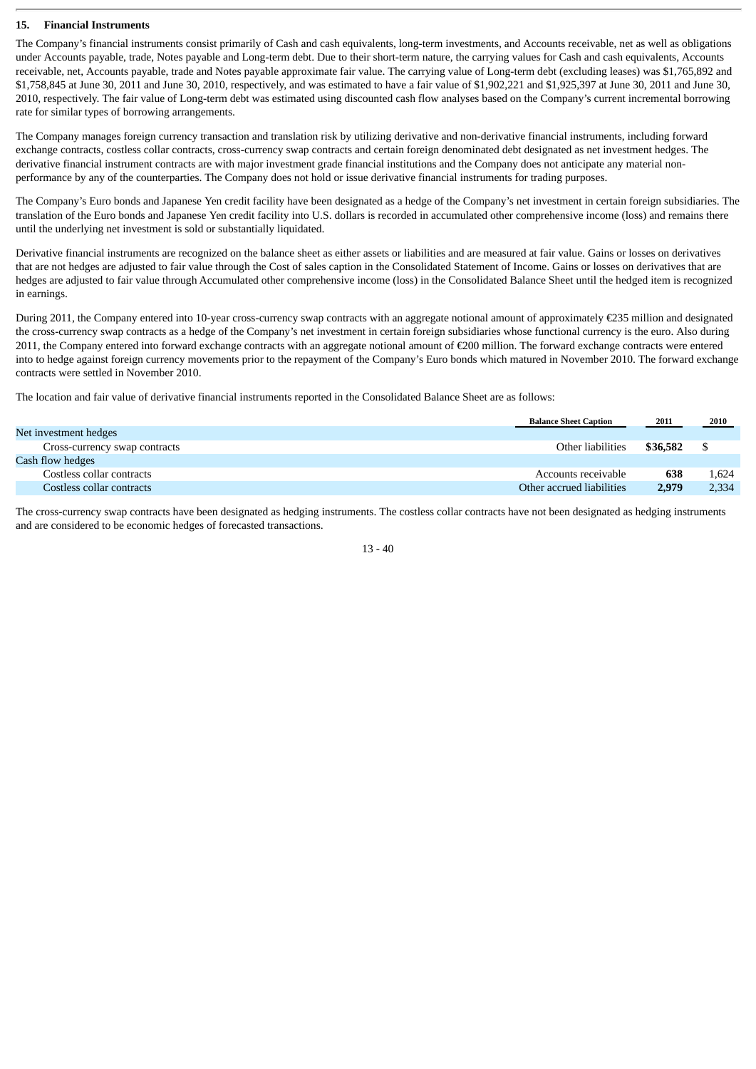## 15. Financial Instruments

The Company's financial instruments consist primarily of Cash and cash equivalents, long-term investments, and Accounts receivable, net as well as obligations under Accounts payable, trade, Notes payable and Long-term debt. Due to their short-term nature, the carrying values for Cash and cash equivalents, Accounts receivable, net, Accounts payable, trade and Notes payable approximate fair value. The carrying value of Long-term debt (excluding leases) was $1,765,892 and $1,758,845 at June 30, 2011 and June 30, 2010, respectively, and was estimated to have a fair value of $1,902,221 and $1,925,397 at June 30, 2011 and June 30, 2010, respectively. The fair value of Long-term debt was estimated using discounted cash flow analyses based on the Company's current incremental borrowing rate for similar types of borrowing arrangements.

The Company manages foreign currency transaction and translation risk by utilizing derivative and non-derivative financial instruments, including forward exchange contracts, costless collar contracts, cross-currency swap contracts and certain foreign denominated debt designated as net investment hedges. The derivative financial instrument contracts are with major investment grade financial institutions and the Company does not anticipate any material non-performance by any of the counterparties. The Company does not hold or issue derivative financial instruments for trading purposes.

The Company's Euro bonds and Japanese Yen credit facility have been designated as a hedge of the Company's net investment in certain foreign subsidiaries. The translation of the Euro bonds and Japanese Yen credit facility into U.S. dollars is recorded in accumulated other comprehensive income (loss) and remains there until the underlying net investment is sold or substantially liquidated.

Derivative financial instruments are recognized on the balance sheet as either assets or liabilities and are measured at fair value. Gains or losses on derivatives that are not hedges are adjusted to fair value through the Cost of sales caption in the Consolidated Statement of Income. Gains or losses on derivatives that are hedges are adjusted to fair value through Accumulated other comprehensive income (loss) in the Consolidated Balance Sheet until the hedged item is recognized in earnings.

During 2011, the Company entered into 10-year cross-currency swap contracts with an aggregate notional amount of approximately €235 million and designated the cross-currency swap contracts as a hedge of the Company's net investment in certain foreign subsidiaries whose functional currency is the euro. Also during 2011, the Company entered into forward exchange contracts with an aggregate notional amount of €200 million. The forward exchange contracts were entered into to hedge against foreign currency movements prior to the repayment of the Company's Euro bonds which matured in November 2010. The forward exchange contracts were settled in November 2010.

The location and fair value of derivative financial instruments reported in the Consolidated Balance Sheet are as follows:

| | Balance Sheet Caption | 2011 | 2010 |
|---|---|---|---|
| Net investment hedges | | | |
| Cross-currency swap contracts | Other liabilities | **$36,582** | $ |
| Cash flow hedges | | | |
| Costless collar contracts | Accounts receivable | **638** | 1,624 |
| Costless collar contracts | Other accrued liabilities | **2,979** | 2,334 |

The cross-currency swap contracts have been designated as hedging instruments. The costless collar contracts have not been designated as hedging instruments and are considered to be economic hedges of forecasted transactions.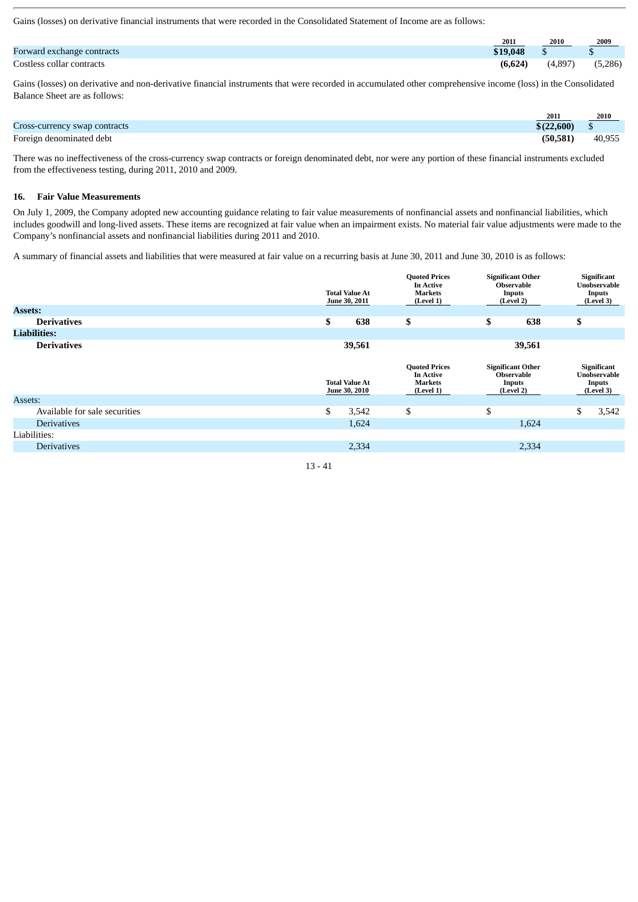Gains (losses) on derivative financial instruments that were recorded in the Consolidated Statement of Income are as follows:

| | 2011 | 2010 | 2009 |
|---|---|---|---|
| Forward exchange contracts | **$19,048** | $ | $ |
| Costless collar contracts | **(6,624)** | (4,897) | (5,286) |

Gains (losses) on derivative and non-derivative financial instruments that were recorded in accumulated other comprehensive income (loss) in the Consolidated Balance Sheet are as follows:

| | 2011 | 2010 |
|---|---|---|
| Cross-currency swap contracts | **$(22,600)** | $ |
| Foreign denominated debt | **(50,581)** | 40,955 |

There was no ineffectiveness of the cross-currency swap contracts or foreign denominated debt, nor were any portion of these financial instruments excluded from the effectiveness testing, during 2011, 2010 and 2009.

## 16. Fair Value Measurements

On July 1, 2009, the Company adopted new accounting guidance relating to fair value measurements of nonfinancial assets and nonfinancial liabilities, which includes goodwill and long-lived assets. These items are recognized at fair value when an impairment exists. No material fair value adjustments were made to the Company's nonfinancial assets and nonfinancial liabilities during 2011 and 2010.

A summary of financial assets and liabilities that were measured at fair value on a recurring basis at June 30, 2011 and June 30, 2010 is as follows:

| | Total Value At June 30, 2011 | Quoted Prices In Active Markets (Level 1) | Significant Other Observable Inputs (Level 2) | Significant Unobservable Inputs (Level 3) |
|---|---|---|---|---|
| **Assets:** | | | | |
| **Derivatives** | **$ 638** | **$** | **$ 638** | **$** |
| **Liabilities:** | | | | |
| **Derivatives** | **39,561** | | **39,561** | |

| | Total Value At June 30, 2010 | Quoted Prices In Active Markets (Level 1) | Significant Other Observable Inputs (Level 2) | Significant Unobservable Inputs (Level 3) |
|---|---|---|---|---|
| Assets: | | | | |
| Available for sale securities | $ 3,542 | $ | $ | $ 3,542 |
| Derivatives | 1,624 | | 1,624 | |
| Liabilities: | | | | |
| Derivatives | 2,334 | | 2,334 | |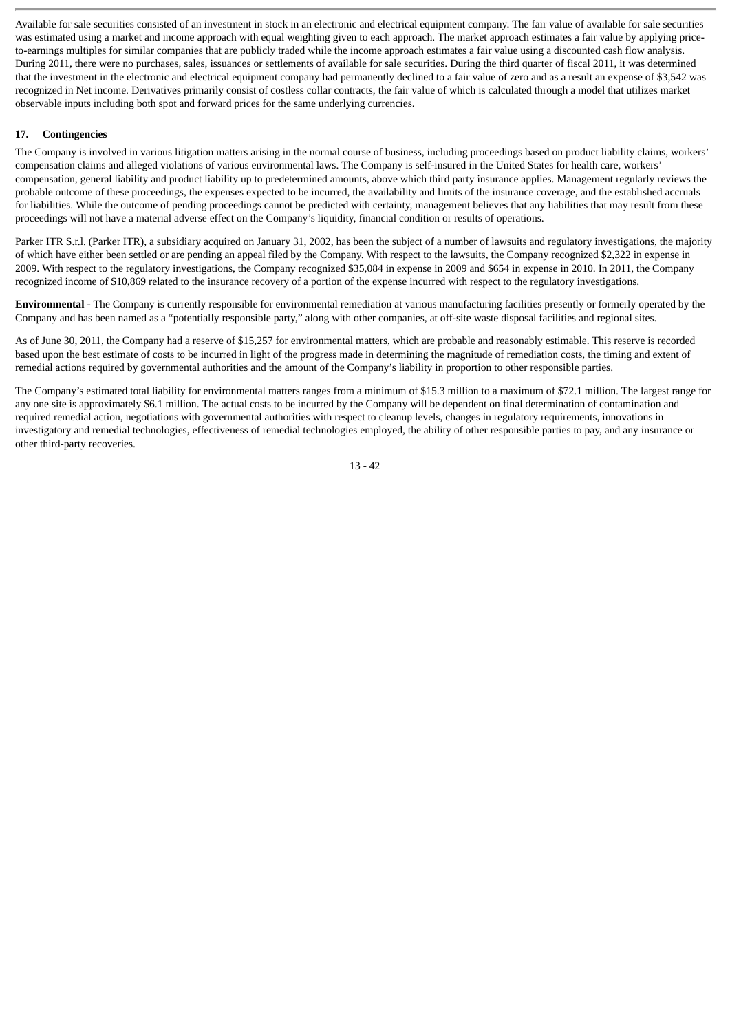Available for sale securities consisted of an investment in stock in an electronic and electrical equipment company. The fair value of available for sale securities was estimated using a market and income approach with equal weighting given to each approach. The market approach estimates a fair value by applying price-to-earnings multiples for similar companies that are publicly traded while the income approach estimates a fair value using a discounted cash flow analysis. During 2011, there were no purchases, sales, issuances or settlements of available for sale securities. During the third quarter of fiscal 2011, it was determined that the investment in the electronic and electrical equipment company had permanently declined to a fair value of zero and as a result an expense of $3,542 was recognized in Net income. Derivatives primarily consist of costless collar contracts, the fair value of which is calculated through a model that utilizes market observable inputs including both spot and forward prices for the same underlying currencies.

## 17. Contingencies

The Company is involved in various litigation matters arising in the normal course of business, including proceedings based on product liability claims, workers' compensation claims and alleged violations of various environmental laws. The Company is self-insured in the United States for health care, workers' compensation, general liability and product liability up to predetermined amounts, above which third party insurance applies. Management regularly reviews the probable outcome of these proceedings, the expenses expected to be incurred, the availability and limits of the insurance coverage, and the established accruals for liabilities. While the outcome of pending proceedings cannot be predicted with certainty, management believes that any liabilities that may result from these proceedings will not have a material adverse effect on the Company's liquidity, financial condition or results of operations.

Parker ITR S.r.l. (Parker ITR), a subsidiary acquired on January 31, 2002, has been the subject of a number of lawsuits and regulatory investigations, the majority of which have either been settled or are pending an appeal filed by the Company. With respect to the lawsuits, the Company recognized $2,322 in expense in 2009. With respect to the regulatory investigations, the Company recognized $35,084 in expense in 2009 and $654 in expense in 2010. In 2011, the Company recognized income of $10,869 related to the insurance recovery of a portion of the expense incurred with respect to the regulatory investigations.

**Environmental** - The Company is currently responsible for environmental remediation at various manufacturing facilities presently or formerly operated by the Company and has been named as a "potentially responsible party," along with other companies, at off-site waste disposal facilities and regional sites.

As of June 30, 2011, the Company had a reserve of $15,257 for environmental matters, which are probable and reasonably estimable. This reserve is recorded based upon the best estimate of costs to be incurred in light of the progress made in determining the magnitude of remediation costs, the timing and extent of remedial actions required by governmental authorities and the amount of the Company's liability in proportion to other responsible parties.

The Company's estimated total liability for environmental matters ranges from a minimum of $15.3 million to a maximum of $72.1 million. The largest range for any one site is approximately $6.1 million. The actual costs to be incurred by the Company will be dependent on final determination of contamination and required remedial action, negotiations with governmental authorities with respect to cleanup levels, changes in regulatory requirements, innovations in investigatory and remedial technologies, effectiveness of remedial technologies employed, the ability of other responsible parties to pay, and any insurance or other third-party recoveries.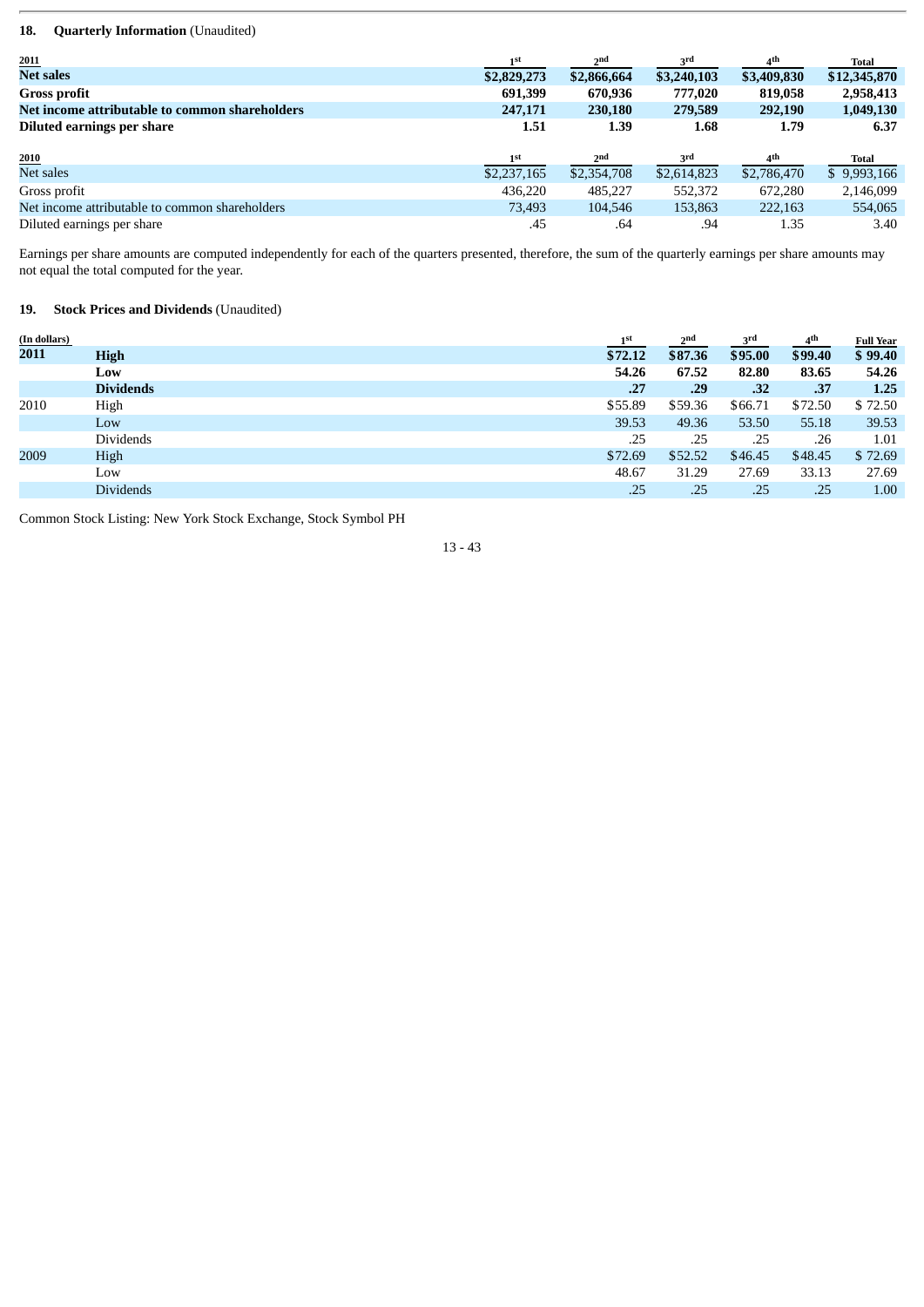## 18. Quarterly Information (Unaudited)

| 2011 | 1st | 2nd | 3rd | 4th | Total |
|---|---|---|---|---|---|
| **Net sales** | **$2,829,273** | **$2,866,664** | **$3,240,103** | **$3,409,830** | **$12,345,870** |
| **Gross profit** | **691,399** | **670,936** | **777,020** | **819,058** | **2,958,413** |
| **Net income attributable to common shareholders** | **247,171** | **230,180** | **279,589** | **292,190** | **1,049,130** |
| **Diluted earnings per share** | **1.51** | **1.39** | **1.68** | **1.79** | **6.37** |

| 2010 | 1st | 2nd | 3rd | 4th | Total |
|---|---|---|---|---|---|
| Net sales | $2,237,165 | $2,354,708 | $2,614,823 | $2,786,470 | $ 9,993,166 |
| Gross profit | 436,220 | 485,227 | 552,372 | 672,280 | 2,146,099 |
| Net income attributable to common shareholders | 73,493 | 104,546 | 153,863 | 222,163 | 554,065 |
| Diluted earnings per share | .45 | .64 | .94 | 1.35 | 3.40 |

Earnings per share amounts are computed independently for each of the quarters presented, therefore, the sum of the quarterly earnings per share amounts may not equal the total computed for the year.

## 19. Stock Prices and Dividends (Unaudited)

| (In dollars) | | 1st | 2nd | 3rd | 4th | Full Year |
|---|---|---|---|---|---|---|
| **2011** | **High** | **$72.12** | **$87.36** | **$95.00** | **$99.40** | **$ 99.40** |
| | **Low** | **54.26** | **67.52** | **82.80** | **83.65** | **54.26** |
| | **Dividends** | **.27** | **.29** | **.32** | **.37** | **1.25** |
| 2010 | High | $55.89 | $59.36 | $66.71 | $72.50 | $ 72.50 |
| | Low | 39.53 | 49.36 | 53.50 | 55.18 | 39.53 |
| | Dividends | .25 | .25 | .25 | .26 | 1.01 |
| 2009 | High | $72.69 | $52.52 | $46.45 | $48.45 | $ 72.69 |
| | Low | 48.67 | 31.29 | 27.69 | 33.13 | 27.69 |
| | Dividends | .25 | .25 | .25 | .25 | 1.00 |

Common Stock Listing: New York Stock Exchange, Stock Symbol PH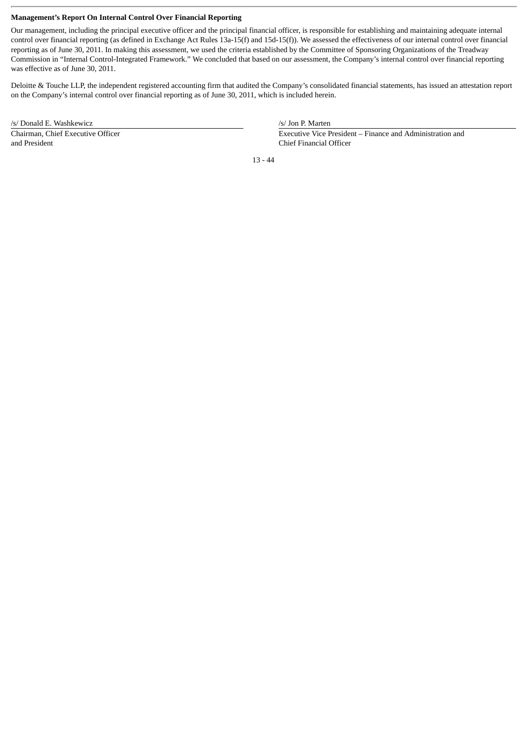**Management's Report On Internal Control Over Financial Reporting**

Our management, including the principal executive officer and the principal financial officer, is responsible for establishing and maintaining adequate internal control over financial reporting (as defined in Exchange Act Rules 13a-15(f) and 15d-15(f)). We assessed the effectiveness of our internal control over financial reporting as of June 30, 2011. In making this assessment, we used the criteria established by the Committee of Sponsoring Organizations of the Treadway Commission in "Internal Control-Integrated Framework." We concluded that based on our assessment, the Company's internal control over financial reporting was effective as of June 30, 2011.

Deloitte & Touche LLP, the independent registered accounting firm that audited the Company's consolidated financial statements, has issued an attestation report on the Company's internal control over financial reporting as of June 30, 2011, which is included herein.

| /s/ Donald E. Washkewicz | /s/ Jon P. Marten |
|---|---|
| Chairman, Chief Executive Officer and President | Executive Vice President – Finance and Administration and Chief Financial Officer |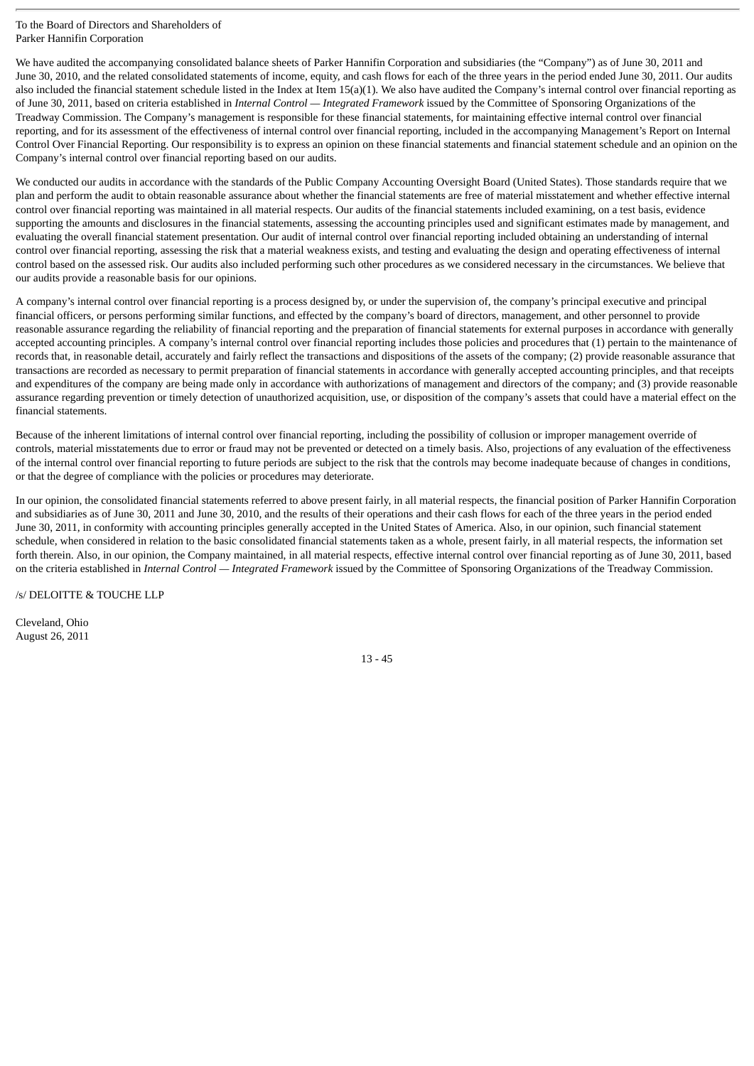To the Board of Directors and Shareholders of
Parker Hannifin Corporation

We have audited the accompanying consolidated balance sheets of Parker Hannifin Corporation and subsidiaries (the "Company") as of June 30, 2011 and June 30, 2010, and the related consolidated statements of income, equity, and cash flows for each of the three years in the period ended June 30, 2011. Our audits also included the financial statement schedule listed in the Index at Item 15(a)(1). We also have audited the Company's internal control over financial reporting as of June 30, 2011, based on criteria established in *Internal Control — Integrated Framework* issued by the Committee of Sponsoring Organizations of the Treadway Commission. The Company's management is responsible for these financial statements, for maintaining effective internal control over financial reporting, and for its assessment of the effectiveness of internal control over financial reporting, included in the accompanying Management's Report on Internal Control Over Financial Reporting. Our responsibility is to express an opinion on these financial statements and financial statement schedule and an opinion on the Company's internal control over financial reporting based on our audits.

We conducted our audits in accordance with the standards of the Public Company Accounting Oversight Board (United States). Those standards require that we plan and perform the audit to obtain reasonable assurance about whether the financial statements are free of material misstatement and whether effective internal control over financial reporting was maintained in all material respects. Our audits of the financial statements included examining, on a test basis, evidence supporting the amounts and disclosures in the financial statements, assessing the accounting principles used and significant estimates made by management, and evaluating the overall financial statement presentation. Our audit of internal control over financial reporting included obtaining an understanding of internal control over financial reporting, assessing the risk that a material weakness exists, and testing and evaluating the design and operating effectiveness of internal control based on the assessed risk. Our audits also included performing such other procedures as we considered necessary in the circumstances. We believe that our audits provide a reasonable basis for our opinions.

A company's internal control over financial reporting is a process designed by, or under the supervision of, the company's principal executive and principal financial officers, or persons performing similar functions, and effected by the company's board of directors, management, and other personnel to provide reasonable assurance regarding the reliability of financial reporting and the preparation of financial statements for external purposes in accordance with generally accepted accounting principles. A company's internal control over financial reporting includes those policies and procedures that (1) pertain to the maintenance of records that, in reasonable detail, accurately and fairly reflect the transactions and dispositions of the assets of the company; (2) provide reasonable assurance that transactions are recorded as necessary to permit preparation of financial statements in accordance with generally accepted accounting principles, and that receipts and expenditures of the company are being made only in accordance with authorizations of management and directors of the company; and (3) provide reasonable assurance regarding prevention or timely detection of unauthorized acquisition, use, or disposition of the company's assets that could have a material effect on the financial statements.

Because of the inherent limitations of internal control over financial reporting, including the possibility of collusion or improper management override of controls, material misstatements due to error or fraud may not be prevented or detected on a timely basis. Also, projections of any evaluation of the effectiveness of the internal control over financial reporting to future periods are subject to the risk that the controls may become inadequate because of changes in conditions, or that the degree of compliance with the policies or procedures may deteriorate.

In our opinion, the consolidated financial statements referred to above present fairly, in all material respects, the financial position of Parker Hannifin Corporation and subsidiaries as of June 30, 2011 and June 30, 2010, and the results of their operations and their cash flows for each of the three years in the period ended June 30, 2011, in conformity with accounting principles generally accepted in the United States of America. Also, in our opinion, such financial statement schedule, when considered in relation to the basic consolidated financial statements taken as a whole, present fairly, in all material respects, the information set forth therein. Also, in our opinion, the Company maintained, in all material respects, effective internal control over financial reporting as of June 30, 2011, based on the criteria established in *Internal Control — Integrated Framework* issued by the Committee of Sponsoring Organizations of the Treadway Commission.

/s/ DELOITTE & TOUCHE LLP

Cleveland, Ohio
August 26, 2011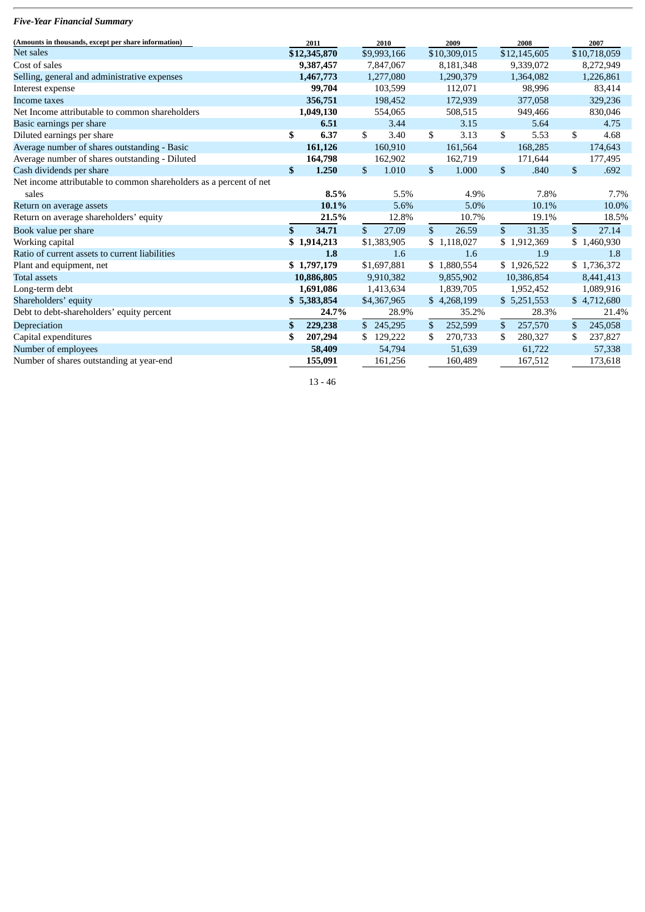*Five-Year Financial Summary*

| (Amounts in thousands, except per share information) | 2011 | 2010 | 2009 | 2008 | 2007 |
|---|---|---|---|---|---|
| Net sales | **$12,345,870** | $9,993,166 | $10,309,015 | $12,145,605 | $10,718,059 |
| Cost of sales | **9,387,457** | 7,847,067 | 8,181,348 | 9,339,072 | 8,272,949 |
| Selling, general and administrative expenses | **1,467,773** | 1,277,080 | 1,290,379 | 1,364,082 | 1,226,861 |
| Interest expense | **99,704** | 103,599 | 112,071 | 98,996 | 83,414 |
| Income taxes | **356,751** | 198,452 | 172,939 | 377,058 | 329,236 |
| Net Income attributable to common shareholders | **1,049,130** | 554,065 | 508,515 | 949,466 | 830,046 |
| Basic earnings per share | **6.51** | 3.44 | 3.15 | 5.64 | 4.75 |
| Diluted earnings per share | **$ 6.37** | $ 3.40 | $ 3.13 | $ 5.53 | $ 4.68 |
| Average number of shares outstanding - Basic | **161,126** | 160,910 | 161,564 | 168,285 | 174,643 |
| Average number of shares outstanding - Diluted | **164,798** | 162,902 | 162,719 | 171,644 | 177,495 |
| Cash dividends per share | **$ 1.250** | $ 1.010 | $ 1.000 | $ .840 | $ .692 |
| Net income attributable to common shareholders as a percent of net sales | **8.5%** | 5.5% | 4.9% | 7.8% | 7.7% |
| Return on average assets | **10.1%** | 5.6% | 5.0% | 10.1% | 10.0% |
| Return on average shareholders' equity | **21.5%** | 12.8% | 10.7% | 19.1% | 18.5% |
| Book value per share | **$ 34.71** | $ 27.09 | $ 26.59 | $ 31.35 | $ 27.14 |
| Working capital | **$ 1,914,213** | $1,383,905 | $ 1,118,027 | $ 1,912,369 | $ 1,460,930 |
| Ratio of current assets to current liabilities | **1.8** | 1.6 | 1.6 | 1.9 | 1.8 |
| Plant and equipment, net | **$ 1,797,179** | $1,697,881 | $ 1,880,554 | $ 1,926,522 | $ 1,736,372 |
| Total assets | **10,886,805** | 9,910,382 | 9,855,902 | 10,386,854 | 8,441,413 |
| Long-term debt | **1,691,086** | 1,413,634 | 1,839,705 | 1,952,452 | 1,089,916 |
| Shareholders' equity | **$ 5,383,854** | $4,367,965 | $ 4,268,199 | $ 5,251,553 | $ 4,712,680 |
| Debt to debt-shareholders' equity percent | **24.7%** | 28.9% | 35.2% | 28.3% | 21.4% |
| Depreciation | **$ 229,238** | $ 245,295 | $ 252,599 | $ 257,570 | $ 245,058 |
| Capital expenditures | **$ 207,294** | $ 129,222 | $ 270,733 | $ 280,327 | $ 237,827 |
| Number of employees | **58,409** | 54,794 | 51,639 | 61,722 | 57,338 |
| Number of shares outstanding at year-end | **155,091** | 161,256 | 160,489 | 167,512 | 173,618 |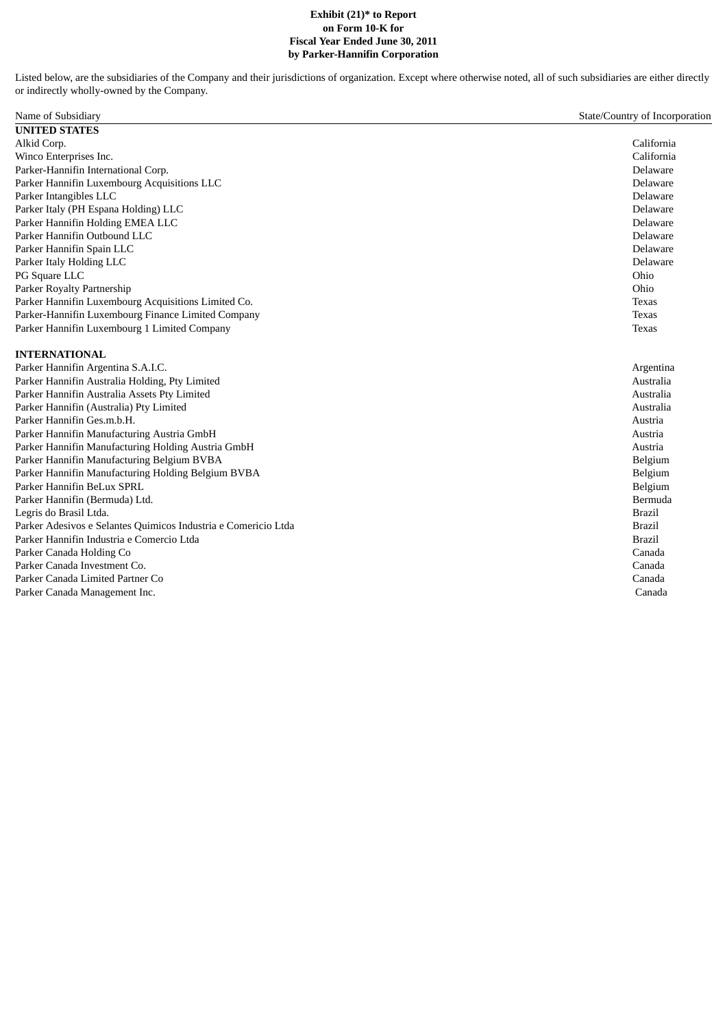**Exhibit (21)* to Report on Form 10-K for Fiscal Year Ended June 30, 2011 by Parker-Hannifin Corporation**

Listed below, are the subsidiaries of the Company and their jurisdictions of organization. Except where otherwise noted, all of such subsidiaries are either directly or indirectly wholly-owned by the Company.

| Name of Subsidiary | State/Country of Incorporation |
| --- | --- |
| **UNITED STATES** | |
| Alkid Corp. | California |
| Winco Enterprises Inc. | California |
| Parker-Hannifin International Corp. | Delaware |
| Parker Hannifin Luxembourg Acquisitions LLC | Delaware |
| Parker Intangibles LLC | Delaware |
| Parker Italy (PH Espana Holding) LLC | Delaware |
| Parker Hannifin Holding EMEA LLC | Delaware |
| Parker Hannifin Outbound LLC | Delaware |
| Parker Hannifin Spain LLC | Delaware |
| Parker Italy Holding LLC | Delaware |
| PG Square LLC | Ohio |
| Parker Royalty Partnership | Ohio |
| Parker Hannifin Luxembourg Acquisitions Limited Co. | Texas |
| Parker-Hannifin Luxembourg Finance Limited Company | Texas |
| Parker Hannifin Luxembourg 1 Limited Company | Texas |
| | |
| **INTERNATIONAL** | |
| Parker Hannifin Argentina S.A.I.C. | Argentina |
| Parker Hannifin Australia Holding, Pty Limited | Australia |
| Parker Hannifin Australia Assets Pty Limited | Australia |
| Parker Hannifin (Australia) Pty Limited | Australia |
| Parker Hannifin Ges.m.b.H. | Austria |
| Parker Hannifin Manufacturing Austria GmbH | Austria |
| Parker Hannifin Manufacturing Holding Austria GmbH | Austria |
| Parker Hannifin Manufacturing Belgium BVBA | Belgium |
| Parker Hannifin Manufacturing Holding Belgium BVBA | Belgium |
| Parker Hannifin BeLux SPRL | Belgium |
| Parker Hannifin (Bermuda) Ltd. | Bermuda |
| Legris do Brasil Ltda. | Brazil |
| Parker Adesivos e Selantes Quimicos Industria e Comericio Ltda | Brazil |
| Parker Hannifin Industria e Comercio Ltda | Brazil |
| Parker Canada Holding Co | Canada |
| Parker Canada Investment Co. | Canada |
| Parker Canada Limited Partner Co | Canada |
| Parker Canada Management Inc. | Canada |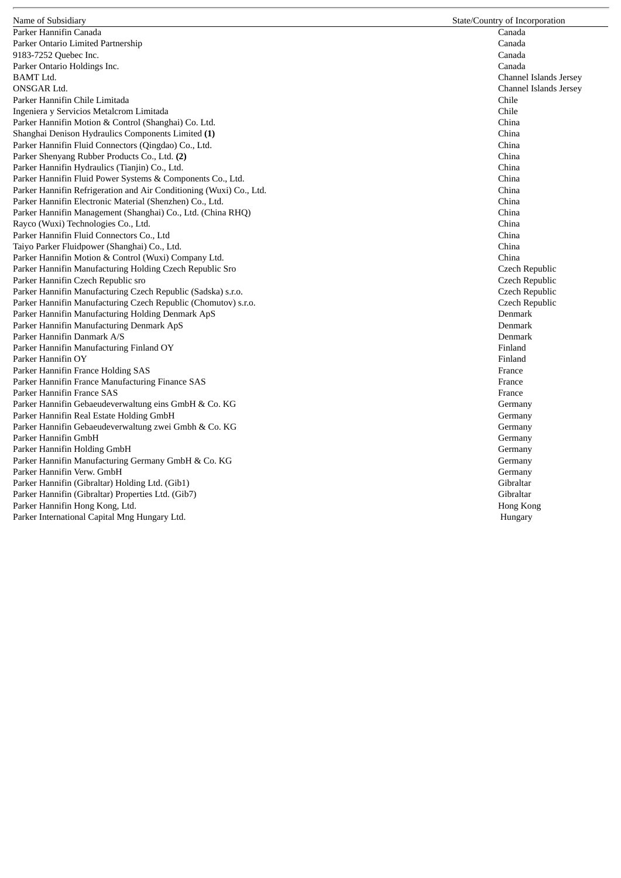| Name of Subsidiary | State/Country of Incorporation |
|---|---|
| Parker Hannifin Canada | Canada |
| Parker Ontario Limited Partnership | Canada |
| 9183-7252 Quebec Inc. | Canada |
| Parker Ontario Holdings Inc. | Canada |
| BAMT Ltd. | Channel Islands Jersey |
| ONSGAR Ltd. | Channel Islands Jersey |
| Parker Hannifin Chile Limitada | Chile |
| Ingeniera y Servicios Metalcrom Limitada | Chile |
| Parker Hannifin Motion & Control (Shanghai) Co. Ltd. | China |
| Shanghai Denison Hydraulics Components Limited **(1)** | China |
| Parker Hannifin Fluid Connectors (Qingdao) Co., Ltd. | China |
| Parker Shenyang Rubber Products Co., Ltd. **(2)** | China |
| Parker Hannifin Hydraulics (Tianjin) Co., Ltd. | China |
| Parker Hannifin Fluid Power Systems & Components Co., Ltd. | China |
| Parker Hannifin Refrigeration and Air Conditioning (Wuxi) Co., Ltd. | China |
| Parker Hannifin Electronic Material (Shenzhen) Co., Ltd. | China |
| Parker Hannifin Management (Shanghai) Co., Ltd. (China RHQ) | China |
| Rayco (Wuxi) Technologies Co., Ltd. | China |
| Parker Hannifin Fluid Connectors Co., Ltd | China |
| Taiyo Parker Fluidpower (Shanghai) Co., Ltd. | China |
| Parker Hannifin Motion & Control (Wuxi) Company Ltd. | China |
| Parker Hannifin Manufacturing Holding Czech Republic Sro | Czech Republic |
| Parker Hannifin Czech Republic sro | Czech Republic |
| Parker Hannifin Manufacturing Czech Republic (Sadska) s.r.o. | Czech Republic |
| Parker Hannifin Manufacturing Czech Republic (Chomutov) s.r.o. | Czech Republic |
| Parker Hannifin Manufacturing Holding Denmark ApS | Denmark |
| Parker Hannifin Manufacturing Denmark ApS | Denmark |
| Parker Hannifin Danmark A/S | Denmark |
| Parker Hannifin Manufacturing Finland OY | Finland |
| Parker Hannifin OY | Finland |
| Parker Hannifin France Holding SAS | France |
| Parker Hannifin France Manufacturing Finance SAS | France |
| Parker Hannifin France SAS | France |
| Parker Hannifin Gebaeudeverwaltung eins GmbH & Co. KG | Germany |
| Parker Hannifin Real Estate Holding GmbH | Germany |
| Parker Hannifin Gebaeudeverwaltung zwei Gmbh & Co. KG | Germany |
| Parker Hannifin GmbH | Germany |
| Parker Hannifin Holding GmbH | Germany |
| Parker Hannifin Manufacturing Germany GmbH & Co. KG | Germany |
| Parker Hannifin Verw. GmbH | Germany |
| Parker Hannifin (Gibraltar) Holding Ltd. (Gib1) | Gibraltar |
| Parker Hannifin (Gibraltar) Properties Ltd. (Gib7) | Gibraltar |
| Parker Hannifin Hong Kong, Ltd. | Hong Kong |
| Parker International Capital Mng Hungary Ltd. | Hungary |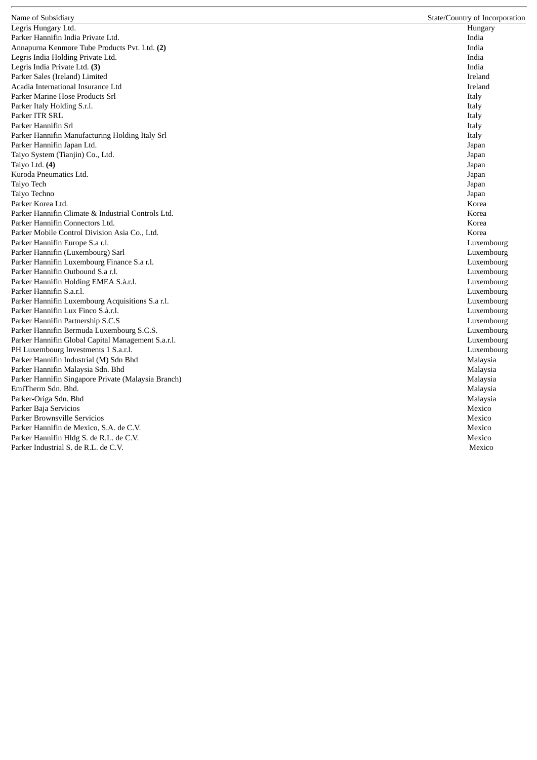| Name of Subsidiary | State/Country of Incorporation |
|---|---|
| Legris Hungary Ltd. | Hungary |
| Parker Hannifin India Private Ltd. | India |
| Annapurna Kenmore Tube Products Pvt. Ltd. **(2)** | India |
| Legris India Holding Private Ltd. | India |
| Legris India Private Ltd. **(3)** | India |
| Parker Sales (Ireland) Limited | Ireland |
| Acadia International Insurance Ltd | Ireland |
| Parker Marine Hose Products Srl | Italy |
| Parker Italy Holding S.r.l. | Italy |
| Parker ITR SRL | Italy |
| Parker Hannifin Srl | Italy |
| Parker Hannifin Manufacturing Holding Italy Srl | Italy |
| Parker Hannifin Japan Ltd. | Japan |
| Taiyo System (Tianjin) Co., Ltd. | Japan |
| Taiyo Ltd. **(4)** | Japan |
| Kuroda Pneumatics Ltd. | Japan |
| Taiyo Tech | Japan |
| Taiyo Techno | Japan |
| Parker Korea Ltd. | Korea |
| Parker Hannifin Climate & Industrial Controls Ltd. | Korea |
| Parker Hannifin Connectors Ltd. | Korea |
| Parker Mobile Control Division Asia Co., Ltd. | Korea |
| Parker Hannifin Europe S.a r.l. | Luxembourg |
| Parker Hannifin (Luxembourg) Sarl | Luxembourg |
| Parker Hannifin Luxembourg Finance S.a r.l. | Luxembourg |
| Parker Hannifin Outbound S.a r.l. | Luxembourg |
| Parker Hannifin Holding EMEA S.à.r.l. | Luxembourg |
| Parker Hannifin S.a.r.l. | Luxembourg |
| Parker Hannifin Luxembourg Acquisitions S.a r.l. | Luxembourg |
| Parker Hannifin Lux Finco S.à.r.l. | Luxembourg |
| Parker Hannifin Partnership S.C.S | Luxembourg |
| Parker Hannifin Bermuda Luxembourg S.C.S. | Luxembourg |
| Parker Hannifin Global Capital Management S.a.r.l. | Luxembourg |
| PH Luxembourg Investments 1 S.a.r.l. | Luxembourg |
| Parker Hannifin Industrial (M) Sdn Bhd | Malaysia |
| Parker Hannifin Malaysia Sdn. Bhd | Malaysia |
| Parker Hannifin Singapore Private (Malaysia Branch) | Malaysia |
| EmiTherm Sdn. Bhd. | Malaysia |
| Parker-Origa Sdn. Bhd | Malaysia |
| Parker Baja Servicios | Mexico |
| Parker Brownsville Servicios | Mexico |
| Parker Hannifin de Mexico, S.A. de C.V. | Mexico |
| Parker Hannifin Hldg S. de R.L. de C.V. | Mexico |
| Parker Industrial S. de R.L. de C.V. | Mexico |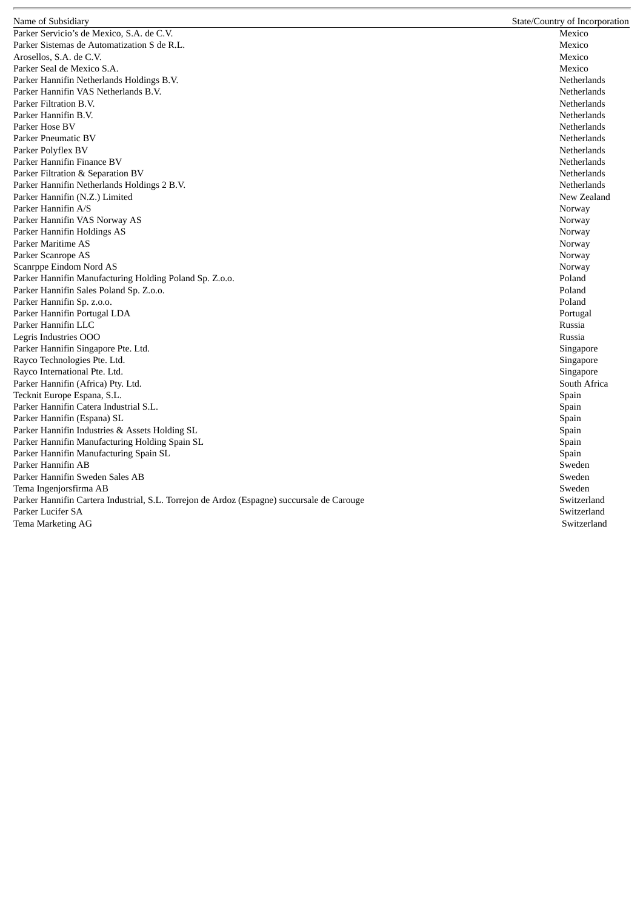| Name of Subsidiary | State/Country of Incorporation |
| --- | --- |
| Parker Servicio's de Mexico, S.A. de C.V. | Mexico |
| Parker Sistemas de Automatization S de R.L. | Mexico |
| Arosellos, S.A. de C.V. | Mexico |
| Parker Seal de Mexico S.A. | Mexico |
| Parker Hannifin Netherlands Holdings B.V. | Netherlands |
| Parker Hannifin VAS Netherlands B.V. | Netherlands |
| Parker Filtration B.V. | Netherlands |
| Parker Hannifin B.V. | Netherlands |
| Parker Hose BV | Netherlands |
| Parker Pneumatic BV | Netherlands |
| Parker Polyflex BV | Netherlands |
| Parker Hannifin Finance BV | Netherlands |
| Parker Filtration & Separation BV | Netherlands |
| Parker Hannifin Netherlands Holdings 2 B.V. | Netherlands |
| Parker Hannifin (N.Z.) Limited | New Zealand |
| Parker Hannifin A/S | Norway |
| Parker Hannifin VAS Norway AS | Norway |
| Parker Hannifin Holdings AS | Norway |
| Parker Maritime AS | Norway |
| Parker Scanrope AS | Norway |
| Scanrppe Eindom Nord AS | Norway |
| Parker Hannifin Manufacturing Holding Poland Sp. Z.o.o. | Poland |
| Parker Hannifin Sales Poland Sp. Z.o.o. | Poland |
| Parker Hannifin Sp. z.o.o. | Poland |
| Parker Hannifin Portugal LDA | Portugal |
| Parker Hannifin LLC | Russia |
| Legris Industries OOO | Russia |
| Parker Hannifin Singapore Pte. Ltd. | Singapore |
| Rayco Technologies Pte. Ltd. | Singapore |
| Rayco International Pte. Ltd. | Singapore |
| Parker Hannifin (Africa) Pty. Ltd. | South Africa |
| Tecknit Europe Espana, S.L. | Spain |
| Parker Hannifin Catera Industrial S.L. | Spain |
| Parker Hannifin (Espana) SL | Spain |
| Parker Hannifin Industries & Assets Holding SL | Spain |
| Parker Hannifin Manufacturing Holding Spain SL | Spain |
| Parker Hannifin Manufacturing Spain SL | Spain |
| Parker Hannifin AB | Sweden |
| Parker Hannifin Sweden Sales AB | Sweden |
| Tema Ingenjorsfirma AB | Sweden |
| Parker Hannifin Cartera Industrial, S.L. Torrejon de Ardoz (Espagne) succursale de Carouge | Switzerland |
| Parker Lucifer SA | Switzerland |
| Tema Marketing AG | Switzerland |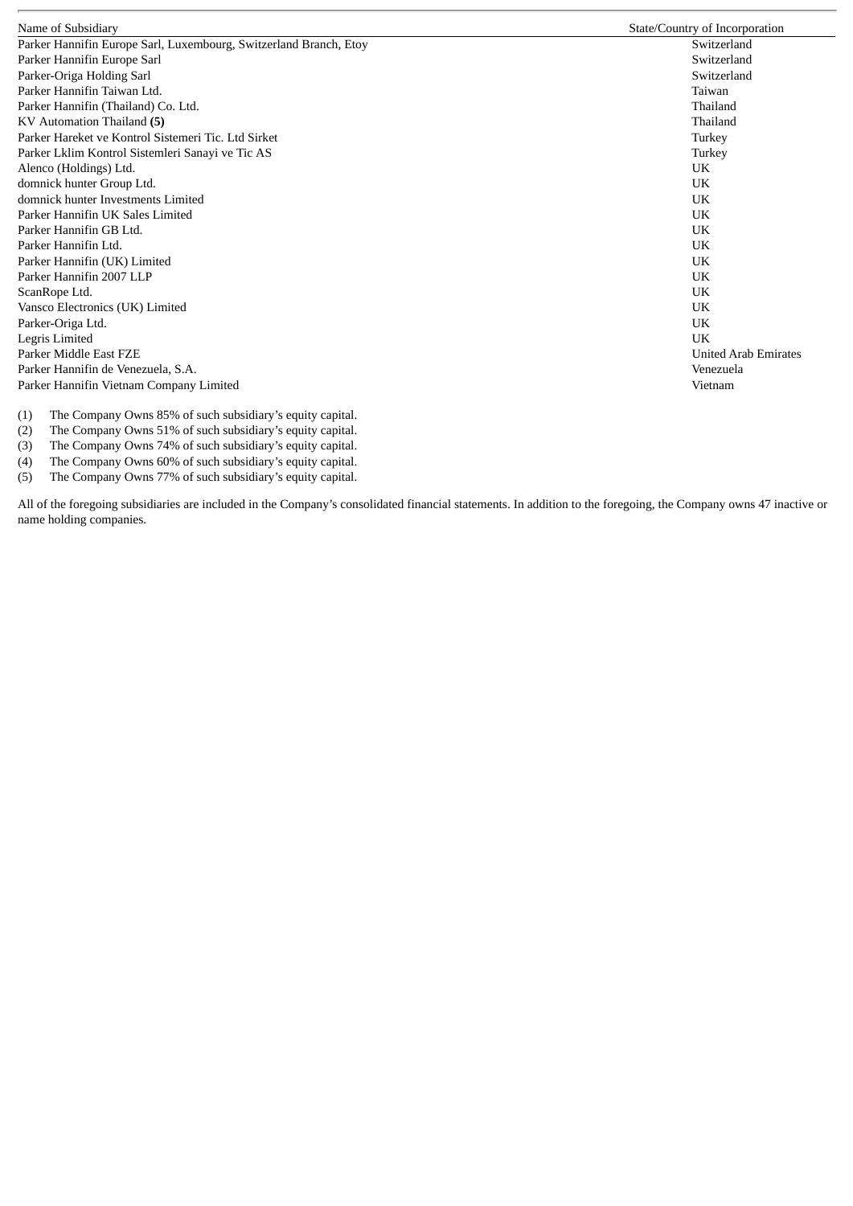| Name of Subsidiary | State/Country of Incorporation |
|---|---|
| Parker Hannifin Europe Sarl, Luxembourg, Switzerland Branch, Etoy | Switzerland |
| Parker Hannifin Europe Sarl | Switzerland |
| Parker-Origa Holding Sarl | Switzerland |
| Parker Hannifin Taiwan Ltd. | Taiwan |
| Parker Hannifin (Thailand) Co. Ltd. | Thailand |
| KV Automation Thailand **(5)** | Thailand |
| Parker Hareket ve Kontrol Sistemeri Tic. Ltd Sirket | Turkey |
| Parker Lklim Kontrol Sistemleri Sanayi ve Tic AS | Turkey |
| Alenco (Holdings) Ltd. | UK |
| domnick hunter Group Ltd. | UK |
| domnick hunter Investments Limited | UK |
| Parker Hannifin UK Sales Limited | UK |
| Parker Hannifin GB Ltd. | UK |
| Parker Hannifin Ltd. | UK |
| Parker Hannifin (UK) Limited | UK |
| Parker Hannifin 2007 LLP | UK |
| ScanRope Ltd. | UK |
| Vansco Electronics (UK) Limited | UK |
| Parker-Origa Ltd. | UK |
| Legris Limited | UK |
| Parker Middle East FZE | United Arab Emirates |
| Parker Hannifin de Venezuela, S.A. | Venezuela |
| Parker Hannifin Vietnam Company Limited | Vietnam |

(1) The Company Owns 85% of such subsidiary's equity capital.
(2) The Company Owns 51% of such subsidiary's equity capital.
(3) The Company Owns 74% of such subsidiary's equity capital.
(4) The Company Owns 60% of such subsidiary's equity capital.
(5) The Company Owns 77% of such subsidiary's equity capital.

All of the foregoing subsidiaries are included in the Company's consolidated financial statements. In addition to the foregoing, the Company owns 47 inactive or name holding companies.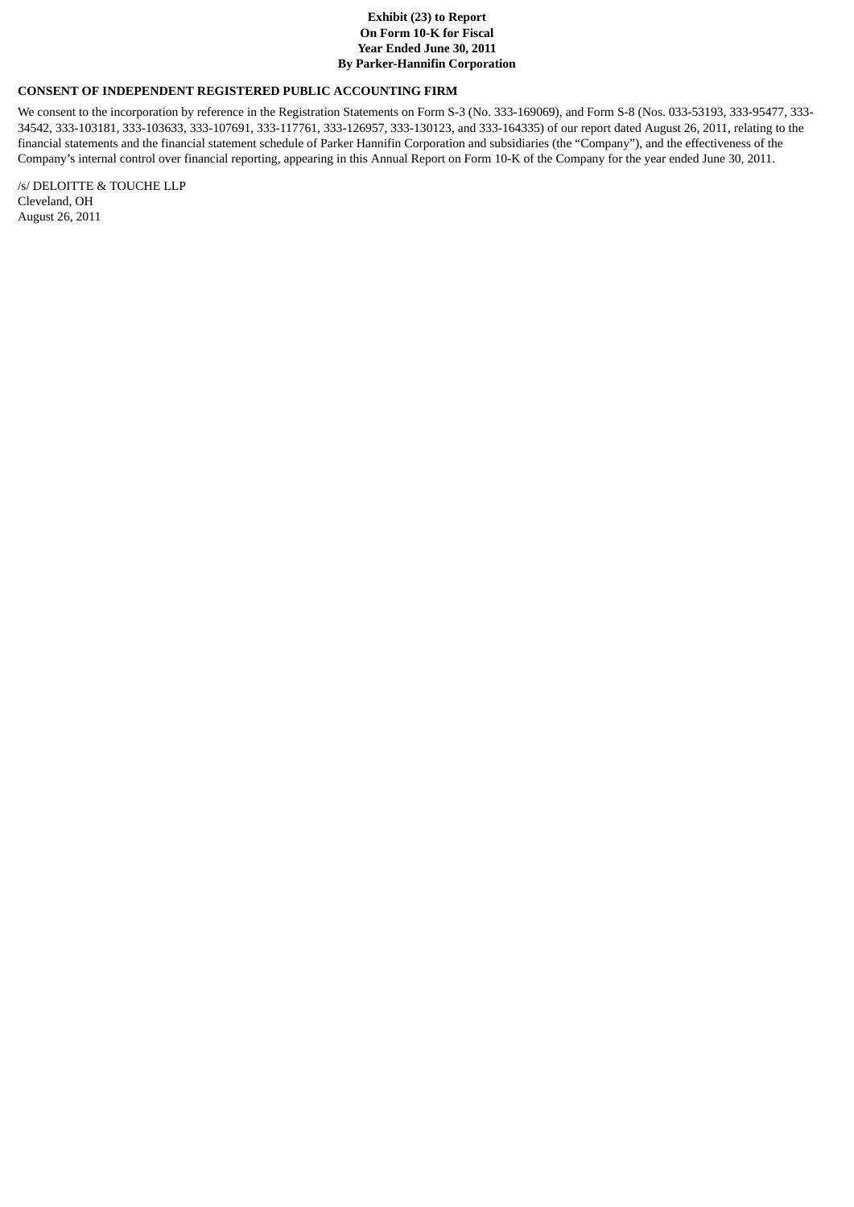**Exhibit (23) to Report**
**On Form 10-K for Fiscal**
**Year Ended June 30, 2011**
**By Parker-Hannifin Corporation**

**CONSENT OF INDEPENDENT REGISTERED PUBLIC ACCOUNTING FIRM**

We consent to the incorporation by reference in the Registration Statements on Form S-3 (No. 333-169069), and Form S-8 (Nos. 033-53193, 333-95477, 333-34542, 333-103181, 333-103633, 333-107691, 333-117761, 333-126957, 333-130123, and 333-164335) of our report dated August 26, 2011, relating to the financial statements and the financial statement schedule of Parker Hannifin Corporation and subsidiaries (the "Company"), and the effectiveness of the Company's internal control over financial reporting, appearing in this Annual Report on Form 10-K of the Company for the year ended June 30, 2011.

/s/ DELOITTE & TOUCHE LLP
Cleveland, OH
August 26, 2011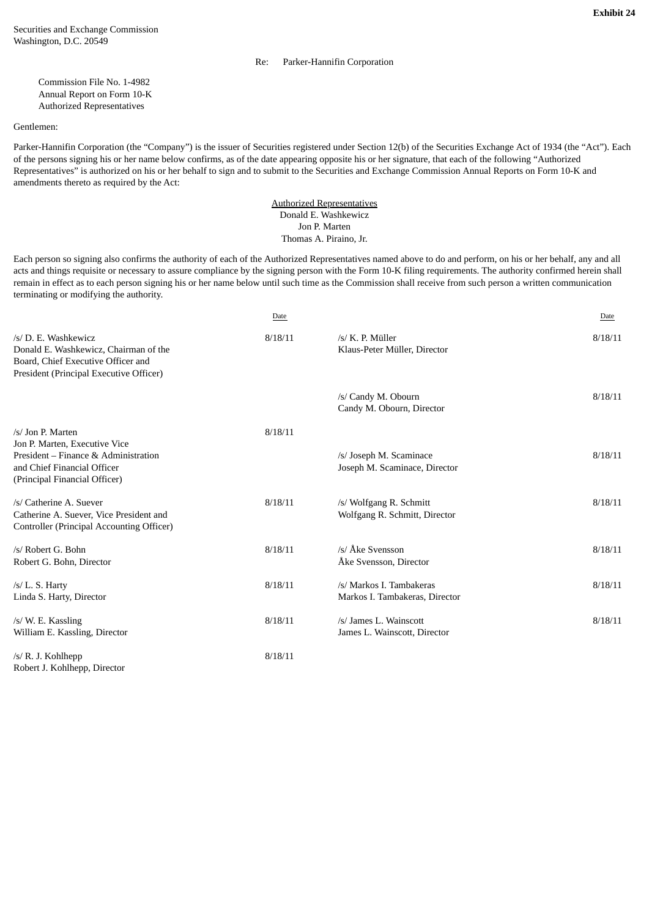**Exhibit 24**

Securities and Exchange Commission
Washington, D.C. 20549

Re: Parker-Hannifin Corporation

Commission File No. 1-4982
Annual Report on Form 10-K
Authorized Representatives

Gentlemen:

Parker-Hannifin Corporation (the "Company") is the issuer of Securities registered under Section 12(b) of the Securities Exchange Act of 1934 (the "Act"). Each of the persons signing his or her name below confirms, as of the date appearing opposite his or her signature, that each of the following "Authorized Representatives" is authorized on his or her behalf to sign and to submit to the Securities and Exchange Commission Annual Reports on Form 10-K and amendments thereto as required by the Act:

Authorized Representatives
Donald E. Washkewicz
Jon P. Marten
Thomas A. Piraino, Jr.

Each person so signing also confirms the authority of each of the Authorized Representatives named above to do and perform, on his or her behalf, any and all acts and things requisite or necessary to assure compliance by the signing person with the Form 10-K filing requirements. The authority confirmed herein shall remain in effect as to each person signing his or her name below until such time as the Commission shall receive from such person a written communication terminating or modifying the authority.

| | Date | | Date |
|---|---|---|---|
| /s/ D. E. Washkewicz<br>Donald E. Washkewicz, Chairman of the Board, Chief Executive Officer and President (Principal Executive Officer) | 8/18/11 | /s/ K. P. Müller<br>Klaus-Peter Müller, Director | 8/18/11 |
| | | /s/ Candy M. Obourn<br>Candy M. Obourn, Director | 8/18/11 |
| /s/ Jon P. Marten<br>Jon P. Marten, Executive Vice President – Finance & Administration and Chief Financial Officer (Principal Financial Officer) | 8/18/11 | /s/ Joseph M. Scaminace<br>Joseph M. Scaminace, Director | 8/18/11 |
| /s/ Catherine A. Suever<br>Catherine A. Suever, Vice President and Controller (Principal Accounting Officer) | 8/18/11 | /s/ Wolfgang R. Schmitt<br>Wolfgang R. Schmitt, Director | 8/18/11 |
| /s/ Robert G. Bohn<br>Robert G. Bohn, Director | 8/18/11 | /s/ Åke Svensson<br>Åke Svensson, Director | 8/18/11 |
| /s/ L. S. Harty<br>Linda S. Harty, Director | 8/18/11 | /s/ Markos I. Tambakeras<br>Markos I. Tambakeras, Director | 8/18/11 |
| /s/ W. E. Kassling<br>William E. Kassling, Director | 8/18/11 | /s/ James L. Wainscott<br>James L. Wainscott, Director | 8/18/11 |
| /s/ R. J. Kohlhepp<br>Robert J. Kohlhepp, Director | 8/18/11 | | |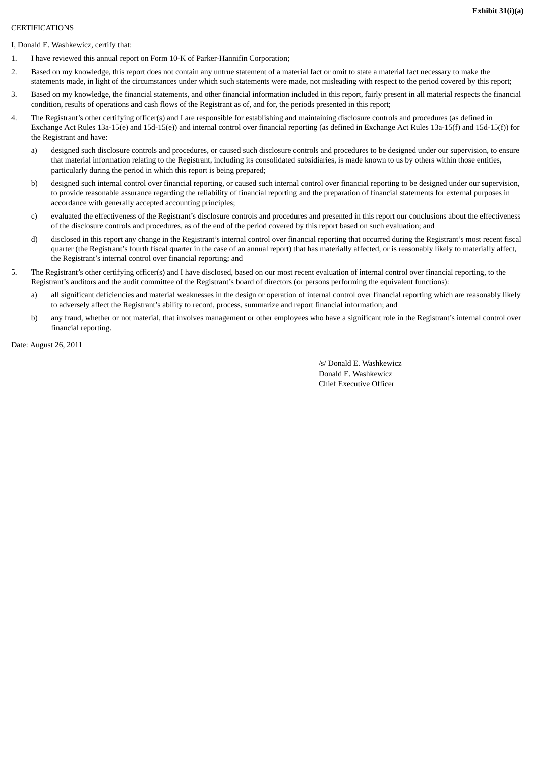**Exhibit 31(i)(a)**

CERTIFICATIONS

I, Donald E. Washkewicz, certify that:

1. I have reviewed this annual report on Form 10-K of Parker-Hannifin Corporation;
2. Based on my knowledge, this report does not contain any untrue statement of a material fact or omit to state a material fact necessary to make the statements made, in light of the circumstances under which such statements were made, not misleading with respect to the period covered by this report;
3. Based on my knowledge, the financial statements, and other financial information included in this report, fairly present in all material respects the financial condition, results of operations and cash flows of the Registrant as of, and for, the periods presented in this report;
4. The Registrant's other certifying officer(s) and I are responsible for establishing and maintaining disclosure controls and procedures (as defined in Exchange Act Rules 13a-15(e) and 15d-15(e)) and internal control over financial reporting (as defined in Exchange Act Rules 13a-15(f) and 15d-15(f)) for the Registrant and have:
   a) designed such disclosure controls and procedures, or caused such disclosure controls and procedures to be designed under our supervision, to ensure that material information relating to the Registrant, including its consolidated subsidiaries, is made known to us by others within those entities, particularly during the period in which this report is being prepared;
   b) designed such internal control over financial reporting, or caused such internal control over financial reporting to be designed under our supervision, to provide reasonable assurance regarding the reliability of financial reporting and the preparation of financial statements for external purposes in accordance with generally accepted accounting principles;
   c) evaluated the effectiveness of the Registrant's disclosure controls and procedures and presented in this report our conclusions about the effectiveness of the disclosure controls and procedures, as of the end of the period covered by this report based on such evaluation; and
   d) disclosed in this report any change in the Registrant's internal control over financial reporting that occurred during the Registrant's most recent fiscal quarter (the Registrant's fourth fiscal quarter in the case of an annual report) that has materially affected, or is reasonably likely to materially affect, the Registrant's internal control over financial reporting; and
5. The Registrant's other certifying officer(s) and I have disclosed, based on our most recent evaluation of internal control over financial reporting, to the Registrant's auditors and the audit committee of the Registrant's board of directors (or persons performing the equivalent functions):
   a) all significant deficiencies and material weaknesses in the design or operation of internal control over financial reporting which are reasonably likely to adversely affect the Registrant's ability to record, process, summarize and report financial information; and
   b) any fraud, whether or not material, that involves management or other employees who have a significant role in the Registrant's internal control over financial reporting.

Date: August 26, 2011

/s/ Donald E. Washkewicz

Donald E. Washkewicz
Chief Executive Officer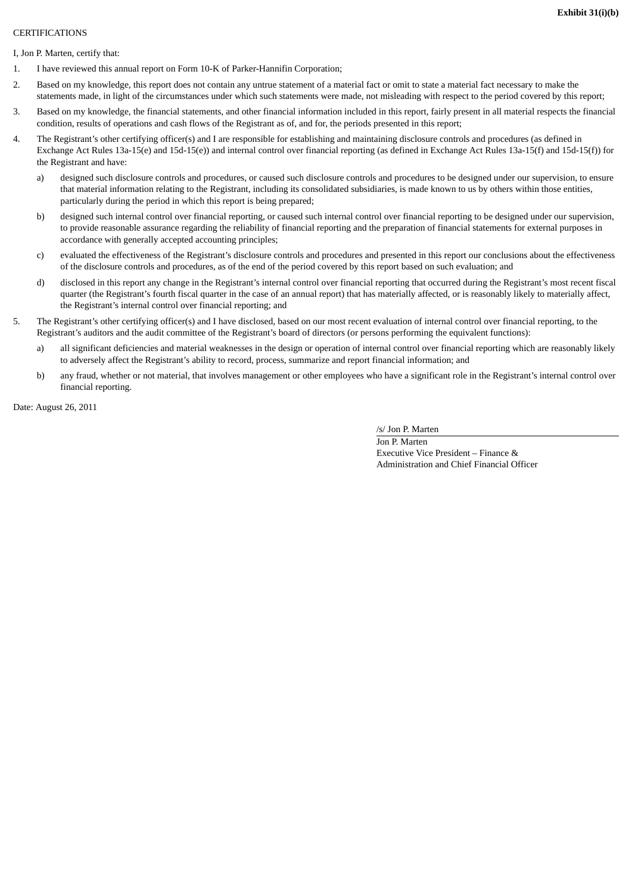**Exhibit 31(i)(b)**

CERTIFICATIONS

I, Jon P. Marten, certify that:

1. I have reviewed this annual report on Form 10-K of Parker-Hannifin Corporation;
2. Based on my knowledge, this report does not contain any untrue statement of a material fact or omit to state a material fact necessary to make the statements made, in light of the circumstances under which such statements were made, not misleading with respect to the period covered by this report;
3. Based on my knowledge, the financial statements, and other financial information included in this report, fairly present in all material respects the financial condition, results of operations and cash flows of the Registrant as of, and for, the periods presented in this report;
4. The Registrant's other certifying officer(s) and I are responsible for establishing and maintaining disclosure controls and procedures (as defined in Exchange Act Rules 13a-15(e) and 15d-15(e)) and internal control over financial reporting (as defined in Exchange Act Rules 13a-15(f) and 15d-15(f)) for the Registrant and have:
   a) designed such disclosure controls and procedures, or caused such disclosure controls and procedures to be designed under our supervision, to ensure that material information relating to the Registrant, including its consolidated subsidiaries, is made known to us by others within those entities, particularly during the period in which this report is being prepared;
   b) designed such internal control over financial reporting, or caused such internal control over financial reporting to be designed under our supervision, to provide reasonable assurance regarding the reliability of financial reporting and the preparation of financial statements for external purposes in accordance with generally accepted accounting principles;
   c) evaluated the effectiveness of the Registrant's disclosure controls and procedures and presented in this report our conclusions about the effectiveness of the disclosure controls and procedures, as of the end of the period covered by this report based on such evaluation; and
   d) disclosed in this report any change in the Registrant's internal control over financial reporting that occurred during the Registrant's most recent fiscal quarter (the Registrant's fourth fiscal quarter in the case of an annual report) that has materially affected, or is reasonably likely to materially affect, the Registrant's internal control over financial reporting; and
5. The Registrant's other certifying officer(s) and I have disclosed, based on our most recent evaluation of internal control over financial reporting, to the Registrant's auditors and the audit committee of the Registrant's board of directors (or persons performing the equivalent functions):
   a) all significant deficiencies and material weaknesses in the design or operation of internal control over financial reporting which are reasonably likely to adversely affect the Registrant's ability to record, process, summarize and report financial information; and
   b) any fraud, whether or not material, that involves management or other employees who have a significant role in the Registrant's internal control over financial reporting.

Date: August 26, 2011

/s/ Jon P. Marten

Jon P. Marten
Executive Vice President – Finance &
Administration and Chief Financial Officer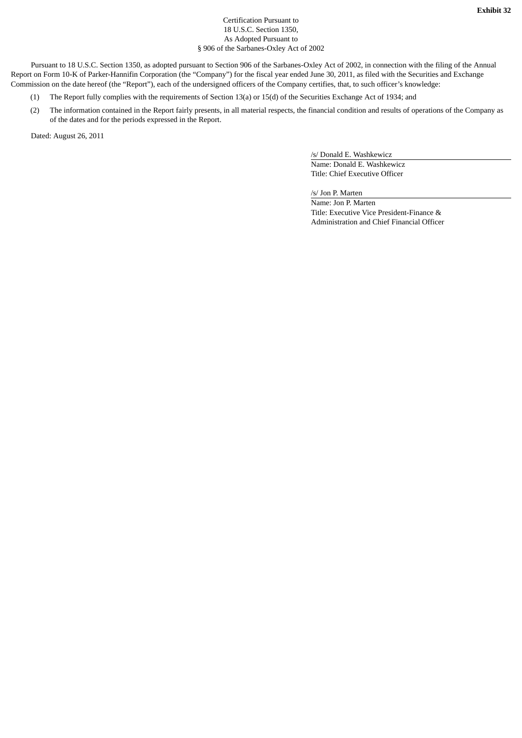**Exhibit 32**

Certification Pursuant to
18 U.S.C. Section 1350,
As Adopted Pursuant to
§ 906 of the Sarbanes-Oxley Act of 2002

Pursuant to 18 U.S.C. Section 1350, as adopted pursuant to Section 906 of the Sarbanes-Oxley Act of 2002, in connection with the filing of the Annual Report on Form 10-K of Parker-Hannifin Corporation (the "Company") for the fiscal year ended June 30, 2011, as filed with the Securities and Exchange Commission on the date hereof (the "Report"), each of the undersigned officers of the Company certifies, that, to such officer's knowledge:

(1) The Report fully complies with the requirements of Section 13(a) or 15(d) of the Securities Exchange Act of 1934; and

(2) The information contained in the Report fairly presents, in all material respects, the financial condition and results of operations of the Company as of the dates and for the periods expressed in the Report.

Dated: August 26, 2011

/s/ Donald E. Washkewicz
Name: Donald E. Washkewicz
Title: Chief Executive Officer

/s/ Jon P. Marten
Name: Jon P. Marten
Title: Executive Vice President-Finance & Administration and Chief Financial Officer